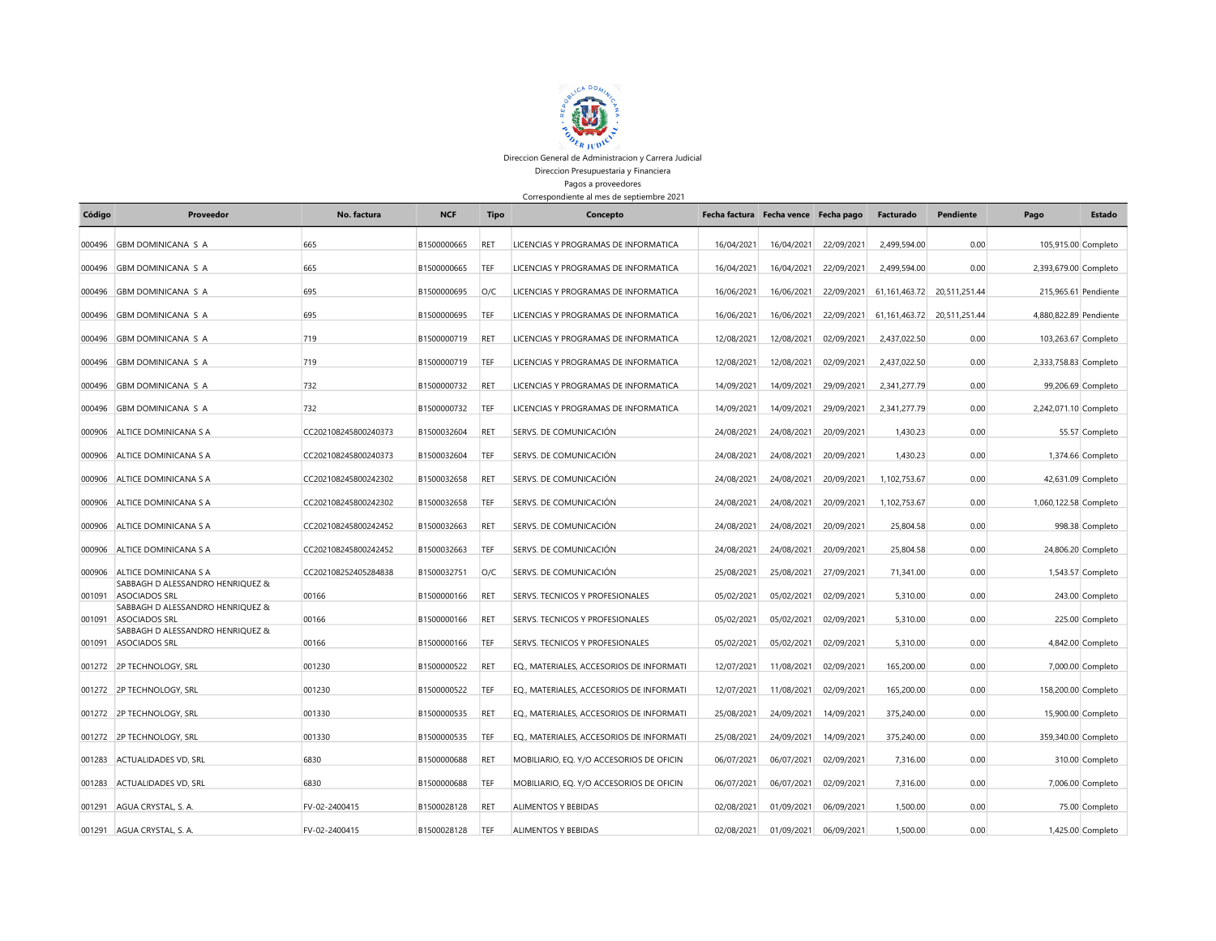Direccion General de Administracion y Carrera Judicial

Direccion Presupuestaria y Financiera

Pagos a proveedores

Correspondiente al mes de septiembre 2021

| Código | Proveedor | No. factura | NCF | Tipo | Concepto | Fecha factura | Fecha vence | Fecha pago | Facturado | Pendiente | Pago | Estado |
|---|---|---|---|---|---|---|---|---|---|---|---|---|
| 000496 | GBM DOMINICANA S A | 665 | B1500000665 | RET | LICENCIAS Y PROGRAMAS DE INFORMATICA | 16/04/2021 | 16/04/2021 | 22/09/2021 | 2,499,594.00 | 0.00 | 105,915.00 | Completo |
| 000496 | GBM DOMINICANA S A | 665 | B1500000665 | TEF | LICENCIAS Y PROGRAMAS DE INFORMATICA | 16/04/2021 | 16/04/2021 | 22/09/2021 | 2,499,594.00 | 0.00 | 2,393,679.00 | Completo |
| 000496 | GBM DOMINICANA S A | 695 | B1500000695 | O/C | LICENCIAS Y PROGRAMAS DE INFORMATICA | 16/06/2021 | 16/06/2021 | 22/09/2021 | 61,161,463.72 | 20,511,251.44 | 215,965.61 | Pendiente |
| 000496 | GBM DOMINICANA S A | 695 | B1500000695 | TEF | LICENCIAS Y PROGRAMAS DE INFORMATICA | 16/06/2021 | 16/06/2021 | 22/09/2021 | 61,161,463.72 | 20,511,251.44 | 4,880,822.89 | Pendiente |
| 000496 | GBM DOMINICANA S A | 719 | B1500000719 | RET | LICENCIAS Y PROGRAMAS DE INFORMATICA | 12/08/2021 | 12/08/2021 | 02/09/2021 | 2,437,022.50 | 0.00 | 103,263.67 | Completo |
| 000496 | GBM DOMINICANA S A | 719 | B1500000719 | TEF | LICENCIAS Y PROGRAMAS DE INFORMATICA | 12/08/2021 | 12/08/2021 | 02/09/2021 | 2,437,022.50 | 0.00 | 2,333,758.83 | Completo |
| 000496 | GBM DOMINICANA S A | 732 | B1500000732 | RET | LICENCIAS Y PROGRAMAS DE INFORMATICA | 14/09/2021 | 14/09/2021 | 29/09/2021 | 2,341,277.79 | 0.00 | 99,206.69 | Completo |
| 000496 | GBM DOMINICANA S A | 732 | B1500000732 | TEF | LICENCIAS Y PROGRAMAS DE INFORMATICA | 14/09/2021 | 14/09/2021 | 29/09/2021 | 2,341,277.79 | 0.00 | 2,242,071.10 | Completo |
| 000906 | ALTICE DOMINICANA S A | CC202108245800240373 | B1500032604 | RET | SERVS. DE COMUNICACIÓN | 24/08/2021 | 24/08/2021 | 20/09/2021 | 1,430.23 | 0.00 | 55.57 | Completo |
| 000906 | ALTICE DOMINICANA S A | CC202108245800240373 | B1500032604 | TEF | SERVS. DE COMUNICACIÓN | 24/08/2021 | 24/08/2021 | 20/09/2021 | 1,430.23 | 0.00 | 1,374.66 | Completo |
| 000906 | ALTICE DOMINICANA S A | CC202108245800242302 | B1500032658 | RET | SERVS. DE COMUNICACIÓN | 24/08/2021 | 24/08/2021 | 20/09/2021 | 1,102,753.67 | 0.00 | 42,631.09 | Completo |
| 000906 | ALTICE DOMINICANA S A | CC202108245800242302 | B1500032658 | TEF | SERVS. DE COMUNICACIÓN | 24/08/2021 | 24/08/2021 | 20/09/2021 | 1,102,753.67 | 0.00 | 1,060,122.58 | Completo |
| 000906 | ALTICE DOMINICANA S A | CC202108245800242452 | B1500032663 | RET | SERVS. DE COMUNICACIÓN | 24/08/2021 | 24/08/2021 | 20/09/2021 | 25,804.58 | 0.00 | 998.38 | Completo |
| 000906 | ALTICE DOMINICANA S A | CC202108245800242452 | B1500032663 | TEF | SERVS. DE COMUNICACIÓN | 24/08/2021 | 24/08/2021 | 20/09/2021 | 25,804.58 | 0.00 | 24,806.20 | Completo |
| 000906 | ALTICE DOMINICANA S A | CC202108252405284838 | B1500032751 | O/C | SERVS. DE COMUNICACIÓN | 25/08/2021 | 25/08/2021 | 27/09/2021 | 71,341.00 | 0.00 | 1,543.57 | Completo |
| 001091 | SABBAGH D ALESSANDRO HENRIQUEZ & ASOCIADOS SRL | 00166 | B1500000166 | RET | SERVS. TECNICOS Y PROFESIONALES | 05/02/2021 | 05/02/2021 | 02/09/2021 | 5,310.00 | 0.00 | 243.00 | Completo |
| 001091 | SABBAGH D ALESSANDRO HENRIQUEZ & ASOCIADOS SRL | 00166 | B1500000166 | RET | SERVS. TECNICOS Y PROFESIONALES | 05/02/2021 | 05/02/2021 | 02/09/2021 | 5,310.00 | 0.00 | 225.00 | Completo |
| 001091 | SABBAGH D ALESSANDRO HENRIQUEZ & ASOCIADOS SRL | 00166 | B1500000166 | TEF | SERVS. TECNICOS Y PROFESIONALES | 05/02/2021 | 05/02/2021 | 02/09/2021 | 5,310.00 | 0.00 | 4,842.00 | Completo |
| 001272 | 2P TECHNOLOGY, SRL | 001230 | B1500000522 | RET | EQ., MATERIALES, ACCESORIOS DE INFORMATI | 12/07/2021 | 11/08/2021 | 02/09/2021 | 165,200.00 | 0.00 | 7,000.00 | Completo |
| 001272 | 2P TECHNOLOGY, SRL | 001230 | B1500000522 | TEF | EQ., MATERIALES, ACCESORIOS DE INFORMATI | 12/07/2021 | 11/08/2021 | 02/09/2021 | 165,200.00 | 0.00 | 158,200.00 | Completo |
| 001272 | 2P TECHNOLOGY, SRL | 001330 | B1500000535 | RET | EQ., MATERIALES, ACCESORIOS DE INFORMATI | 25/08/2021 | 24/09/2021 | 14/09/2021 | 375,240.00 | 0.00 | 15,900.00 | Completo |
| 001272 | 2P TECHNOLOGY, SRL | 001330 | B1500000535 | TEF | EQ., MATERIALES, ACCESORIOS DE INFORMATI | 25/08/2021 | 24/09/2021 | 14/09/2021 | 375,240.00 | 0.00 | 359,340.00 | Completo |
| 001283 | ACTUALIDADES VD, SRL | 6830 | B1500000688 | RET | MOBILIARIO, EQ. Y/O ACCESORIOS DE OFICIN | 06/07/2021 | 06/07/2021 | 02/09/2021 | 7,316.00 | 0.00 | 310.00 | Completo |
| 001283 | ACTUALIDADES VD, SRL | 6830 | B1500000688 | TEF | MOBILIARIO, EQ. Y/O ACCESORIOS DE OFICIN | 06/07/2021 | 06/07/2021 | 02/09/2021 | 7,316.00 | 0.00 | 7,006.00 | Completo |
| 001291 | AGUA CRYSTAL, S. A. | FV-02-2400415 | B1500028128 | RET | ALIMENTOS Y BEBIDAS | 02/08/2021 | 01/09/2021 | 06/09/2021 | 1,500.00 | 0.00 | 75.00 | Completo |
| 001291 | AGUA CRYSTAL, S. A. | FV-02-2400415 | B1500028128 | TEF | ALIMENTOS Y BEBIDAS | 02/08/2021 | 01/09/2021 | 06/09/2021 | 1,500.00 | 0.00 | 1,425.00 | Completo |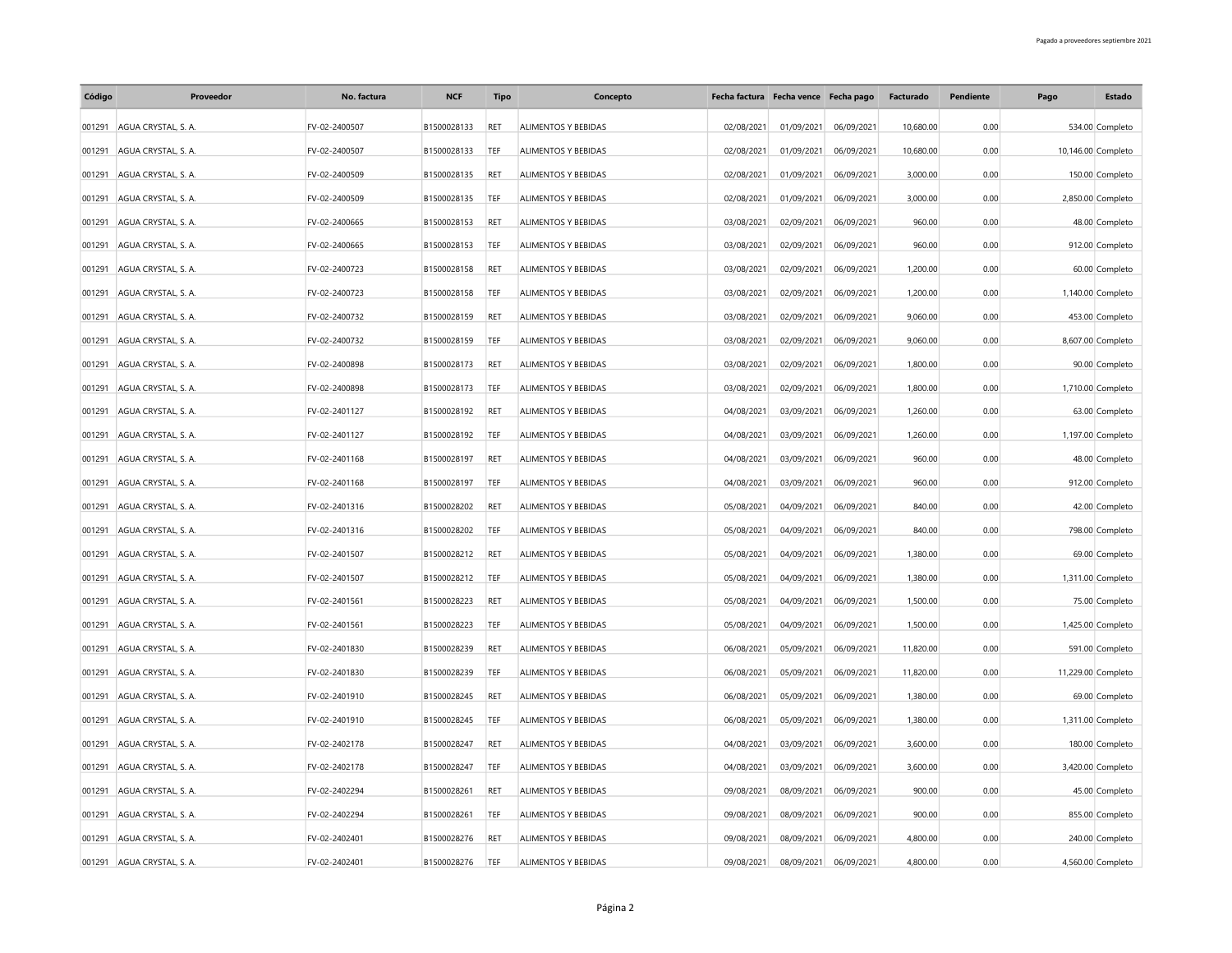| Código | Proveedor | No. factura | NCF | Tipo | Concepto | Fecha factura | Fecha vence | Fecha pago | Facturado | Pendiente | Pago | Estado |
|---|---|---|---|---|---|---|---|---|---|---|---|---|
| 001291 | AGUA CRYSTAL, S. A. | FV-02-2400507 | B1500028133 | RET | ALIMENTOS Y BEBIDAS | 02/08/2021 | 01/09/2021 | 06/09/2021 | 10,680.00 | 0.00 | 534.00 | Completo |
| 001291 | AGUA CRYSTAL, S. A. | FV-02-2400507 | B1500028133 | TEF | ALIMENTOS Y BEBIDAS | 02/08/2021 | 01/09/2021 | 06/09/2021 | 10,680.00 | 0.00 | 10,146.00 | Completo |
| 001291 | AGUA CRYSTAL, S. A. | FV-02-2400509 | B1500028135 | RET | ALIMENTOS Y BEBIDAS | 02/08/2021 | 01/09/2021 | 06/09/2021 | 3,000.00 | 0.00 | 150.00 | Completo |
| 001291 | AGUA CRYSTAL, S. A. | FV-02-2400509 | B1500028135 | TEF | ALIMENTOS Y BEBIDAS | 02/08/2021 | 01/09/2021 | 06/09/2021 | 3,000.00 | 0.00 | 2,850.00 | Completo |
| 001291 | AGUA CRYSTAL, S. A. | FV-02-2400665 | B1500028153 | RET | ALIMENTOS Y BEBIDAS | 03/08/2021 | 02/09/2021 | 06/09/2021 | 960.00 | 0.00 | 48.00 | Completo |
| 001291 | AGUA CRYSTAL, S. A. | FV-02-2400665 | B1500028153 | TEF | ALIMENTOS Y BEBIDAS | 03/08/2021 | 02/09/2021 | 06/09/2021 | 960.00 | 0.00 | 912.00 | Completo |
| 001291 | AGUA CRYSTAL, S. A. | FV-02-2400723 | B1500028158 | RET | ALIMENTOS Y BEBIDAS | 03/08/2021 | 02/09/2021 | 06/09/2021 | 1,200.00 | 0.00 | 60.00 | Completo |
| 001291 | AGUA CRYSTAL, S. A. | FV-02-2400723 | B1500028158 | TEF | ALIMENTOS Y BEBIDAS | 03/08/2021 | 02/09/2021 | 06/09/2021 | 1,200.00 | 0.00 | 1,140.00 | Completo |
| 001291 | AGUA CRYSTAL, S. A. | FV-02-2400732 | B1500028159 | RET | ALIMENTOS Y BEBIDAS | 03/08/2021 | 02/09/2021 | 06/09/2021 | 9,060.00 | 0.00 | 453.00 | Completo |
| 001291 | AGUA CRYSTAL, S. A. | FV-02-2400732 | B1500028159 | TEF | ALIMENTOS Y BEBIDAS | 03/08/2021 | 02/09/2021 | 06/09/2021 | 9,060.00 | 0.00 | 8,607.00 | Completo |
| 001291 | AGUA CRYSTAL, S. A. | FV-02-2400898 | B1500028173 | RET | ALIMENTOS Y BEBIDAS | 03/08/2021 | 02/09/2021 | 06/09/2021 | 1,800.00 | 0.00 | 90.00 | Completo |
| 001291 | AGUA CRYSTAL, S. A. | FV-02-2400898 | B1500028173 | TEF | ALIMENTOS Y BEBIDAS | 03/08/2021 | 02/09/2021 | 06/09/2021 | 1,800.00 | 0.00 | 1,710.00 | Completo |
| 001291 | AGUA CRYSTAL, S. A. | FV-02-2401127 | B1500028192 | RET | ALIMENTOS Y BEBIDAS | 04/08/2021 | 03/09/2021 | 06/09/2021 | 1,260.00 | 0.00 | 63.00 | Completo |
| 001291 | AGUA CRYSTAL, S. A. | FV-02-2401127 | B1500028192 | TEF | ALIMENTOS Y BEBIDAS | 04/08/2021 | 03/09/2021 | 06/09/2021 | 1,260.00 | 0.00 | 1,197.00 | Completo |
| 001291 | AGUA CRYSTAL, S. A. | FV-02-2401168 | B1500028197 | RET | ALIMENTOS Y BEBIDAS | 04/08/2021 | 03/09/2021 | 06/09/2021 | 960.00 | 0.00 | 48.00 | Completo |
| 001291 | AGUA CRYSTAL, S. A. | FV-02-2401168 | B1500028197 | TEF | ALIMENTOS Y BEBIDAS | 04/08/2021 | 03/09/2021 | 06/09/2021 | 960.00 | 0.00 | 912.00 | Completo |
| 001291 | AGUA CRYSTAL, S. A. | FV-02-2401316 | B1500028202 | RET | ALIMENTOS Y BEBIDAS | 05/08/2021 | 04/09/2021 | 06/09/2021 | 840.00 | 0.00 | 42.00 | Completo |
| 001291 | AGUA CRYSTAL, S. A. | FV-02-2401316 | B1500028202 | TEF | ALIMENTOS Y BEBIDAS | 05/08/2021 | 04/09/2021 | 06/09/2021 | 840.00 | 0.00 | 798.00 | Completo |
| 001291 | AGUA CRYSTAL, S. A. | FV-02-2401507 | B1500028212 | RET | ALIMENTOS Y BEBIDAS | 05/08/2021 | 04/09/2021 | 06/09/2021 | 1,380.00 | 0.00 | 69.00 | Completo |
| 001291 | AGUA CRYSTAL, S. A. | FV-02-2401507 | B1500028212 | TEF | ALIMENTOS Y BEBIDAS | 05/08/2021 | 04/09/2021 | 06/09/2021 | 1,380.00 | 0.00 | 1,311.00 | Completo |
| 001291 | AGUA CRYSTAL, S. A. | FV-02-2401561 | B1500028223 | RET | ALIMENTOS Y BEBIDAS | 05/08/2021 | 04/09/2021 | 06/09/2021 | 1,500.00 | 0.00 | 75.00 | Completo |
| 001291 | AGUA CRYSTAL, S. A. | FV-02-2401561 | B1500028223 | TEF | ALIMENTOS Y BEBIDAS | 05/08/2021 | 04/09/2021 | 06/09/2021 | 1,500.00 | 0.00 | 1,425.00 | Completo |
| 001291 | AGUA CRYSTAL, S. A. | FV-02-2401830 | B1500028239 | RET | ALIMENTOS Y BEBIDAS | 06/08/2021 | 05/09/2021 | 06/09/2021 | 11,820.00 | 0.00 | 591.00 | Completo |
| 001291 | AGUA CRYSTAL, S. A. | FV-02-2401830 | B1500028239 | TEF | ALIMENTOS Y BEBIDAS | 06/08/2021 | 05/09/2021 | 06/09/2021 | 11,820.00 | 0.00 | 11,229.00 | Completo |
| 001291 | AGUA CRYSTAL, S. A. | FV-02-2401910 | B1500028245 | RET | ALIMENTOS Y BEBIDAS | 06/08/2021 | 05/09/2021 | 06/09/2021 | 1,380.00 | 0.00 | 69.00 | Completo |
| 001291 | AGUA CRYSTAL, S. A. | FV-02-2401910 | B1500028245 | TEF | ALIMENTOS Y BEBIDAS | 06/08/2021 | 05/09/2021 | 06/09/2021 | 1,380.00 | 0.00 | 1,311.00 | Completo |
| 001291 | AGUA CRYSTAL, S. A. | FV-02-2402178 | B1500028247 | RET | ALIMENTOS Y BEBIDAS | 04/08/2021 | 03/09/2021 | 06/09/2021 | 3,600.00 | 0.00 | 180.00 | Completo |
| 001291 | AGUA CRYSTAL, S. A. | FV-02-2402178 | B1500028247 | TEF | ALIMENTOS Y BEBIDAS | 04/08/2021 | 03/09/2021 | 06/09/2021 | 3,600.00 | 0.00 | 3,420.00 | Completo |
| 001291 | AGUA CRYSTAL, S. A. | FV-02-2402294 | B1500028261 | RET | ALIMENTOS Y BEBIDAS | 09/08/2021 | 08/09/2021 | 06/09/2021 | 900.00 | 0.00 | 45.00 | Completo |
| 001291 | AGUA CRYSTAL, S. A. | FV-02-2402294 | B1500028261 | TEF | ALIMENTOS Y BEBIDAS | 09/08/2021 | 08/09/2021 | 06/09/2021 | 900.00 | 0.00 | 855.00 | Completo |
| 001291 | AGUA CRYSTAL, S. A. | FV-02-2402401 | B1500028276 | RET | ALIMENTOS Y BEBIDAS | 09/08/2021 | 08/09/2021 | 06/09/2021 | 4,800.00 | 0.00 | 240.00 | Completo |
| 001291 | AGUA CRYSTAL, S. A. | FV-02-2402401 | B1500028276 | TEF | ALIMENTOS Y BEBIDAS | 09/08/2021 | 08/09/2021 | 06/09/2021 | 4,800.00 | 0.00 | 4,560.00 | Completo |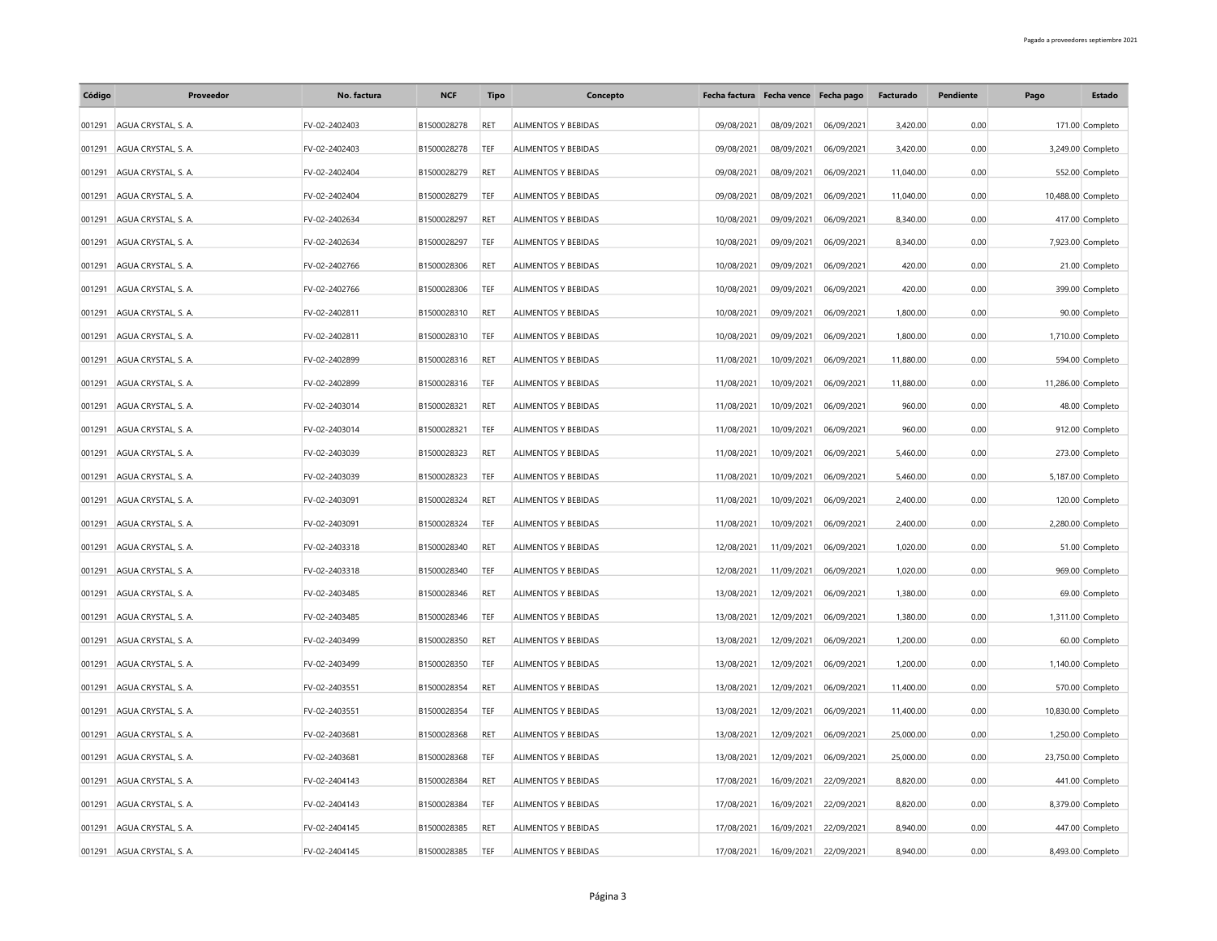| Código | Proveedor | No. factura | NCF | Tipo | Concepto | Fecha factura | Fecha vence | Fecha pago | Facturado | Pendiente | Pago | Estado |
|---|---|---|---|---|---|---|---|---|---|---|---|---|
| 001291 | AGUA CRYSTAL, S. A. | FV-02-2402403 | B1500028278 | RET | ALIMENTOS Y BEBIDAS | 09/08/2021 | 08/09/2021 | 06/09/2021 | 3,420.00 | 0.00 | 171.00 | Completo |
| 001291 | AGUA CRYSTAL, S. A. | FV-02-2402403 | B1500028278 | TEF | ALIMENTOS Y BEBIDAS | 09/08/2021 | 08/09/2021 | 06/09/2021 | 3,420.00 | 0.00 | 3,249.00 | Completo |
| 001291 | AGUA CRYSTAL, S. A. | FV-02-2402404 | B1500028279 | RET | ALIMENTOS Y BEBIDAS | 09/08/2021 | 08/09/2021 | 06/09/2021 | 11,040.00 | 0.00 | 552.00 | Completo |
| 001291 | AGUA CRYSTAL, S. A. | FV-02-2402404 | B1500028279 | TEF | ALIMENTOS Y BEBIDAS | 09/08/2021 | 08/09/2021 | 06/09/2021 | 11,040.00 | 0.00 | 10,488.00 | Completo |
| 001291 | AGUA CRYSTAL, S. A. | FV-02-2402634 | B1500028297 | RET | ALIMENTOS Y BEBIDAS | 10/08/2021 | 09/09/2021 | 06/09/2021 | 8,340.00 | 0.00 | 417.00 | Completo |
| 001291 | AGUA CRYSTAL, S. A. | FV-02-2402634 | B1500028297 | TEF | ALIMENTOS Y BEBIDAS | 10/08/2021 | 09/09/2021 | 06/09/2021 | 8,340.00 | 0.00 | 7,923.00 | Completo |
| 001291 | AGUA CRYSTAL, S. A. | FV-02-2402766 | B1500028306 | RET | ALIMENTOS Y BEBIDAS | 10/08/2021 | 09/09/2021 | 06/09/2021 | 420.00 | 0.00 | 21.00 | Completo |
| 001291 | AGUA CRYSTAL, S. A. | FV-02-2402766 | B1500028306 | TEF | ALIMENTOS Y BEBIDAS | 10/08/2021 | 09/09/2021 | 06/09/2021 | 420.00 | 0.00 | 399.00 | Completo |
| 001291 | AGUA CRYSTAL, S. A. | FV-02-2402811 | B1500028310 | RET | ALIMENTOS Y BEBIDAS | 10/08/2021 | 09/09/2021 | 06/09/2021 | 1,800.00 | 0.00 | 90.00 | Completo |
| 001291 | AGUA CRYSTAL, S. A. | FV-02-2402811 | B1500028310 | TEF | ALIMENTOS Y BEBIDAS | 10/08/2021 | 09/09/2021 | 06/09/2021 | 1,800.00 | 0.00 | 1,710.00 | Completo |
| 001291 | AGUA CRYSTAL, S. A. | FV-02-2402899 | B1500028316 | RET | ALIMENTOS Y BEBIDAS | 11/08/2021 | 10/09/2021 | 06/09/2021 | 11,880.00 | 0.00 | 594.00 | Completo |
| 001291 | AGUA CRYSTAL, S. A. | FV-02-2402899 | B1500028316 | TEF | ALIMENTOS Y BEBIDAS | 11/08/2021 | 10/09/2021 | 06/09/2021 | 11,880.00 | 0.00 | 11,286.00 | Completo |
| 001291 | AGUA CRYSTAL, S. A. | FV-02-2403014 | B1500028321 | RET | ALIMENTOS Y BEBIDAS | 11/08/2021 | 10/09/2021 | 06/09/2021 | 960.00 | 0.00 | 48.00 | Completo |
| 001291 | AGUA CRYSTAL, S. A. | FV-02-2403014 | B1500028321 | TEF | ALIMENTOS Y BEBIDAS | 11/08/2021 | 10/09/2021 | 06/09/2021 | 960.00 | 0.00 | 912.00 | Completo |
| 001291 | AGUA CRYSTAL, S. A. | FV-02-2403039 | B1500028323 | RET | ALIMENTOS Y BEBIDAS | 11/08/2021 | 10/09/2021 | 06/09/2021 | 5,460.00 | 0.00 | 273.00 | Completo |
| 001291 | AGUA CRYSTAL, S. A. | FV-02-2403039 | B1500028323 | TEF | ALIMENTOS Y BEBIDAS | 11/08/2021 | 10/09/2021 | 06/09/2021 | 5,460.00 | 0.00 | 5,187.00 | Completo |
| 001291 | AGUA CRYSTAL, S. A. | FV-02-2403091 | B1500028324 | RET | ALIMENTOS Y BEBIDAS | 11/08/2021 | 10/09/2021 | 06/09/2021 | 2,400.00 | 0.00 | 120.00 | Completo |
| 001291 | AGUA CRYSTAL, S. A. | FV-02-2403091 | B1500028324 | TEF | ALIMENTOS Y BEBIDAS | 11/08/2021 | 10/09/2021 | 06/09/2021 | 2,400.00 | 0.00 | 2,280.00 | Completo |
| 001291 | AGUA CRYSTAL, S. A. | FV-02-2403318 | B1500028340 | RET | ALIMENTOS Y BEBIDAS | 12/08/2021 | 11/09/2021 | 06/09/2021 | 1,020.00 | 0.00 | 51.00 | Completo |
| 001291 | AGUA CRYSTAL, S. A. | FV-02-2403318 | B1500028340 | TEF | ALIMENTOS Y BEBIDAS | 12/08/2021 | 11/09/2021 | 06/09/2021 | 1,020.00 | 0.00 | 969.00 | Completo |
| 001291 | AGUA CRYSTAL, S. A. | FV-02-2403485 | B1500028346 | RET | ALIMENTOS Y BEBIDAS | 13/08/2021 | 12/09/2021 | 06/09/2021 | 1,380.00 | 0.00 | 69.00 | Completo |
| 001291 | AGUA CRYSTAL, S. A. | FV-02-2403485 | B1500028346 | TEF | ALIMENTOS Y BEBIDAS | 13/08/2021 | 12/09/2021 | 06/09/2021 | 1,380.00 | 0.00 | 1,311.00 | Completo |
| 001291 | AGUA CRYSTAL, S. A. | FV-02-2403499 | B1500028350 | RET | ALIMENTOS Y BEBIDAS | 13/08/2021 | 12/09/2021 | 06/09/2021 | 1,200.00 | 0.00 | 60.00 | Completo |
| 001291 | AGUA CRYSTAL, S. A. | FV-02-2403499 | B1500028350 | TEF | ALIMENTOS Y BEBIDAS | 13/08/2021 | 12/09/2021 | 06/09/2021 | 1,200.00 | 0.00 | 1,140.00 | Completo |
| 001291 | AGUA CRYSTAL, S. A. | FV-02-2403551 | B1500028354 | RET | ALIMENTOS Y BEBIDAS | 13/08/2021 | 12/09/2021 | 06/09/2021 | 11,400.00 | 0.00 | 570.00 | Completo |
| 001291 | AGUA CRYSTAL, S. A. | FV-02-2403551 | B1500028354 | TEF | ALIMENTOS Y BEBIDAS | 13/08/2021 | 12/09/2021 | 06/09/2021 | 11,400.00 | 0.00 | 10,830.00 | Completo |
| 001291 | AGUA CRYSTAL, S. A. | FV-02-2403681 | B1500028368 | RET | ALIMENTOS Y BEBIDAS | 13/08/2021 | 12/09/2021 | 06/09/2021 | 25,000.00 | 0.00 | 1,250.00 | Completo |
| 001291 | AGUA CRYSTAL, S. A. | FV-02-2403681 | B1500028368 | TEF | ALIMENTOS Y BEBIDAS | 13/08/2021 | 12/09/2021 | 06/09/2021 | 25,000.00 | 0.00 | 23,750.00 | Completo |
| 001291 | AGUA CRYSTAL, S. A. | FV-02-2404143 | B1500028384 | RET | ALIMENTOS Y BEBIDAS | 17/08/2021 | 16/09/2021 | 22/09/2021 | 8,820.00 | 0.00 | 441.00 | Completo |
| 001291 | AGUA CRYSTAL, S. A. | FV-02-2404143 | B1500028384 | TEF | ALIMENTOS Y BEBIDAS | 17/08/2021 | 16/09/2021 | 22/09/2021 | 8,820.00 | 0.00 | 8,379.00 | Completo |
| 001291 | AGUA CRYSTAL, S. A. | FV-02-2404145 | B1500028385 | RET | ALIMENTOS Y BEBIDAS | 17/08/2021 | 16/09/2021 | 22/09/2021 | 8,940.00 | 0.00 | 447.00 | Completo |
| 001291 | AGUA CRYSTAL, S. A. | FV-02-2404145 | B1500028385 | TEF | ALIMENTOS Y BEBIDAS | 17/08/2021 | 16/09/2021 | 22/09/2021 | 8,940.00 | 0.00 | 8,493.00 | Completo |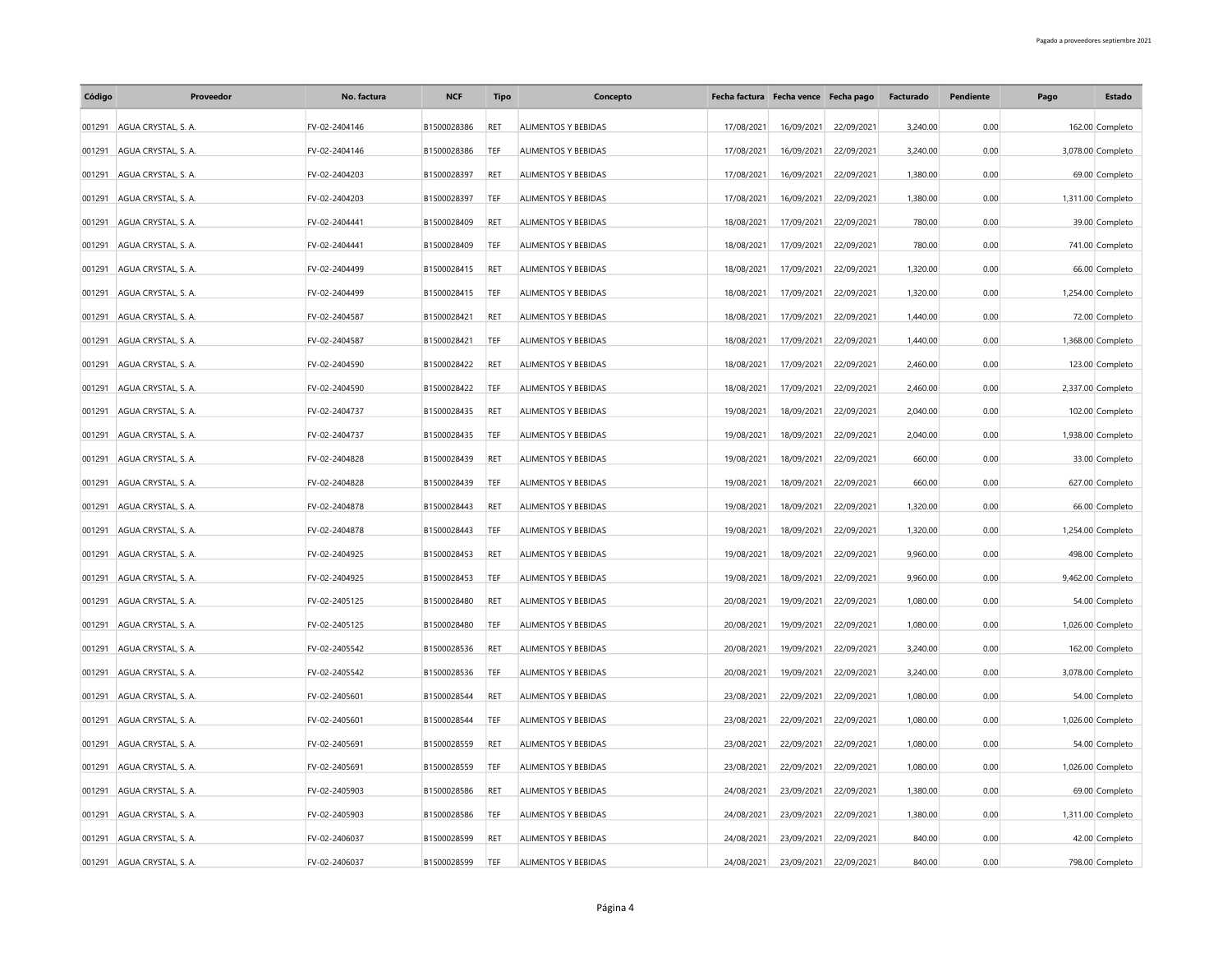| Código | Proveedor | No. factura | NCF | Tipo | Concepto | Fecha factura | Fecha vence | Fecha pago | Facturado | Pendiente | Pago | Estado |
|---|---|---|---|---|---|---|---|---|---|---|---|---|
| 001291 | AGUA CRYSTAL, S. A. | FV-02-2404146 | B1500028386 | RET | ALIMENTOS Y BEBIDAS | 17/08/2021 | 16/09/2021 | 22/09/2021 | 3,240.00 | 0.00 | 162.00 | Completo |
| 001291 | AGUA CRYSTAL, S. A. | FV-02-2404146 | B1500028386 | TEF | ALIMENTOS Y BEBIDAS | 17/08/2021 | 16/09/2021 | 22/09/2021 | 3,240.00 | 0.00 | 3,078.00 | Completo |
| 001291 | AGUA CRYSTAL, S. A. | FV-02-2404203 | B1500028397 | RET | ALIMENTOS Y BEBIDAS | 17/08/2021 | 16/09/2021 | 22/09/2021 | 1,380.00 | 0.00 | 69.00 | Completo |
| 001291 | AGUA CRYSTAL, S. A. | FV-02-2404203 | B1500028397 | TEF | ALIMENTOS Y BEBIDAS | 17/08/2021 | 16/09/2021 | 22/09/2021 | 1,380.00 | 0.00 | 1,311.00 | Completo |
| 001291 | AGUA CRYSTAL, S. A. | FV-02-2404441 | B1500028409 | RET | ALIMENTOS Y BEBIDAS | 18/08/2021 | 17/09/2021 | 22/09/2021 | 780.00 | 0.00 | 39.00 | Completo |
| 001291 | AGUA CRYSTAL, S. A. | FV-02-2404441 | B1500028409 | TEF | ALIMENTOS Y BEBIDAS | 18/08/2021 | 17/09/2021 | 22/09/2021 | 780.00 | 0.00 | 741.00 | Completo |
| 001291 | AGUA CRYSTAL, S. A. | FV-02-2404499 | B1500028415 | RET | ALIMENTOS Y BEBIDAS | 18/08/2021 | 17/09/2021 | 22/09/2021 | 1,320.00 | 0.00 | 66.00 | Completo |
| 001291 | AGUA CRYSTAL, S. A. | FV-02-2404499 | B1500028415 | TEF | ALIMENTOS Y BEBIDAS | 18/08/2021 | 17/09/2021 | 22/09/2021 | 1,320.00 | 0.00 | 1,254.00 | Completo |
| 001291 | AGUA CRYSTAL, S. A. | FV-02-2404587 | B1500028421 | RET | ALIMENTOS Y BEBIDAS | 18/08/2021 | 17/09/2021 | 22/09/2021 | 1,440.00 | 0.00 | 72.00 | Completo |
| 001291 | AGUA CRYSTAL, S. A. | FV-02-2404587 | B1500028421 | TEF | ALIMENTOS Y BEBIDAS | 18/08/2021 | 17/09/2021 | 22/09/2021 | 1,440.00 | 0.00 | 1,368.00 | Completo |
| 001291 | AGUA CRYSTAL, S. A. | FV-02-2404590 | B1500028422 | RET | ALIMENTOS Y BEBIDAS | 18/08/2021 | 17/09/2021 | 22/09/2021 | 2,460.00 | 0.00 | 123.00 | Completo |
| 001291 | AGUA CRYSTAL, S. A. | FV-02-2404590 | B1500028422 | TEF | ALIMENTOS Y BEBIDAS | 18/08/2021 | 17/09/2021 | 22/09/2021 | 2,460.00 | 0.00 | 2,337.00 | Completo |
| 001291 | AGUA CRYSTAL, S. A. | FV-02-2404737 | B1500028435 | RET | ALIMENTOS Y BEBIDAS | 19/08/2021 | 18/09/2021 | 22/09/2021 | 2,040.00 | 0.00 | 102.00 | Completo |
| 001291 | AGUA CRYSTAL, S. A. | FV-02-2404737 | B1500028435 | TEF | ALIMENTOS Y BEBIDAS | 19/08/2021 | 18/09/2021 | 22/09/2021 | 2,040.00 | 0.00 | 1,938.00 | Completo |
| 001291 | AGUA CRYSTAL, S. A. | FV-02-2404828 | B1500028439 | RET | ALIMENTOS Y BEBIDAS | 19/08/2021 | 18/09/2021 | 22/09/2021 | 660.00 | 0.00 | 33.00 | Completo |
| 001291 | AGUA CRYSTAL, S. A. | FV-02-2404828 | B1500028439 | TEF | ALIMENTOS Y BEBIDAS | 19/08/2021 | 18/09/2021 | 22/09/2021 | 660.00 | 0.00 | 627.00 | Completo |
| 001291 | AGUA CRYSTAL, S. A. | FV-02-2404878 | B1500028443 | RET | ALIMENTOS Y BEBIDAS | 19/08/2021 | 18/09/2021 | 22/09/2021 | 1,320.00 | 0.00 | 66.00 | Completo |
| 001291 | AGUA CRYSTAL, S. A. | FV-02-2404878 | B1500028443 | TEF | ALIMENTOS Y BEBIDAS | 19/08/2021 | 18/09/2021 | 22/09/2021 | 1,320.00 | 0.00 | 1,254.00 | Completo |
| 001291 | AGUA CRYSTAL, S. A. | FV-02-2404925 | B1500028453 | RET | ALIMENTOS Y BEBIDAS | 19/08/2021 | 18/09/2021 | 22/09/2021 | 9,960.00 | 0.00 | 498.00 | Completo |
| 001291 | AGUA CRYSTAL, S. A. | FV-02-2404925 | B1500028453 | TEF | ALIMENTOS Y BEBIDAS | 19/08/2021 | 18/09/2021 | 22/09/2021 | 9,960.00 | 0.00 | 9,462.00 | Completo |
| 001291 | AGUA CRYSTAL, S. A. | FV-02-2405125 | B1500028480 | RET | ALIMENTOS Y BEBIDAS | 20/08/2021 | 19/09/2021 | 22/09/2021 | 1,080.00 | 0.00 | 54.00 | Completo |
| 001291 | AGUA CRYSTAL, S. A. | FV-02-2405125 | B1500028480 | TEF | ALIMENTOS Y BEBIDAS | 20/08/2021 | 19/09/2021 | 22/09/2021 | 1,080.00 | 0.00 | 1,026.00 | Completo |
| 001291 | AGUA CRYSTAL, S. A. | FV-02-2405542 | B1500028536 | RET | ALIMENTOS Y BEBIDAS | 20/08/2021 | 19/09/2021 | 22/09/2021 | 3,240.00 | 0.00 | 162.00 | Completo |
| 001291 | AGUA CRYSTAL, S. A. | FV-02-2405542 | B1500028536 | TEF | ALIMENTOS Y BEBIDAS | 20/08/2021 | 19/09/2021 | 22/09/2021 | 3,240.00 | 0.00 | 3,078.00 | Completo |
| 001291 | AGUA CRYSTAL, S. A. | FV-02-2405601 | B1500028544 | RET | ALIMENTOS Y BEBIDAS | 23/08/2021 | 22/09/2021 | 22/09/2021 | 1,080.00 | 0.00 | 54.00 | Completo |
| 001291 | AGUA CRYSTAL, S. A. | FV-02-2405601 | B1500028544 | TEF | ALIMENTOS Y BEBIDAS | 23/08/2021 | 22/09/2021 | 22/09/2021 | 1,080.00 | 0.00 | 1,026.00 | Completo |
| 001291 | AGUA CRYSTAL, S. A. | FV-02-2405691 | B1500028559 | RET | ALIMENTOS Y BEBIDAS | 23/08/2021 | 22/09/2021 | 22/09/2021 | 1,080.00 | 0.00 | 54.00 | Completo |
| 001291 | AGUA CRYSTAL, S. A. | FV-02-2405691 | B1500028559 | TEF | ALIMENTOS Y BEBIDAS | 23/08/2021 | 22/09/2021 | 22/09/2021 | 1,080.00 | 0.00 | 1,026.00 | Completo |
| 001291 | AGUA CRYSTAL, S. A. | FV-02-2405903 | B1500028586 | RET | ALIMENTOS Y BEBIDAS | 24/08/2021 | 23/09/2021 | 22/09/2021 | 1,380.00 | 0.00 | 69.00 | Completo |
| 001291 | AGUA CRYSTAL, S. A. | FV-02-2405903 | B1500028586 | TEF | ALIMENTOS Y BEBIDAS | 24/08/2021 | 23/09/2021 | 22/09/2021 | 1,380.00 | 0.00 | 1,311.00 | Completo |
| 001291 | AGUA CRYSTAL, S. A. | FV-02-2406037 | B1500028599 | RET | ALIMENTOS Y BEBIDAS | 24/08/2021 | 23/09/2021 | 22/09/2021 | 840.00 | 0.00 | 42.00 | Completo |
| 001291 | AGUA CRYSTAL, S. A. | FV-02-2406037 | B1500028599 | TEF | ALIMENTOS Y BEBIDAS | 24/08/2021 | 23/09/2021 | 22/09/2021 | 840.00 | 0.00 | 798.00 | Completo |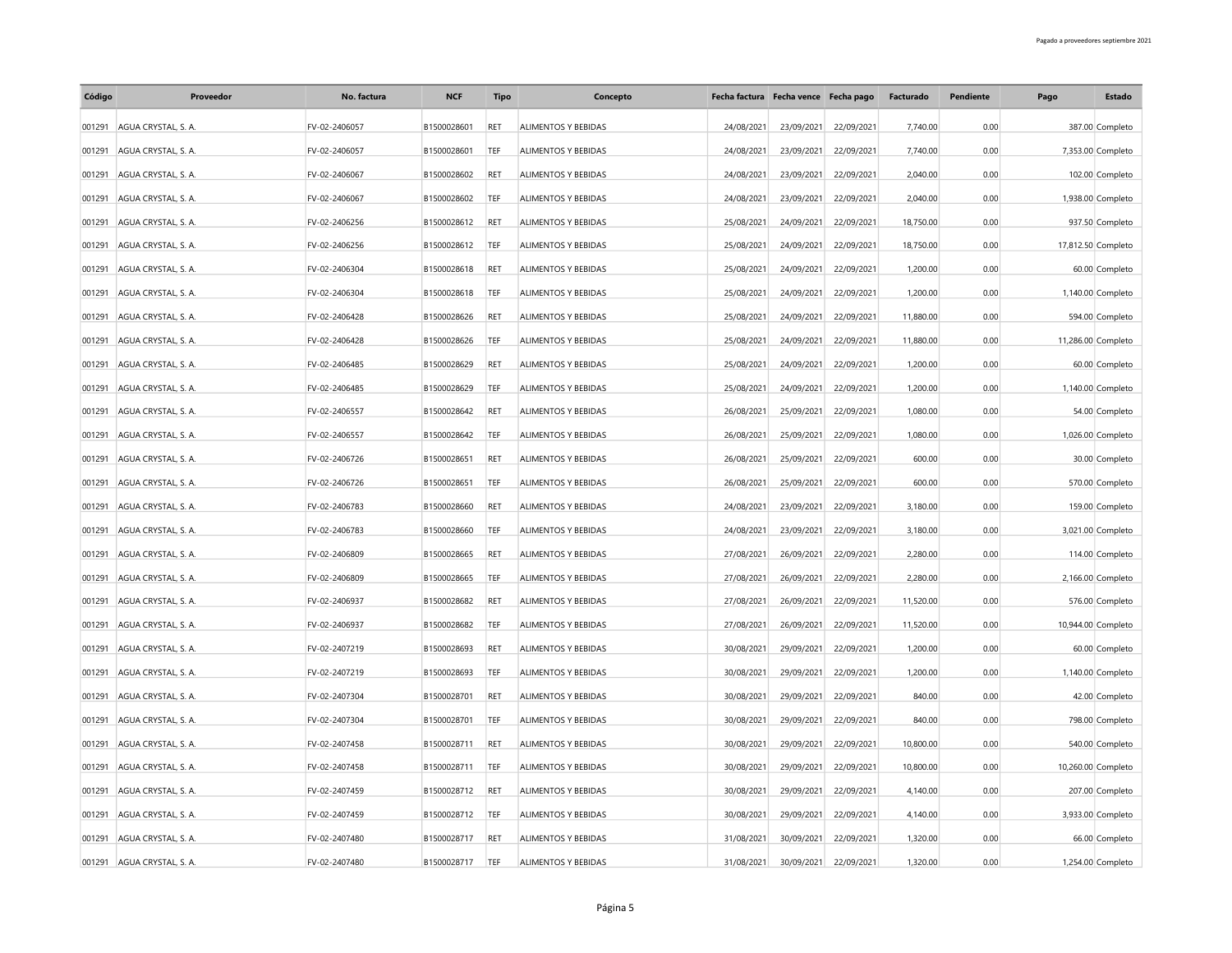| Código | Proveedor | No. factura | NCF | Tipo | Concepto | Fecha factura | Fecha vence | Fecha pago | Facturado | Pendiente | Pago | Estado |
|---|---|---|---|---|---|---|---|---|---|---|---|---|
| 001291 | AGUA CRYSTAL, S. A. | FV-02-2406057 | B1500028601 | RET | ALIMENTOS Y BEBIDAS | 24/08/2021 | 23/09/2021 | 22/09/2021 | 7,740.00 | 0.00 | 387.00 | Completo |
| 001291 | AGUA CRYSTAL, S. A. | FV-02-2406057 | B1500028601 | TEF | ALIMENTOS Y BEBIDAS | 24/08/2021 | 23/09/2021 | 22/09/2021 | 7,740.00 | 0.00 | 7,353.00 | Completo |
| 001291 | AGUA CRYSTAL, S. A. | FV-02-2406067 | B1500028602 | RET | ALIMENTOS Y BEBIDAS | 24/08/2021 | 23/09/2021 | 22/09/2021 | 2,040.00 | 0.00 | 102.00 | Completo |
| 001291 | AGUA CRYSTAL, S. A. | FV-02-2406067 | B1500028602 | TEF | ALIMENTOS Y BEBIDAS | 24/08/2021 | 23/09/2021 | 22/09/2021 | 2,040.00 | 0.00 | 1,938.00 | Completo |
| 001291 | AGUA CRYSTAL, S. A. | FV-02-2406256 | B1500028612 | RET | ALIMENTOS Y BEBIDAS | 25/08/2021 | 24/09/2021 | 22/09/2021 | 18,750.00 | 0.00 | 937.50 | Completo |
| 001291 | AGUA CRYSTAL, S. A. | FV-02-2406256 | B1500028612 | TEF | ALIMENTOS Y BEBIDAS | 25/08/2021 | 24/09/2021 | 22/09/2021 | 18,750.00 | 0.00 | 17,812.50 | Completo |
| 001291 | AGUA CRYSTAL, S. A. | FV-02-2406304 | B1500028618 | RET | ALIMENTOS Y BEBIDAS | 25/08/2021 | 24/09/2021 | 22/09/2021 | 1,200.00 | 0.00 | 60.00 | Completo |
| 001291 | AGUA CRYSTAL, S. A. | FV-02-2406304 | B1500028618 | TEF | ALIMENTOS Y BEBIDAS | 25/08/2021 | 24/09/2021 | 22/09/2021 | 1,200.00 | 0.00 | 1,140.00 | Completo |
| 001291 | AGUA CRYSTAL, S. A. | FV-02-2406428 | B1500028626 | RET | ALIMENTOS Y BEBIDAS | 25/08/2021 | 24/09/2021 | 22/09/2021 | 11,880.00 | 0.00 | 594.00 | Completo |
| 001291 | AGUA CRYSTAL, S. A. | FV-02-2406428 | B1500028626 | TEF | ALIMENTOS Y BEBIDAS | 25/08/2021 | 24/09/2021 | 22/09/2021 | 11,880.00 | 0.00 | 11,286.00 | Completo |
| 001291 | AGUA CRYSTAL, S. A. | FV-02-2406485 | B1500028629 | RET | ALIMENTOS Y BEBIDAS | 25/08/2021 | 24/09/2021 | 22/09/2021 | 1,200.00 | 0.00 | 60.00 | Completo |
| 001291 | AGUA CRYSTAL, S. A. | FV-02-2406485 | B1500028629 | TEF | ALIMENTOS Y BEBIDAS | 25/08/2021 | 24/09/2021 | 22/09/2021 | 1,200.00 | 0.00 | 1,140.00 | Completo |
| 001291 | AGUA CRYSTAL, S. A. | FV-02-2406557 | B1500028642 | RET | ALIMENTOS Y BEBIDAS | 26/08/2021 | 25/09/2021 | 22/09/2021 | 1,080.00 | 0.00 | 54.00 | Completo |
| 001291 | AGUA CRYSTAL, S. A. | FV-02-2406557 | B1500028642 | TEF | ALIMENTOS Y BEBIDAS | 26/08/2021 | 25/09/2021 | 22/09/2021 | 1,080.00 | 0.00 | 1,026.00 | Completo |
| 001291 | AGUA CRYSTAL, S. A. | FV-02-2406726 | B1500028651 | RET | ALIMENTOS Y BEBIDAS | 26/08/2021 | 25/09/2021 | 22/09/2021 | 600.00 | 0.00 | 30.00 | Completo |
| 001291 | AGUA CRYSTAL, S. A. | FV-02-2406726 | B1500028651 | TEF | ALIMENTOS Y BEBIDAS | 26/08/2021 | 25/09/2021 | 22/09/2021 | 600.00 | 0.00 | 570.00 | Completo |
| 001291 | AGUA CRYSTAL, S. A. | FV-02-2406783 | B1500028660 | RET | ALIMENTOS Y BEBIDAS | 24/08/2021 | 23/09/2021 | 22/09/2021 | 3,180.00 | 0.00 | 159.00 | Completo |
| 001291 | AGUA CRYSTAL, S. A. | FV-02-2406783 | B1500028660 | TEF | ALIMENTOS Y BEBIDAS | 24/08/2021 | 23/09/2021 | 22/09/2021 | 3,180.00 | 0.00 | 3,021.00 | Completo |
| 001291 | AGUA CRYSTAL, S. A. | FV-02-2406809 | B1500028665 | RET | ALIMENTOS Y BEBIDAS | 27/08/2021 | 26/09/2021 | 22/09/2021 | 2,280.00 | 0.00 | 114.00 | Completo |
| 001291 | AGUA CRYSTAL, S. A. | FV-02-2406809 | B1500028665 | TEF | ALIMENTOS Y BEBIDAS | 27/08/2021 | 26/09/2021 | 22/09/2021 | 2,280.00 | 0.00 | 2,166.00 | Completo |
| 001291 | AGUA CRYSTAL, S. A. | FV-02-2406937 | B1500028682 | RET | ALIMENTOS Y BEBIDAS | 27/08/2021 | 26/09/2021 | 22/09/2021 | 11,520.00 | 0.00 | 576.00 | Completo |
| 001291 | AGUA CRYSTAL, S. A. | FV-02-2406937 | B1500028682 | TEF | ALIMENTOS Y BEBIDAS | 27/08/2021 | 26/09/2021 | 22/09/2021 | 11,520.00 | 0.00 | 10,944.00 | Completo |
| 001291 | AGUA CRYSTAL, S. A. | FV-02-2407219 | B1500028693 | RET | ALIMENTOS Y BEBIDAS | 30/08/2021 | 29/09/2021 | 22/09/2021 | 1,200.00 | 0.00 | 60.00 | Completo |
| 001291 | AGUA CRYSTAL, S. A. | FV-02-2407219 | B1500028693 | TEF | ALIMENTOS Y BEBIDAS | 30/08/2021 | 29/09/2021 | 22/09/2021 | 1,200.00 | 0.00 | 1,140.00 | Completo |
| 001291 | AGUA CRYSTAL, S. A. | FV-02-2407304 | B1500028701 | RET | ALIMENTOS Y BEBIDAS | 30/08/2021 | 29/09/2021 | 22/09/2021 | 840.00 | 0.00 | 42.00 | Completo |
| 001291 | AGUA CRYSTAL, S. A. | FV-02-2407304 | B1500028701 | TEF | ALIMENTOS Y BEBIDAS | 30/08/2021 | 29/09/2021 | 22/09/2021 | 840.00 | 0.00 | 798.00 | Completo |
| 001291 | AGUA CRYSTAL, S. A. | FV-02-2407458 | B1500028711 | RET | ALIMENTOS Y BEBIDAS | 30/08/2021 | 29/09/2021 | 22/09/2021 | 10,800.00 | 0.00 | 540.00 | Completo |
| 001291 | AGUA CRYSTAL, S. A. | FV-02-2407458 | B1500028711 | TEF | ALIMENTOS Y BEBIDAS | 30/08/2021 | 29/09/2021 | 22/09/2021 | 10,800.00 | 0.00 | 10,260.00 | Completo |
| 001291 | AGUA CRYSTAL, S. A. | FV-02-2407459 | B1500028712 | RET | ALIMENTOS Y BEBIDAS | 30/08/2021 | 29/09/2021 | 22/09/2021 | 4,140.00 | 0.00 | 207.00 | Completo |
| 001291 | AGUA CRYSTAL, S. A. | FV-02-2407459 | B1500028712 | TEF | ALIMENTOS Y BEBIDAS | 30/08/2021 | 29/09/2021 | 22/09/2021 | 4,140.00 | 0.00 | 3,933.00 | Completo |
| 001291 | AGUA CRYSTAL, S. A. | FV-02-2407480 | B1500028717 | RET | ALIMENTOS Y BEBIDAS | 31/08/2021 | 30/09/2021 | 22/09/2021 | 1,320.00 | 0.00 | 66.00 | Completo |
| 001291 | AGUA CRYSTAL, S. A. | FV-02-2407480 | B1500028717 | TEF | ALIMENTOS Y BEBIDAS | 31/08/2021 | 30/09/2021 | 22/09/2021 | 1,320.00 | 0.00 | 1,254.00 | Completo |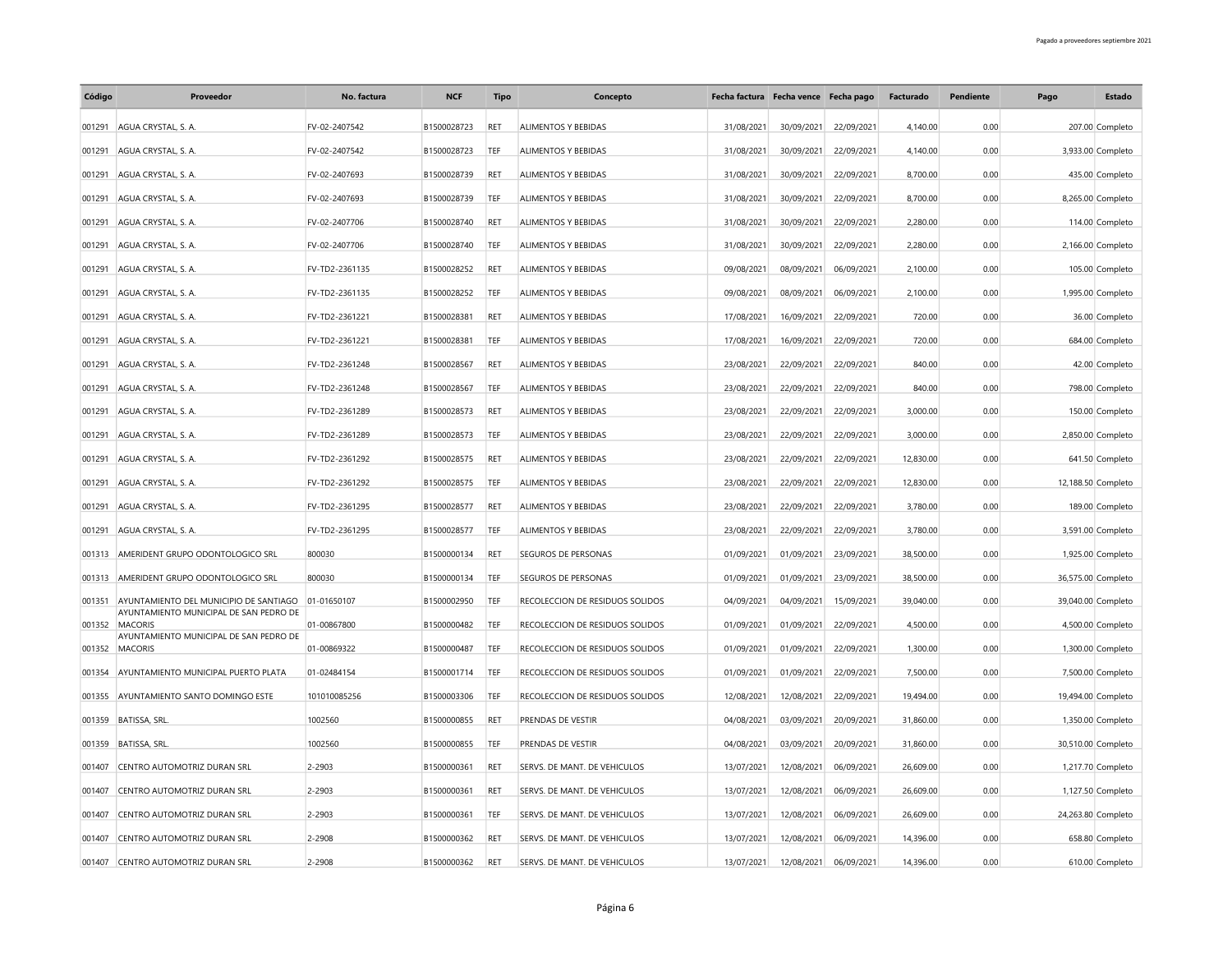| Código | Proveedor | No. factura | NCF | Tipo | Concepto | Fecha factura | Fecha vence | Fecha pago | Facturado | Pendiente | Pago | Estado |
|---|---|---|---|---|---|---|---|---|---|---|---|---|
| 001291 | AGUA CRYSTAL, S. A. | FV-02-2407542 | B1500028723 | RET | ALIMENTOS Y BEBIDAS | 31/08/2021 | 30/09/2021 | 22/09/2021 | 4,140.00 | 0.00 | 207.00 | Completo |
| 001291 | AGUA CRYSTAL, S. A. | FV-02-2407542 | B1500028723 | TEF | ALIMENTOS Y BEBIDAS | 31/08/2021 | 30/09/2021 | 22/09/2021 | 4,140.00 | 0.00 | 3,933.00 | Completo |
| 001291 | AGUA CRYSTAL, S. A. | FV-02-2407693 | B1500028739 | RET | ALIMENTOS Y BEBIDAS | 31/08/2021 | 30/09/2021 | 22/09/2021 | 8,700.00 | 0.00 | 435.00 | Completo |
| 001291 | AGUA CRYSTAL, S. A. | FV-02-2407693 | B1500028739 | TEF | ALIMENTOS Y BEBIDAS | 31/08/2021 | 30/09/2021 | 22/09/2021 | 8,700.00 | 0.00 | 8,265.00 | Completo |
| 001291 | AGUA CRYSTAL, S. A. | FV-02-2407706 | B1500028740 | RET | ALIMENTOS Y BEBIDAS | 31/08/2021 | 30/09/2021 | 22/09/2021 | 2,280.00 | 0.00 | 114.00 | Completo |
| 001291 | AGUA CRYSTAL, S. A. | FV-02-2407706 | B1500028740 | TEF | ALIMENTOS Y BEBIDAS | 31/08/2021 | 30/09/2021 | 22/09/2021 | 2,280.00 | 0.00 | 2,166.00 | Completo |
| 001291 | AGUA CRYSTAL, S. A. | FV-TD2-2361135 | B1500028252 | RET | ALIMENTOS Y BEBIDAS | 09/08/2021 | 08/09/2021 | 06/09/2021 | 2,100.00 | 0.00 | 105.00 | Completo |
| 001291 | AGUA CRYSTAL, S. A. | FV-TD2-2361135 | B1500028252 | TEF | ALIMENTOS Y BEBIDAS | 09/08/2021 | 08/09/2021 | 06/09/2021 | 2,100.00 | 0.00 | 1,995.00 | Completo |
| 001291 | AGUA CRYSTAL, S. A. | FV-TD2-2361221 | B1500028381 | RET | ALIMENTOS Y BEBIDAS | 17/08/2021 | 16/09/2021 | 22/09/2021 | 720.00 | 0.00 | 36.00 | Completo |
| 001291 | AGUA CRYSTAL, S. A. | FV-TD2-2361221 | B1500028381 | TEF | ALIMENTOS Y BEBIDAS | 17/08/2021 | 16/09/2021 | 22/09/2021 | 720.00 | 0.00 | 684.00 | Completo |
| 001291 | AGUA CRYSTAL, S. A. | FV-TD2-2361248 | B1500028567 | RET | ALIMENTOS Y BEBIDAS | 23/08/2021 | 22/09/2021 | 22/09/2021 | 840.00 | 0.00 | 42.00 | Completo |
| 001291 | AGUA CRYSTAL, S. A. | FV-TD2-2361248 | B1500028567 | TEF | ALIMENTOS Y BEBIDAS | 23/08/2021 | 22/09/2021 | 22/09/2021 | 840.00 | 0.00 | 798.00 | Completo |
| 001291 | AGUA CRYSTAL, S. A. | FV-TD2-2361289 | B1500028573 | RET | ALIMENTOS Y BEBIDAS | 23/08/2021 | 22/09/2021 | 22/09/2021 | 3,000.00 | 0.00 | 150.00 | Completo |
| 001291 | AGUA CRYSTAL, S. A. | FV-TD2-2361289 | B1500028573 | TEF | ALIMENTOS Y BEBIDAS | 23/08/2021 | 22/09/2021 | 22/09/2021 | 3,000.00 | 0.00 | 2,850.00 | Completo |
| 001291 | AGUA CRYSTAL, S. A. | FV-TD2-2361292 | B1500028575 | RET | ALIMENTOS Y BEBIDAS | 23/08/2021 | 22/09/2021 | 22/09/2021 | 12,830.00 | 0.00 | 641.50 | Completo |
| 001291 | AGUA CRYSTAL, S. A. | FV-TD2-2361292 | B1500028575 | TEF | ALIMENTOS Y BEBIDAS | 23/08/2021 | 22/09/2021 | 22/09/2021 | 12,830.00 | 0.00 | 12,188.50 | Completo |
| 001291 | AGUA CRYSTAL, S. A. | FV-TD2-2361295 | B1500028577 | RET | ALIMENTOS Y BEBIDAS | 23/08/2021 | 22/09/2021 | 22/09/2021 | 3,780.00 | 0.00 | 189.00 | Completo |
| 001291 | AGUA CRYSTAL, S. A. | FV-TD2-2361295 | B1500028577 | TEF | ALIMENTOS Y BEBIDAS | 23/08/2021 | 22/09/2021 | 22/09/2021 | 3,780.00 | 0.00 | 3,591.00 | Completo |
| 001313 | AMERIDENT GRUPO ODONTOLOGICO SRL | 800030 | B1500000134 | RET | SEGUROS DE PERSONAS | 01/09/2021 | 01/09/2021 | 23/09/2021 | 38,500.00 | 0.00 | 1,925.00 | Completo |
| 001313 | AMERIDENT GRUPO ODONTOLOGICO SRL | 800030 | B1500000134 | TEF | SEGUROS DE PERSONAS | 01/09/2021 | 01/09/2021 | 23/09/2021 | 38,500.00 | 0.00 | 36,575.00 | Completo |
| 001351 | AYUNTAMIENTO DEL MUNICIPIO DE SANTIAGO | 01-01650107 | B1500002950 | TEF | RECOLECCION DE RESIDUOS SOLIDOS | 04/09/2021 | 04/09/2021 | 15/09/2021 | 39,040.00 | 0.00 | 39,040.00 | Completo |
| 001352 | AYUNTAMIENTO MUNICIPAL DE SAN PEDRO DE MACORIS | 01-00867800 | B1500000482 | TEF | RECOLECCION DE RESIDUOS SOLIDOS | 01/09/2021 | 01/09/2021 | 22/09/2021 | 4,500.00 | 0.00 | 4,500.00 | Completo |
| 001352 | AYUNTAMIENTO MUNICIPAL DE SAN PEDRO DE MACORIS | 01-00869322 | B1500000487 | TEF | RECOLECCION DE RESIDUOS SOLIDOS | 01/09/2021 | 01/09/2021 | 22/09/2021 | 1,300.00 | 0.00 | 1,300.00 | Completo |
| 001354 | AYUNTAMIENTO MUNICIPAL PUERTO PLATA | 01-02484154 | B1500001714 | TEF | RECOLECCION DE RESIDUOS SOLIDOS | 01/09/2021 | 01/09/2021 | 22/09/2021 | 7,500.00 | 0.00 | 7,500.00 | Completo |
| 001355 | AYUNTAMIENTO SANTO DOMINGO ESTE | 101010085256 | B1500003306 | TEF | RECOLECCION DE RESIDUOS SOLIDOS | 12/08/2021 | 12/08/2021 | 22/09/2021 | 19,494.00 | 0.00 | 19,494.00 | Completo |
| 001359 | BATISSA, SRL. | 1002560 | B1500000855 | RET | PRENDAS DE VESTIR | 04/08/2021 | 03/09/2021 | 20/09/2021 | 31,860.00 | 0.00 | 1,350.00 | Completo |
| 001359 | BATISSA, SRL. | 1002560 | B1500000855 | TEF | PRENDAS DE VESTIR | 04/08/2021 | 03/09/2021 | 20/09/2021 | 31,860.00 | 0.00 | 30,510.00 | Completo |
| 001407 | CENTRO AUTOMOTRIZ DURAN SRL | 2-2903 | B1500000361 | RET | SERVS. DE MANT. DE VEHICULOS | 13/07/2021 | 12/08/2021 | 06/09/2021 | 26,609.00 | 0.00 | 1,217.70 | Completo |
| 001407 | CENTRO AUTOMOTRIZ DURAN SRL | 2-2903 | B1500000361 | RET | SERVS. DE MANT. DE VEHICULOS | 13/07/2021 | 12/08/2021 | 06/09/2021 | 26,609.00 | 0.00 | 1,127.50 | Completo |
| 001407 | CENTRO AUTOMOTRIZ DURAN SRL | 2-2903 | B1500000361 | TEF | SERVS. DE MANT. DE VEHICULOS | 13/07/2021 | 12/08/2021 | 06/09/2021 | 26,609.00 | 0.00 | 24,263.80 | Completo |
| 001407 | CENTRO AUTOMOTRIZ DURAN SRL | 2-2908 | B1500000362 | RET | SERVS. DE MANT. DE VEHICULOS | 13/07/2021 | 12/08/2021 | 06/09/2021 | 14,396.00 | 0.00 | 658.80 | Completo |
| 001407 | CENTRO AUTOMOTRIZ DURAN SRL | 2-2908 | B1500000362 | RET | SERVS. DE MANT. DE VEHICULOS | 13/07/2021 | 12/08/2021 | 06/09/2021 | 14,396.00 | 0.00 | 610.00 | Completo |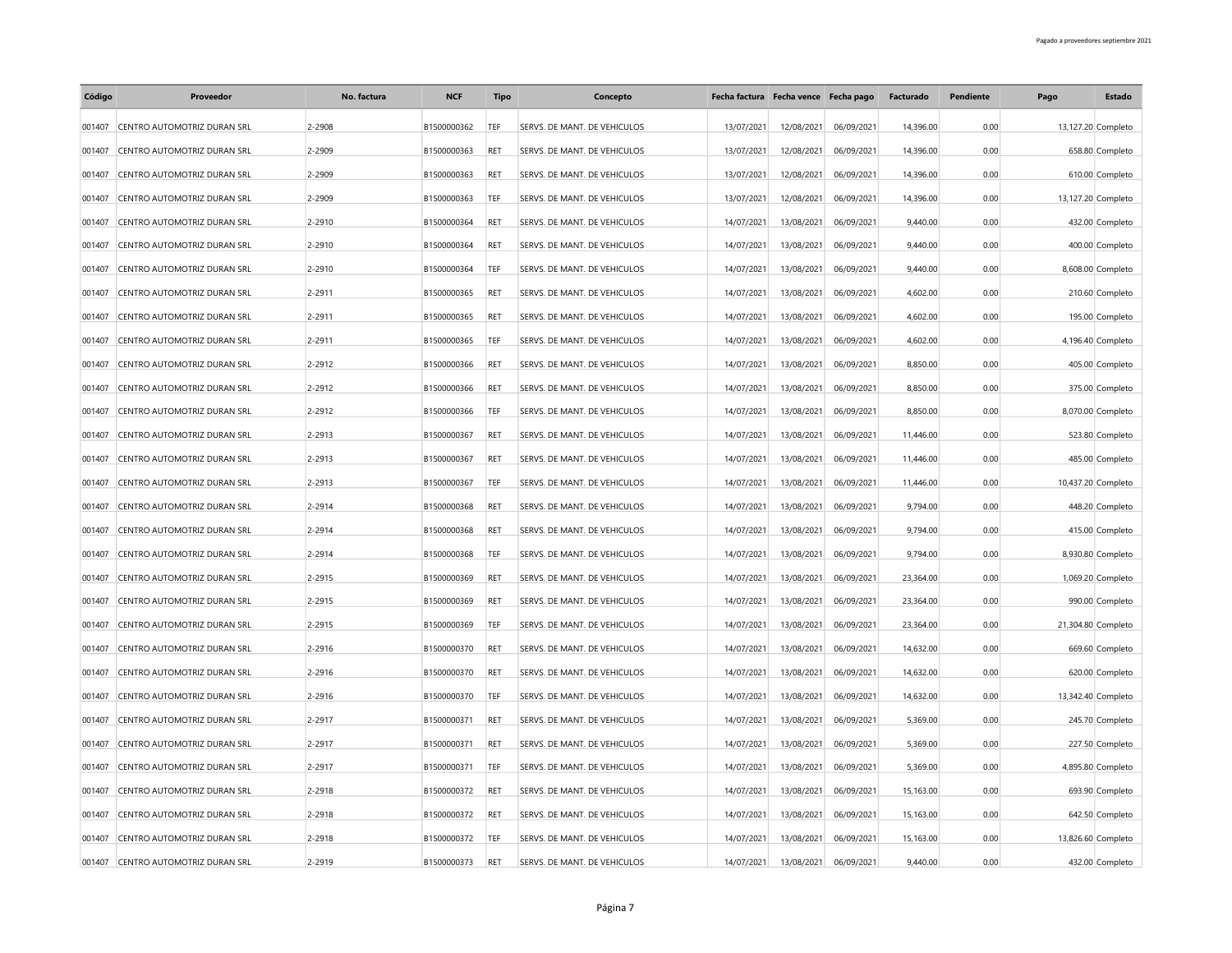| Código | Proveedor | No. factura | NCF | Tipo | Concepto | Fecha factura | Fecha vence | Fecha pago | Facturado | Pendiente | Pago | Estado |
|---|---|---|---|---|---|---|---|---|---|---|---|---|
| 001407 | CENTRO AUTOMOTRIZ DURAN SRL | 2-2908 | B1500000362 | TEF | SERVS. DE MANT. DE VEHICULOS | 13/07/2021 | 12/08/2021 | 06/09/2021 | 14,396.00 | 0.00 | 13,127.20 | Completo |
| 001407 | CENTRO AUTOMOTRIZ DURAN SRL | 2-2909 | B1500000363 | RET | SERVS. DE MANT. DE VEHICULOS | 13/07/2021 | 12/08/2021 | 06/09/2021 | 14,396.00 | 0.00 | 658.80 | Completo |
| 001407 | CENTRO AUTOMOTRIZ DURAN SRL | 2-2909 | B1500000363 | RET | SERVS. DE MANT. DE VEHICULOS | 13/07/2021 | 12/08/2021 | 06/09/2021 | 14,396.00 | 0.00 | 610.00 | Completo |
| 001407 | CENTRO AUTOMOTRIZ DURAN SRL | 2-2909 | B1500000363 | TEF | SERVS. DE MANT. DE VEHICULOS | 13/07/2021 | 12/08/2021 | 06/09/2021 | 14,396.00 | 0.00 | 13,127.20 | Completo |
| 001407 | CENTRO AUTOMOTRIZ DURAN SRL | 2-2910 | B1500000364 | RET | SERVS. DE MANT. DE VEHICULOS | 14/07/2021 | 13/08/2021 | 06/09/2021 | 9,440.00 | 0.00 | 432.00 | Completo |
| 001407 | CENTRO AUTOMOTRIZ DURAN SRL | 2-2910 | B1500000364 | RET | SERVS. DE MANT. DE VEHICULOS | 14/07/2021 | 13/08/2021 | 06/09/2021 | 9,440.00 | 0.00 | 400.00 | Completo |
| 001407 | CENTRO AUTOMOTRIZ DURAN SRL | 2-2910 | B1500000364 | TEF | SERVS. DE MANT. DE VEHICULOS | 14/07/2021 | 13/08/2021 | 06/09/2021 | 9,440.00 | 0.00 | 8,608.00 | Completo |
| 001407 | CENTRO AUTOMOTRIZ DURAN SRL | 2-2911 | B1500000365 | RET | SERVS. DE MANT. DE VEHICULOS | 14/07/2021 | 13/08/2021 | 06/09/2021 | 4,602.00 | 0.00 | 210.60 | Completo |
| 001407 | CENTRO AUTOMOTRIZ DURAN SRL | 2-2911 | B1500000365 | RET | SERVS. DE MANT. DE VEHICULOS | 14/07/2021 | 13/08/2021 | 06/09/2021 | 4,602.00 | 0.00 | 195.00 | Completo |
| 001407 | CENTRO AUTOMOTRIZ DURAN SRL | 2-2911 | B1500000365 | TEF | SERVS. DE MANT. DE VEHICULOS | 14/07/2021 | 13/08/2021 | 06/09/2021 | 4,602.00 | 0.00 | 4,196.40 | Completo |
| 001407 | CENTRO AUTOMOTRIZ DURAN SRL | 2-2912 | B1500000366 | RET | SERVS. DE MANT. DE VEHICULOS | 14/07/2021 | 13/08/2021 | 06/09/2021 | 8,850.00 | 0.00 | 405.00 | Completo |
| 001407 | CENTRO AUTOMOTRIZ DURAN SRL | 2-2912 | B1500000366 | RET | SERVS. DE MANT. DE VEHICULOS | 14/07/2021 | 13/08/2021 | 06/09/2021 | 8,850.00 | 0.00 | 375.00 | Completo |
| 001407 | CENTRO AUTOMOTRIZ DURAN SRL | 2-2912 | B1500000366 | TEF | SERVS. DE MANT. DE VEHICULOS | 14/07/2021 | 13/08/2021 | 06/09/2021 | 8,850.00 | 0.00 | 8,070.00 | Completo |
| 001407 | CENTRO AUTOMOTRIZ DURAN SRL | 2-2913 | B1500000367 | RET | SERVS. DE MANT. DE VEHICULOS | 14/07/2021 | 13/08/2021 | 06/09/2021 | 11,446.00 | 0.00 | 523.80 | Completo |
| 001407 | CENTRO AUTOMOTRIZ DURAN SRL | 2-2913 | B1500000367 | RET | SERVS. DE MANT. DE VEHICULOS | 14/07/2021 | 13/08/2021 | 06/09/2021 | 11,446.00 | 0.00 | 485.00 | Completo |
| 001407 | CENTRO AUTOMOTRIZ DURAN SRL | 2-2913 | B1500000367 | TEF | SERVS. DE MANT. DE VEHICULOS | 14/07/2021 | 13/08/2021 | 06/09/2021 | 11,446.00 | 0.00 | 10,437.20 | Completo |
| 001407 | CENTRO AUTOMOTRIZ DURAN SRL | 2-2914 | B1500000368 | RET | SERVS. DE MANT. DE VEHICULOS | 14/07/2021 | 13/08/2021 | 06/09/2021 | 9,794.00 | 0.00 | 448.20 | Completo |
| 001407 | CENTRO AUTOMOTRIZ DURAN SRL | 2-2914 | B1500000368 | RET | SERVS. DE MANT. DE VEHICULOS | 14/07/2021 | 13/08/2021 | 06/09/2021 | 9,794.00 | 0.00 | 415.00 | Completo |
| 001407 | CENTRO AUTOMOTRIZ DURAN SRL | 2-2914 | B1500000368 | TEF | SERVS. DE MANT. DE VEHICULOS | 14/07/2021 | 13/08/2021 | 06/09/2021 | 9,794.00 | 0.00 | 8,930.80 | Completo |
| 001407 | CENTRO AUTOMOTRIZ DURAN SRL | 2-2915 | B1500000369 | RET | SERVS. DE MANT. DE VEHICULOS | 14/07/2021 | 13/08/2021 | 06/09/2021 | 23,364.00 | 0.00 | 1,069.20 | Completo |
| 001407 | CENTRO AUTOMOTRIZ DURAN SRL | 2-2915 | B1500000369 | RET | SERVS. DE MANT. DE VEHICULOS | 14/07/2021 | 13/08/2021 | 06/09/2021 | 23,364.00 | 0.00 | 990.00 | Completo |
| 001407 | CENTRO AUTOMOTRIZ DURAN SRL | 2-2915 | B1500000369 | TEF | SERVS. DE MANT. DE VEHICULOS | 14/07/2021 | 13/08/2021 | 06/09/2021 | 23,364.00 | 0.00 | 21,304.80 | Completo |
| 001407 | CENTRO AUTOMOTRIZ DURAN SRL | 2-2916 | B1500000370 | RET | SERVS. DE MANT. DE VEHICULOS | 14/07/2021 | 13/08/2021 | 06/09/2021 | 14,632.00 | 0.00 | 669.60 | Completo |
| 001407 | CENTRO AUTOMOTRIZ DURAN SRL | 2-2916 | B1500000370 | RET | SERVS. DE MANT. DE VEHICULOS | 14/07/2021 | 13/08/2021 | 06/09/2021 | 14,632.00 | 0.00 | 620.00 | Completo |
| 001407 | CENTRO AUTOMOTRIZ DURAN SRL | 2-2916 | B1500000370 | TEF | SERVS. DE MANT. DE VEHICULOS | 14/07/2021 | 13/08/2021 | 06/09/2021 | 14,632.00 | 0.00 | 13,342.40 | Completo |
| 001407 | CENTRO AUTOMOTRIZ DURAN SRL | 2-2917 | B1500000371 | RET | SERVS. DE MANT. DE VEHICULOS | 14/07/2021 | 13/08/2021 | 06/09/2021 | 5,369.00 | 0.00 | 245.70 | Completo |
| 001407 | CENTRO AUTOMOTRIZ DURAN SRL | 2-2917 | B1500000371 | RET | SERVS. DE MANT. DE VEHICULOS | 14/07/2021 | 13/08/2021 | 06/09/2021 | 5,369.00 | 0.00 | 227.50 | Completo |
| 001407 | CENTRO AUTOMOTRIZ DURAN SRL | 2-2917 | B1500000371 | TEF | SERVS. DE MANT. DE VEHICULOS | 14/07/2021 | 13/08/2021 | 06/09/2021 | 5,369.00 | 0.00 | 4,895.80 | Completo |
| 001407 | CENTRO AUTOMOTRIZ DURAN SRL | 2-2918 | B1500000372 | RET | SERVS. DE MANT. DE VEHICULOS | 14/07/2021 | 13/08/2021 | 06/09/2021 | 15,163.00 | 0.00 | 693.90 | Completo |
| 001407 | CENTRO AUTOMOTRIZ DURAN SRL | 2-2918 | B1500000372 | RET | SERVS. DE MANT. DE VEHICULOS | 14/07/2021 | 13/08/2021 | 06/09/2021 | 15,163.00 | 0.00 | 642.50 | Completo |
| 001407 | CENTRO AUTOMOTRIZ DURAN SRL | 2-2918 | B1500000372 | TEF | SERVS. DE MANT. DE VEHICULOS | 14/07/2021 | 13/08/2021 | 06/09/2021 | 15,163.00 | 0.00 | 13,826.60 | Completo |
| 001407 | CENTRO AUTOMOTRIZ DURAN SRL | 2-2919 | B1500000373 | RET | SERVS. DE MANT. DE VEHICULOS | 14/07/2021 | 13/08/2021 | 06/09/2021 | 9,440.00 | 0.00 | 432.00 | Completo |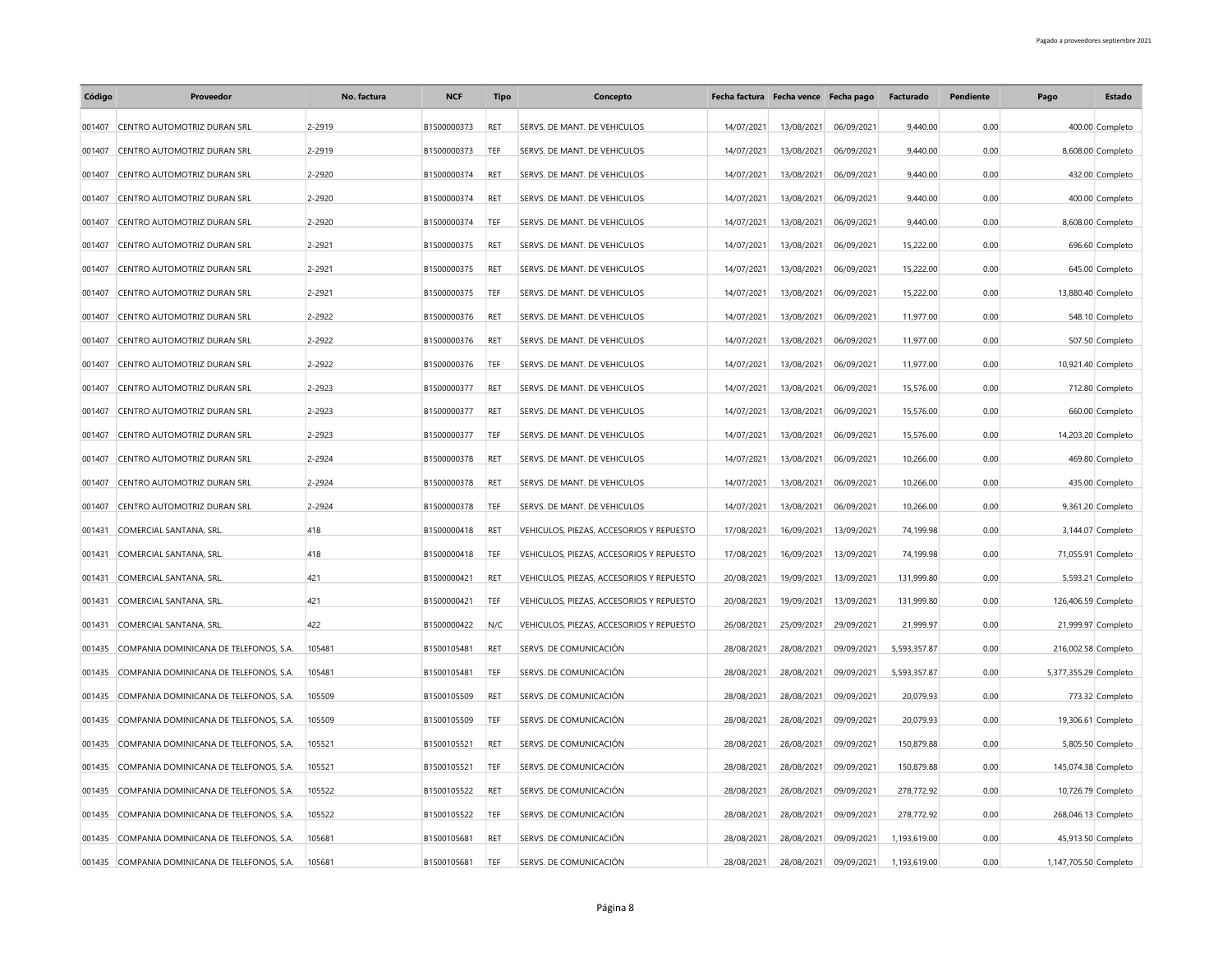| Código | Proveedor | No. factura | NCF | Tipo | Concepto | Fecha factura | Fecha vence | Fecha pago | Facturado | Pendiente | Pago | Estado |
|---|---|---|---|---|---|---|---|---|---|---|---|---|
| 001407 | CENTRO AUTOMOTRIZ DURAN SRL | 2-2919 | B1500000373 | RET | SERVS. DE MANT. DE VEHICULOS | 14/07/2021 | 13/08/2021 | 06/09/2021 | 9,440.00 | 0.00 | 400.00 | Completo |
| 001407 | CENTRO AUTOMOTRIZ DURAN SRL | 2-2919 | B1500000373 | TEF | SERVS. DE MANT. DE VEHICULOS | 14/07/2021 | 13/08/2021 | 06/09/2021 | 9,440.00 | 0.00 | 8,608.00 | Completo |
| 001407 | CENTRO AUTOMOTRIZ DURAN SRL | 2-2920 | B1500000374 | RET | SERVS. DE MANT. DE VEHICULOS | 14/07/2021 | 13/08/2021 | 06/09/2021 | 9,440.00 | 0.00 | 432.00 | Completo |
| 001407 | CENTRO AUTOMOTRIZ DURAN SRL | 2-2920 | B1500000374 | RET | SERVS. DE MANT. DE VEHICULOS | 14/07/2021 | 13/08/2021 | 06/09/2021 | 9,440.00 | 0.00 | 400.00 | Completo |
| 001407 | CENTRO AUTOMOTRIZ DURAN SRL | 2-2920 | B1500000374 | TEF | SERVS. DE MANT. DE VEHICULOS | 14/07/2021 | 13/08/2021 | 06/09/2021 | 9,440.00 | 0.00 | 8,608.00 | Completo |
| 001407 | CENTRO AUTOMOTRIZ DURAN SRL | 2-2921 | B1500000375 | RET | SERVS. DE MANT. DE VEHICULOS | 14/07/2021 | 13/08/2021 | 06/09/2021 | 15,222.00 | 0.00 | 696.60 | Completo |
| 001407 | CENTRO AUTOMOTRIZ DURAN SRL | 2-2921 | B1500000375 | RET | SERVS. DE MANT. DE VEHICULOS | 14/07/2021 | 13/08/2021 | 06/09/2021 | 15,222.00 | 0.00 | 645.00 | Completo |
| 001407 | CENTRO AUTOMOTRIZ DURAN SRL | 2-2921 | B1500000375 | TEF | SERVS. DE MANT. DE VEHICULOS | 14/07/2021 | 13/08/2021 | 06/09/2021 | 15,222.00 | 0.00 | 13,880.40 | Completo |
| 001407 | CENTRO AUTOMOTRIZ DURAN SRL | 2-2922 | B1500000376 | RET | SERVS. DE MANT. DE VEHICULOS | 14/07/2021 | 13/08/2021 | 06/09/2021 | 11,977.00 | 0.00 | 548.10 | Completo |
| 001407 | CENTRO AUTOMOTRIZ DURAN SRL | 2-2922 | B1500000376 | RET | SERVS. DE MANT. DE VEHICULOS | 14/07/2021 | 13/08/2021 | 06/09/2021 | 11,977.00 | 0.00 | 507.50 | Completo |
| 001407 | CENTRO AUTOMOTRIZ DURAN SRL | 2-2922 | B1500000376 | TEF | SERVS. DE MANT. DE VEHICULOS | 14/07/2021 | 13/08/2021 | 06/09/2021 | 11,977.00 | 0.00 | 10,921.40 | Completo |
| 001407 | CENTRO AUTOMOTRIZ DURAN SRL | 2-2923 | B1500000377 | RET | SERVS. DE MANT. DE VEHICULOS | 14/07/2021 | 13/08/2021 | 06/09/2021 | 15,576.00 | 0.00 | 712.80 | Completo |
| 001407 | CENTRO AUTOMOTRIZ DURAN SRL | 2-2923 | B1500000377 | RET | SERVS. DE MANT. DE VEHICULOS | 14/07/2021 | 13/08/2021 | 06/09/2021 | 15,576.00 | 0.00 | 660.00 | Completo |
| 001407 | CENTRO AUTOMOTRIZ DURAN SRL | 2-2923 | B1500000377 | TEF | SERVS. DE MANT. DE VEHICULOS | 14/07/2021 | 13/08/2021 | 06/09/2021 | 15,576.00 | 0.00 | 14,203.20 | Completo |
| 001407 | CENTRO AUTOMOTRIZ DURAN SRL | 2-2924 | B1500000378 | RET | SERVS. DE MANT. DE VEHICULOS | 14/07/2021 | 13/08/2021 | 06/09/2021 | 10,266.00 | 0.00 | 469.80 | Completo |
| 001407 | CENTRO AUTOMOTRIZ DURAN SRL | 2-2924 | B1500000378 | RET | SERVS. DE MANT. DE VEHICULOS | 14/07/2021 | 13/08/2021 | 06/09/2021 | 10,266.00 | 0.00 | 435.00 | Completo |
| 001407 | CENTRO AUTOMOTRIZ DURAN SRL | 2-2924 | B1500000378 | TEF | SERVS. DE MANT. DE VEHICULOS | 14/07/2021 | 13/08/2021 | 06/09/2021 | 10,266.00 | 0.00 | 9,361.20 | Completo |
| 001431 | COMERCIAL SANTANA, SRL. | 418 | B1500000418 | RET | VEHICULOS, PIEZAS, ACCESORIOS Y REPUESTO | 17/08/2021 | 16/09/2021 | 13/09/2021 | 74,199.98 | 0.00 | 3,144.07 | Completo |
| 001431 | COMERCIAL SANTANA, SRL. | 418 | B1500000418 | TEF | VEHICULOS, PIEZAS, ACCESORIOS Y REPUESTO | 17/08/2021 | 16/09/2021 | 13/09/2021 | 74,199.98 | 0.00 | 71,055.91 | Completo |
| 001431 | COMERCIAL SANTANA, SRL. | 421 | B1500000421 | RET | VEHICULOS, PIEZAS, ACCESORIOS Y REPUESTO | 20/08/2021 | 19/09/2021 | 13/09/2021 | 131,999.80 | 0.00 | 5,593.21 | Completo |
| 001431 | COMERCIAL SANTANA, SRL. | 421 | B1500000421 | TEF | VEHICULOS, PIEZAS, ACCESORIOS Y REPUESTO | 20/08/2021 | 19/09/2021 | 13/09/2021 | 131,999.80 | 0.00 | 126,406.59 | Completo |
| 001431 | COMERCIAL SANTANA, SRL. | 422 | B1500000422 | N/C | VEHICULOS, PIEZAS, ACCESORIOS Y REPUESTO | 26/08/2021 | 25/09/2021 | 29/09/2021 | 21,999.97 | 0.00 | 21,999.97 | Completo |
| 001435 | COMPANIA DOMINICANA DE TELEFONOS, S.A. | 105481 | B1500105481 | RET | SERVS. DE COMUNICACIÓN | 28/08/2021 | 28/08/2021 | 09/09/2021 | 5,593,357.87 | 0.00 | 216,002.58 | Completo |
| 001435 | COMPANIA DOMINICANA DE TELEFONOS, S.A. | 105481 | B1500105481 | TEF | SERVS. DE COMUNICACIÓN | 28/08/2021 | 28/08/2021 | 09/09/2021 | 5,593,357.87 | 0.00 | 5,377,355.29 | Completo |
| 001435 | COMPANIA DOMINICANA DE TELEFONOS, S.A. | 105509 | B1500105509 | RET | SERVS. DE COMUNICACIÓN | 28/08/2021 | 28/08/2021 | 09/09/2021 | 20,079.93 | 0.00 | 773.32 | Completo |
| 001435 | COMPANIA DOMINICANA DE TELEFONOS, S.A. | 105509 | B1500105509 | TEF | SERVS. DE COMUNICACIÓN | 28/08/2021 | 28/08/2021 | 09/09/2021 | 20,079.93 | 0.00 | 19,306.61 | Completo |
| 001435 | COMPANIA DOMINICANA DE TELEFONOS, S.A. | 105521 | B1500105521 | RET | SERVS. DE COMUNICACIÓN | 28/08/2021 | 28/08/2021 | 09/09/2021 | 150,879.88 | 0.00 | 5,805.50 | Completo |
| 001435 | COMPANIA DOMINICANA DE TELEFONOS, S.A. | 105521 | B1500105521 | TEF | SERVS. DE COMUNICACIÓN | 28/08/2021 | 28/08/2021 | 09/09/2021 | 150,879.88 | 0.00 | 145,074.38 | Completo |
| 001435 | COMPANIA DOMINICANA DE TELEFONOS, S.A. | 105522 | B1500105522 | RET | SERVS. DE COMUNICACIÓN | 28/08/2021 | 28/08/2021 | 09/09/2021 | 278,772.92 | 0.00 | 10,726.79 | Completo |
| 001435 | COMPANIA DOMINICANA DE TELEFONOS, S.A. | 105522 | B1500105522 | TEF | SERVS. DE COMUNICACIÓN | 28/08/2021 | 28/08/2021 | 09/09/2021 | 278,772.92 | 0.00 | 268,046.13 | Completo |
| 001435 | COMPANIA DOMINICANA DE TELEFONOS, S.A. | 105681 | B1500105681 | RET | SERVS. DE COMUNICACIÓN | 28/08/2021 | 28/08/2021 | 09/09/2021 | 1,193,619.00 | 0.00 | 45,913.50 | Completo |
| 001435 | COMPANIA DOMINICANA DE TELEFONOS, S.A. | 105681 | B1500105681 | TEF | SERVS. DE COMUNICACIÓN | 28/08/2021 | 28/08/2021 | 09/09/2021 | 1,193,619.00 | 0.00 | 1,147,705.50 | Completo |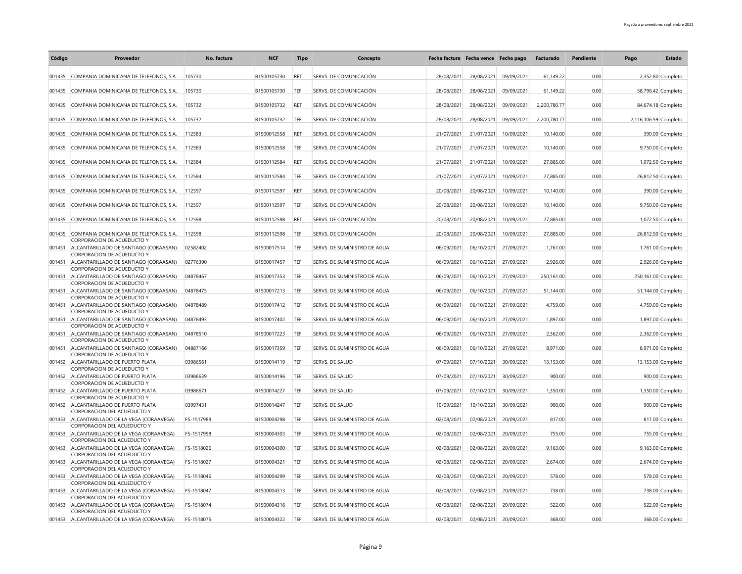| Código | Proveedor | No. factura | NCF | Tipo | Concepto | Fecha factura | Fecha vence | Fecha pago | Facturado | Pendiente | Pago | Estado |
|---|---|---|---|---|---|---|---|---|---|---|---|---|
| 001435 | COMPANIA DOMINICANA DE TELEFONOS, S.A. | 105730 | B1500105730 | RET | SERVS. DE COMUNICACIÓN | 28/08/2021 | 28/08/2021 | 09/09/2021 | 61,149.22 | 0.00 | 2,352.80 | Completo |
| 001435 | COMPANIA DOMINICANA DE TELEFONOS, S.A. | 105730 | B1500105730 | TEF | SERVS. DE COMUNICACIÓN | 28/08/2021 | 28/08/2021 | 09/09/2021 | 61,149.22 | 0.00 | 58,796.42 | Completo |
| 001435 | COMPANIA DOMINICANA DE TELEFONOS, S.A. | 105732 | B1500105732 | RET | SERVS. DE COMUNICACIÓN | 28/08/2021 | 28/08/2021 | 09/09/2021 | 2,200,780.77 | 0.00 | 84,674.18 | Completo |
| 001435 | COMPANIA DOMINICANA DE TELEFONOS, S.A. | 105732 | B1500105732 | TEF | SERVS. DE COMUNICACIÓN | 28/08/2021 | 28/08/2021 | 09/09/2021 | 2,200,780.77 | 0.00 | 2,116,106.59 | Completo |
| 001435 | COMPANIA DOMINICANA DE TELEFONOS, S.A. | 112583 | B1500012558 | RET | SERVS. DE COMUNICACIÓN | 21/07/2021 | 21/07/2021 | 10/09/2021 | 10,140.00 | 0.00 | 390.00 | Completo |
| 001435 | COMPANIA DOMINICANA DE TELEFONOS, S.A. | 112583 | B1500012558 | TEF | SERVS. DE COMUNICACIÓN | 21/07/2021 | 21/07/2021 | 10/09/2021 | 10,140.00 | 0.00 | 9,750.00 | Completo |
| 001435 | COMPANIA DOMINICANA DE TELEFONOS, S.A. | 112584 | B1500112584 | RET | SERVS. DE COMUNICACIÓN | 21/07/2021 | 21/07/2021 | 10/09/2021 | 27,885.00 | 0.00 | 1,072.50 | Completo |
| 001435 | COMPANIA DOMINICANA DE TELEFONOS, S.A. | 112584 | B1500112584 | TEF | SERVS. DE COMUNICACIÓN | 21/07/2021 | 21/07/2021 | 10/09/2021 | 27,885.00 | 0.00 | 26,812.50 | Completo |
| 001435 | COMPANIA DOMINICANA DE TELEFONOS, S.A. | 112597 | B1500112597 | RET | SERVS. DE COMUNICACIÓN | 20/08/2021 | 20/08/2021 | 10/09/2021 | 10,140.00 | 0.00 | 390.00 | Completo |
| 001435 | COMPANIA DOMINICANA DE TELEFONOS, S.A. | 112597 | B1500112597 | TEF | SERVS. DE COMUNICACIÓN | 20/08/2021 | 20/08/2021 | 10/09/2021 | 10,140.00 | 0.00 | 9,750.00 | Completo |
| 001435 | COMPANIA DOMINICANA DE TELEFONOS, S.A. | 112598 | B1500112598 | RET | SERVS. DE COMUNICACIÓN | 20/08/2021 | 20/08/2021 | 10/09/2021 | 27,885.00 | 0.00 | 1,072.50 | Completo |
| 001435 | COMPANIA DOMINICANA DE TELEFONOS, S.A. | 112598 | B1500112598 | TEF | SERVS. DE COMUNICACIÓN | 20/08/2021 | 20/08/2021 | 10/09/2021 | 27,885.00 | 0.00 | 26,812.50 | Completo |
| 001451 | CORPORACION DE ACUEDUCTO Y ALCANTARILLADO DE SANTIAGO (CORAASAN) | 02582402 | B1500017514 | TEF | SERVS. DE SUMINISTRO DE AGUA | 06/09/2021 | 06/10/2021 | 27/09/2021 | 1,761.00 | 0.00 | 1,761.00 | Completo |
| 001451 | CORPORACION DE ACUEDUCTO Y ALCANTARILLADO DE SANTIAGO (CORAASAN) | 02776390 | B1500017457 | TEF | SERVS. DE SUMINISTRO DE AGUA | 06/09/2021 | 06/10/2021 | 27/09/2021 | 2,926.00 | 0.00 | 2,926.00 | Completo |
| 001451 | CORPORACION DE ACUEDUCTO Y ALCANTARILLADO DE SANTIAGO (CORAASAN) | 04878467 | B1500017353 | TEF | SERVS. DE SUMINISTRO DE AGUA | 06/09/2021 | 06/10/2021 | 27/09/2021 | 250,161.00 | 0.00 | 250,161.00 | Completo |
| 001451 | CORPORACION DE ACUEDUCTO Y ALCANTARILLADO DE SANTIAGO (CORAASAN) | 04878475 | B1500017213 | TEF | SERVS. DE SUMINISTRO DE AGUA | 06/09/2021 | 06/10/2021 | 27/09/2021 | 51,144.00 | 0.00 | 51,144.00 | Completo |
| 001451 | CORPORACION DE ACUEDUCTO Y ALCANTARILLADO DE SANTIAGO (CORAASAN) | 04878489 | B1500017412 | TEF | SERVS. DE SUMINISTRO DE AGUA | 06/09/2021 | 06/10/2021 | 27/09/2021 | 4,759.00 | 0.00 | 4,759.00 | Completo |
| 001451 | CORPORACION DE ACUEDUCTO Y ALCANTARILLADO DE SANTIAGO (CORAASAN) | 04878493 | B1500017402 | TEF | SERVS. DE SUMINISTRO DE AGUA | 06/09/2021 | 06/10/2021 | 27/09/2021 | 1,897.00 | 0.00 | 1,897.00 | Completo |
| 001451 | CORPORACION DE ACUEDUCTO Y ALCANTARILLADO DE SANTIAGO (CORAASAN) | 04878510 | B1500017223 | TEF | SERVS. DE SUMINISTRO DE AGUA | 06/09/2021 | 06/10/2021 | 27/09/2021 | 2,362.00 | 0.00 | 2,362.00 | Completo |
| 001451 | CORPORACION DE ACUEDUCTO Y ALCANTARILLADO DE SANTIAGO (CORAASAN) | 04887166 | B1500017359 | TEF | SERVS. DE SUMINISTRO DE AGUA | 06/09/2021 | 06/10/2021 | 27/09/2021 | 8,971.00 | 0.00 | 8,971.00 | Completo |
| 001452 | CORPORACION DE ACUEDUCTO Y ALCANTARILLADO DE PUERTO PLATA | 03986561 | B1500014119 | TEF | SERVS. DE SALUD | 07/09/2021 | 07/10/2021 | 30/09/2021 | 13,153.00 | 0.00 | 13,153.00 | Completo |
| 001452 | CORPORACION DE ACUEDUCTO Y ALCANTARILLADO DE PUERTO PLATA | 03986639 | B1500014196 | TEF | SERVS. DE SALUD | 07/09/2021 | 07/10/2021 | 30/09/2021 | 900.00 | 0.00 | 900.00 | Completo |
| 001452 | CORPORACION DE ACUEDUCTO Y ALCANTARILLADO DE PUERTO PLATA | 03986671 | B1500014227 | TEF | SERVS. DE SALUD | 07/09/2021 | 07/10/2021 | 30/09/2021 | 1,350.00 | 0.00 | 1,350.00 | Completo |
| 001452 | CORPORACION DE ACUEDUCTO Y ALCANTARILLADO DE PUERTO PLATA | 03997431 | B1500014247 | TEF | SERVS. DE SALUD | 10/09/2021 | 10/10/2021 | 30/09/2021 | 900.00 | 0.00 | 900.00 | Completo |
| 001453 | CORPORACION DEL ACUEDUCTO Y ALCANTARILLADO DE LA VEGA (CORAAVEGA) | FS-1517988 | B1500004298 | TEF | SERVS. DE SUMINISTRO DE AGUA | 02/08/2021 | 02/08/2021 | 20/09/2021 | 817.00 | 0.00 | 817.00 | Completo |
| 001453 | CORPORACION DEL ACUEDUCTO Y ALCANTARILLADO DE LA VEGA (CORAAVEGA) | FS-1517998 | B1500004303 | TEF | SERVS. DE SUMINISTRO DE AGUA | 02/08/2021 | 02/08/2021 | 20/09/2021 | 755.00 | 0.00 | 755.00 | Completo |
| 001453 | CORPORACION DEL ACUEDUCTO Y ALCANTARILLADO DE LA VEGA (CORAAVEGA) | FS-1518026 | B1500004300 | TEF | SERVS. DE SUMINISTRO DE AGUA | 02/08/2021 | 02/08/2021 | 20/09/2021 | 9,163.00 | 0.00 | 9,163.00 | Completo |
| 001453 | CORPORACION DEL ACUEDUCTO Y ALCANTARILLADO DE LA VEGA (CORAAVEGA) | FS-1518027 | B1500004321 | TEF | SERVS. DE SUMINISTRO DE AGUA | 02/08/2021 | 02/08/2021 | 20/09/2021 | 2,674.00 | 0.00 | 2,674.00 | Completo |
| 001453 | CORPORACION DEL ACUEDUCTO Y ALCANTARILLADO DE LA VEGA (CORAAVEGA) | FS-1518046 | B1500004299 | TEF | SERVS. DE SUMINISTRO DE AGUA | 02/08/2021 | 02/08/2021 | 20/09/2021 | 578.00 | 0.00 | 578.00 | Completo |
| 001453 | CORPORACION DEL ACUEDUCTO Y ALCANTARILLADO DE LA VEGA (CORAAVEGA) | FS-1518047 | B1500004313 | TEF | SERVS. DE SUMINISTRO DE AGUA | 02/08/2021 | 02/08/2021 | 20/09/2021 | 738.00 | 0.00 | 738.00 | Completo |
| 001453 | CORPORACION DEL ACUEDUCTO Y ALCANTARILLADO DE LA VEGA (CORAAVEGA) | FS-1518074 | B1500004316 | TEF | SERVS. DE SUMINISTRO DE AGUA | 02/08/2021 | 02/08/2021 | 20/09/2021 | 522.00 | 0.00 | 522.00 | Completo |
| 001453 | CORPORACION DEL ACUEDUCTO Y ALCANTARILLADO DE LA VEGA (CORAAVEGA) | FS-1518075 | B1500004322 | TEF | SERVS. DE SUMINISTRO DE AGUA | 02/08/2021 | 02/08/2021 | 20/09/2021 | 368.00 | 0.00 | 368.00 | Completo |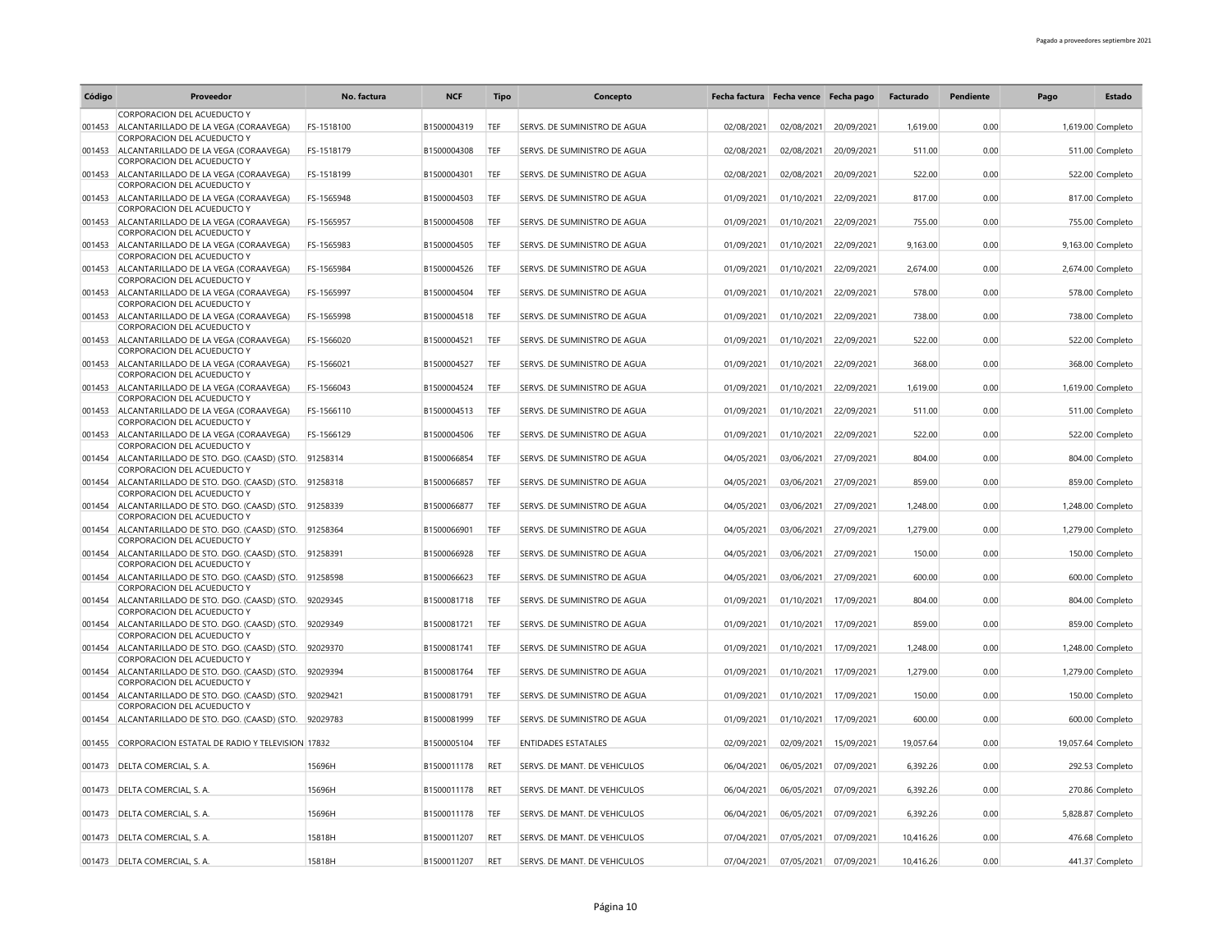| Código | Proveedor | No. factura | NCF | Tipo | Concepto | Fecha factura | Fecha vence | Fecha pago | Facturado | Pendiente | Pago | Estado |
|---|---|---|---|---|---|---|---|---|---|---|---|---|
| 001453 | CORPORACION DEL ACUEDUCTO Y ALCANTARILLADO DE LA VEGA (CORAAVEGA) | FS-1518100 | B1500004319 | TEF | SERVS. DE SUMINISTRO DE AGUA | 02/08/2021 | 02/08/2021 | 20/09/2021 | 1,619.00 | 0.00 | 1,619.00 | Completo |
| 001453 | CORPORACION DEL ACUEDUCTO Y ALCANTARILLADO DE LA VEGA (CORAAVEGA) | FS-1518179 | B1500004308 | TEF | SERVS. DE SUMINISTRO DE AGUA | 02/08/2021 | 02/08/2021 | 20/09/2021 | 511.00 | 0.00 | 511.00 | Completo |
| 001453 | CORPORACION DEL ACUEDUCTO Y ALCANTARILLADO DE LA VEGA (CORAAVEGA) | FS-1518199 | B1500004301 | TEF | SERVS. DE SUMINISTRO DE AGUA | 02/08/2021 | 02/08/2021 | 20/09/2021 | 522.00 | 0.00 | 522.00 | Completo |
| 001453 | CORPORACION DEL ACUEDUCTO Y ALCANTARILLADO DE LA VEGA (CORAAVEGA) | FS-1565948 | B1500004503 | TEF | SERVS. DE SUMINISTRO DE AGUA | 01/09/2021 | 01/10/2021 | 22/09/2021 | 817.00 | 0.00 | 817.00 | Completo |
| 001453 | CORPORACION DEL ACUEDUCTO Y ALCANTARILLADO DE LA VEGA (CORAAVEGA) | FS-1565957 | B1500004508 | TEF | SERVS. DE SUMINISTRO DE AGUA | 01/09/2021 | 01/10/2021 | 22/09/2021 | 755.00 | 0.00 | 755.00 | Completo |
| 001453 | CORPORACION DEL ACUEDUCTO Y ALCANTARILLADO DE LA VEGA (CORAAVEGA) | FS-1565983 | B1500004505 | TEF | SERVS. DE SUMINISTRO DE AGUA | 01/09/2021 | 01/10/2021 | 22/09/2021 | 9,163.00 | 0.00 | 9,163.00 | Completo |
| 001453 | CORPORACION DEL ACUEDUCTO Y ALCANTARILLADO DE LA VEGA (CORAAVEGA) | FS-1565984 | B1500004526 | TEF | SERVS. DE SUMINISTRO DE AGUA | 01/09/2021 | 01/10/2021 | 22/09/2021 | 2,674.00 | 0.00 | 2,674.00 | Completo |
| 001453 | CORPORACION DEL ACUEDUCTO Y ALCANTARILLADO DE LA VEGA (CORAAVEGA) | FS-1565997 | B1500004504 | TEF | SERVS. DE SUMINISTRO DE AGUA | 01/09/2021 | 01/10/2021 | 22/09/2021 | 578.00 | 0.00 | 578.00 | Completo |
| 001453 | CORPORACION DEL ACUEDUCTO Y ALCANTARILLADO DE LA VEGA (CORAAVEGA) | FS-1565998 | B1500004518 | TEF | SERVS. DE SUMINISTRO DE AGUA | 01/09/2021 | 01/10/2021 | 22/09/2021 | 738.00 | 0.00 | 738.00 | Completo |
| 001453 | CORPORACION DEL ACUEDUCTO Y ALCANTARILLADO DE LA VEGA (CORAAVEGA) | FS-1566020 | B1500004521 | TEF | SERVS. DE SUMINISTRO DE AGUA | 01/09/2021 | 01/10/2021 | 22/09/2021 | 522.00 | 0.00 | 522.00 | Completo |
| 001453 | CORPORACION DEL ACUEDUCTO Y ALCANTARILLADO DE LA VEGA (CORAAVEGA) | FS-1566021 | B1500004527 | TEF | SERVS. DE SUMINISTRO DE AGUA | 01/09/2021 | 01/10/2021 | 22/09/2021 | 368.00 | 0.00 | 368.00 | Completo |
| 001453 | CORPORACION DEL ACUEDUCTO Y ALCANTARILLADO DE LA VEGA (CORAAVEGA) | FS-1566043 | B1500004524 | TEF | SERVS. DE SUMINISTRO DE AGUA | 01/09/2021 | 01/10/2021 | 22/09/2021 | 1,619.00 | 0.00 | 1,619.00 | Completo |
| 001453 | CORPORACION DEL ACUEDUCTO Y ALCANTARILLADO DE LA VEGA (CORAAVEGA) | FS-1566110 | B1500004513 | TEF | SERVS. DE SUMINISTRO DE AGUA | 01/09/2021 | 01/10/2021 | 22/09/2021 | 511.00 | 0.00 | 511.00 | Completo |
| 001453 | CORPORACION DEL ACUEDUCTO Y ALCANTARILLADO DE LA VEGA (CORAAVEGA) | FS-1566129 | B1500004506 | TEF | SERVS. DE SUMINISTRO DE AGUA | 01/09/2021 | 01/10/2021 | 22/09/2021 | 522.00 | 0.00 | 522.00 | Completo |
| 001454 | CORPORACION DEL ACUEDUCTO Y ALCANTARILLADO DE STO. DGO. (CAASD) (STO. | 91258314 | B1500066854 | TEF | SERVS. DE SUMINISTRO DE AGUA | 04/05/2021 | 03/06/2021 | 27/09/2021 | 804.00 | 0.00 | 804.00 | Completo |
| 001454 | CORPORACION DEL ACUEDUCTO Y ALCANTARILLADO DE STO. DGO. (CAASD) (STO. | 91258318 | B1500066857 | TEF | SERVS. DE SUMINISTRO DE AGUA | 04/05/2021 | 03/06/2021 | 27/09/2021 | 859.00 | 0.00 | 859.00 | Completo |
| 001454 | CORPORACION DEL ACUEDUCTO Y ALCANTARILLADO DE STO. DGO. (CAASD) (STO. | 91258339 | B1500066877 | TEF | SERVS. DE SUMINISTRO DE AGUA | 04/05/2021 | 03/06/2021 | 27/09/2021 | 1,248.00 | 0.00 | 1,248.00 | Completo |
| 001454 | CORPORACION DEL ACUEDUCTO Y ALCANTARILLADO DE STO. DGO. (CAASD) (STO. | 91258364 | B1500066901 | TEF | SERVS. DE SUMINISTRO DE AGUA | 04/05/2021 | 03/06/2021 | 27/09/2021 | 1,279.00 | 0.00 | 1,279.00 | Completo |
| 001454 | CORPORACION DEL ACUEDUCTO Y ALCANTARILLADO DE STO. DGO. (CAASD) (STO. | 91258391 | B1500066928 | TEF | SERVS. DE SUMINISTRO DE AGUA | 04/05/2021 | 03/06/2021 | 27/09/2021 | 150.00 | 0.00 | 150.00 | Completo |
| 001454 | CORPORACION DEL ACUEDUCTO Y ALCANTARILLADO DE STO. DGO. (CAASD) (STO. | 91258598 | B1500066623 | TEF | SERVS. DE SUMINISTRO DE AGUA | 04/05/2021 | 03/06/2021 | 27/09/2021 | 600.00 | 0.00 | 600.00 | Completo |
| 001454 | CORPORACION DEL ACUEDUCTO Y ALCANTARILLADO DE STO. DGO. (CAASD) (STO. | 92029345 | B1500081718 | TEF | SERVS. DE SUMINISTRO DE AGUA | 01/09/2021 | 01/10/2021 | 17/09/2021 | 804.00 | 0.00 | 804.00 | Completo |
| 001454 | CORPORACION DEL ACUEDUCTO Y ALCANTARILLADO DE STO. DGO. (CAASD) (STO. | 92029349 | B1500081721 | TEF | SERVS. DE SUMINISTRO DE AGUA | 01/09/2021 | 01/10/2021 | 17/09/2021 | 859.00 | 0.00 | 859.00 | Completo |
| 001454 | CORPORACION DEL ACUEDUCTO Y ALCANTARILLADO DE STO. DGO. (CAASD) (STO. | 92029370 | B1500081741 | TEF | SERVS. DE SUMINISTRO DE AGUA | 01/09/2021 | 01/10/2021 | 17/09/2021 | 1,248.00 | 0.00 | 1,248.00 | Completo |
| 001454 | CORPORACION DEL ACUEDUCTO Y ALCANTARILLADO DE STO. DGO. (CAASD) (STO. | 92029394 | B1500081764 | TEF | SERVS. DE SUMINISTRO DE AGUA | 01/09/2021 | 01/10/2021 | 17/09/2021 | 1,279.00 | 0.00 | 1,279.00 | Completo |
| 001454 | CORPORACION DEL ACUEDUCTO Y ALCANTARILLADO DE STO. DGO. (CAASD) (STO. | 92029421 | B1500081791 | TEF | SERVS. DE SUMINISTRO DE AGUA | 01/09/2021 | 01/10/2021 | 17/09/2021 | 150.00 | 0.00 | 150.00 | Completo |
| 001454 | CORPORACION DEL ACUEDUCTO Y ALCANTARILLADO DE STO. DGO. (CAASD) (STO. | 92029783 | B1500081999 | TEF | SERVS. DE SUMINISTRO DE AGUA | 01/09/2021 | 01/10/2021 | 17/09/2021 | 600.00 | 0.00 | 600.00 | Completo |
| 001455 | CORPORACION ESTATAL DE RADIO Y TELEVISION | 17832 | B1500005104 | TEF | ENTIDADES ESTATALES | 02/09/2021 | 02/09/2021 | 15/09/2021 | 19,057.64 | 0.00 | 19,057.64 | Completo |
| 001473 | DELTA COMERCIAL, S. A. | 15696H | B1500011178 | RET | SERVS. DE MANT. DE VEHICULOS | 06/04/2021 | 06/05/2021 | 07/09/2021 | 6,392.26 | 0.00 | 292.53 | Completo |
| 001473 | DELTA COMERCIAL, S. A. | 15696H | B1500011178 | RET | SERVS. DE MANT. DE VEHICULOS | 06/04/2021 | 06/05/2021 | 07/09/2021 | 6,392.26 | 0.00 | 270.86 | Completo |
| 001473 | DELTA COMERCIAL, S. A. | 15696H | B1500011178 | TEF | SERVS. DE MANT. DE VEHICULOS | 06/04/2021 | 06/05/2021 | 07/09/2021 | 6,392.26 | 0.00 | 5,828.87 | Completo |
| 001473 | DELTA COMERCIAL, S. A. | 15818H | B1500011207 | RET | SERVS. DE MANT. DE VEHICULOS | 07/04/2021 | 07/05/2021 | 07/09/2021 | 10,416.26 | 0.00 | 476.68 | Completo |
| 001473 | DELTA COMERCIAL, S. A. | 15818H | B1500011207 | RET | SERVS. DE MANT. DE VEHICULOS | 07/04/2021 | 07/05/2021 | 07/09/2021 | 10,416.26 | 0.00 | 441.37 | Completo |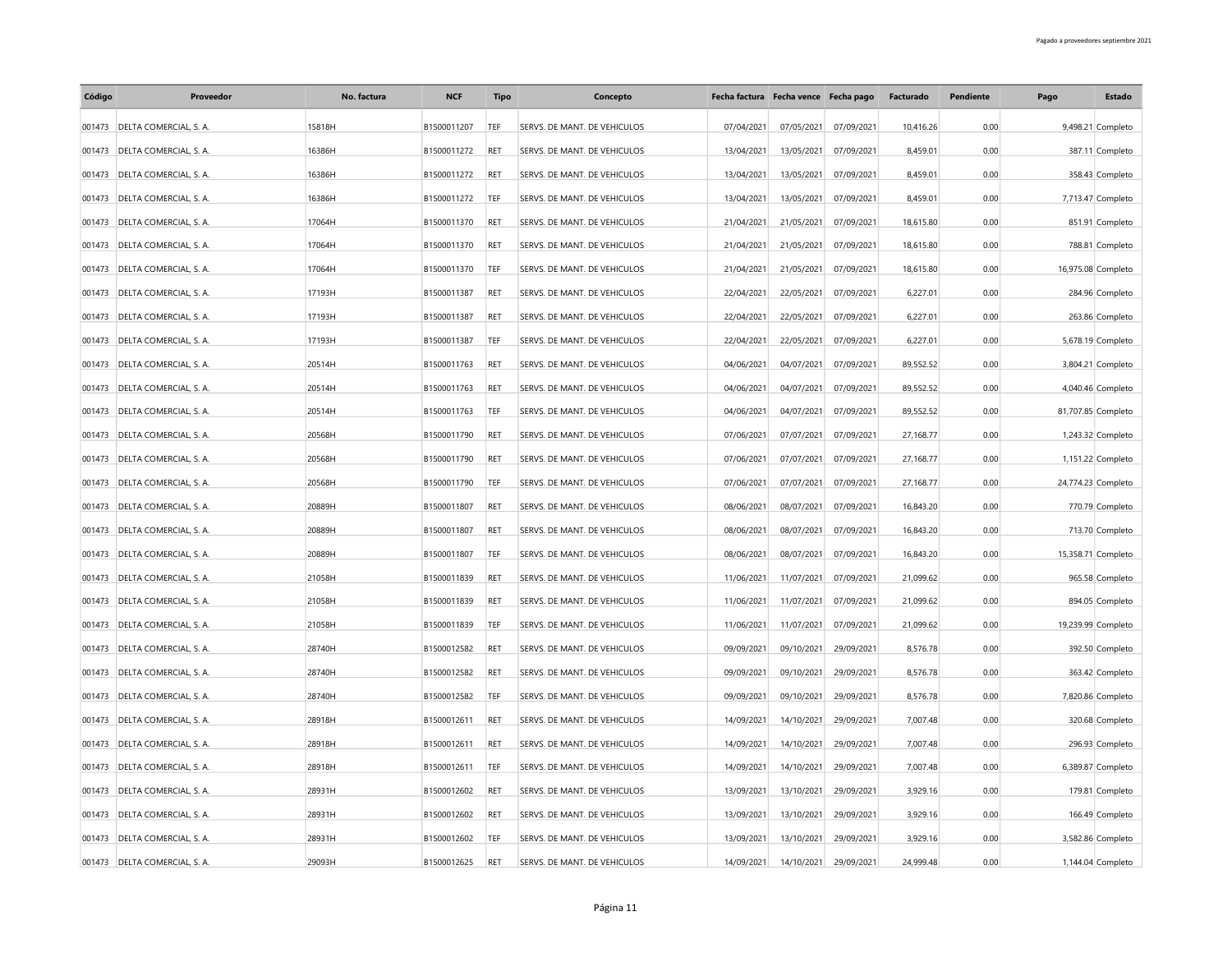| Código | Proveedor | No. factura | NCF | Tipo | Concepto | Fecha factura | Fecha vence | Fecha pago | Facturado | Pendiente | Pago | Estado |
|---|---|---|---|---|---|---|---|---|---|---|---|---|
| 001473 | DELTA COMERCIAL, S. A. | 15818H | B1500011207 | TEF | SERVS. DE MANT. DE VEHICULOS | 07/04/2021 | 07/05/2021 | 07/09/2021 | 10,416.26 | 0.00 | 9,498.21 | Completo |
| 001473 | DELTA COMERCIAL, S. A. | 16386H | B1500011272 | RET | SERVS. DE MANT. DE VEHICULOS | 13/04/2021 | 13/05/2021 | 07/09/2021 | 8,459.01 | 0.00 | 387.11 | Completo |
| 001473 | DELTA COMERCIAL, S. A. | 16386H | B1500011272 | RET | SERVS. DE MANT. DE VEHICULOS | 13/04/2021 | 13/05/2021 | 07/09/2021 | 8,459.01 | 0.00 | 358.43 | Completo |
| 001473 | DELTA COMERCIAL, S. A. | 16386H | B1500011272 | TEF | SERVS. DE MANT. DE VEHICULOS | 13/04/2021 | 13/05/2021 | 07/09/2021 | 8,459.01 | 0.00 | 7,713.47 | Completo |
| 001473 | DELTA COMERCIAL, S. A. | 17064H | B1500011370 | RET | SERVS. DE MANT. DE VEHICULOS | 21/04/2021 | 21/05/2021 | 07/09/2021 | 18,615.80 | 0.00 | 851.91 | Completo |
| 001473 | DELTA COMERCIAL, S. A. | 17064H | B1500011370 | RET | SERVS. DE MANT. DE VEHICULOS | 21/04/2021 | 21/05/2021 | 07/09/2021 | 18,615.80 | 0.00 | 788.81 | Completo |
| 001473 | DELTA COMERCIAL, S. A. | 17064H | B1500011370 | TEF | SERVS. DE MANT. DE VEHICULOS | 21/04/2021 | 21/05/2021 | 07/09/2021 | 18,615.80 | 0.00 | 16,975.08 | Completo |
| 001473 | DELTA COMERCIAL, S. A. | 17193H | B1500011387 | RET | SERVS. DE MANT. DE VEHICULOS | 22/04/2021 | 22/05/2021 | 07/09/2021 | 6,227.01 | 0.00 | 284.96 | Completo |
| 001473 | DELTA COMERCIAL, S. A. | 17193H | B1500011387 | RET | SERVS. DE MANT. DE VEHICULOS | 22/04/2021 | 22/05/2021 | 07/09/2021 | 6,227.01 | 0.00 | 263.86 | Completo |
| 001473 | DELTA COMERCIAL, S. A. | 17193H | B1500011387 | TEF | SERVS. DE MANT. DE VEHICULOS | 22/04/2021 | 22/05/2021 | 07/09/2021 | 6,227.01 | 0.00 | 5,678.19 | Completo |
| 001473 | DELTA COMERCIAL, S. A. | 20514H | B1500011763 | RET | SERVS. DE MANT. DE VEHICULOS | 04/06/2021 | 04/07/2021 | 07/09/2021 | 89,552.52 | 0.00 | 3,804.21 | Completo |
| 001473 | DELTA COMERCIAL, S. A. | 20514H | B1500011763 | RET | SERVS. DE MANT. DE VEHICULOS | 04/06/2021 | 04/07/2021 | 07/09/2021 | 89,552.52 | 0.00 | 4,040.46 | Completo |
| 001473 | DELTA COMERCIAL, S. A. | 20514H | B1500011763 | TEF | SERVS. DE MANT. DE VEHICULOS | 04/06/2021 | 04/07/2021 | 07/09/2021 | 89,552.52 | 0.00 | 81,707.85 | Completo |
| 001473 | DELTA COMERCIAL, S. A. | 20568H | B1500011790 | RET | SERVS. DE MANT. DE VEHICULOS | 07/06/2021 | 07/07/2021 | 07/09/2021 | 27,168.77 | 0.00 | 1,243.32 | Completo |
| 001473 | DELTA COMERCIAL, S. A. | 20568H | B1500011790 | RET | SERVS. DE MANT. DE VEHICULOS | 07/06/2021 | 07/07/2021 | 07/09/2021 | 27,168.77 | 0.00 | 1,151.22 | Completo |
| 001473 | DELTA COMERCIAL, S. A. | 20568H | B1500011790 | TEF | SERVS. DE MANT. DE VEHICULOS | 07/06/2021 | 07/07/2021 | 07/09/2021 | 27,168.77 | 0.00 | 24,774.23 | Completo |
| 001473 | DELTA COMERCIAL, S. A. | 20889H | B1500011807 | RET | SERVS. DE MANT. DE VEHICULOS | 08/06/2021 | 08/07/2021 | 07/09/2021 | 16,843.20 | 0.00 | 770.79 | Completo |
| 001473 | DELTA COMERCIAL, S. A. | 20889H | B1500011807 | RET | SERVS. DE MANT. DE VEHICULOS | 08/06/2021 | 08/07/2021 | 07/09/2021 | 16,843.20 | 0.00 | 713.70 | Completo |
| 001473 | DELTA COMERCIAL, S. A. | 20889H | B1500011807 | TEF | SERVS. DE MANT. DE VEHICULOS | 08/06/2021 | 08/07/2021 | 07/09/2021 | 16,843.20 | 0.00 | 15,358.71 | Completo |
| 001473 | DELTA COMERCIAL, S. A. | 21058H | B1500011839 | RET | SERVS. DE MANT. DE VEHICULOS | 11/06/2021 | 11/07/2021 | 07/09/2021 | 21,099.62 | 0.00 | 965.58 | Completo |
| 001473 | DELTA COMERCIAL, S. A. | 21058H | B1500011839 | RET | SERVS. DE MANT. DE VEHICULOS | 11/06/2021 | 11/07/2021 | 07/09/2021 | 21,099.62 | 0.00 | 894.05 | Completo |
| 001473 | DELTA COMERCIAL, S. A. | 21058H | B1500011839 | TEF | SERVS. DE MANT. DE VEHICULOS | 11/06/2021 | 11/07/2021 | 07/09/2021 | 21,099.62 | 0.00 | 19,239.99 | Completo |
| 001473 | DELTA COMERCIAL, S. A. | 28740H | B1500012582 | RET | SERVS. DE MANT. DE VEHICULOS | 09/09/2021 | 09/10/2021 | 29/09/2021 | 8,576.78 | 0.00 | 392.50 | Completo |
| 001473 | DELTA COMERCIAL, S. A. | 28740H | B1500012582 | RET | SERVS. DE MANT. DE VEHICULOS | 09/09/2021 | 09/10/2021 | 29/09/2021 | 8,576.78 | 0.00 | 363.42 | Completo |
| 001473 | DELTA COMERCIAL, S. A. | 28740H | B1500012582 | TEF | SERVS. DE MANT. DE VEHICULOS | 09/09/2021 | 09/10/2021 | 29/09/2021 | 8,576.78 | 0.00 | 7,820.86 | Completo |
| 001473 | DELTA COMERCIAL, S. A. | 28918H | B1500012611 | RET | SERVS. DE MANT. DE VEHICULOS | 14/09/2021 | 14/10/2021 | 29/09/2021 | 7,007.48 | 0.00 | 320.68 | Completo |
| 001473 | DELTA COMERCIAL, S. A. | 28918H | B1500012611 | RET | SERVS. DE MANT. DE VEHICULOS | 14/09/2021 | 14/10/2021 | 29/09/2021 | 7,007.48 | 0.00 | 296.93 | Completo |
| 001473 | DELTA COMERCIAL, S. A. | 28918H | B1500012611 | TEF | SERVS. DE MANT. DE VEHICULOS | 14/09/2021 | 14/10/2021 | 29/09/2021 | 7,007.48 | 0.00 | 6,389.87 | Completo |
| 001473 | DELTA COMERCIAL, S. A. | 28931H | B1500012602 | RET | SERVS. DE MANT. DE VEHICULOS | 13/09/2021 | 13/10/2021 | 29/09/2021 | 3,929.16 | 0.00 | 179.81 | Completo |
| 001473 | DELTA COMERCIAL, S. A. | 28931H | B1500012602 | RET | SERVS. DE MANT. DE VEHICULOS | 13/09/2021 | 13/10/2021 | 29/09/2021 | 3,929.16 | 0.00 | 166.49 | Completo |
| 001473 | DELTA COMERCIAL, S. A. | 28931H | B1500012602 | TEF | SERVS. DE MANT. DE VEHICULOS | 13/09/2021 | 13/10/2021 | 29/09/2021 | 3,929.16 | 0.00 | 3,582.86 | Completo |
| 001473 | DELTA COMERCIAL, S. A. | 29093H | B1500012625 | RET | SERVS. DE MANT. DE VEHICULOS | 14/09/2021 | 14/10/2021 | 29/09/2021 | 24,999.48 | 0.00 | 1,144.04 | Completo |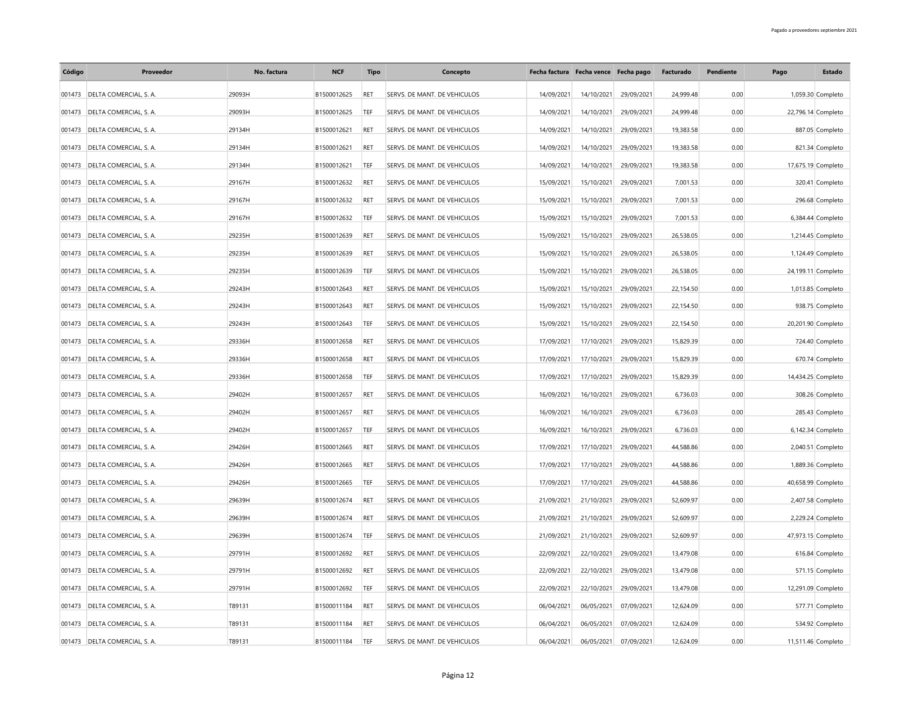| Código | Proveedor | No. factura | NCF | Tipo | Concepto | Fecha factura | Fecha vence | Fecha pago | Facturado | Pendiente | Pago | Estado |
|---|---|---|---|---|---|---|---|---|---|---|---|---|
| 001473 | DELTA COMERCIAL, S. A. | 29093H | B1500012625 | RET | SERVS. DE MANT. DE VEHICULOS | 14/09/2021 | 14/10/2021 | 29/09/2021 | 24,999.48 | 0.00 | 1,059.30 | Completo |
| 001473 | DELTA COMERCIAL, S. A. | 29093H | B1500012625 | TEF | SERVS. DE MANT. DE VEHICULOS | 14/09/2021 | 14/10/2021 | 29/09/2021 | 24,999.48 | 0.00 | 22,796.14 | Completo |
| 001473 | DELTA COMERCIAL, S. A. | 29134H | B1500012621 | RET | SERVS. DE MANT. DE VEHICULOS | 14/09/2021 | 14/10/2021 | 29/09/2021 | 19,383.58 | 0.00 | 887.05 | Completo |
| 001473 | DELTA COMERCIAL, S. A. | 29134H | B1500012621 | RET | SERVS. DE MANT. DE VEHICULOS | 14/09/2021 | 14/10/2021 | 29/09/2021 | 19,383.58 | 0.00 | 821.34 | Completo |
| 001473 | DELTA COMERCIAL, S. A. | 29134H | B1500012621 | TEF | SERVS. DE MANT. DE VEHICULOS | 14/09/2021 | 14/10/2021 | 29/09/2021 | 19,383.58 | 0.00 | 17,675.19 | Completo |
| 001473 | DELTA COMERCIAL, S. A. | 29167H | B1500012632 | RET | SERVS. DE MANT. DE VEHICULOS | 15/09/2021 | 15/10/2021 | 29/09/2021 | 7,001.53 | 0.00 | 320.41 | Completo |
| 001473 | DELTA COMERCIAL, S. A. | 29167H | B1500012632 | RET | SERVS. DE MANT. DE VEHICULOS | 15/09/2021 | 15/10/2021 | 29/09/2021 | 7,001.53 | 0.00 | 296.68 | Completo |
| 001473 | DELTA COMERCIAL, S. A. | 29167H | B1500012632 | TEF | SERVS. DE MANT. DE VEHICULOS | 15/09/2021 | 15/10/2021 | 29/09/2021 | 7,001.53 | 0.00 | 6,384.44 | Completo |
| 001473 | DELTA COMERCIAL, S. A. | 29235H | B1500012639 | RET | SERVS. DE MANT. DE VEHICULOS | 15/09/2021 | 15/10/2021 | 29/09/2021 | 26,538.05 | 0.00 | 1,214.45 | Completo |
| 001473 | DELTA COMERCIAL, S. A. | 29235H | B1500012639 | RET | SERVS. DE MANT. DE VEHICULOS | 15/09/2021 | 15/10/2021 | 29/09/2021 | 26,538.05 | 0.00 | 1,124.49 | Completo |
| 001473 | DELTA COMERCIAL, S. A. | 29235H | B1500012639 | TEF | SERVS. DE MANT. DE VEHICULOS | 15/09/2021 | 15/10/2021 | 29/09/2021 | 26,538.05 | 0.00 | 24,199.11 | Completo |
| 001473 | DELTA COMERCIAL, S. A. | 29243H | B1500012643 | RET | SERVS. DE MANT. DE VEHICULOS | 15/09/2021 | 15/10/2021 | 29/09/2021 | 22,154.50 | 0.00 | 1,013.85 | Completo |
| 001473 | DELTA COMERCIAL, S. A. | 29243H | B1500012643 | RET | SERVS. DE MANT. DE VEHICULOS | 15/09/2021 | 15/10/2021 | 29/09/2021 | 22,154.50 | 0.00 | 938.75 | Completo |
| 001473 | DELTA COMERCIAL, S. A. | 29243H | B1500012643 | TEF | SERVS. DE MANT. DE VEHICULOS | 15/09/2021 | 15/10/2021 | 29/09/2021 | 22,154.50 | 0.00 | 20,201.90 | Completo |
| 001473 | DELTA COMERCIAL, S. A. | 29336H | B1500012658 | RET | SERVS. DE MANT. DE VEHICULOS | 17/09/2021 | 17/10/2021 | 29/09/2021 | 15,829.39 | 0.00 | 724.40 | Completo |
| 001473 | DELTA COMERCIAL, S. A. | 29336H | B1500012658 | RET | SERVS. DE MANT. DE VEHICULOS | 17/09/2021 | 17/10/2021 | 29/09/2021 | 15,829.39 | 0.00 | 670.74 | Completo |
| 001473 | DELTA COMERCIAL, S. A. | 29336H | B1500012658 | TEF | SERVS. DE MANT. DE VEHICULOS | 17/09/2021 | 17/10/2021 | 29/09/2021 | 15,829.39 | 0.00 | 14,434.25 | Completo |
| 001473 | DELTA COMERCIAL, S. A. | 29402H | B1500012657 | RET | SERVS. DE MANT. DE VEHICULOS | 16/09/2021 | 16/10/2021 | 29/09/2021 | 6,736.03 | 0.00 | 308.26 | Completo |
| 001473 | DELTA COMERCIAL, S. A. | 29402H | B1500012657 | RET | SERVS. DE MANT. DE VEHICULOS | 16/09/2021 | 16/10/2021 | 29/09/2021 | 6,736.03 | 0.00 | 285.43 | Completo |
| 001473 | DELTA COMERCIAL, S. A. | 29402H | B1500012657 | TEF | SERVS. DE MANT. DE VEHICULOS | 16/09/2021 | 16/10/2021 | 29/09/2021 | 6,736.03 | 0.00 | 6,142.34 | Completo |
| 001473 | DELTA COMERCIAL, S. A. | 29426H | B1500012665 | RET | SERVS. DE MANT. DE VEHICULOS | 17/09/2021 | 17/10/2021 | 29/09/2021 | 44,588.86 | 0.00 | 2,040.51 | Completo |
| 001473 | DELTA COMERCIAL, S. A. | 29426H | B1500012665 | RET | SERVS. DE MANT. DE VEHICULOS | 17/09/2021 | 17/10/2021 | 29/09/2021 | 44,588.86 | 0.00 | 1,889.36 | Completo |
| 001473 | DELTA COMERCIAL, S. A. | 29426H | B1500012665 | TEF | SERVS. DE MANT. DE VEHICULOS | 17/09/2021 | 17/10/2021 | 29/09/2021 | 44,588.86 | 0.00 | 40,658.99 | Completo |
| 001473 | DELTA COMERCIAL, S. A. | 29639H | B1500012674 | RET | SERVS. DE MANT. DE VEHICULOS | 21/09/2021 | 21/10/2021 | 29/09/2021 | 52,609.97 | 0.00 | 2,407.58 | Completo |
| 001473 | DELTA COMERCIAL, S. A. | 29639H | B1500012674 | RET | SERVS. DE MANT. DE VEHICULOS | 21/09/2021 | 21/10/2021 | 29/09/2021 | 52,609.97 | 0.00 | 2,229.24 | Completo |
| 001473 | DELTA COMERCIAL, S. A. | 29639H | B1500012674 | TEF | SERVS. DE MANT. DE VEHICULOS | 21/09/2021 | 21/10/2021 | 29/09/2021 | 52,609.97 | 0.00 | 47,973.15 | Completo |
| 001473 | DELTA COMERCIAL, S. A. | 29791H | B1500012692 | RET | SERVS. DE MANT. DE VEHICULOS | 22/09/2021 | 22/10/2021 | 29/09/2021 | 13,479.08 | 0.00 | 616.84 | Completo |
| 001473 | DELTA COMERCIAL, S. A. | 29791H | B1500012692 | RET | SERVS. DE MANT. DE VEHICULOS | 22/09/2021 | 22/10/2021 | 29/09/2021 | 13,479.08 | 0.00 | 571.15 | Completo |
| 001473 | DELTA COMERCIAL, S. A. | 29791H | B1500012692 | TEF | SERVS. DE MANT. DE VEHICULOS | 22/09/2021 | 22/10/2021 | 29/09/2021 | 13,479.08 | 0.00 | 12,291.09 | Completo |
| 001473 | DELTA COMERCIAL, S. A. | T89131 | B1500011184 | RET | SERVS. DE MANT. DE VEHICULOS | 06/04/2021 | 06/05/2021 | 07/09/2021 | 12,624.09 | 0.00 | 577.71 | Completo |
| 001473 | DELTA COMERCIAL, S. A. | T89131 | B1500011184 | RET | SERVS. DE MANT. DE VEHICULOS | 06/04/2021 | 06/05/2021 | 07/09/2021 | 12,624.09 | 0.00 | 534.92 | Completo |
| 001473 | DELTA COMERCIAL, S. A. | T89131 | B1500011184 | TEF | SERVS. DE MANT. DE VEHICULOS | 06/04/2021 | 06/05/2021 | 07/09/2021 | 12,624.09 | 0.00 | 11,511.46 | Completo |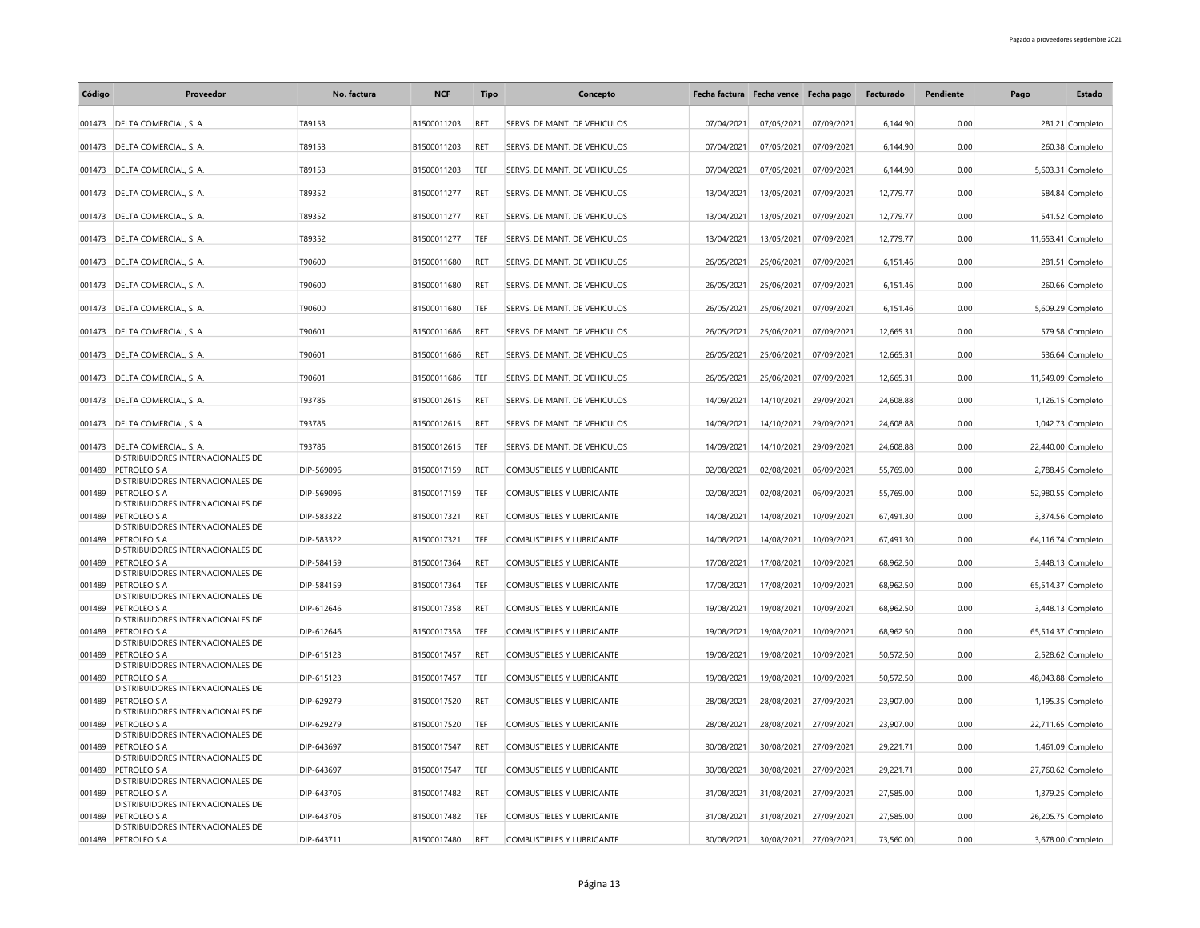| Código | Proveedor | No. factura | NCF | Tipo | Concepto | Fecha factura | Fecha vence | Fecha pago | Facturado | Pendiente | Pago | Estado |
|---|---|---|---|---|---|---|---|---|---|---|---|---|
| 001473 | DELTA COMERCIAL, S. A. | T89153 | B1500011203 | RET | SERVS. DE MANT. DE VEHICULOS | 07/04/2021 | 07/05/2021 | 07/09/2021 | 6,144.90 | 0.00 | 281.21 | Completo |
| 001473 | DELTA COMERCIAL, S. A. | T89153 | B1500011203 | RET | SERVS. DE MANT. DE VEHICULOS | 07/04/2021 | 07/05/2021 | 07/09/2021 | 6,144.90 | 0.00 | 260.38 | Completo |
| 001473 | DELTA COMERCIAL, S. A. | T89153 | B1500011203 | TEF | SERVS. DE MANT. DE VEHICULOS | 07/04/2021 | 07/05/2021 | 07/09/2021 | 6,144.90 | 0.00 | 5,603.31 | Completo |
| 001473 | DELTA COMERCIAL, S. A. | T89352 | B1500011277 | RET | SERVS. DE MANT. DE VEHICULOS | 13/04/2021 | 13/05/2021 | 07/09/2021 | 12,779.77 | 0.00 | 584.84 | Completo |
| 001473 | DELTA COMERCIAL, S. A. | T89352 | B1500011277 | RET | SERVS. DE MANT. DE VEHICULOS | 13/04/2021 | 13/05/2021 | 07/09/2021 | 12,779.77 | 0.00 | 541.52 | Completo |
| 001473 | DELTA COMERCIAL, S. A. | T89352 | B1500011277 | TEF | SERVS. DE MANT. DE VEHICULOS | 13/04/2021 | 13/05/2021 | 07/09/2021 | 12,779.77 | 0.00 | 11,653.41 | Completo |
| 001473 | DELTA COMERCIAL, S. A. | T90600 | B1500011680 | RET | SERVS. DE MANT. DE VEHICULOS | 26/05/2021 | 25/06/2021 | 07/09/2021 | 6,151.46 | 0.00 | 281.51 | Completo |
| 001473 | DELTA COMERCIAL, S. A. | T90600 | B1500011680 | RET | SERVS. DE MANT. DE VEHICULOS | 26/05/2021 | 25/06/2021 | 07/09/2021 | 6,151.46 | 0.00 | 260.66 | Completo |
| 001473 | DELTA COMERCIAL, S. A. | T90600 | B1500011680 | TEF | SERVS. DE MANT. DE VEHICULOS | 26/05/2021 | 25/06/2021 | 07/09/2021 | 6,151.46 | 0.00 | 5,609.29 | Completo |
| 001473 | DELTA COMERCIAL, S. A. | T90601 | B1500011686 | RET | SERVS. DE MANT. DE VEHICULOS | 26/05/2021 | 25/06/2021 | 07/09/2021 | 12,665.31 | 0.00 | 579.58 | Completo |
| 001473 | DELTA COMERCIAL, S. A. | T90601 | B1500011686 | RET | SERVS. DE MANT. DE VEHICULOS | 26/05/2021 | 25/06/2021 | 07/09/2021 | 12,665.31 | 0.00 | 536.64 | Completo |
| 001473 | DELTA COMERCIAL, S. A. | T90601 | B1500011686 | TEF | SERVS. DE MANT. DE VEHICULOS | 26/05/2021 | 25/06/2021 | 07/09/2021 | 12,665.31 | 0.00 | 11,549.09 | Completo |
| 001473 | DELTA COMERCIAL, S. A. | T93785 | B1500012615 | RET | SERVS. DE MANT. DE VEHICULOS | 14/09/2021 | 14/10/2021 | 29/09/2021 | 24,608.88 | 0.00 | 1,126.15 | Completo |
| 001473 | DELTA COMERCIAL, S. A. | T93785 | B1500012615 | RET | SERVS. DE MANT. DE VEHICULOS | 14/09/2021 | 14/10/2021 | 29/09/2021 | 24,608.88 | 0.00 | 1,042.73 | Completo |
| 001473 | DELTA COMERCIAL, S. A. | T93785 | B1500012615 | TEF | SERVS. DE MANT. DE VEHICULOS | 14/09/2021 | 14/10/2021 | 29/09/2021 | 24,608.88 | 0.00 | 22,440.00 | Completo |
| 001489 | DISTRIBUIDORES INTERNACIONALES DE PETROLEO S A | DIP-569096 | B1500017159 | RET | COMBUSTIBLES Y LUBRICANTE | 02/08/2021 | 02/08/2021 | 06/09/2021 | 55,769.00 | 0.00 | 2,788.45 | Completo |
| 001489 | DISTRIBUIDORES INTERNACIONALES DE PETROLEO S A | DIP-569096 | B1500017159 | TEF | COMBUSTIBLES Y LUBRICANTE | 02/08/2021 | 02/08/2021 | 06/09/2021 | 55,769.00 | 0.00 | 52,980.55 | Completo |
| 001489 | DISTRIBUIDORES INTERNACIONALES DE PETROLEO S A | DIP-583322 | B1500017321 | RET | COMBUSTIBLES Y LUBRICANTE | 14/08/2021 | 14/08/2021 | 10/09/2021 | 67,491.30 | 0.00 | 3,374.56 | Completo |
| 001489 | DISTRIBUIDORES INTERNACIONALES DE PETROLEO S A | DIP-583322 | B1500017321 | TEF | COMBUSTIBLES Y LUBRICANTE | 14/08/2021 | 14/08/2021 | 10/09/2021 | 67,491.30 | 0.00 | 64,116.74 | Completo |
| 001489 | DISTRIBUIDORES INTERNACIONALES DE PETROLEO S A | DIP-584159 | B1500017364 | RET | COMBUSTIBLES Y LUBRICANTE | 17/08/2021 | 17/08/2021 | 10/09/2021 | 68,962.50 | 0.00 | 3,448.13 | Completo |
| 001489 | DISTRIBUIDORES INTERNACIONALES DE PETROLEO S A | DIP-584159 | B1500017364 | TEF | COMBUSTIBLES Y LUBRICANTE | 17/08/2021 | 17/08/2021 | 10/09/2021 | 68,962.50 | 0.00 | 65,514.37 | Completo |
| 001489 | DISTRIBUIDORES INTERNACIONALES DE PETROLEO S A | DIP-612646 | B1500017358 | RET | COMBUSTIBLES Y LUBRICANTE | 19/08/2021 | 19/08/2021 | 10/09/2021 | 68,962.50 | 0.00 | 3,448.13 | Completo |
| 001489 | DISTRIBUIDORES INTERNACIONALES DE PETROLEO S A | DIP-612646 | B1500017358 | TEF | COMBUSTIBLES Y LUBRICANTE | 19/08/2021 | 19/08/2021 | 10/09/2021 | 68,962.50 | 0.00 | 65,514.37 | Completo |
| 001489 | DISTRIBUIDORES INTERNACIONALES DE PETROLEO S A | DIP-615123 | B1500017457 | RET | COMBUSTIBLES Y LUBRICANTE | 19/08/2021 | 19/08/2021 | 10/09/2021 | 50,572.50 | 0.00 | 2,528.62 | Completo |
| 001489 | DISTRIBUIDORES INTERNACIONALES DE PETROLEO S A | DIP-615123 | B1500017457 | TEF | COMBUSTIBLES Y LUBRICANTE | 19/08/2021 | 19/08/2021 | 10/09/2021 | 50,572.50 | 0.00 | 48,043.88 | Completo |
| 001489 | DISTRIBUIDORES INTERNACIONALES DE PETROLEO S A | DIP-629279 | B1500017520 | RET | COMBUSTIBLES Y LUBRICANTE | 28/08/2021 | 28/08/2021 | 27/09/2021 | 23,907.00 | 0.00 | 1,195.35 | Completo |
| 001489 | DISTRIBUIDORES INTERNACIONALES DE PETROLEO S A | DIP-629279 | B1500017520 | TEF | COMBUSTIBLES Y LUBRICANTE | 28/08/2021 | 28/08/2021 | 27/09/2021 | 23,907.00 | 0.00 | 22,711.65 | Completo |
| 001489 | DISTRIBUIDORES INTERNACIONALES DE PETROLEO S A | DIP-643697 | B1500017547 | RET | COMBUSTIBLES Y LUBRICANTE | 30/08/2021 | 30/08/2021 | 27/09/2021 | 29,221.71 | 0.00 | 1,461.09 | Completo |
| 001489 | DISTRIBUIDORES INTERNACIONALES DE PETROLEO S A | DIP-643697 | B1500017547 | TEF | COMBUSTIBLES Y LUBRICANTE | 30/08/2021 | 30/08/2021 | 27/09/2021 | 29,221.71 | 0.00 | 27,760.62 | Completo |
| 001489 | DISTRIBUIDORES INTERNACIONALES DE PETROLEO S A | DIP-643705 | B1500017482 | RET | COMBUSTIBLES Y LUBRICANTE | 31/08/2021 | 31/08/2021 | 27/09/2021 | 27,585.00 | 0.00 | 1,379.25 | Completo |
| 001489 | DISTRIBUIDORES INTERNACIONALES DE PETROLEO S A | DIP-643705 | B1500017482 | TEF | COMBUSTIBLES Y LUBRICANTE | 31/08/2021 | 31/08/2021 | 27/09/2021 | 27,585.00 | 0.00 | 26,205.75 | Completo |
| 001489 | DISTRIBUIDORES INTERNACIONALES DE PETROLEO S A | DIP-643711 | B1500017480 | RET | COMBUSTIBLES Y LUBRICANTE | 30/08/2021 | 30/08/2021 | 27/09/2021 | 73,560.00 | 0.00 | 3,678.00 | Completo |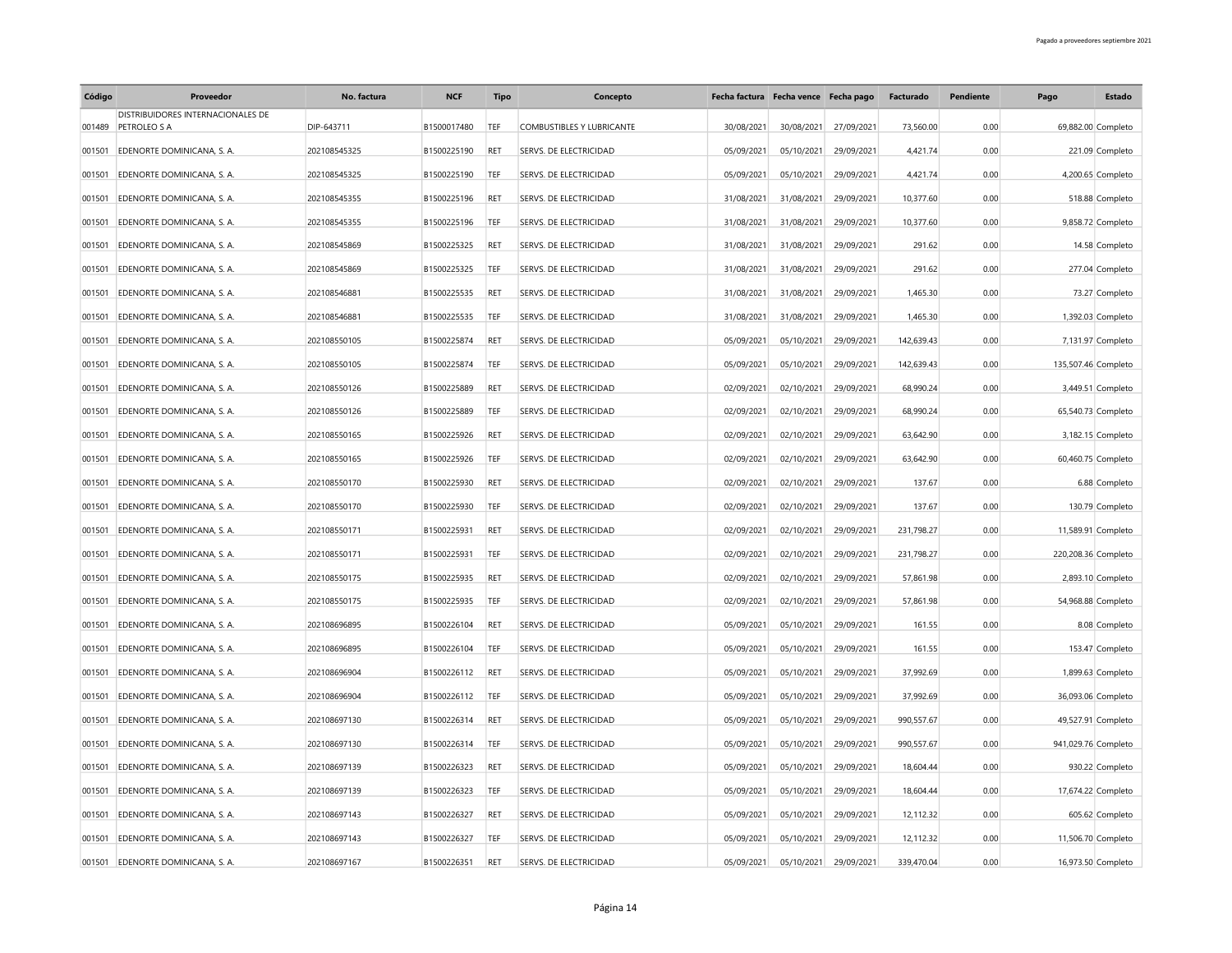| Código | Proveedor | No. factura | NCF | Tipo | Concepto | Fecha factura | Fecha vence | Fecha pago | Facturado | Pendiente | Pago | Estado |
|---|---|---|---|---|---|---|---|---|---|---|---|---|
| 001489 | DISTRIBUIDORES INTERNACIONALES DE PETROLEO S A | DIP-643711 | B1500017480 | TEF | COMBUSTIBLES Y LUBRICANTE | 30/08/2021 | 30/08/2021 | 27/09/2021 | 73,560.00 | 0.00 | 69,882.00 | Completo |
| 001501 | EDENORTE DOMINICANA, S. A. | 202108545325 | B1500225190 | RET | SERVS. DE ELECTRICIDAD | 05/09/2021 | 05/10/2021 | 29/09/2021 | 4,421.74 | 0.00 | 221.09 | Completo |
| 001501 | EDENORTE DOMINICANA, S. A. | 202108545325 | B1500225190 | TEF | SERVS. DE ELECTRICIDAD | 05/09/2021 | 05/10/2021 | 29/09/2021 | 4,421.74 | 0.00 | 4,200.65 | Completo |
| 001501 | EDENORTE DOMINICANA, S. A. | 202108545355 | B1500225196 | RET | SERVS. DE ELECTRICIDAD | 31/08/2021 | 31/08/2021 | 29/09/2021 | 10,377.60 | 0.00 | 518.88 | Completo |
| 001501 | EDENORTE DOMINICANA, S. A. | 202108545355 | B1500225196 | TEF | SERVS. DE ELECTRICIDAD | 31/08/2021 | 31/08/2021 | 29/09/2021 | 10,377.60 | 0.00 | 9,858.72 | Completo |
| 001501 | EDENORTE DOMINICANA, S. A. | 202108545869 | B1500225325 | RET | SERVS. DE ELECTRICIDAD | 31/08/2021 | 31/08/2021 | 29/09/2021 | 291.62 | 0.00 | 14.58 | Completo |
| 001501 | EDENORTE DOMINICANA, S. A. | 202108545869 | B1500225325 | TEF | SERVS. DE ELECTRICIDAD | 31/08/2021 | 31/08/2021 | 29/09/2021 | 291.62 | 0.00 | 277.04 | Completo |
| 001501 | EDENORTE DOMINICANA, S. A. | 202108546881 | B1500225535 | RET | SERVS. DE ELECTRICIDAD | 31/08/2021 | 31/08/2021 | 29/09/2021 | 1,465.30 | 0.00 | 73.27 | Completo |
| 001501 | EDENORTE DOMINICANA, S. A. | 202108546881 | B1500225535 | TEF | SERVS. DE ELECTRICIDAD | 31/08/2021 | 31/08/2021 | 29/09/2021 | 1,465.30 | 0.00 | 1,392.03 | Completo |
| 001501 | EDENORTE DOMINICANA, S. A. | 202108550105 | B1500225874 | RET | SERVS. DE ELECTRICIDAD | 05/09/2021 | 05/10/2021 | 29/09/2021 | 142,639.43 | 0.00 | 7,131.97 | Completo |
| 001501 | EDENORTE DOMINICANA, S. A. | 202108550105 | B1500225874 | TEF | SERVS. DE ELECTRICIDAD | 05/09/2021 | 05/10/2021 | 29/09/2021 | 142,639.43 | 0.00 | 135,507.46 | Completo |
| 001501 | EDENORTE DOMINICANA, S. A. | 202108550126 | B1500225889 | RET | SERVS. DE ELECTRICIDAD | 02/09/2021 | 02/10/2021 | 29/09/2021 | 68,990.24 | 0.00 | 3,449.51 | Completo |
| 001501 | EDENORTE DOMINICANA, S. A. | 202108550126 | B1500225889 | TEF | SERVS. DE ELECTRICIDAD | 02/09/2021 | 02/10/2021 | 29/09/2021 | 68,990.24 | 0.00 | 65,540.73 | Completo |
| 001501 | EDENORTE DOMINICANA, S. A. | 202108550165 | B1500225926 | RET | SERVS. DE ELECTRICIDAD | 02/09/2021 | 02/10/2021 | 29/09/2021 | 63,642.90 | 0.00 | 3,182.15 | Completo |
| 001501 | EDENORTE DOMINICANA, S. A. | 202108550165 | B1500225926 | TEF | SERVS. DE ELECTRICIDAD | 02/09/2021 | 02/10/2021 | 29/09/2021 | 63,642.90 | 0.00 | 60,460.75 | Completo |
| 001501 | EDENORTE DOMINICANA, S. A. | 202108550170 | B1500225930 | RET | SERVS. DE ELECTRICIDAD | 02/09/2021 | 02/10/2021 | 29/09/2021 | 137.67 | 0.00 | 6.88 | Completo |
| 001501 | EDENORTE DOMINICANA, S. A. | 202108550170 | B1500225930 | TEF | SERVS. DE ELECTRICIDAD | 02/09/2021 | 02/10/2021 | 29/09/2021 | 137.67 | 0.00 | 130.79 | Completo |
| 001501 | EDENORTE DOMINICANA, S. A. | 202108550171 | B1500225931 | RET | SERVS. DE ELECTRICIDAD | 02/09/2021 | 02/10/2021 | 29/09/2021 | 231,798.27 | 0.00 | 11,589.91 | Completo |
| 001501 | EDENORTE DOMINICANA, S. A. | 202108550171 | B1500225931 | TEF | SERVS. DE ELECTRICIDAD | 02/09/2021 | 02/10/2021 | 29/09/2021 | 231,798.27 | 0.00 | 220,208.36 | Completo |
| 001501 | EDENORTE DOMINICANA, S. A. | 202108550175 | B1500225935 | RET | SERVS. DE ELECTRICIDAD | 02/09/2021 | 02/10/2021 | 29/09/2021 | 57,861.98 | 0.00 | 2,893.10 | Completo |
| 001501 | EDENORTE DOMINICANA, S. A. | 202108550175 | B1500225935 | TEF | SERVS. DE ELECTRICIDAD | 02/09/2021 | 02/10/2021 | 29/09/2021 | 57,861.98 | 0.00 | 54,968.88 | Completo |
| 001501 | EDENORTE DOMINICANA, S. A. | 202108696895 | B1500226104 | RET | SERVS. DE ELECTRICIDAD | 05/09/2021 | 05/10/2021 | 29/09/2021 | 161.55 | 0.00 | 8.08 | Completo |
| 001501 | EDENORTE DOMINICANA, S. A. | 202108696895 | B1500226104 | TEF | SERVS. DE ELECTRICIDAD | 05/09/2021 | 05/10/2021 | 29/09/2021 | 161.55 | 0.00 | 153.47 | Completo |
| 001501 | EDENORTE DOMINICANA, S. A. | 202108696904 | B1500226112 | RET | SERVS. DE ELECTRICIDAD | 05/09/2021 | 05/10/2021 | 29/09/2021 | 37,992.69 | 0.00 | 1,899.63 | Completo |
| 001501 | EDENORTE DOMINICANA, S. A. | 202108696904 | B1500226112 | TEF | SERVS. DE ELECTRICIDAD | 05/09/2021 | 05/10/2021 | 29/09/2021 | 37,992.69 | 0.00 | 36,093.06 | Completo |
| 001501 | EDENORTE DOMINICANA, S. A. | 202108697130 | B1500226314 | RET | SERVS. DE ELECTRICIDAD | 05/09/2021 | 05/10/2021 | 29/09/2021 | 990,557.67 | 0.00 | 49,527.91 | Completo |
| 001501 | EDENORTE DOMINICANA, S. A. | 202108697130 | B1500226314 | TEF | SERVS. DE ELECTRICIDAD | 05/09/2021 | 05/10/2021 | 29/09/2021 | 990,557.67 | 0.00 | 941,029.76 | Completo |
| 001501 | EDENORTE DOMINICANA, S. A. | 202108697139 | B1500226323 | RET | SERVS. DE ELECTRICIDAD | 05/09/2021 | 05/10/2021 | 29/09/2021 | 18,604.44 | 0.00 | 930.22 | Completo |
| 001501 | EDENORTE DOMINICANA, S. A. | 202108697139 | B1500226323 | TEF | SERVS. DE ELECTRICIDAD | 05/09/2021 | 05/10/2021 | 29/09/2021 | 18,604.44 | 0.00 | 17,674.22 | Completo |
| 001501 | EDENORTE DOMINICANA, S. A. | 202108697143 | B1500226327 | RET | SERVS. DE ELECTRICIDAD | 05/09/2021 | 05/10/2021 | 29/09/2021 | 12,112.32 | 0.00 | 605.62 | Completo |
| 001501 | EDENORTE DOMINICANA, S. A. | 202108697143 | B1500226327 | TEF | SERVS. DE ELECTRICIDAD | 05/09/2021 | 05/10/2021 | 29/09/2021 | 12,112.32 | 0.00 | 11,506.70 | Completo |
| 001501 | EDENORTE DOMINICANA, S. A. | 202108697167 | B1500226351 | RET | SERVS. DE ELECTRICIDAD | 05/09/2021 | 05/10/2021 | 29/09/2021 | 339,470.04 | 0.00 | 16,973.50 | Completo |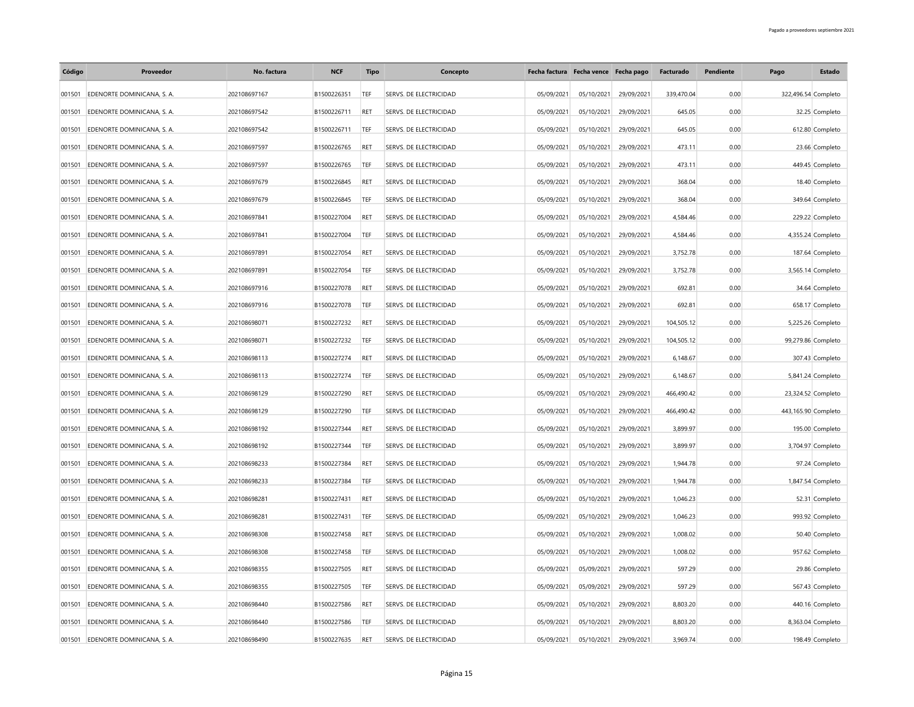| Código | Proveedor | No. factura | NCF | Tipo | Concepto | Fecha factura | Fecha vence | Fecha pago | Facturado | Pendiente | Pago | Estado |
|---|---|---|---|---|---|---|---|---|---|---|---|---|
| 001501 | EDENORTE DOMINICANA, S. A. | 202108697167 | B1500226351 | TEF | SERVS. DE ELECTRICIDAD | 05/09/2021 | 05/10/2021 | 29/09/2021 | 339,470.04 | 0.00 | 322,496.54 | Completo |
| 001501 | EDENORTE DOMINICANA, S. A. | 202108697542 | B1500226711 | RET | SERVS. DE ELECTRICIDAD | 05/09/2021 | 05/10/2021 | 29/09/2021 | 645.05 | 0.00 | 32.25 | Completo |
| 001501 | EDENORTE DOMINICANA, S. A. | 202108697542 | B1500226711 | TEF | SERVS. DE ELECTRICIDAD | 05/09/2021 | 05/10/2021 | 29/09/2021 | 645.05 | 0.00 | 612.80 | Completo |
| 001501 | EDENORTE DOMINICANA, S. A. | 202108697597 | B1500226765 | RET | SERVS. DE ELECTRICIDAD | 05/09/2021 | 05/10/2021 | 29/09/2021 | 473.11 | 0.00 | 23.66 | Completo |
| 001501 | EDENORTE DOMINICANA, S. A. | 202108697597 | B1500226765 | TEF | SERVS. DE ELECTRICIDAD | 05/09/2021 | 05/10/2021 | 29/09/2021 | 473.11 | 0.00 | 449.45 | Completo |
| 001501 | EDENORTE DOMINICANA, S. A. | 202108697679 | B1500226845 | RET | SERVS. DE ELECTRICIDAD | 05/09/2021 | 05/10/2021 | 29/09/2021 | 368.04 | 0.00 | 18.40 | Completo |
| 001501 | EDENORTE DOMINICANA, S. A. | 202108697679 | B1500226845 | TEF | SERVS. DE ELECTRICIDAD | 05/09/2021 | 05/10/2021 | 29/09/2021 | 368.04 | 0.00 | 349.64 | Completo |
| 001501 | EDENORTE DOMINICANA, S. A. | 202108697841 | B1500227004 | RET | SERVS. DE ELECTRICIDAD | 05/09/2021 | 05/10/2021 | 29/09/2021 | 4,584.46 | 0.00 | 229.22 | Completo |
| 001501 | EDENORTE DOMINICANA, S. A. | 202108697841 | B1500227004 | TEF | SERVS. DE ELECTRICIDAD | 05/09/2021 | 05/10/2021 | 29/09/2021 | 4,584.46 | 0.00 | 4,355.24 | Completo |
| 001501 | EDENORTE DOMINICANA, S. A. | 202108697891 | B1500227054 | RET | SERVS. DE ELECTRICIDAD | 05/09/2021 | 05/10/2021 | 29/09/2021 | 3,752.78 | 0.00 | 187.64 | Completo |
| 001501 | EDENORTE DOMINICANA, S. A. | 202108697891 | B1500227054 | TEF | SERVS. DE ELECTRICIDAD | 05/09/2021 | 05/10/2021 | 29/09/2021 | 3,752.78 | 0.00 | 3,565.14 | Completo |
| 001501 | EDENORTE DOMINICANA, S. A. | 202108697916 | B1500227078 | RET | SERVS. DE ELECTRICIDAD | 05/09/2021 | 05/10/2021 | 29/09/2021 | 692.81 | 0.00 | 34.64 | Completo |
| 001501 | EDENORTE DOMINICANA, S. A. | 202108697916 | B1500227078 | TEF | SERVS. DE ELECTRICIDAD | 05/09/2021 | 05/10/2021 | 29/09/2021 | 692.81 | 0.00 | 658.17 | Completo |
| 001501 | EDENORTE DOMINICANA, S. A. | 202108698071 | B1500227232 | RET | SERVS. DE ELECTRICIDAD | 05/09/2021 | 05/10/2021 | 29/09/2021 | 104,505.12 | 0.00 | 5,225.26 | Completo |
| 001501 | EDENORTE DOMINICANA, S. A. | 202108698071 | B1500227232 | TEF | SERVS. DE ELECTRICIDAD | 05/09/2021 | 05/10/2021 | 29/09/2021 | 104,505.12 | 0.00 | 99,279.86 | Completo |
| 001501 | EDENORTE DOMINICANA, S. A. | 202108698113 | B1500227274 | RET | SERVS. DE ELECTRICIDAD | 05/09/2021 | 05/10/2021 | 29/09/2021 | 6,148.67 | 0.00 | 307.43 | Completo |
| 001501 | EDENORTE DOMINICANA, S. A. | 202108698113 | B1500227274 | TEF | SERVS. DE ELECTRICIDAD | 05/09/2021 | 05/10/2021 | 29/09/2021 | 6,148.67 | 0.00 | 5,841.24 | Completo |
| 001501 | EDENORTE DOMINICANA, S. A. | 202108698129 | B1500227290 | RET | SERVS. DE ELECTRICIDAD | 05/09/2021 | 05/10/2021 | 29/09/2021 | 466,490.42 | 0.00 | 23,324.52 | Completo |
| 001501 | EDENORTE DOMINICANA, S. A. | 202108698129 | B1500227290 | TEF | SERVS. DE ELECTRICIDAD | 05/09/2021 | 05/10/2021 | 29/09/2021 | 466,490.42 | 0.00 | 443,165.90 | Completo |
| 001501 | EDENORTE DOMINICANA, S. A. | 202108698192 | B1500227344 | RET | SERVS. DE ELECTRICIDAD | 05/09/2021 | 05/10/2021 | 29/09/2021 | 3,899.97 | 0.00 | 195.00 | Completo |
| 001501 | EDENORTE DOMINICANA, S. A. | 202108698192 | B1500227344 | TEF | SERVS. DE ELECTRICIDAD | 05/09/2021 | 05/10/2021 | 29/09/2021 | 3,899.97 | 0.00 | 3,704.97 | Completo |
| 001501 | EDENORTE DOMINICANA, S. A. | 202108698233 | B1500227384 | RET | SERVS. DE ELECTRICIDAD | 05/09/2021 | 05/10/2021 | 29/09/2021 | 1,944.78 | 0.00 | 97.24 | Completo |
| 001501 | EDENORTE DOMINICANA, S. A. | 202108698233 | B1500227384 | TEF | SERVS. DE ELECTRICIDAD | 05/09/2021 | 05/10/2021 | 29/09/2021 | 1,944.78 | 0.00 | 1,847.54 | Completo |
| 001501 | EDENORTE DOMINICANA, S. A. | 202108698281 | B1500227431 | RET | SERVS. DE ELECTRICIDAD | 05/09/2021 | 05/10/2021 | 29/09/2021 | 1,046.23 | 0.00 | 52.31 | Completo |
| 001501 | EDENORTE DOMINICANA, S. A. | 202108698281 | B1500227431 | TEF | SERVS. DE ELECTRICIDAD | 05/09/2021 | 05/10/2021 | 29/09/2021 | 1,046.23 | 0.00 | 993.92 | Completo |
| 001501 | EDENORTE DOMINICANA, S. A. | 202108698308 | B1500227458 | RET | SERVS. DE ELECTRICIDAD | 05/09/2021 | 05/10/2021 | 29/09/2021 | 1,008.02 | 0.00 | 50.40 | Completo |
| 001501 | EDENORTE DOMINICANA, S. A. | 202108698308 | B1500227458 | TEF | SERVS. DE ELECTRICIDAD | 05/09/2021 | 05/10/2021 | 29/09/2021 | 1,008.02 | 0.00 | 957.62 | Completo |
| 001501 | EDENORTE DOMINICANA, S. A. | 202108698355 | B1500227505 | RET | SERVS. DE ELECTRICIDAD | 05/09/2021 | 05/09/2021 | 29/09/2021 | 597.29 | 0.00 | 29.86 | Completo |
| 001501 | EDENORTE DOMINICANA, S. A. | 202108698355 | B1500227505 | TEF | SERVS. DE ELECTRICIDAD | 05/09/2021 | 05/09/2021 | 29/09/2021 | 597.29 | 0.00 | 567.43 | Completo |
| 001501 | EDENORTE DOMINICANA, S. A. | 202108698440 | B1500227586 | RET | SERVS. DE ELECTRICIDAD | 05/09/2021 | 05/10/2021 | 29/09/2021 | 8,803.20 | 0.00 | 440.16 | Completo |
| 001501 | EDENORTE DOMINICANA, S. A. | 202108698440 | B1500227586 | TEF | SERVS. DE ELECTRICIDAD | 05/09/2021 | 05/10/2021 | 29/09/2021 | 8,803.20 | 0.00 | 8,363.04 | Completo |
| 001501 | EDENORTE DOMINICANA, S. A. | 202108698490 | B1500227635 | RET | SERVS. DE ELECTRICIDAD | 05/09/2021 | 05/10/2021 | 29/09/2021 | 3,969.74 | 0.00 | 198.49 | Completo |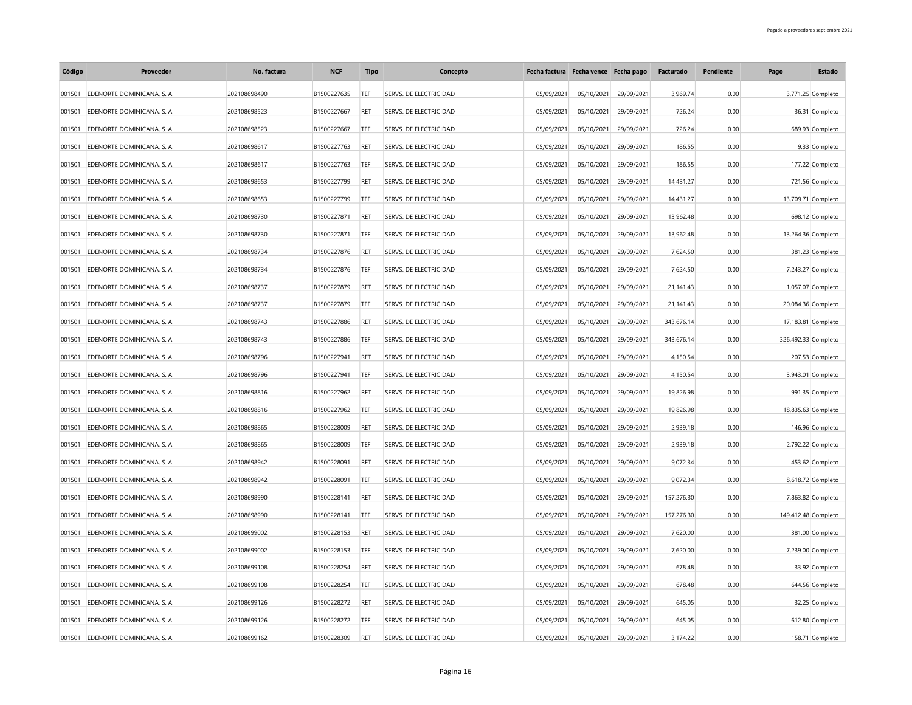| Código | Proveedor | No. factura | NCF | Tipo | Concepto | Fecha factura | Fecha vence | Fecha pago | Facturado | Pendiente | Pago | Estado |
|---|---|---|---|---|---|---|---|---|---|---|---|---|
| 001501 | EDENORTE DOMINICANA, S. A. | 202108698490 | B1500227635 | TEF | SERVS. DE ELECTRICIDAD | 05/09/2021 | 05/10/2021 | 29/09/2021 | 3,969.74 | 0.00 | 3,771.25 | Completo |
| 001501 | EDENORTE DOMINICANA, S. A. | 202108698523 | B1500227667 | RET | SERVS. DE ELECTRICIDAD | 05/09/2021 | 05/10/2021 | 29/09/2021 | 726.24 | 0.00 | 36.31 | Completo |
| 001501 | EDENORTE DOMINICANA, S. A. | 202108698523 | B1500227667 | TEF | SERVS. DE ELECTRICIDAD | 05/09/2021 | 05/10/2021 | 29/09/2021 | 726.24 | 0.00 | 689.93 | Completo |
| 001501 | EDENORTE DOMINICANA, S. A. | 202108698617 | B1500227763 | RET | SERVS. DE ELECTRICIDAD | 05/09/2021 | 05/10/2021 | 29/09/2021 | 186.55 | 0.00 | 9.33 | Completo |
| 001501 | EDENORTE DOMINICANA, S. A. | 202108698617 | B1500227763 | TEF | SERVS. DE ELECTRICIDAD | 05/09/2021 | 05/10/2021 | 29/09/2021 | 186.55 | 0.00 | 177.22 | Completo |
| 001501 | EDENORTE DOMINICANA, S. A. | 202108698653 | B1500227799 | RET | SERVS. DE ELECTRICIDAD | 05/09/2021 | 05/10/2021 | 29/09/2021 | 14,431.27 | 0.00 | 721.56 | Completo |
| 001501 | EDENORTE DOMINICANA, S. A. | 202108698653 | B1500227799 | TEF | SERVS. DE ELECTRICIDAD | 05/09/2021 | 05/10/2021 | 29/09/2021 | 14,431.27 | 0.00 | 13,709.71 | Completo |
| 001501 | EDENORTE DOMINICANA, S. A. | 202108698730 | B1500227871 | RET | SERVS. DE ELECTRICIDAD | 05/09/2021 | 05/10/2021 | 29/09/2021 | 13,962.48 | 0.00 | 698.12 | Completo |
| 001501 | EDENORTE DOMINICANA, S. A. | 202108698730 | B1500227871 | TEF | SERVS. DE ELECTRICIDAD | 05/09/2021 | 05/10/2021 | 29/09/2021 | 13,962.48 | 0.00 | 13,264.36 | Completo |
| 001501 | EDENORTE DOMINICANA, S. A. | 202108698734 | B1500227876 | RET | SERVS. DE ELECTRICIDAD | 05/09/2021 | 05/10/2021 | 29/09/2021 | 7,624.50 | 0.00 | 381.23 | Completo |
| 001501 | EDENORTE DOMINICANA, S. A. | 202108698734 | B1500227876 | TEF | SERVS. DE ELECTRICIDAD | 05/09/2021 | 05/10/2021 | 29/09/2021 | 7,624.50 | 0.00 | 7,243.27 | Completo |
| 001501 | EDENORTE DOMINICANA, S. A. | 202108698737 | B1500227879 | RET | SERVS. DE ELECTRICIDAD | 05/09/2021 | 05/10/2021 | 29/09/2021 | 21,141.43 | 0.00 | 1,057.07 | Completo |
| 001501 | EDENORTE DOMINICANA, S. A. | 202108698737 | B1500227879 | TEF | SERVS. DE ELECTRICIDAD | 05/09/2021 | 05/10/2021 | 29/09/2021 | 21,141.43 | 0.00 | 20,084.36 | Completo |
| 001501 | EDENORTE DOMINICANA, S. A. | 202108698743 | B1500227886 | RET | SERVS. DE ELECTRICIDAD | 05/09/2021 | 05/10/2021 | 29/09/2021 | 343,676.14 | 0.00 | 17,183.81 | Completo |
| 001501 | EDENORTE DOMINICANA, S. A. | 202108698743 | B1500227886 | TEF | SERVS. DE ELECTRICIDAD | 05/09/2021 | 05/10/2021 | 29/09/2021 | 343,676.14 | 0.00 | 326,492.33 | Completo |
| 001501 | EDENORTE DOMINICANA, S. A. | 202108698796 | B1500227941 | RET | SERVS. DE ELECTRICIDAD | 05/09/2021 | 05/10/2021 | 29/09/2021 | 4,150.54 | 0.00 | 207.53 | Completo |
| 001501 | EDENORTE DOMINICANA, S. A. | 202108698796 | B1500227941 | TEF | SERVS. DE ELECTRICIDAD | 05/09/2021 | 05/10/2021 | 29/09/2021 | 4,150.54 | 0.00 | 3,943.01 | Completo |
| 001501 | EDENORTE DOMINICANA, S. A. | 202108698816 | B1500227962 | RET | SERVS. DE ELECTRICIDAD | 05/09/2021 | 05/10/2021 | 29/09/2021 | 19,826.98 | 0.00 | 991.35 | Completo |
| 001501 | EDENORTE DOMINICANA, S. A. | 202108698816 | B1500227962 | TEF | SERVS. DE ELECTRICIDAD | 05/09/2021 | 05/10/2021 | 29/09/2021 | 19,826.98 | 0.00 | 18,835.63 | Completo |
| 001501 | EDENORTE DOMINICANA, S. A. | 202108698865 | B1500228009 | RET | SERVS. DE ELECTRICIDAD | 05/09/2021 | 05/10/2021 | 29/09/2021 | 2,939.18 | 0.00 | 146.96 | Completo |
| 001501 | EDENORTE DOMINICANA, S. A. | 202108698865 | B1500228009 | TEF | SERVS. DE ELECTRICIDAD | 05/09/2021 | 05/10/2021 | 29/09/2021 | 2,939.18 | 0.00 | 2,792.22 | Completo |
| 001501 | EDENORTE DOMINICANA, S. A. | 202108698942 | B1500228091 | RET | SERVS. DE ELECTRICIDAD | 05/09/2021 | 05/10/2021 | 29/09/2021 | 9,072.34 | 0.00 | 453.62 | Completo |
| 001501 | EDENORTE DOMINICANA, S. A. | 202108698942 | B1500228091 | TEF | SERVS. DE ELECTRICIDAD | 05/09/2021 | 05/10/2021 | 29/09/2021 | 9,072.34 | 0.00 | 8,618.72 | Completo |
| 001501 | EDENORTE DOMINICANA, S. A. | 202108698990 | B1500228141 | RET | SERVS. DE ELECTRICIDAD | 05/09/2021 | 05/10/2021 | 29/09/2021 | 157,276.30 | 0.00 | 7,863.82 | Completo |
| 001501 | EDENORTE DOMINICANA, S. A. | 202108698990 | B1500228141 | TEF | SERVS. DE ELECTRICIDAD | 05/09/2021 | 05/10/2021 | 29/09/2021 | 157,276.30 | 0.00 | 149,412.48 | Completo |
| 001501 | EDENORTE DOMINICANA, S. A. | 202108699002 | B1500228153 | RET | SERVS. DE ELECTRICIDAD | 05/09/2021 | 05/10/2021 | 29/09/2021 | 7,620.00 | 0.00 | 381.00 | Completo |
| 001501 | EDENORTE DOMINICANA, S. A. | 202108699002 | B1500228153 | TEF | SERVS. DE ELECTRICIDAD | 05/09/2021 | 05/10/2021 | 29/09/2021 | 7,620.00 | 0.00 | 7,239.00 | Completo |
| 001501 | EDENORTE DOMINICANA, S. A. | 202108699108 | B1500228254 | RET | SERVS. DE ELECTRICIDAD | 05/09/2021 | 05/10/2021 | 29/09/2021 | 678.48 | 0.00 | 33.92 | Completo |
| 001501 | EDENORTE DOMINICANA, S. A. | 202108699108 | B1500228254 | TEF | SERVS. DE ELECTRICIDAD | 05/09/2021 | 05/10/2021 | 29/09/2021 | 678.48 | 0.00 | 644.56 | Completo |
| 001501 | EDENORTE DOMINICANA, S. A. | 202108699126 | B1500228272 | RET | SERVS. DE ELECTRICIDAD | 05/09/2021 | 05/10/2021 | 29/09/2021 | 645.05 | 0.00 | 32.25 | Completo |
| 001501 | EDENORTE DOMINICANA, S. A. | 202108699126 | B1500228272 | TEF | SERVS. DE ELECTRICIDAD | 05/09/2021 | 05/10/2021 | 29/09/2021 | 645.05 | 0.00 | 612.80 | Completo |
| 001501 | EDENORTE DOMINICANA, S. A. | 202108699162 | B1500228309 | RET | SERVS. DE ELECTRICIDAD | 05/09/2021 | 05/10/2021 | 29/09/2021 | 3,174.22 | 0.00 | 158.71 | Completo |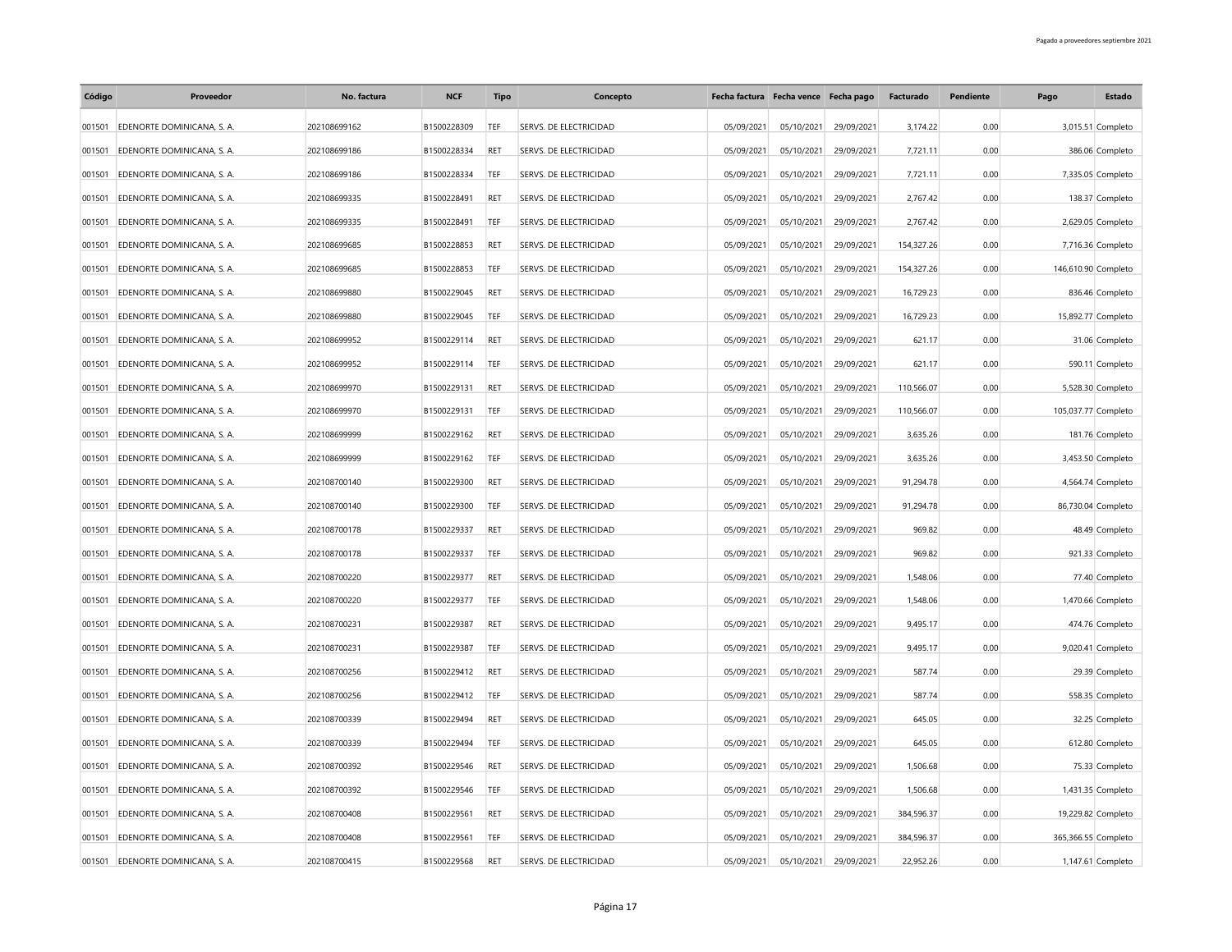| Código | Proveedor | No. factura | NCF | Tipo | Concepto | Fecha factura | Fecha vence | Fecha pago | Facturado | Pendiente | Pago | Estado |
|---|---|---|---|---|---|---|---|---|---|---|---|---|
| 001501 | EDENORTE DOMINICANA, S. A. | 202108699162 | B1500228309 | TEF | SERVS. DE ELECTRICIDAD | 05/09/2021 | 05/10/2021 | 29/09/2021 | 3,174.22 | 0.00 | 3,015.51 | Completo |
| 001501 | EDENORTE DOMINICANA, S. A. | 202108699186 | B1500228334 | RET | SERVS. DE ELECTRICIDAD | 05/09/2021 | 05/10/2021 | 29/09/2021 | 7,721.11 | 0.00 | 386.06 | Completo |
| 001501 | EDENORTE DOMINICANA, S. A. | 202108699186 | B1500228334 | TEF | SERVS. DE ELECTRICIDAD | 05/09/2021 | 05/10/2021 | 29/09/2021 | 7,721.11 | 0.00 | 7,335.05 | Completo |
| 001501 | EDENORTE DOMINICANA, S. A. | 202108699335 | B1500228491 | RET | SERVS. DE ELECTRICIDAD | 05/09/2021 | 05/10/2021 | 29/09/2021 | 2,767.42 | 0.00 | 138.37 | Completo |
| 001501 | EDENORTE DOMINICANA, S. A. | 202108699335 | B1500228491 | TEF | SERVS. DE ELECTRICIDAD | 05/09/2021 | 05/10/2021 | 29/09/2021 | 2,767.42 | 0.00 | 2,629.05 | Completo |
| 001501 | EDENORTE DOMINICANA, S. A. | 202108699685 | B1500228853 | RET | SERVS. DE ELECTRICIDAD | 05/09/2021 | 05/10/2021 | 29/09/2021 | 154,327.26 | 0.00 | 7,716.36 | Completo |
| 001501 | EDENORTE DOMINICANA, S. A. | 202108699685 | B1500228853 | TEF | SERVS. DE ELECTRICIDAD | 05/09/2021 | 05/10/2021 | 29/09/2021 | 154,327.26 | 0.00 | 146,610.90 | Completo |
| 001501 | EDENORTE DOMINICANA, S. A. | 202108699880 | B1500229045 | RET | SERVS. DE ELECTRICIDAD | 05/09/2021 | 05/10/2021 | 29/09/2021 | 16,729.23 | 0.00 | 836.46 | Completo |
| 001501 | EDENORTE DOMINICANA, S. A. | 202108699880 | B1500229045 | TEF | SERVS. DE ELECTRICIDAD | 05/09/2021 | 05/10/2021 | 29/09/2021 | 16,729.23 | 0.00 | 15,892.77 | Completo |
| 001501 | EDENORTE DOMINICANA, S. A. | 202108699952 | B1500229114 | RET | SERVS. DE ELECTRICIDAD | 05/09/2021 | 05/10/2021 | 29/09/2021 | 621.17 | 0.00 | 31.06 | Completo |
| 001501 | EDENORTE DOMINICANA, S. A. | 202108699952 | B1500229114 | TEF | SERVS. DE ELECTRICIDAD | 05/09/2021 | 05/10/2021 | 29/09/2021 | 621.17 | 0.00 | 590.11 | Completo |
| 001501 | EDENORTE DOMINICANA, S. A. | 202108699970 | B1500229131 | RET | SERVS. DE ELECTRICIDAD | 05/09/2021 | 05/10/2021 | 29/09/2021 | 110,566.07 | 0.00 | 5,528.30 | Completo |
| 001501 | EDENORTE DOMINICANA, S. A. | 202108699970 | B1500229131 | TEF | SERVS. DE ELECTRICIDAD | 05/09/2021 | 05/10/2021 | 29/09/2021 | 110,566.07 | 0.00 | 105,037.77 | Completo |
| 001501 | EDENORTE DOMINICANA, S. A. | 202108699999 | B1500229162 | RET | SERVS. DE ELECTRICIDAD | 05/09/2021 | 05/10/2021 | 29/09/2021 | 3,635.26 | 0.00 | 181.76 | Completo |
| 001501 | EDENORTE DOMINICANA, S. A. | 202108699999 | B1500229162 | TEF | SERVS. DE ELECTRICIDAD | 05/09/2021 | 05/10/2021 | 29/09/2021 | 3,635.26 | 0.00 | 3,453.50 | Completo |
| 001501 | EDENORTE DOMINICANA, S. A. | 202108700140 | B1500229300 | RET | SERVS. DE ELECTRICIDAD | 05/09/2021 | 05/10/2021 | 29/09/2021 | 91,294.78 | 0.00 | 4,564.74 | Completo |
| 001501 | EDENORTE DOMINICANA, S. A. | 202108700140 | B1500229300 | TEF | SERVS. DE ELECTRICIDAD | 05/09/2021 | 05/10/2021 | 29/09/2021 | 91,294.78 | 0.00 | 86,730.04 | Completo |
| 001501 | EDENORTE DOMINICANA, S. A. | 202108700178 | B1500229337 | RET | SERVS. DE ELECTRICIDAD | 05/09/2021 | 05/10/2021 | 29/09/2021 | 969.82 | 0.00 | 48.49 | Completo |
| 001501 | EDENORTE DOMINICANA, S. A. | 202108700178 | B1500229337 | TEF | SERVS. DE ELECTRICIDAD | 05/09/2021 | 05/10/2021 | 29/09/2021 | 969.82 | 0.00 | 921.33 | Completo |
| 001501 | EDENORTE DOMINICANA, S. A. | 202108700220 | B1500229377 | RET | SERVS. DE ELECTRICIDAD | 05/09/2021 | 05/10/2021 | 29/09/2021 | 1,548.06 | 0.00 | 77.40 | Completo |
| 001501 | EDENORTE DOMINICANA, S. A. | 202108700220 | B1500229377 | TEF | SERVS. DE ELECTRICIDAD | 05/09/2021 | 05/10/2021 | 29/09/2021 | 1,548.06 | 0.00 | 1,470.66 | Completo |
| 001501 | EDENORTE DOMINICANA, S. A. | 202108700231 | B1500229387 | RET | SERVS. DE ELECTRICIDAD | 05/09/2021 | 05/10/2021 | 29/09/2021 | 9,495.17 | 0.00 | 474.76 | Completo |
| 001501 | EDENORTE DOMINICANA, S. A. | 202108700231 | B1500229387 | TEF | SERVS. DE ELECTRICIDAD | 05/09/2021 | 05/10/2021 | 29/09/2021 | 9,495.17 | 0.00 | 9,020.41 | Completo |
| 001501 | EDENORTE DOMINICANA, S. A. | 202108700256 | B1500229412 | RET | SERVS. DE ELECTRICIDAD | 05/09/2021 | 05/10/2021 | 29/09/2021 | 587.74 | 0.00 | 29.39 | Completo |
| 001501 | EDENORTE DOMINICANA, S. A. | 202108700256 | B1500229412 | TEF | SERVS. DE ELECTRICIDAD | 05/09/2021 | 05/10/2021 | 29/09/2021 | 587.74 | 0.00 | 558.35 | Completo |
| 001501 | EDENORTE DOMINICANA, S. A. | 202108700339 | B1500229494 | RET | SERVS. DE ELECTRICIDAD | 05/09/2021 | 05/10/2021 | 29/09/2021 | 645.05 | 0.00 | 32.25 | Completo |
| 001501 | EDENORTE DOMINICANA, S. A. | 202108700339 | B1500229494 | TEF | SERVS. DE ELECTRICIDAD | 05/09/2021 | 05/10/2021 | 29/09/2021 | 645.05 | 0.00 | 612.80 | Completo |
| 001501 | EDENORTE DOMINICANA, S. A. | 202108700392 | B1500229546 | RET | SERVS. DE ELECTRICIDAD | 05/09/2021 | 05/10/2021 | 29/09/2021 | 1,506.68 | 0.00 | 75.33 | Completo |
| 001501 | EDENORTE DOMINICANA, S. A. | 202108700392 | B1500229546 | TEF | SERVS. DE ELECTRICIDAD | 05/09/2021 | 05/10/2021 | 29/09/2021 | 1,506.68 | 0.00 | 1,431.35 | Completo |
| 001501 | EDENORTE DOMINICANA, S. A. | 202108700408 | B1500229561 | RET | SERVS. DE ELECTRICIDAD | 05/09/2021 | 05/10/2021 | 29/09/2021 | 384,596.37 | 0.00 | 19,229.82 | Completo |
| 001501 | EDENORTE DOMINICANA, S. A. | 202108700408 | B1500229561 | TEF | SERVS. DE ELECTRICIDAD | 05/09/2021 | 05/10/2021 | 29/09/2021 | 384,596.37 | 0.00 | 365,366.55 | Completo |
| 001501 | EDENORTE DOMINICANA, S. A. | 202108700415 | B1500229568 | RET | SERVS. DE ELECTRICIDAD | 05/09/2021 | 05/10/2021 | 29/09/2021 | 22,952.26 | 0.00 | 1,147.61 | Completo |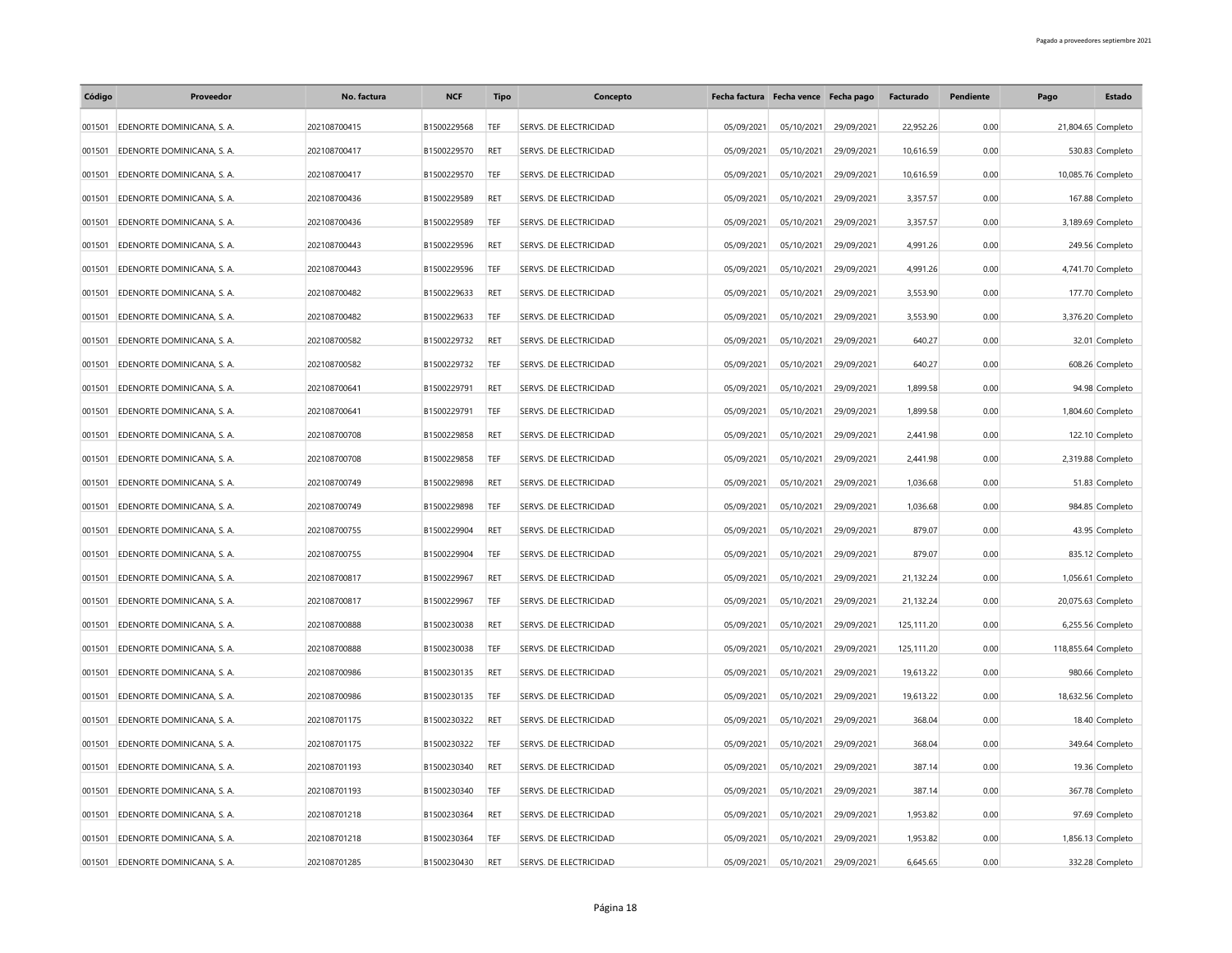| Código | Proveedor | No. factura | NCF | Tipo | Concepto | Fecha factura | Fecha vence | Fecha pago | Facturado | Pendiente | Pago | Estado |
|---|---|---|---|---|---|---|---|---|---|---|---|---|
| 001501 | EDENORTE DOMINICANA, S. A. | 202108700415 | B1500229568 | TEF | SERVS. DE ELECTRICIDAD | 05/09/2021 | 05/10/2021 | 29/09/2021 | 22,952.26 | 0.00 | 21,804.65 | Completo |
| 001501 | EDENORTE DOMINICANA, S. A. | 202108700417 | B1500229570 | RET | SERVS. DE ELECTRICIDAD | 05/09/2021 | 05/10/2021 | 29/09/2021 | 10,616.59 | 0.00 | 530.83 | Completo |
| 001501 | EDENORTE DOMINICANA, S. A. | 202108700417 | B1500229570 | TEF | SERVS. DE ELECTRICIDAD | 05/09/2021 | 05/10/2021 | 29/09/2021 | 10,616.59 | 0.00 | 10,085.76 | Completo |
| 001501 | EDENORTE DOMINICANA, S. A. | 202108700436 | B1500229589 | RET | SERVS. DE ELECTRICIDAD | 05/09/2021 | 05/10/2021 | 29/09/2021 | 3,357.57 | 0.00 | 167.88 | Completo |
| 001501 | EDENORTE DOMINICANA, S. A. | 202108700436 | B1500229589 | TEF | SERVS. DE ELECTRICIDAD | 05/09/2021 | 05/10/2021 | 29/09/2021 | 3,357.57 | 0.00 | 3,189.69 | Completo |
| 001501 | EDENORTE DOMINICANA, S. A. | 202108700443 | B1500229596 | RET | SERVS. DE ELECTRICIDAD | 05/09/2021 | 05/10/2021 | 29/09/2021 | 4,991.26 | 0.00 | 249.56 | Completo |
| 001501 | EDENORTE DOMINICANA, S. A. | 202108700443 | B1500229596 | TEF | SERVS. DE ELECTRICIDAD | 05/09/2021 | 05/10/2021 | 29/09/2021 | 4,991.26 | 0.00 | 4,741.70 | Completo |
| 001501 | EDENORTE DOMINICANA, S. A. | 202108700482 | B1500229633 | RET | SERVS. DE ELECTRICIDAD | 05/09/2021 | 05/10/2021 | 29/09/2021 | 3,553.90 | 0.00 | 177.70 | Completo |
| 001501 | EDENORTE DOMINICANA, S. A. | 202108700482 | B1500229633 | TEF | SERVS. DE ELECTRICIDAD | 05/09/2021 | 05/10/2021 | 29/09/2021 | 3,553.90 | 0.00 | 3,376.20 | Completo |
| 001501 | EDENORTE DOMINICANA, S. A. | 202108700582 | B1500229732 | RET | SERVS. DE ELECTRICIDAD | 05/09/2021 | 05/10/2021 | 29/09/2021 | 640.27 | 0.00 | 32.01 | Completo |
| 001501 | EDENORTE DOMINICANA, S. A. | 202108700582 | B1500229732 | TEF | SERVS. DE ELECTRICIDAD | 05/09/2021 | 05/10/2021 | 29/09/2021 | 640.27 | 0.00 | 608.26 | Completo |
| 001501 | EDENORTE DOMINICANA, S. A. | 202108700641 | B1500229791 | RET | SERVS. DE ELECTRICIDAD | 05/09/2021 | 05/10/2021 | 29/09/2021 | 1,899.58 | 0.00 | 94.98 | Completo |
| 001501 | EDENORTE DOMINICANA, S. A. | 202108700641 | B1500229791 | TEF | SERVS. DE ELECTRICIDAD | 05/09/2021 | 05/10/2021 | 29/09/2021 | 1,899.58 | 0.00 | 1,804.60 | Completo |
| 001501 | EDENORTE DOMINICANA, S. A. | 202108700708 | B1500229858 | RET | SERVS. DE ELECTRICIDAD | 05/09/2021 | 05/10/2021 | 29/09/2021 | 2,441.98 | 0.00 | 122.10 | Completo |
| 001501 | EDENORTE DOMINICANA, S. A. | 202108700708 | B1500229858 | TEF | SERVS. DE ELECTRICIDAD | 05/09/2021 | 05/10/2021 | 29/09/2021 | 2,441.98 | 0.00 | 2,319.88 | Completo |
| 001501 | EDENORTE DOMINICANA, S. A. | 202108700749 | B1500229898 | RET | SERVS. DE ELECTRICIDAD | 05/09/2021 | 05/10/2021 | 29/09/2021 | 1,036.68 | 0.00 | 51.83 | Completo |
| 001501 | EDENORTE DOMINICANA, S. A. | 202108700749 | B1500229898 | TEF | SERVS. DE ELECTRICIDAD | 05/09/2021 | 05/10/2021 | 29/09/2021 | 1,036.68 | 0.00 | 984.85 | Completo |
| 001501 | EDENORTE DOMINICANA, S. A. | 202108700755 | B1500229904 | RET | SERVS. DE ELECTRICIDAD | 05/09/2021 | 05/10/2021 | 29/09/2021 | 879.07 | 0.00 | 43.95 | Completo |
| 001501 | EDENORTE DOMINICANA, S. A. | 202108700755 | B1500229904 | TEF | SERVS. DE ELECTRICIDAD | 05/09/2021 | 05/10/2021 | 29/09/2021 | 879.07 | 0.00 | 835.12 | Completo |
| 001501 | EDENORTE DOMINICANA, S. A. | 202108700817 | B1500229967 | RET | SERVS. DE ELECTRICIDAD | 05/09/2021 | 05/10/2021 | 29/09/2021 | 21,132.24 | 0.00 | 1,056.61 | Completo |
| 001501 | EDENORTE DOMINICANA, S. A. | 202108700817 | B1500229967 | TEF | SERVS. DE ELECTRICIDAD | 05/09/2021 | 05/10/2021 | 29/09/2021 | 21,132.24 | 0.00 | 20,075.63 | Completo |
| 001501 | EDENORTE DOMINICANA, S. A. | 202108700888 | B1500230038 | RET | SERVS. DE ELECTRICIDAD | 05/09/2021 | 05/10/2021 | 29/09/2021 | 125,111.20 | 0.00 | 6,255.56 | Completo |
| 001501 | EDENORTE DOMINICANA, S. A. | 202108700888 | B1500230038 | TEF | SERVS. DE ELECTRICIDAD | 05/09/2021 | 05/10/2021 | 29/09/2021 | 125,111.20 | 0.00 | 118,855.64 | Completo |
| 001501 | EDENORTE DOMINICANA, S. A. | 202108700986 | B1500230135 | RET | SERVS. DE ELECTRICIDAD | 05/09/2021 | 05/10/2021 | 29/09/2021 | 19,613.22 | 0.00 | 980.66 | Completo |
| 001501 | EDENORTE DOMINICANA, S. A. | 202108700986 | B1500230135 | TEF | SERVS. DE ELECTRICIDAD | 05/09/2021 | 05/10/2021 | 29/09/2021 | 19,613.22 | 0.00 | 18,632.56 | Completo |
| 001501 | EDENORTE DOMINICANA, S. A. | 202108701175 | B1500230322 | RET | SERVS. DE ELECTRICIDAD | 05/09/2021 | 05/10/2021 | 29/09/2021 | 368.04 | 0.00 | 18.40 | Completo |
| 001501 | EDENORTE DOMINICANA, S. A. | 202108701175 | B1500230322 | TEF | SERVS. DE ELECTRICIDAD | 05/09/2021 | 05/10/2021 | 29/09/2021 | 368.04 | 0.00 | 349.64 | Completo |
| 001501 | EDENORTE DOMINICANA, S. A. | 202108701193 | B1500230340 | RET | SERVS. DE ELECTRICIDAD | 05/09/2021 | 05/10/2021 | 29/09/2021 | 387.14 | 0.00 | 19.36 | Completo |
| 001501 | EDENORTE DOMINICANA, S. A. | 202108701193 | B1500230340 | TEF | SERVS. DE ELECTRICIDAD | 05/09/2021 | 05/10/2021 | 29/09/2021 | 387.14 | 0.00 | 367.78 | Completo |
| 001501 | EDENORTE DOMINICANA, S. A. | 202108701218 | B1500230364 | RET | SERVS. DE ELECTRICIDAD | 05/09/2021 | 05/10/2021 | 29/09/2021 | 1,953.82 | 0.00 | 97.69 | Completo |
| 001501 | EDENORTE DOMINICANA, S. A. | 202108701218 | B1500230364 | TEF | SERVS. DE ELECTRICIDAD | 05/09/2021 | 05/10/2021 | 29/09/2021 | 1,953.82 | 0.00 | 1,856.13 | Completo |
| 001501 | EDENORTE DOMINICANA, S. A. | 202108701285 | B1500230430 | RET | SERVS. DE ELECTRICIDAD | 05/09/2021 | 05/10/2021 | 29/09/2021 | 6,645.65 | 0.00 | 332.28 | Completo |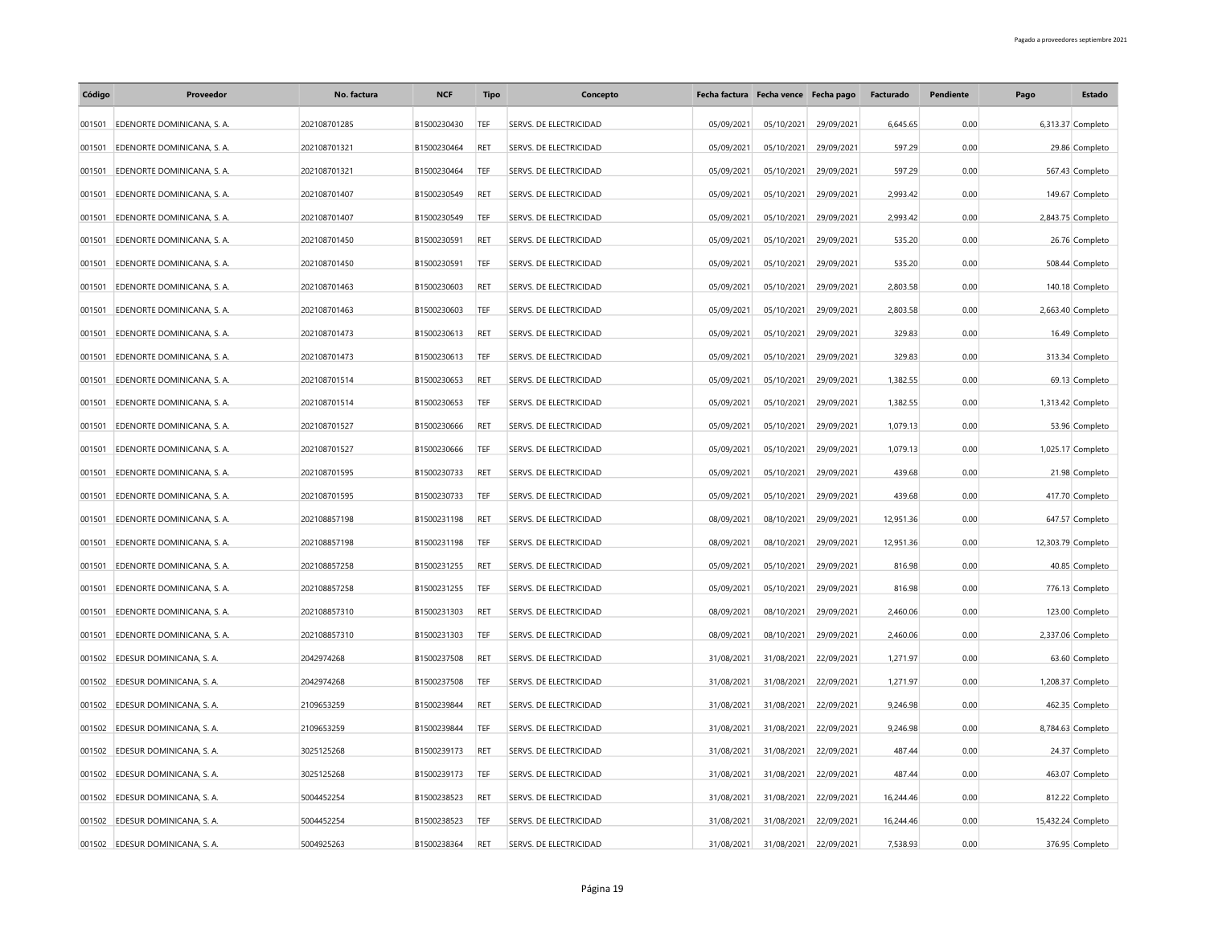| Código | Proveedor | No. factura | NCF | Tipo | Concepto | Fecha factura | Fecha vence | Fecha pago | Facturado | Pendiente | Pago | Estado |
|---|---|---|---|---|---|---|---|---|---|---|---|---|
| 001501 | EDENORTE DOMINICANA, S. A. | 202108701285 | B1500230430 | TEF | SERVS. DE ELECTRICIDAD | 05/09/2021 | 05/10/2021 | 29/09/2021 | 6,645.65 | 0.00 | 6,313.37 | Completo |
| 001501 | EDENORTE DOMINICANA, S. A. | 202108701321 | B1500230464 | RET | SERVS. DE ELECTRICIDAD | 05/09/2021 | 05/10/2021 | 29/09/2021 | 597.29 | 0.00 | 29.86 | Completo |
| 001501 | EDENORTE DOMINICANA, S. A. | 202108701321 | B1500230464 | TEF | SERVS. DE ELECTRICIDAD | 05/09/2021 | 05/10/2021 | 29/09/2021 | 597.29 | 0.00 | 567.43 | Completo |
| 001501 | EDENORTE DOMINICANA, S. A. | 202108701407 | B1500230549 | RET | SERVS. DE ELECTRICIDAD | 05/09/2021 | 05/10/2021 | 29/09/2021 | 2,993.42 | 0.00 | 149.67 | Completo |
| 001501 | EDENORTE DOMINICANA, S. A. | 202108701407 | B1500230549 | TEF | SERVS. DE ELECTRICIDAD | 05/09/2021 | 05/10/2021 | 29/09/2021 | 2,993.42 | 0.00 | 2,843.75 | Completo |
| 001501 | EDENORTE DOMINICANA, S. A. | 202108701450 | B1500230591 | RET | SERVS. DE ELECTRICIDAD | 05/09/2021 | 05/10/2021 | 29/09/2021 | 535.20 | 0.00 | 26.76 | Completo |
| 001501 | EDENORTE DOMINICANA, S. A. | 202108701450 | B1500230591 | TEF | SERVS. DE ELECTRICIDAD | 05/09/2021 | 05/10/2021 | 29/09/2021 | 535.20 | 0.00 | 508.44 | Completo |
| 001501 | EDENORTE DOMINICANA, S. A. | 202108701463 | B1500230603 | RET | SERVS. DE ELECTRICIDAD | 05/09/2021 | 05/10/2021 | 29/09/2021 | 2,803.58 | 0.00 | 140.18 | Completo |
| 001501 | EDENORTE DOMINICANA, S. A. | 202108701463 | B1500230603 | TEF | SERVS. DE ELECTRICIDAD | 05/09/2021 | 05/10/2021 | 29/09/2021 | 2,803.58 | 0.00 | 2,663.40 | Completo |
| 001501 | EDENORTE DOMINICANA, S. A. | 202108701473 | B1500230613 | RET | SERVS. DE ELECTRICIDAD | 05/09/2021 | 05/10/2021 | 29/09/2021 | 329.83 | 0.00 | 16.49 | Completo |
| 001501 | EDENORTE DOMINICANA, S. A. | 202108701473 | B1500230613 | TEF | SERVS. DE ELECTRICIDAD | 05/09/2021 | 05/10/2021 | 29/09/2021 | 329.83 | 0.00 | 313.34 | Completo |
| 001501 | EDENORTE DOMINICANA, S. A. | 202108701514 | B1500230653 | RET | SERVS. DE ELECTRICIDAD | 05/09/2021 | 05/10/2021 | 29/09/2021 | 1,382.55 | 0.00 | 69.13 | Completo |
| 001501 | EDENORTE DOMINICANA, S. A. | 202108701514 | B1500230653 | TEF | SERVS. DE ELECTRICIDAD | 05/09/2021 | 05/10/2021 | 29/09/2021 | 1,382.55 | 0.00 | 1,313.42 | Completo |
| 001501 | EDENORTE DOMINICANA, S. A. | 202108701527 | B1500230666 | RET | SERVS. DE ELECTRICIDAD | 05/09/2021 | 05/10/2021 | 29/09/2021 | 1,079.13 | 0.00 | 53.96 | Completo |
| 001501 | EDENORTE DOMINICANA, S. A. | 202108701527 | B1500230666 | TEF | SERVS. DE ELECTRICIDAD | 05/09/2021 | 05/10/2021 | 29/09/2021 | 1,079.13 | 0.00 | 1,025.17 | Completo |
| 001501 | EDENORTE DOMINICANA, S. A. | 202108701595 | B1500230733 | RET | SERVS. DE ELECTRICIDAD | 05/09/2021 | 05/10/2021 | 29/09/2021 | 439.68 | 0.00 | 21.98 | Completo |
| 001501 | EDENORTE DOMINICANA, S. A. | 202108701595 | B1500230733 | TEF | SERVS. DE ELECTRICIDAD | 05/09/2021 | 05/10/2021 | 29/09/2021 | 439.68 | 0.00 | 417.70 | Completo |
| 001501 | EDENORTE DOMINICANA, S. A. | 202108857198 | B1500231198 | RET | SERVS. DE ELECTRICIDAD | 08/09/2021 | 08/10/2021 | 29/09/2021 | 12,951.36 | 0.00 | 647.57 | Completo |
| 001501 | EDENORTE DOMINICANA, S. A. | 202108857198 | B1500231198 | TEF | SERVS. DE ELECTRICIDAD | 08/09/2021 | 08/10/2021 | 29/09/2021 | 12,951.36 | 0.00 | 12,303.79 | Completo |
| 001501 | EDENORTE DOMINICANA, S. A. | 202108857258 | B1500231255 | RET | SERVS. DE ELECTRICIDAD | 05/09/2021 | 05/10/2021 | 29/09/2021 | 816.98 | 0.00 | 40.85 | Completo |
| 001501 | EDENORTE DOMINICANA, S. A. | 202108857258 | B1500231255 | TEF | SERVS. DE ELECTRICIDAD | 05/09/2021 | 05/10/2021 | 29/09/2021 | 816.98 | 0.00 | 776.13 | Completo |
| 001501 | EDENORTE DOMINICANA, S. A. | 202108857310 | B1500231303 | RET | SERVS. DE ELECTRICIDAD | 08/09/2021 | 08/10/2021 | 29/09/2021 | 2,460.06 | 0.00 | 123.00 | Completo |
| 001501 | EDENORTE DOMINICANA, S. A. | 202108857310 | B1500231303 | TEF | SERVS. DE ELECTRICIDAD | 08/09/2021 | 08/10/2021 | 29/09/2021 | 2,460.06 | 0.00 | 2,337.06 | Completo |
| 001502 | EDESUR DOMINICANA, S. A. | 2042974268 | B1500237508 | RET | SERVS. DE ELECTRICIDAD | 31/08/2021 | 31/08/2021 | 22/09/2021 | 1,271.97 | 0.00 | 63.60 | Completo |
| 001502 | EDESUR DOMINICANA, S. A. | 2042974268 | B1500237508 | TEF | SERVS. DE ELECTRICIDAD | 31/08/2021 | 31/08/2021 | 22/09/2021 | 1,271.97 | 0.00 | 1,208.37 | Completo |
| 001502 | EDESUR DOMINICANA, S. A. | 2109653259 | B1500239844 | RET | SERVS. DE ELECTRICIDAD | 31/08/2021 | 31/08/2021 | 22/09/2021 | 9,246.98 | 0.00 | 462.35 | Completo |
| 001502 | EDESUR DOMINICANA, S. A. | 2109653259 | B1500239844 | TEF | SERVS. DE ELECTRICIDAD | 31/08/2021 | 31/08/2021 | 22/09/2021 | 9,246.98 | 0.00 | 8,784.63 | Completo |
| 001502 | EDESUR DOMINICANA, S. A. | 3025125268 | B1500239173 | RET | SERVS. DE ELECTRICIDAD | 31/08/2021 | 31/08/2021 | 22/09/2021 | 487.44 | 0.00 | 24.37 | Completo |
| 001502 | EDESUR DOMINICANA, S. A. | 3025125268 | B1500239173 | TEF | SERVS. DE ELECTRICIDAD | 31/08/2021 | 31/08/2021 | 22/09/2021 | 487.44 | 0.00 | 463.07 | Completo |
| 001502 | EDESUR DOMINICANA, S. A. | 5004452254 | B1500238523 | RET | SERVS. DE ELECTRICIDAD | 31/08/2021 | 31/08/2021 | 22/09/2021 | 16,244.46 | 0.00 | 812.22 | Completo |
| 001502 | EDESUR DOMINICANA, S. A. | 5004452254 | B1500238523 | TEF | SERVS. DE ELECTRICIDAD | 31/08/2021 | 31/08/2021 | 22/09/2021 | 16,244.46 | 0.00 | 15,432.24 | Completo |
| 001502 | EDESUR DOMINICANA, S. A. | 5004925263 | B1500238364 | RET | SERVS. DE ELECTRICIDAD | 31/08/2021 | 31/08/2021 | 22/09/2021 | 7,538.93 | 0.00 | 376.95 | Completo |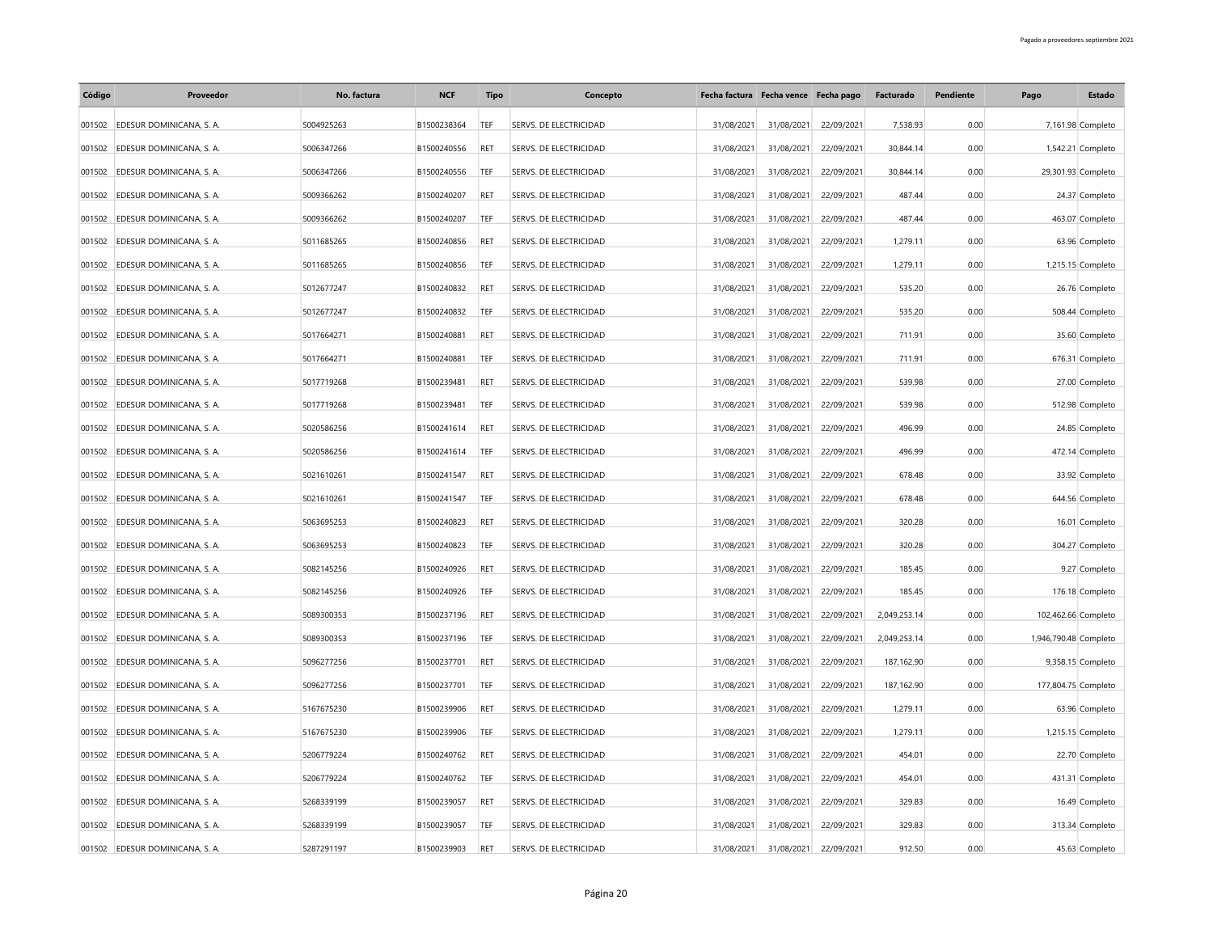| Código | Proveedor | No. factura | NCF | Tipo | Concepto | Fecha factura | Fecha vence | Fecha pago | Facturado | Pendiente | Pago | Estado |
|---|---|---|---|---|---|---|---|---|---|---|---|---|
| 001502 | EDESUR DOMINICANA, S. A. | 5004925263 | B1500238364 | TEF | SERVS. DE ELECTRICIDAD | 31/08/2021 | 31/08/2021 | 22/09/2021 | 7,538.93 | 0.00 | 7,161.98 | Completo |
| 001502 | EDESUR DOMINICANA, S. A. | 5006347266 | B1500240556 | RET | SERVS. DE ELECTRICIDAD | 31/08/2021 | 31/08/2021 | 22/09/2021 | 30,844.14 | 0.00 | 1,542.21 | Completo |
| 001502 | EDESUR DOMINICANA, S. A. | 5006347266 | B1500240556 | TEF | SERVS. DE ELECTRICIDAD | 31/08/2021 | 31/08/2021 | 22/09/2021 | 30,844.14 | 0.00 | 29,301.93 | Completo |
| 001502 | EDESUR DOMINICANA, S. A. | 5009366262 | B1500240207 | RET | SERVS. DE ELECTRICIDAD | 31/08/2021 | 31/08/2021 | 22/09/2021 | 487.44 | 0.00 | 24.37 | Completo |
| 001502 | EDESUR DOMINICANA, S. A. | 5009366262 | B1500240207 | TEF | SERVS. DE ELECTRICIDAD | 31/08/2021 | 31/08/2021 | 22/09/2021 | 487.44 | 0.00 | 463.07 | Completo |
| 001502 | EDESUR DOMINICANA, S. A. | 5011685265 | B1500240856 | RET | SERVS. DE ELECTRICIDAD | 31/08/2021 | 31/08/2021 | 22/09/2021 | 1,279.11 | 0.00 | 63.96 | Completo |
| 001502 | EDESUR DOMINICANA, S. A. | 5011685265 | B1500240856 | TEF | SERVS. DE ELECTRICIDAD | 31/08/2021 | 31/08/2021 | 22/09/2021 | 1,279.11 | 0.00 | 1,215.15 | Completo |
| 001502 | EDESUR DOMINICANA, S. A. | 5012677247 | B1500240832 | RET | SERVS. DE ELECTRICIDAD | 31/08/2021 | 31/08/2021 | 22/09/2021 | 535.20 | 0.00 | 26.76 | Completo |
| 001502 | EDESUR DOMINICANA, S. A. | 5012677247 | B1500240832 | TEF | SERVS. DE ELECTRICIDAD | 31/08/2021 | 31/08/2021 | 22/09/2021 | 535.20 | 0.00 | 508.44 | Completo |
| 001502 | EDESUR DOMINICANA, S. A. | 5017664271 | B1500240881 | RET | SERVS. DE ELECTRICIDAD | 31/08/2021 | 31/08/2021 | 22/09/2021 | 711.91 | 0.00 | 35.60 | Completo |
| 001502 | EDESUR DOMINICANA, S. A. | 5017664271 | B1500240881 | TEF | SERVS. DE ELECTRICIDAD | 31/08/2021 | 31/08/2021 | 22/09/2021 | 711.91 | 0.00 | 676.31 | Completo |
| 001502 | EDESUR DOMINICANA, S. A. | 5017719268 | B1500239481 | RET | SERVS. DE ELECTRICIDAD | 31/08/2021 | 31/08/2021 | 22/09/2021 | 539.98 | 0.00 | 27.00 | Completo |
| 001502 | EDESUR DOMINICANA, S. A. | 5017719268 | B1500239481 | TEF | SERVS. DE ELECTRICIDAD | 31/08/2021 | 31/08/2021 | 22/09/2021 | 539.98 | 0.00 | 512.98 | Completo |
| 001502 | EDESUR DOMINICANA, S. A. | 5020586256 | B1500241614 | RET | SERVS. DE ELECTRICIDAD | 31/08/2021 | 31/08/2021 | 22/09/2021 | 496.99 | 0.00 | 24.85 | Completo |
| 001502 | EDESUR DOMINICANA, S. A. | 5020586256 | B1500241614 | TEF | SERVS. DE ELECTRICIDAD | 31/08/2021 | 31/08/2021 | 22/09/2021 | 496.99 | 0.00 | 472.14 | Completo |
| 001502 | EDESUR DOMINICANA, S. A. | 5021610261 | B1500241547 | RET | SERVS. DE ELECTRICIDAD | 31/08/2021 | 31/08/2021 | 22/09/2021 | 678.48 | 0.00 | 33.92 | Completo |
| 001502 | EDESUR DOMINICANA, S. A. | 5021610261 | B1500241547 | TEF | SERVS. DE ELECTRICIDAD | 31/08/2021 | 31/08/2021 | 22/09/2021 | 678.48 | 0.00 | 644.56 | Completo |
| 001502 | EDESUR DOMINICANA, S. A. | 5063695253 | B1500240823 | RET | SERVS. DE ELECTRICIDAD | 31/08/2021 | 31/08/2021 | 22/09/2021 | 320.28 | 0.00 | 16.01 | Completo |
| 001502 | EDESUR DOMINICANA, S. A. | 5063695253 | B1500240823 | TEF | SERVS. DE ELECTRICIDAD | 31/08/2021 | 31/08/2021 | 22/09/2021 | 320.28 | 0.00 | 304.27 | Completo |
| 001502 | EDESUR DOMINICANA, S. A. | 5082145256 | B1500240926 | RET | SERVS. DE ELECTRICIDAD | 31/08/2021 | 31/08/2021 | 22/09/2021 | 185.45 | 0.00 | 9.27 | Completo |
| 001502 | EDESUR DOMINICANA, S. A. | 5082145256 | B1500240926 | TEF | SERVS. DE ELECTRICIDAD | 31/08/2021 | 31/08/2021 | 22/09/2021 | 185.45 | 0.00 | 176.18 | Completo |
| 001502 | EDESUR DOMINICANA, S. A. | 5089300353 | B1500237196 | RET | SERVS. DE ELECTRICIDAD | 31/08/2021 | 31/08/2021 | 22/09/2021 | 2,049,253.14 | 0.00 | 102,462.66 | Completo |
| 001502 | EDESUR DOMINICANA, S. A. | 5089300353 | B1500237196 | TEF | SERVS. DE ELECTRICIDAD | 31/08/2021 | 31/08/2021 | 22/09/2021 | 2,049,253.14 | 0.00 | 1,946,790.48 | Completo |
| 001502 | EDESUR DOMINICANA, S. A. | 5096277256 | B1500237701 | RET | SERVS. DE ELECTRICIDAD | 31/08/2021 | 31/08/2021 | 22/09/2021 | 187,162.90 | 0.00 | 9,358.15 | Completo |
| 001502 | EDESUR DOMINICANA, S. A. | 5096277256 | B1500237701 | TEF | SERVS. DE ELECTRICIDAD | 31/08/2021 | 31/08/2021 | 22/09/2021 | 187,162.90 | 0.00 | 177,804.75 | Completo |
| 001502 | EDESUR DOMINICANA, S. A. | 5167675230 | B1500239906 | RET | SERVS. DE ELECTRICIDAD | 31/08/2021 | 31/08/2021 | 22/09/2021 | 1,279.11 | 0.00 | 63.96 | Completo |
| 001502 | EDESUR DOMINICANA, S. A. | 5167675230 | B1500239906 | TEF | SERVS. DE ELECTRICIDAD | 31/08/2021 | 31/08/2021 | 22/09/2021 | 1,279.11 | 0.00 | 1,215.15 | Completo |
| 001502 | EDESUR DOMINICANA, S. A. | 5206779224 | B1500240762 | RET | SERVS. DE ELECTRICIDAD | 31/08/2021 | 31/08/2021 | 22/09/2021 | 454.01 | 0.00 | 22.70 | Completo |
| 001502 | EDESUR DOMINICANA, S. A. | 5206779224 | B1500240762 | TEF | SERVS. DE ELECTRICIDAD | 31/08/2021 | 31/08/2021 | 22/09/2021 | 454.01 | 0.00 | 431.31 | Completo |
| 001502 | EDESUR DOMINICANA, S. A. | 5268339199 | B1500239057 | RET | SERVS. DE ELECTRICIDAD | 31/08/2021 | 31/08/2021 | 22/09/2021 | 329.83 | 0.00 | 16.49 | Completo |
| 001502 | EDESUR DOMINICANA, S. A. | 5268339199 | B1500239057 | TEF | SERVS. DE ELECTRICIDAD | 31/08/2021 | 31/08/2021 | 22/09/2021 | 329.83 | 0.00 | 313.34 | Completo |
| 001502 | EDESUR DOMINICANA, S. A. | 5287291197 | B1500239903 | RET | SERVS. DE ELECTRICIDAD | 31/08/2021 | 31/08/2021 | 22/09/2021 | 912.50 | 0.00 | 45.63 | Completo |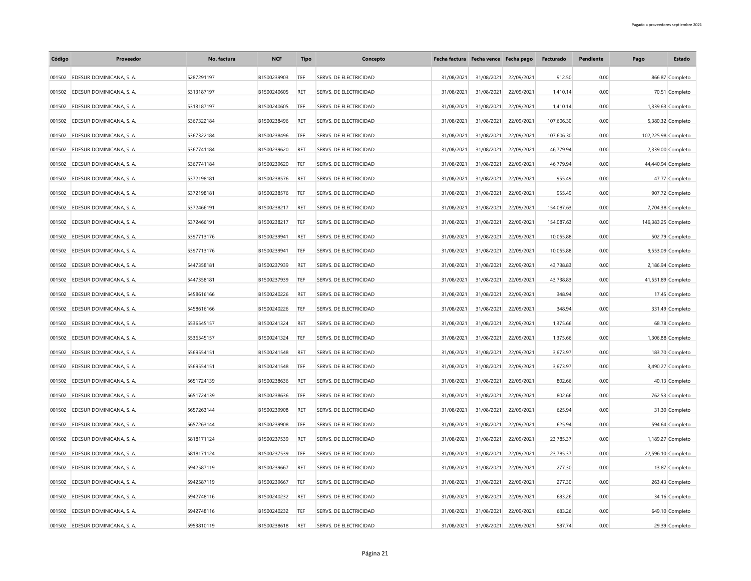| Código | Proveedor | No. factura | NCF | Tipo | Concepto | Fecha factura | Fecha vence | Fecha pago | Facturado | Pendiente | Pago | Estado |
|---|---|---|---|---|---|---|---|---|---|---|---|---|
| 001502 | EDESUR DOMINICANA, S. A. | 5287291197 | B1500239903 | TEF | SERVS. DE ELECTRICIDAD | 31/08/2021 | 31/08/2021 | 22/09/2021 | 912.50 | 0.00 | 866.87 | Completo |
| 001502 | EDESUR DOMINICANA, S. A. | 5313187197 | B1500240605 | RET | SERVS. DE ELECTRICIDAD | 31/08/2021 | 31/08/2021 | 22/09/2021 | 1,410.14 | 0.00 | 70.51 | Completo |
| 001502 | EDESUR DOMINICANA, S. A. | 5313187197 | B1500240605 | TEF | SERVS. DE ELECTRICIDAD | 31/08/2021 | 31/08/2021 | 22/09/2021 | 1,410.14 | 0.00 | 1,339.63 | Completo |
| 001502 | EDESUR DOMINICANA, S. A. | 5367322184 | B1500238496 | RET | SERVS. DE ELECTRICIDAD | 31/08/2021 | 31/08/2021 | 22/09/2021 | 107,606.30 | 0.00 | 5,380.32 | Completo |
| 001502 | EDESUR DOMINICANA, S. A. | 5367322184 | B1500238496 | TEF | SERVS. DE ELECTRICIDAD | 31/08/2021 | 31/08/2021 | 22/09/2021 | 107,606.30 | 0.00 | 102,225.98 | Completo |
| 001502 | EDESUR DOMINICANA, S. A. | 5367741184 | B1500239620 | RET | SERVS. DE ELECTRICIDAD | 31/08/2021 | 31/08/2021 | 22/09/2021 | 46,779.94 | 0.00 | 2,339.00 | Completo |
| 001502 | EDESUR DOMINICANA, S. A. | 5367741184 | B1500239620 | TEF | SERVS. DE ELECTRICIDAD | 31/08/2021 | 31/08/2021 | 22/09/2021 | 46,779.94 | 0.00 | 44,440.94 | Completo |
| 001502 | EDESUR DOMINICANA, S. A. | 5372198181 | B1500238576 | RET | SERVS. DE ELECTRICIDAD | 31/08/2021 | 31/08/2021 | 22/09/2021 | 955.49 | 0.00 | 47.77 | Completo |
| 001502 | EDESUR DOMINICANA, S. A. | 5372198181 | B1500238576 | TEF | SERVS. DE ELECTRICIDAD | 31/08/2021 | 31/08/2021 | 22/09/2021 | 955.49 | 0.00 | 907.72 | Completo |
| 001502 | EDESUR DOMINICANA, S. A. | 5372466191 | B1500238217 | RET | SERVS. DE ELECTRICIDAD | 31/08/2021 | 31/08/2021 | 22/09/2021 | 154,087.63 | 0.00 | 7,704.38 | Completo |
| 001502 | EDESUR DOMINICANA, S. A. | 5372466191 | B1500238217 | TEF | SERVS. DE ELECTRICIDAD | 31/08/2021 | 31/08/2021 | 22/09/2021 | 154,087.63 | 0.00 | 146,383.25 | Completo |
| 001502 | EDESUR DOMINICANA, S. A. | 5397713176 | B1500239941 | RET | SERVS. DE ELECTRICIDAD | 31/08/2021 | 31/08/2021 | 22/09/2021 | 10,055.88 | 0.00 | 502.79 | Completo |
| 001502 | EDESUR DOMINICANA, S. A. | 5397713176 | B1500239941 | TEF | SERVS. DE ELECTRICIDAD | 31/08/2021 | 31/08/2021 | 22/09/2021 | 10,055.88 | 0.00 | 9,553.09 | Completo |
| 001502 | EDESUR DOMINICANA, S. A. | 5447358181 | B1500237939 | RET | SERVS. DE ELECTRICIDAD | 31/08/2021 | 31/08/2021 | 22/09/2021 | 43,738.83 | 0.00 | 2,186.94 | Completo |
| 001502 | EDESUR DOMINICANA, S. A. | 5447358181 | B1500237939 | TEF | SERVS. DE ELECTRICIDAD | 31/08/2021 | 31/08/2021 | 22/09/2021 | 43,738.83 | 0.00 | 41,551.89 | Completo |
| 001502 | EDESUR DOMINICANA, S. A. | 5458616166 | B1500240226 | RET | SERVS. DE ELECTRICIDAD | 31/08/2021 | 31/08/2021 | 22/09/2021 | 348.94 | 0.00 | 17.45 | Completo |
| 001502 | EDESUR DOMINICANA, S. A. | 5458616166 | B1500240226 | TEF | SERVS. DE ELECTRICIDAD | 31/08/2021 | 31/08/2021 | 22/09/2021 | 348.94 | 0.00 | 331.49 | Completo |
| 001502 | EDESUR DOMINICANA, S. A. | 5536545157 | B1500241324 | RET | SERVS. DE ELECTRICIDAD | 31/08/2021 | 31/08/2021 | 22/09/2021 | 1,375.66 | 0.00 | 68.78 | Completo |
| 001502 | EDESUR DOMINICANA, S. A. | 5536545157 | B1500241324 | TEF | SERVS. DE ELECTRICIDAD | 31/08/2021 | 31/08/2021 | 22/09/2021 | 1,375.66 | 0.00 | 1,306.88 | Completo |
| 001502 | EDESUR DOMINICANA, S. A. | 5569554151 | B1500241548 | RET | SERVS. DE ELECTRICIDAD | 31/08/2021 | 31/08/2021 | 22/09/2021 | 3,673.97 | 0.00 | 183.70 | Completo |
| 001502 | EDESUR DOMINICANA, S. A. | 5569554151 | B1500241548 | TEF | SERVS. DE ELECTRICIDAD | 31/08/2021 | 31/08/2021 | 22/09/2021 | 3,673.97 | 0.00 | 3,490.27 | Completo |
| 001502 | EDESUR DOMINICANA, S. A. | 5651724139 | B1500238636 | RET | SERVS. DE ELECTRICIDAD | 31/08/2021 | 31/08/2021 | 22/09/2021 | 802.66 | 0.00 | 40.13 | Completo |
| 001502 | EDESUR DOMINICANA, S. A. | 5651724139 | B1500238636 | TEF | SERVS. DE ELECTRICIDAD | 31/08/2021 | 31/08/2021 | 22/09/2021 | 802.66 | 0.00 | 762.53 | Completo |
| 001502 | EDESUR DOMINICANA, S. A. | 5657263144 | B1500239908 | RET | SERVS. DE ELECTRICIDAD | 31/08/2021 | 31/08/2021 | 22/09/2021 | 625.94 | 0.00 | 31.30 | Completo |
| 001502 | EDESUR DOMINICANA, S. A. | 5657263144 | B1500239908 | TEF | SERVS. DE ELECTRICIDAD | 31/08/2021 | 31/08/2021 | 22/09/2021 | 625.94 | 0.00 | 594.64 | Completo |
| 001502 | EDESUR DOMINICANA, S. A. | 5818171124 | B1500237539 | RET | SERVS. DE ELECTRICIDAD | 31/08/2021 | 31/08/2021 | 22/09/2021 | 23,785.37 | 0.00 | 1,189.27 | Completo |
| 001502 | EDESUR DOMINICANA, S. A. | 5818171124 | B1500237539 | TEF | SERVS. DE ELECTRICIDAD | 31/08/2021 | 31/08/2021 | 22/09/2021 | 23,785.37 | 0.00 | 22,596.10 | Completo |
| 001502 | EDESUR DOMINICANA, S. A. | 5942587119 | B1500239667 | RET | SERVS. DE ELECTRICIDAD | 31/08/2021 | 31/08/2021 | 22/09/2021 | 277.30 | 0.00 | 13.87 | Completo |
| 001502 | EDESUR DOMINICANA, S. A. | 5942587119 | B1500239667 | TEF | SERVS. DE ELECTRICIDAD | 31/08/2021 | 31/08/2021 | 22/09/2021 | 277.30 | 0.00 | 263.43 | Completo |
| 001502 | EDESUR DOMINICANA, S. A. | 5942748116 | B1500240232 | RET | SERVS. DE ELECTRICIDAD | 31/08/2021 | 31/08/2021 | 22/09/2021 | 683.26 | 0.00 | 34.16 | Completo |
| 001502 | EDESUR DOMINICANA, S. A. | 5942748116 | B1500240232 | TEF | SERVS. DE ELECTRICIDAD | 31/08/2021 | 31/08/2021 | 22/09/2021 | 683.26 | 0.00 | 649.10 | Completo |
| 001502 | EDESUR DOMINICANA, S. A. | 5953810119 | B1500238618 | RET | SERVS. DE ELECTRICIDAD | 31/08/2021 | 31/08/2021 | 22/09/2021 | 587.74 | 0.00 | 29.39 | Completo |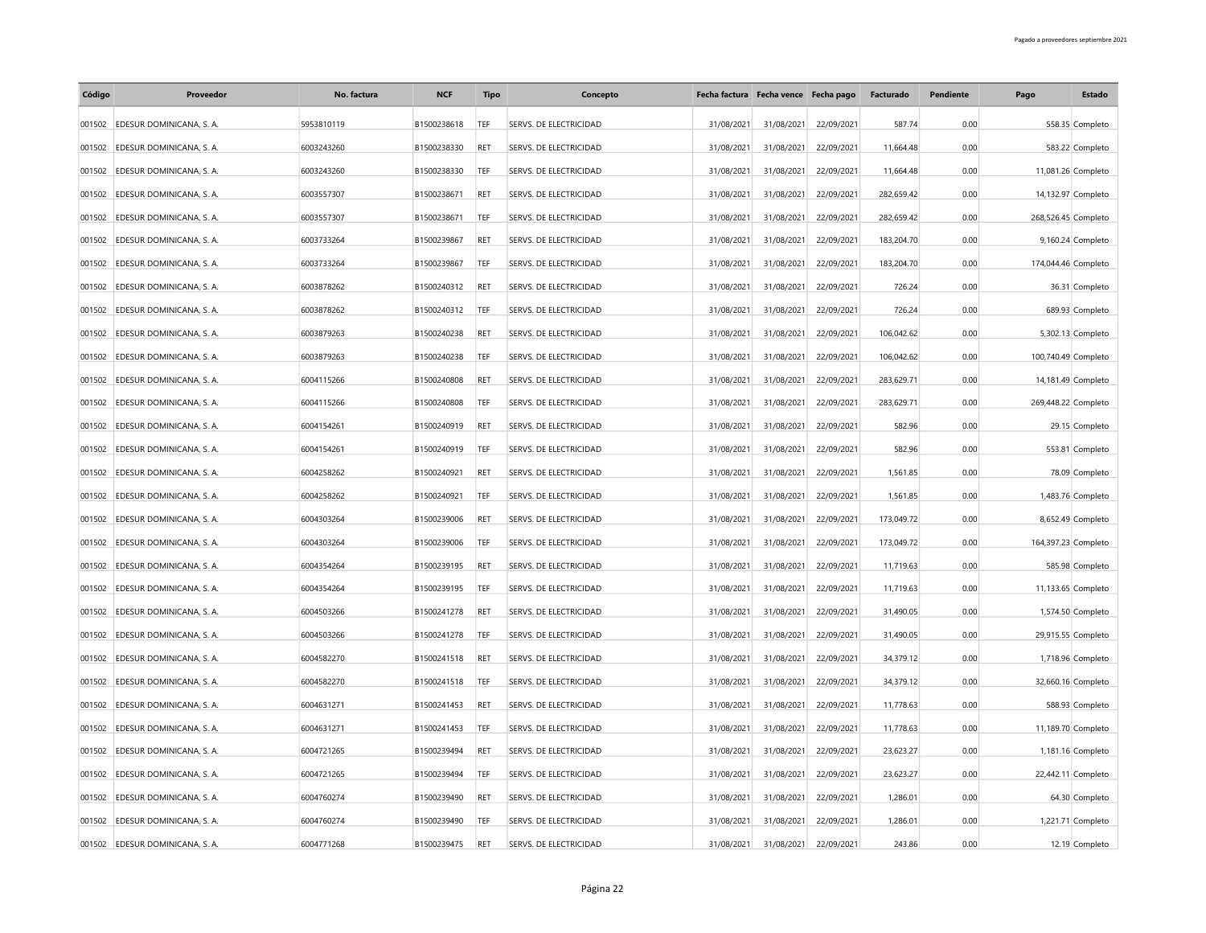| Código | Proveedor | No. factura | NCF | Tipo | Concepto | Fecha factura | Fecha vence | Fecha pago | Facturado | Pendiente | Pago | Estado |
|---|---|---|---|---|---|---|---|---|---|---|---|---|
| 001502 | EDESUR DOMINICANA, S. A. | 5953810119 | B1500238618 | TEF | SERVS. DE ELECTRICIDAD | 31/08/2021 | 31/08/2021 | 22/09/2021 | 587.74 | 0.00 | 558.35 | Completo |
| 001502 | EDESUR DOMINICANA, S. A. | 6003243260 | B1500238330 | RET | SERVS. DE ELECTRICIDAD | 31/08/2021 | 31/08/2021 | 22/09/2021 | 11,664.48 | 0.00 | 583.22 | Completo |
| 001502 | EDESUR DOMINICANA, S. A. | 6003243260 | B1500238330 | TEF | SERVS. DE ELECTRICIDAD | 31/08/2021 | 31/08/2021 | 22/09/2021 | 11,664.48 | 0.00 | 11,081.26 | Completo |
| 001502 | EDESUR DOMINICANA, S. A. | 6003557307 | B1500238671 | RET | SERVS. DE ELECTRICIDAD | 31/08/2021 | 31/08/2021 | 22/09/2021 | 282,659.42 | 0.00 | 14,132.97 | Completo |
| 001502 | EDESUR DOMINICANA, S. A. | 6003557307 | B1500238671 | TEF | SERVS. DE ELECTRICIDAD | 31/08/2021 | 31/08/2021 | 22/09/2021 | 282,659.42 | 0.00 | 268,526.45 | Completo |
| 001502 | EDESUR DOMINICANA, S. A. | 6003733264 | B1500239867 | RET | SERVS. DE ELECTRICIDAD | 31/08/2021 | 31/08/2021 | 22/09/2021 | 183,204.70 | 0.00 | 9,160.24 | Completo |
| 001502 | EDESUR DOMINICANA, S. A. | 6003733264 | B1500239867 | TEF | SERVS. DE ELECTRICIDAD | 31/08/2021 | 31/08/2021 | 22/09/2021 | 183,204.70 | 0.00 | 174,044.46 | Completo |
| 001502 | EDESUR DOMINICANA, S. A. | 6003878262 | B1500240312 | RET | SERVS. DE ELECTRICIDAD | 31/08/2021 | 31/08/2021 | 22/09/2021 | 726.24 | 0.00 | 36.31 | Completo |
| 001502 | EDESUR DOMINICANA, S. A. | 6003878262 | B1500240312 | TEF | SERVS. DE ELECTRICIDAD | 31/08/2021 | 31/08/2021 | 22/09/2021 | 726.24 | 0.00 | 689.93 | Completo |
| 001502 | EDESUR DOMINICANA, S. A. | 6003879263 | B1500240238 | RET | SERVS. DE ELECTRICIDAD | 31/08/2021 | 31/08/2021 | 22/09/2021 | 106,042.62 | 0.00 | 5,302.13 | Completo |
| 001502 | EDESUR DOMINICANA, S. A. | 6003879263 | B1500240238 | TEF | SERVS. DE ELECTRICIDAD | 31/08/2021 | 31/08/2021 | 22/09/2021 | 106,042.62 | 0.00 | 100,740.49 | Completo |
| 001502 | EDESUR DOMINICANA, S. A. | 6004115266 | B1500240808 | RET | SERVS. DE ELECTRICIDAD | 31/08/2021 | 31/08/2021 | 22/09/2021 | 283,629.71 | 0.00 | 14,181.49 | Completo |
| 001502 | EDESUR DOMINICANA, S. A. | 6004115266 | B1500240808 | TEF | SERVS. DE ELECTRICIDAD | 31/08/2021 | 31/08/2021 | 22/09/2021 | 283,629.71 | 0.00 | 269,448.22 | Completo |
| 001502 | EDESUR DOMINICANA, S. A. | 6004154261 | B1500240919 | RET | SERVS. DE ELECTRICIDAD | 31/08/2021 | 31/08/2021 | 22/09/2021 | 582.96 | 0.00 | 29.15 | Completo |
| 001502 | EDESUR DOMINICANA, S. A. | 6004154261 | B1500240919 | TEF | SERVS. DE ELECTRICIDAD | 31/08/2021 | 31/08/2021 | 22/09/2021 | 582.96 | 0.00 | 553.81 | Completo |
| 001502 | EDESUR DOMINICANA, S. A. | 6004258262 | B1500240921 | RET | SERVS. DE ELECTRICIDAD | 31/08/2021 | 31/08/2021 | 22/09/2021 | 1,561.85 | 0.00 | 78.09 | Completo |
| 001502 | EDESUR DOMINICANA, S. A. | 6004258262 | B1500240921 | TEF | SERVS. DE ELECTRICIDAD | 31/08/2021 | 31/08/2021 | 22/09/2021 | 1,561.85 | 0.00 | 1,483.76 | Completo |
| 001502 | EDESUR DOMINICANA, S. A. | 6004303264 | B1500239006 | RET | SERVS. DE ELECTRICIDAD | 31/08/2021 | 31/08/2021 | 22/09/2021 | 173,049.72 | 0.00 | 8,652.49 | Completo |
| 001502 | EDESUR DOMINICANA, S. A. | 6004303264 | B1500239006 | TEF | SERVS. DE ELECTRICIDAD | 31/08/2021 | 31/08/2021 | 22/09/2021 | 173,049.72 | 0.00 | 164,397.23 | Completo |
| 001502 | EDESUR DOMINICANA, S. A. | 6004354264 | B1500239195 | RET | SERVS. DE ELECTRICIDAD | 31/08/2021 | 31/08/2021 | 22/09/2021 | 11,719.63 | 0.00 | 585.98 | Completo |
| 001502 | EDESUR DOMINICANA, S. A. | 6004354264 | B1500239195 | TEF | SERVS. DE ELECTRICIDAD | 31/08/2021 | 31/08/2021 | 22/09/2021 | 11,719.63 | 0.00 | 11,133.65 | Completo |
| 001502 | EDESUR DOMINICANA, S. A. | 6004503266 | B1500241278 | RET | SERVS. DE ELECTRICIDAD | 31/08/2021 | 31/08/2021 | 22/09/2021 | 31,490.05 | 0.00 | 1,574.50 | Completo |
| 001502 | EDESUR DOMINICANA, S. A. | 6004503266 | B1500241278 | TEF | SERVS. DE ELECTRICIDAD | 31/08/2021 | 31/08/2021 | 22/09/2021 | 31,490.05 | 0.00 | 29,915.55 | Completo |
| 001502 | EDESUR DOMINICANA, S. A. | 6004582270 | B1500241518 | RET | SERVS. DE ELECTRICIDAD | 31/08/2021 | 31/08/2021 | 22/09/2021 | 34,379.12 | 0.00 | 1,718.96 | Completo |
| 001502 | EDESUR DOMINICANA, S. A. | 6004582270 | B1500241518 | TEF | SERVS. DE ELECTRICIDAD | 31/08/2021 | 31/08/2021 | 22/09/2021 | 34,379.12 | 0.00 | 32,660.16 | Completo |
| 001502 | EDESUR DOMINICANA, S. A. | 6004631271 | B1500241453 | RET | SERVS. DE ELECTRICIDAD | 31/08/2021 | 31/08/2021 | 22/09/2021 | 11,778.63 | 0.00 | 588.93 | Completo |
| 001502 | EDESUR DOMINICANA, S. A. | 6004631271 | B1500241453 | TEF | SERVS. DE ELECTRICIDAD | 31/08/2021 | 31/08/2021 | 22/09/2021 | 11,778.63 | 0.00 | 11,189.70 | Completo |
| 001502 | EDESUR DOMINICANA, S. A. | 6004721265 | B1500239494 | RET | SERVS. DE ELECTRICIDAD | 31/08/2021 | 31/08/2021 | 22/09/2021 | 23,623.27 | 0.00 | 1,181.16 | Completo |
| 001502 | EDESUR DOMINICANA, S. A. | 6004721265 | B1500239494 | TEF | SERVS. DE ELECTRICIDAD | 31/08/2021 | 31/08/2021 | 22/09/2021 | 23,623.27 | 0.00 | 22,442.11 | Completo |
| 001502 | EDESUR DOMINICANA, S. A. | 6004760274 | B1500239490 | RET | SERVS. DE ELECTRICIDAD | 31/08/2021 | 31/08/2021 | 22/09/2021 | 1,286.01 | 0.00 | 64.30 | Completo |
| 001502 | EDESUR DOMINICANA, S. A. | 6004760274 | B1500239490 | TEF | SERVS. DE ELECTRICIDAD | 31/08/2021 | 31/08/2021 | 22/09/2021 | 1,286.01 | 0.00 | 1,221.71 | Completo |
| 001502 | EDESUR DOMINICANA, S. A. | 6004771268 | B1500239475 | RET | SERVS. DE ELECTRICIDAD | 31/08/2021 | 31/08/2021 | 22/09/2021 | 243.86 | 0.00 | 12.19 | Completo |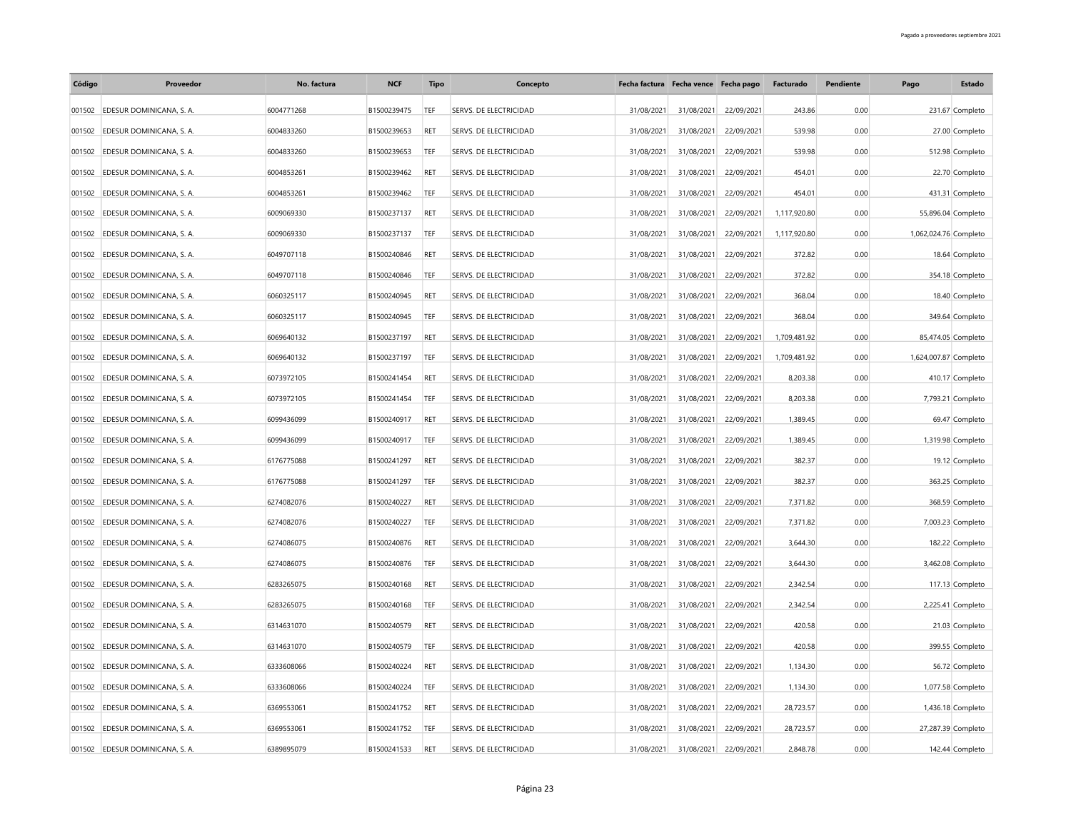| Código | Proveedor | No. factura | NCF | Tipo | Concepto | Fecha factura | Fecha vence | Fecha pago | Facturado | Pendiente | Pago | Estado |
|---|---|---|---|---|---|---|---|---|---|---|---|---|
| 001502 | EDESUR DOMINICANA, S. A. | 6004771268 | B1500239475 | TEF | SERVS. DE ELECTRICIDAD | 31/08/2021 | 31/08/2021 | 22/09/2021 | 243.86 | 0.00 | 231.67 | Completo |
| 001502 | EDESUR DOMINICANA, S. A. | 6004833260 | B1500239653 | RET | SERVS. DE ELECTRICIDAD | 31/08/2021 | 31/08/2021 | 22/09/2021 | 539.98 | 0.00 | 27.00 | Completo |
| 001502 | EDESUR DOMINICANA, S. A. | 6004833260 | B1500239653 | TEF | SERVS. DE ELECTRICIDAD | 31/08/2021 | 31/08/2021 | 22/09/2021 | 539.98 | 0.00 | 512.98 | Completo |
| 001502 | EDESUR DOMINICANA, S. A. | 6004853261 | B1500239462 | RET | SERVS. DE ELECTRICIDAD | 31/08/2021 | 31/08/2021 | 22/09/2021 | 454.01 | 0.00 | 22.70 | Completo |
| 001502 | EDESUR DOMINICANA, S. A. | 6004853261 | B1500239462 | TEF | SERVS. DE ELECTRICIDAD | 31/08/2021 | 31/08/2021 | 22/09/2021 | 454.01 | 0.00 | 431.31 | Completo |
| 001502 | EDESUR DOMINICANA, S. A. | 6009069330 | B1500237137 | RET | SERVS. DE ELECTRICIDAD | 31/08/2021 | 31/08/2021 | 22/09/2021 | 1,117,920.80 | 0.00 | 55,896.04 | Completo |
| 001502 | EDESUR DOMINICANA, S. A. | 6009069330 | B1500237137 | TEF | SERVS. DE ELECTRICIDAD | 31/08/2021 | 31/08/2021 | 22/09/2021 | 1,117,920.80 | 0.00 | 1,062,024.76 | Completo |
| 001502 | EDESUR DOMINICANA, S. A. | 6049707118 | B1500240846 | RET | SERVS. DE ELECTRICIDAD | 31/08/2021 | 31/08/2021 | 22/09/2021 | 372.82 | 0.00 | 18.64 | Completo |
| 001502 | EDESUR DOMINICANA, S. A. | 6049707118 | B1500240846 | TEF | SERVS. DE ELECTRICIDAD | 31/08/2021 | 31/08/2021 | 22/09/2021 | 372.82 | 0.00 | 354.18 | Completo |
| 001502 | EDESUR DOMINICANA, S. A. | 6060325117 | B1500240945 | RET | SERVS. DE ELECTRICIDAD | 31/08/2021 | 31/08/2021 | 22/09/2021 | 368.04 | 0.00 | 18.40 | Completo |
| 001502 | EDESUR DOMINICANA, S. A. | 6060325117 | B1500240945 | TEF | SERVS. DE ELECTRICIDAD | 31/08/2021 | 31/08/2021 | 22/09/2021 | 368.04 | 0.00 | 349.64 | Completo |
| 001502 | EDESUR DOMINICANA, S. A. | 6069640132 | B1500237197 | RET | SERVS. DE ELECTRICIDAD | 31/08/2021 | 31/08/2021 | 22/09/2021 | 1,709,481.92 | 0.00 | 85,474.05 | Completo |
| 001502 | EDESUR DOMINICANA, S. A. | 6069640132 | B1500237197 | TEF | SERVS. DE ELECTRICIDAD | 31/08/2021 | 31/08/2021 | 22/09/2021 | 1,709,481.92 | 0.00 | 1,624,007.87 | Completo |
| 001502 | EDESUR DOMINICANA, S. A. | 6073972105 | B1500241454 | RET | SERVS. DE ELECTRICIDAD | 31/08/2021 | 31/08/2021 | 22/09/2021 | 8,203.38 | 0.00 | 410.17 | Completo |
| 001502 | EDESUR DOMINICANA, S. A. | 6073972105 | B1500241454 | TEF | SERVS. DE ELECTRICIDAD | 31/08/2021 | 31/08/2021 | 22/09/2021 | 8,203.38 | 0.00 | 7,793.21 | Completo |
| 001502 | EDESUR DOMINICANA, S. A. | 6099436099 | B1500240917 | RET | SERVS. DE ELECTRICIDAD | 31/08/2021 | 31/08/2021 | 22/09/2021 | 1,389.45 | 0.00 | 69.47 | Completo |
| 001502 | EDESUR DOMINICANA, S. A. | 6099436099 | B1500240917 | TEF | SERVS. DE ELECTRICIDAD | 31/08/2021 | 31/08/2021 | 22/09/2021 | 1,389.45 | 0.00 | 1,319.98 | Completo |
| 001502 | EDESUR DOMINICANA, S. A. | 6176775088 | B1500241297 | RET | SERVS. DE ELECTRICIDAD | 31/08/2021 | 31/08/2021 | 22/09/2021 | 382.37 | 0.00 | 19.12 | Completo |
| 001502 | EDESUR DOMINICANA, S. A. | 6176775088 | B1500241297 | TEF | SERVS. DE ELECTRICIDAD | 31/08/2021 | 31/08/2021 | 22/09/2021 | 382.37 | 0.00 | 363.25 | Completo |
| 001502 | EDESUR DOMINICANA, S. A. | 6274082076 | B1500240227 | RET | SERVS. DE ELECTRICIDAD | 31/08/2021 | 31/08/2021 | 22/09/2021 | 7,371.82 | 0.00 | 368.59 | Completo |
| 001502 | EDESUR DOMINICANA, S. A. | 6274082076 | B1500240227 | TEF | SERVS. DE ELECTRICIDAD | 31/08/2021 | 31/08/2021 | 22/09/2021 | 7,371.82 | 0.00 | 7,003.23 | Completo |
| 001502 | EDESUR DOMINICANA, S. A. | 6274086075 | B1500240876 | RET | SERVS. DE ELECTRICIDAD | 31/08/2021 | 31/08/2021 | 22/09/2021 | 3,644.30 | 0.00 | 182.22 | Completo |
| 001502 | EDESUR DOMINICANA, S. A. | 6274086075 | B1500240876 | TEF | SERVS. DE ELECTRICIDAD | 31/08/2021 | 31/08/2021 | 22/09/2021 | 3,644.30 | 0.00 | 3,462.08 | Completo |
| 001502 | EDESUR DOMINICANA, S. A. | 6283265075 | B1500240168 | RET | SERVS. DE ELECTRICIDAD | 31/08/2021 | 31/08/2021 | 22/09/2021 | 2,342.54 | 0.00 | 117.13 | Completo |
| 001502 | EDESUR DOMINICANA, S. A. | 6283265075 | B1500240168 | TEF | SERVS. DE ELECTRICIDAD | 31/08/2021 | 31/08/2021 | 22/09/2021 | 2,342.54 | 0.00 | 2,225.41 | Completo |
| 001502 | EDESUR DOMINICANA, S. A. | 6314631070 | B1500240579 | RET | SERVS. DE ELECTRICIDAD | 31/08/2021 | 31/08/2021 | 22/09/2021 | 420.58 | 0.00 | 21.03 | Completo |
| 001502 | EDESUR DOMINICANA, S. A. | 6314631070 | B1500240579 | TEF | SERVS. DE ELECTRICIDAD | 31/08/2021 | 31/08/2021 | 22/09/2021 | 420.58 | 0.00 | 399.55 | Completo |
| 001502 | EDESUR DOMINICANA, S. A. | 6333608066 | B1500240224 | RET | SERVS. DE ELECTRICIDAD | 31/08/2021 | 31/08/2021 | 22/09/2021 | 1,134.30 | 0.00 | 56.72 | Completo |
| 001502 | EDESUR DOMINICANA, S. A. | 6333608066 | B1500240224 | TEF | SERVS. DE ELECTRICIDAD | 31/08/2021 | 31/08/2021 | 22/09/2021 | 1,134.30 | 0.00 | 1,077.58 | Completo |
| 001502 | EDESUR DOMINICANA, S. A. | 6369553061 | B1500241752 | RET | SERVS. DE ELECTRICIDAD | 31/08/2021 | 31/08/2021 | 22/09/2021 | 28,723.57 | 0.00 | 1,436.18 | Completo |
| 001502 | EDESUR DOMINICANA, S. A. | 6369553061 | B1500241752 | TEF | SERVS. DE ELECTRICIDAD | 31/08/2021 | 31/08/2021 | 22/09/2021 | 28,723.57 | 0.00 | 27,287.39 | Completo |
| 001502 | EDESUR DOMINICANA, S. A. | 6389895079 | B1500241533 | RET | SERVS. DE ELECTRICIDAD | 31/08/2021 | 31/08/2021 | 22/09/2021 | 2,848.78 | 0.00 | 142.44 | Completo |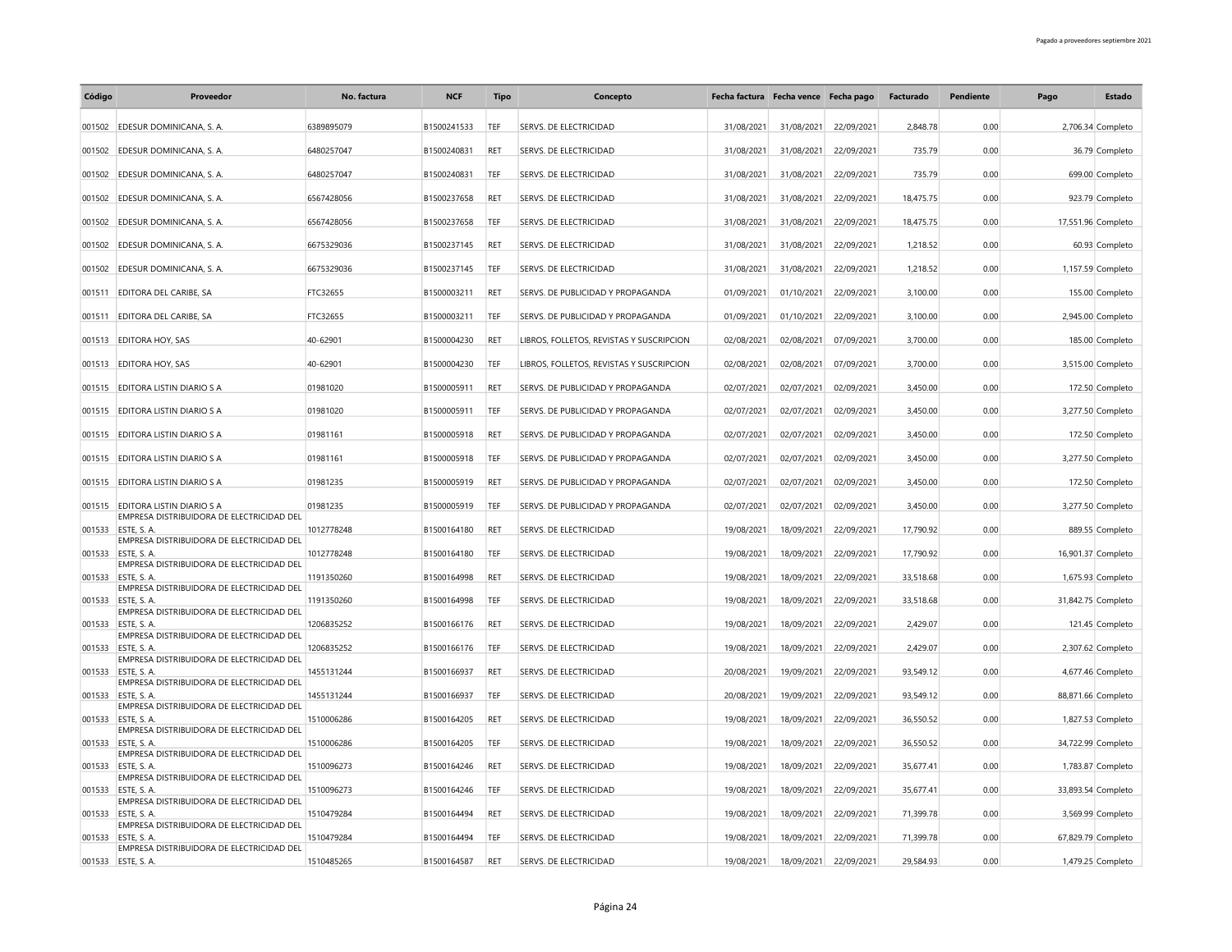| Código | Proveedor | No. factura | NCF | Tipo | Concepto | Fecha factura | Fecha vence | Fecha pago | Facturado | Pendiente | Pago | Estado |
|---|---|---|---|---|---|---|---|---|---|---|---|---|
| 001502 | EDESUR DOMINICANA, S. A. | 6389895079 | B1500241533 | TEF | SERVS. DE ELECTRICIDAD | 31/08/2021 | 31/08/2021 | 22/09/2021 | 2,848.78 | 0.00 | 2,706.34 | Completo |
| 001502 | EDESUR DOMINICANA, S. A. | 6480257047 | B1500240831 | RET | SERVS. DE ELECTRICIDAD | 31/08/2021 | 31/08/2021 | 22/09/2021 | 735.79 | 0.00 | 36.79 | Completo |
| 001502 | EDESUR DOMINICANA, S. A. | 6480257047 | B1500240831 | TEF | SERVS. DE ELECTRICIDAD | 31/08/2021 | 31/08/2021 | 22/09/2021 | 735.79 | 0.00 | 699.00 | Completo |
| 001502 | EDESUR DOMINICANA, S. A. | 6567428056 | B1500237658 | RET | SERVS. DE ELECTRICIDAD | 31/08/2021 | 31/08/2021 | 22/09/2021 | 18,475.75 | 0.00 | 923.79 | Completo |
| 001502 | EDESUR DOMINICANA, S. A. | 6567428056 | B1500237658 | TEF | SERVS. DE ELECTRICIDAD | 31/08/2021 | 31/08/2021 | 22/09/2021 | 18,475.75 | 0.00 | 17,551.96 | Completo |
| 001502 | EDESUR DOMINICANA, S. A. | 6675329036 | B1500237145 | RET | SERVS. DE ELECTRICIDAD | 31/08/2021 | 31/08/2021 | 22/09/2021 | 1,218.52 | 0.00 | 60.93 | Completo |
| 001502 | EDESUR DOMINICANA, S. A. | 6675329036 | B1500237145 | TEF | SERVS. DE ELECTRICIDAD | 31/08/2021 | 31/08/2021 | 22/09/2021 | 1,218.52 | 0.00 | 1,157.59 | Completo |
| 001511 | EDITORA DEL CARIBE, SA | FTC32655 | B1500003211 | RET | SERVS. DE PUBLICIDAD Y PROPAGANDA | 01/09/2021 | 01/10/2021 | 22/09/2021 | 3,100.00 | 0.00 | 155.00 | Completo |
| 001511 | EDITORA DEL CARIBE, SA | FTC32655 | B1500003211 | TEF | SERVS. DE PUBLICIDAD Y PROPAGANDA | 01/09/2021 | 01/10/2021 | 22/09/2021 | 3,100.00 | 0.00 | 2,945.00 | Completo |
| 001513 | EDITORA HOY, SAS | 40-62901 | B1500004230 | RET | LIBROS, FOLLETOS, REVISTAS Y SUSCRIPCION | 02/08/2021 | 02/08/2021 | 07/09/2021 | 3,700.00 | 0.00 | 185.00 | Completo |
| 001513 | EDITORA HOY, SAS | 40-62901 | B1500004230 | TEF | LIBROS, FOLLETOS, REVISTAS Y SUSCRIPCION | 02/08/2021 | 02/08/2021 | 07/09/2021 | 3,700.00 | 0.00 | 3,515.00 | Completo |
| 001515 | EDITORA LISTIN DIARIO S A | 01981020 | B1500005911 | RET | SERVS. DE PUBLICIDAD Y PROPAGANDA | 02/07/2021 | 02/07/2021 | 02/09/2021 | 3,450.00 | 0.00 | 172.50 | Completo |
| 001515 | EDITORA LISTIN DIARIO S A | 01981020 | B1500005911 | TEF | SERVS. DE PUBLICIDAD Y PROPAGANDA | 02/07/2021 | 02/07/2021 | 02/09/2021 | 3,450.00 | 0.00 | 3,277.50 | Completo |
| 001515 | EDITORA LISTIN DIARIO S A | 01981161 | B1500005918 | RET | SERVS. DE PUBLICIDAD Y PROPAGANDA | 02/07/2021 | 02/07/2021 | 02/09/2021 | 3,450.00 | 0.00 | 172.50 | Completo |
| 001515 | EDITORA LISTIN DIARIO S A | 01981161 | B1500005918 | TEF | SERVS. DE PUBLICIDAD Y PROPAGANDA | 02/07/2021 | 02/07/2021 | 02/09/2021 | 3,450.00 | 0.00 | 3,277.50 | Completo |
| 001515 | EDITORA LISTIN DIARIO S A | 01981235 | B1500005919 | RET | SERVS. DE PUBLICIDAD Y PROPAGANDA | 02/07/2021 | 02/07/2021 | 02/09/2021 | 3,450.00 | 0.00 | 172.50 | Completo |
| 001515 | EDITORA LISTIN DIARIO S A | 01981235 | B1500005919 | TEF | SERVS. DE PUBLICIDAD Y PROPAGANDA | 02/07/2021 | 02/07/2021 | 02/09/2021 | 3,450.00 | 0.00 | 3,277.50 | Completo |
| 001533 | EMPRESA DISTRIBUIDORA DE ELECTRICIDAD DEL ESTE, S. A. | 1012778248 | B1500164180 | RET | SERVS. DE ELECTRICIDAD | 19/08/2021 | 18/09/2021 | 22/09/2021 | 17,790.92 | 0.00 | 889.55 | Completo |
| 001533 | EMPRESA DISTRIBUIDORA DE ELECTRICIDAD DEL ESTE, S. A. | 1012778248 | B1500164180 | TEF | SERVS. DE ELECTRICIDAD | 19/08/2021 | 18/09/2021 | 22/09/2021 | 17,790.92 | 0.00 | 16,901.37 | Completo |
| 001533 | EMPRESA DISTRIBUIDORA DE ELECTRICIDAD DEL ESTE, S. A. | 1191350260 | B1500164998 | RET | SERVS. DE ELECTRICIDAD | 19/08/2021 | 18/09/2021 | 22/09/2021 | 33,518.68 | 0.00 | 1,675.93 | Completo |
| 001533 | EMPRESA DISTRIBUIDORA DE ELECTRICIDAD DEL ESTE, S. A. | 1191350260 | B1500164998 | TEF | SERVS. DE ELECTRICIDAD | 19/08/2021 | 18/09/2021 | 22/09/2021 | 33,518.68 | 0.00 | 31,842.75 | Completo |
| 001533 | EMPRESA DISTRIBUIDORA DE ELECTRICIDAD DEL ESTE, S. A. | 1206835252 | B1500166176 | RET | SERVS. DE ELECTRICIDAD | 19/08/2021 | 18/09/2021 | 22/09/2021 | 2,429.07 | 0.00 | 121.45 | Completo |
| 001533 | EMPRESA DISTRIBUIDORA DE ELECTRICIDAD DEL ESTE, S. A. | 1206835252 | B1500166176 | TEF | SERVS. DE ELECTRICIDAD | 19/08/2021 | 18/09/2021 | 22/09/2021 | 2,429.07 | 0.00 | 2,307.62 | Completo |
| 001533 | EMPRESA DISTRIBUIDORA DE ELECTRICIDAD DEL ESTE, S. A. | 1455131244 | B1500166937 | RET | SERVS. DE ELECTRICIDAD | 20/08/2021 | 19/09/2021 | 22/09/2021 | 93,549.12 | 0.00 | 4,677.46 | Completo |
| 001533 | EMPRESA DISTRIBUIDORA DE ELECTRICIDAD DEL ESTE, S. A. | 1455131244 | B1500166937 | TEF | SERVS. DE ELECTRICIDAD | 20/08/2021 | 19/09/2021 | 22/09/2021 | 93,549.12 | 0.00 | 88,871.66 | Completo |
| 001533 | EMPRESA DISTRIBUIDORA DE ELECTRICIDAD DEL ESTE, S. A. | 1510006286 | B1500164205 | RET | SERVS. DE ELECTRICIDAD | 19/08/2021 | 18/09/2021 | 22/09/2021 | 36,550.52 | 0.00 | 1,827.53 | Completo |
| 001533 | EMPRESA DISTRIBUIDORA DE ELECTRICIDAD DEL ESTE, S. A. | 1510006286 | B1500164205 | TEF | SERVS. DE ELECTRICIDAD | 19/08/2021 | 18/09/2021 | 22/09/2021 | 36,550.52 | 0.00 | 34,722.99 | Completo |
| 001533 | EMPRESA DISTRIBUIDORA DE ELECTRICIDAD DEL ESTE, S. A. | 1510096273 | B1500164246 | RET | SERVS. DE ELECTRICIDAD | 19/08/2021 | 18/09/2021 | 22/09/2021 | 35,677.41 | 0.00 | 1,783.87 | Completo |
| 001533 | EMPRESA DISTRIBUIDORA DE ELECTRICIDAD DEL ESTE, S. A. | 1510096273 | B1500164246 | TEF | SERVS. DE ELECTRICIDAD | 19/08/2021 | 18/09/2021 | 22/09/2021 | 35,677.41 | 0.00 | 33,893.54 | Completo |
| 001533 | EMPRESA DISTRIBUIDORA DE ELECTRICIDAD DEL ESTE, S. A. | 1510479284 | B1500164494 | RET | SERVS. DE ELECTRICIDAD | 19/08/2021 | 18/09/2021 | 22/09/2021 | 71,399.78 | 0.00 | 3,569.99 | Completo |
| 001533 | EMPRESA DISTRIBUIDORA DE ELECTRICIDAD DEL ESTE, S. A. | 1510479284 | B1500164494 | TEF | SERVS. DE ELECTRICIDAD | 19/08/2021 | 18/09/2021 | 22/09/2021 | 71,399.78 | 0.00 | 67,829.79 | Completo |
| 001533 | EMPRESA DISTRIBUIDORA DE ELECTRICIDAD DEL ESTE, S. A. | 1510485265 | B1500164587 | RET | SERVS. DE ELECTRICIDAD | 19/08/2021 | 18/09/2021 | 22/09/2021 | 29,584.93 | 0.00 | 1,479.25 | Completo |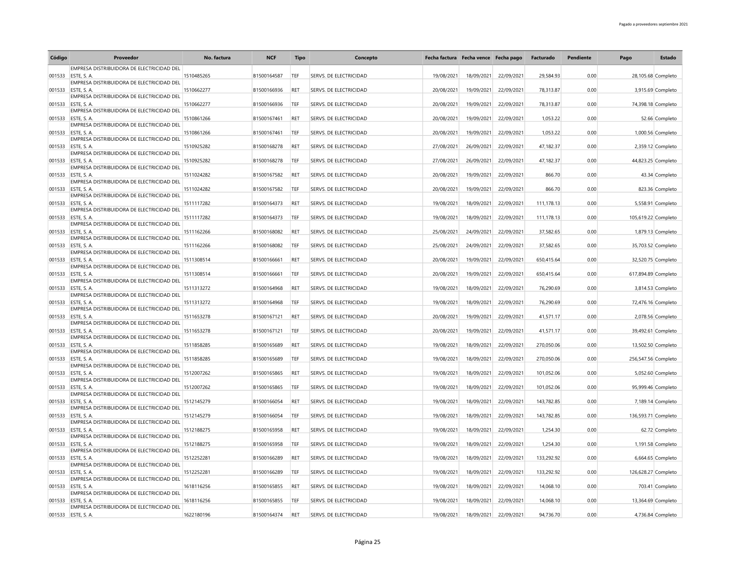| Código | Proveedor | No. factura | NCF | Tipo | Concepto | Fecha factura | Fecha vence | Fecha pago | Facturado | Pendiente | Pago | Estado |
|---|---|---|---|---|---|---|---|---|---|---|---|---|
| 001533 | EMPRESA DISTRIBUIDORA DE ELECTRICIDAD DEL ESTE, S. A. | 1510485265 | B1500164587 | TEF | SERVS. DE ELECTRICIDAD | 19/08/2021 | 18/09/2021 | 22/09/2021 | 29,584.93 | 0.00 | 28,105.68 | Completo |
| 001533 | EMPRESA DISTRIBUIDORA DE ELECTRICIDAD DEL ESTE, S. A. | 1510662277 | B1500166936 | RET | SERVS. DE ELECTRICIDAD | 20/08/2021 | 19/09/2021 | 22/09/2021 | 78,313.87 | 0.00 | 3,915.69 | Completo |
| 001533 | EMPRESA DISTRIBUIDORA DE ELECTRICIDAD DEL ESTE, S. A. | 1510662277 | B1500166936 | TEF | SERVS. DE ELECTRICIDAD | 20/08/2021 | 19/09/2021 | 22/09/2021 | 78,313.87 | 0.00 | 74,398.18 | Completo |
| 001533 | EMPRESA DISTRIBUIDORA DE ELECTRICIDAD DEL ESTE, S. A. | 1510861266 | B1500167461 | RET | SERVS. DE ELECTRICIDAD | 20/08/2021 | 19/09/2021 | 22/09/2021 | 1,053.22 | 0.00 | 52.66 | Completo |
| 001533 | EMPRESA DISTRIBUIDORA DE ELECTRICIDAD DEL ESTE, S. A. | 1510861266 | B1500167461 | TEF | SERVS. DE ELECTRICIDAD | 20/08/2021 | 19/09/2021 | 22/09/2021 | 1,053.22 | 0.00 | 1,000.56 | Completo |
| 001533 | EMPRESA DISTRIBUIDORA DE ELECTRICIDAD DEL ESTE, S. A. | 1510925282 | B1500168278 | RET | SERVS. DE ELECTRICIDAD | 27/08/2021 | 26/09/2021 | 22/09/2021 | 47,182.37 | 0.00 | 2,359.12 | Completo |
| 001533 | EMPRESA DISTRIBUIDORA DE ELECTRICIDAD DEL ESTE, S. A. | 1510925282 | B1500168278 | TEF | SERVS. DE ELECTRICIDAD | 27/08/2021 | 26/09/2021 | 22/09/2021 | 47,182.37 | 0.00 | 44,823.25 | Completo |
| 001533 | EMPRESA DISTRIBUIDORA DE ELECTRICIDAD DEL ESTE, S. A. | 1511024282 | B1500167582 | RET | SERVS. DE ELECTRICIDAD | 20/08/2021 | 19/09/2021 | 22/09/2021 | 866.70 | 0.00 | 43.34 | Completo |
| 001533 | EMPRESA DISTRIBUIDORA DE ELECTRICIDAD DEL ESTE, S. A. | 1511024282 | B1500167582 | TEF | SERVS. DE ELECTRICIDAD | 20/08/2021 | 19/09/2021 | 22/09/2021 | 866.70 | 0.00 | 823.36 | Completo |
| 001533 | EMPRESA DISTRIBUIDORA DE ELECTRICIDAD DEL ESTE, S. A. | 1511117282 | B1500164373 | RET | SERVS. DE ELECTRICIDAD | 19/08/2021 | 18/09/2021 | 22/09/2021 | 111,178.13 | 0.00 | 5,558.91 | Completo |
| 001533 | EMPRESA DISTRIBUIDORA DE ELECTRICIDAD DEL ESTE, S. A. | 1511117282 | B1500164373 | TEF | SERVS. DE ELECTRICIDAD | 19/08/2021 | 18/09/2021 | 22/09/2021 | 111,178.13 | 0.00 | 105,619.22 | Completo |
| 001533 | EMPRESA DISTRIBUIDORA DE ELECTRICIDAD DEL ESTE, S. A. | 1511162266 | B1500168082 | RET | SERVS. DE ELECTRICIDAD | 25/08/2021 | 24/09/2021 | 22/09/2021 | 37,582.65 | 0.00 | 1,879.13 | Completo |
| 001533 | EMPRESA DISTRIBUIDORA DE ELECTRICIDAD DEL ESTE, S. A. | 1511162266 | B1500168082 | TEF | SERVS. DE ELECTRICIDAD | 25/08/2021 | 24/09/2021 | 22/09/2021 | 37,582.65 | 0.00 | 35,703.52 | Completo |
| 001533 | EMPRESA DISTRIBUIDORA DE ELECTRICIDAD DEL ESTE, S. A. | 1511308514 | B1500166661 | RET | SERVS. DE ELECTRICIDAD | 20/08/2021 | 19/09/2021 | 22/09/2021 | 650,415.64 | 0.00 | 32,520.75 | Completo |
| 001533 | EMPRESA DISTRIBUIDORA DE ELECTRICIDAD DEL ESTE, S. A. | 1511308514 | B1500166661 | TEF | SERVS. DE ELECTRICIDAD | 20/08/2021 | 19/09/2021 | 22/09/2021 | 650,415.64 | 0.00 | 617,894.89 | Completo |
| 001533 | EMPRESA DISTRIBUIDORA DE ELECTRICIDAD DEL ESTE, S. A. | 1511313272 | B1500164968 | RET | SERVS. DE ELECTRICIDAD | 19/08/2021 | 18/09/2021 | 22/09/2021 | 76,290.69 | 0.00 | 3,814.53 | Completo |
| 001533 | EMPRESA DISTRIBUIDORA DE ELECTRICIDAD DEL ESTE, S. A. | 1511313272 | B1500164968 | TEF | SERVS. DE ELECTRICIDAD | 19/08/2021 | 18/09/2021 | 22/09/2021 | 76,290.69 | 0.00 | 72,476.16 | Completo |
| 001533 | EMPRESA DISTRIBUIDORA DE ELECTRICIDAD DEL ESTE, S. A. | 1511653278 | B1500167121 | RET | SERVS. DE ELECTRICIDAD | 20/08/2021 | 19/09/2021 | 22/09/2021 | 41,571.17 | 0.00 | 2,078.56 | Completo |
| 001533 | EMPRESA DISTRIBUIDORA DE ELECTRICIDAD DEL ESTE, S. A. | 1511653278 | B1500167121 | TEF | SERVS. DE ELECTRICIDAD | 20/08/2021 | 19/09/2021 | 22/09/2021 | 41,571.17 | 0.00 | 39,492.61 | Completo |
| 001533 | EMPRESA DISTRIBUIDORA DE ELECTRICIDAD DEL ESTE, S. A. | 1511858285 | B1500165689 | RET | SERVS. DE ELECTRICIDAD | 19/08/2021 | 18/09/2021 | 22/09/2021 | 270,050.06 | 0.00 | 13,502.50 | Completo |
| 001533 | EMPRESA DISTRIBUIDORA DE ELECTRICIDAD DEL ESTE, S. A. | 1511858285 | B1500165689 | TEF | SERVS. DE ELECTRICIDAD | 19/08/2021 | 18/09/2021 | 22/09/2021 | 270,050.06 | 0.00 | 256,547.56 | Completo |
| 001533 | EMPRESA DISTRIBUIDORA DE ELECTRICIDAD DEL ESTE, S. A. | 1512007262 | B1500165865 | RET | SERVS. DE ELECTRICIDAD | 19/08/2021 | 18/09/2021 | 22/09/2021 | 101,052.06 | 0.00 | 5,052.60 | Completo |
| 001533 | EMPRESA DISTRIBUIDORA DE ELECTRICIDAD DEL ESTE, S. A. | 1512007262 | B1500165865 | TEF | SERVS. DE ELECTRICIDAD | 19/08/2021 | 18/09/2021 | 22/09/2021 | 101,052.06 | 0.00 | 95,999.46 | Completo |
| 001533 | EMPRESA DISTRIBUIDORA DE ELECTRICIDAD DEL ESTE, S. A. | 1512145279 | B1500166054 | RET | SERVS. DE ELECTRICIDAD | 19/08/2021 | 18/09/2021 | 22/09/2021 | 143,782.85 | 0.00 | 7,189.14 | Completo |
| 001533 | EMPRESA DISTRIBUIDORA DE ELECTRICIDAD DEL ESTE, S. A. | 1512145279 | B1500166054 | TEF | SERVS. DE ELECTRICIDAD | 19/08/2021 | 18/09/2021 | 22/09/2021 | 143,782.85 | 0.00 | 136,593.71 | Completo |
| 001533 | EMPRESA DISTRIBUIDORA DE ELECTRICIDAD DEL ESTE, S. A. | 1512188275 | B1500165958 | RET | SERVS. DE ELECTRICIDAD | 19/08/2021 | 18/09/2021 | 22/09/2021 | 1,254.30 | 0.00 | 62.72 | Completo |
| 001533 | EMPRESA DISTRIBUIDORA DE ELECTRICIDAD DEL ESTE, S. A. | 1512188275 | B1500165958 | TEF | SERVS. DE ELECTRICIDAD | 19/08/2021 | 18/09/2021 | 22/09/2021 | 1,254.30 | 0.00 | 1,191.58 | Completo |
| 001533 | EMPRESA DISTRIBUIDORA DE ELECTRICIDAD DEL ESTE, S. A. | 1512252281 | B1500166289 | RET | SERVS. DE ELECTRICIDAD | 19/08/2021 | 18/09/2021 | 22/09/2021 | 133,292.92 | 0.00 | 6,664.65 | Completo |
| 001533 | EMPRESA DISTRIBUIDORA DE ELECTRICIDAD DEL ESTE, S. A. | 1512252281 | B1500166289 | TEF | SERVS. DE ELECTRICIDAD | 19/08/2021 | 18/09/2021 | 22/09/2021 | 133,292.92 | 0.00 | 126,628.27 | Completo |
| 001533 | EMPRESA DISTRIBUIDORA DE ELECTRICIDAD DEL ESTE, S. A. | 1618116256 | B1500165855 | RET | SERVS. DE ELECTRICIDAD | 19/08/2021 | 18/09/2021 | 22/09/2021 | 14,068.10 | 0.00 | 703.41 | Completo |
| 001533 | EMPRESA DISTRIBUIDORA DE ELECTRICIDAD DEL ESTE, S. A. | 1618116256 | B1500165855 | TEF | SERVS. DE ELECTRICIDAD | 19/08/2021 | 18/09/2021 | 22/09/2021 | 14,068.10 | 0.00 | 13,364.69 | Completo |
| 001533 | EMPRESA DISTRIBUIDORA DE ELECTRICIDAD DEL ESTE, S. A. | 1622180196 | B1500164374 | RET | SERVS. DE ELECTRICIDAD | 19/08/2021 | 18/09/2021 | 22/09/2021 | 94,736.70 | 0.00 | 4,736.84 | Completo |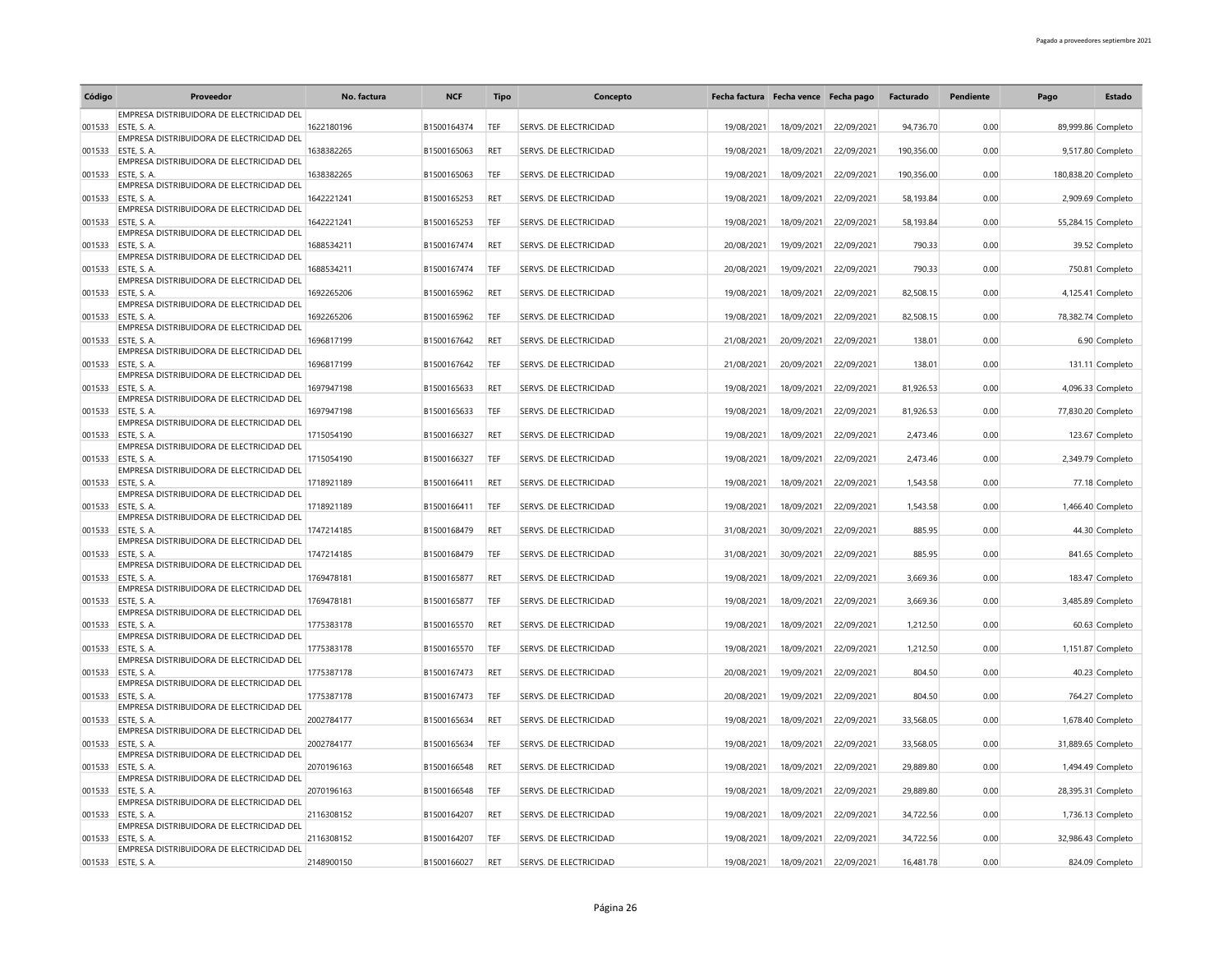| Código | Proveedor | No. factura | NCF | Tipo | Concepto | Fecha factura | Fecha vence | Fecha pago | Facturado | Pendiente | Pago | Estado |
|---|---|---|---|---|---|---|---|---|---|---|---|---|
| 001533 | EMPRESA DISTRIBUIDORA DE ELECTRICIDAD DEL ESTE, S. A. | 1622180196 | B1500164374 | TEF | SERVS. DE ELECTRICIDAD | 19/08/2021 | 18/09/2021 | 22/09/2021 | 94,736.70 | 0.00 | 89,999.86 | Completo |
| 001533 | EMPRESA DISTRIBUIDORA DE ELECTRICIDAD DEL ESTE, S. A. | 1638382265 | B1500165063 | RET | SERVS. DE ELECTRICIDAD | 19/08/2021 | 18/09/2021 | 22/09/2021 | 190,356.00 | 0.00 | 9,517.80 | Completo |
| 001533 | EMPRESA DISTRIBUIDORA DE ELECTRICIDAD DEL ESTE, S. A. | 1638382265 | B1500165063 | TEF | SERVS. DE ELECTRICIDAD | 19/08/2021 | 18/09/2021 | 22/09/2021 | 190,356.00 | 0.00 | 180,838.20 | Completo |
| 001533 | EMPRESA DISTRIBUIDORA DE ELECTRICIDAD DEL ESTE, S. A. | 1642221241 | B1500165253 | RET | SERVS. DE ELECTRICIDAD | 19/08/2021 | 18/09/2021 | 22/09/2021 | 58,193.84 | 0.00 | 2,909.69 | Completo |
| 001533 | EMPRESA DISTRIBUIDORA DE ELECTRICIDAD DEL ESTE, S. A. | 1642221241 | B1500165253 | TEF | SERVS. DE ELECTRICIDAD | 19/08/2021 | 18/09/2021 | 22/09/2021 | 58,193.84 | 0.00 | 55,284.15 | Completo |
| 001533 | EMPRESA DISTRIBUIDORA DE ELECTRICIDAD DEL ESTE, S. A. | 1688534211 | B1500167474 | RET | SERVS. DE ELECTRICIDAD | 20/08/2021 | 19/09/2021 | 22/09/2021 | 790.33 | 0.00 | 39.52 | Completo |
| 001533 | EMPRESA DISTRIBUIDORA DE ELECTRICIDAD DEL ESTE, S. A. | 1688534211 | B1500167474 | TEF | SERVS. DE ELECTRICIDAD | 20/08/2021 | 19/09/2021 | 22/09/2021 | 790.33 | 0.00 | 750.81 | Completo |
| 001533 | EMPRESA DISTRIBUIDORA DE ELECTRICIDAD DEL ESTE, S. A. | 1692265206 | B1500165962 | RET | SERVS. DE ELECTRICIDAD | 19/08/2021 | 18/09/2021 | 22/09/2021 | 82,508.15 | 0.00 | 4,125.41 | Completo |
| 001533 | EMPRESA DISTRIBUIDORA DE ELECTRICIDAD DEL ESTE, S. A. | 1692265206 | B1500165962 | TEF | SERVS. DE ELECTRICIDAD | 19/08/2021 | 18/09/2021 | 22/09/2021 | 82,508.15 | 0.00 | 78,382.74 | Completo |
| 001533 | EMPRESA DISTRIBUIDORA DE ELECTRICIDAD DEL ESTE, S. A. | 1696817199 | B1500167642 | RET | SERVS. DE ELECTRICIDAD | 21/08/2021 | 20/09/2021 | 22/09/2021 | 138.01 | 0.00 | 6.90 | Completo |
| 001533 | EMPRESA DISTRIBUIDORA DE ELECTRICIDAD DEL ESTE, S. A. | 1696817199 | B1500167642 | TEF | SERVS. DE ELECTRICIDAD | 21/08/2021 | 20/09/2021 | 22/09/2021 | 138.01 | 0.00 | 131.11 | Completo |
| 001533 | EMPRESA DISTRIBUIDORA DE ELECTRICIDAD DEL ESTE, S. A. | 1697947198 | B1500165633 | RET | SERVS. DE ELECTRICIDAD | 19/08/2021 | 18/09/2021 | 22/09/2021 | 81,926.53 | 0.00 | 4,096.33 | Completo |
| 001533 | EMPRESA DISTRIBUIDORA DE ELECTRICIDAD DEL ESTE, S. A. | 1697947198 | B1500165633 | TEF | SERVS. DE ELECTRICIDAD | 19/08/2021 | 18/09/2021 | 22/09/2021 | 81,926.53 | 0.00 | 77,830.20 | Completo |
| 001533 | EMPRESA DISTRIBUIDORA DE ELECTRICIDAD DEL ESTE, S. A. | 1715054190 | B1500166327 | RET | SERVS. DE ELECTRICIDAD | 19/08/2021 | 18/09/2021 | 22/09/2021 | 2,473.46 | 0.00 | 123.67 | Completo |
| 001533 | EMPRESA DISTRIBUIDORA DE ELECTRICIDAD DEL ESTE, S. A. | 1715054190 | B1500166327 | TEF | SERVS. DE ELECTRICIDAD | 19/08/2021 | 18/09/2021 | 22/09/2021 | 2,473.46 | 0.00 | 2,349.79 | Completo |
| 001533 | EMPRESA DISTRIBUIDORA DE ELECTRICIDAD DEL ESTE, S. A. | 1718921189 | B1500166411 | RET | SERVS. DE ELECTRICIDAD | 19/08/2021 | 18/09/2021 | 22/09/2021 | 1,543.58 | 0.00 | 77.18 | Completo |
| 001533 | EMPRESA DISTRIBUIDORA DE ELECTRICIDAD DEL ESTE, S. A. | 1718921189 | B1500166411 | TEF | SERVS. DE ELECTRICIDAD | 19/08/2021 | 18/09/2021 | 22/09/2021 | 1,543.58 | 0.00 | 1,466.40 | Completo |
| 001533 | EMPRESA DISTRIBUIDORA DE ELECTRICIDAD DEL ESTE, S. A. | 1747214185 | B1500168479 | RET | SERVS. DE ELECTRICIDAD | 31/08/2021 | 30/09/2021 | 22/09/2021 | 885.95 | 0.00 | 44.30 | Completo |
| 001533 | EMPRESA DISTRIBUIDORA DE ELECTRICIDAD DEL ESTE, S. A. | 1747214185 | B1500168479 | TEF | SERVS. DE ELECTRICIDAD | 31/08/2021 | 30/09/2021 | 22/09/2021 | 885.95 | 0.00 | 841.65 | Completo |
| 001533 | EMPRESA DISTRIBUIDORA DE ELECTRICIDAD DEL ESTE, S. A. | 1769478181 | B1500165877 | RET | SERVS. DE ELECTRICIDAD | 19/08/2021 | 18/09/2021 | 22/09/2021 | 3,669.36 | 0.00 | 183.47 | Completo |
| 001533 | EMPRESA DISTRIBUIDORA DE ELECTRICIDAD DEL ESTE, S. A. | 1769478181 | B1500165877 | TEF | SERVS. DE ELECTRICIDAD | 19/08/2021 | 18/09/2021 | 22/09/2021 | 3,669.36 | 0.00 | 3,485.89 | Completo |
| 001533 | EMPRESA DISTRIBUIDORA DE ELECTRICIDAD DEL ESTE, S. A. | 1775383178 | B1500165570 | RET | SERVS. DE ELECTRICIDAD | 19/08/2021 | 18/09/2021 | 22/09/2021 | 1,212.50 | 0.00 | 60.63 | Completo |
| 001533 | EMPRESA DISTRIBUIDORA DE ELECTRICIDAD DEL ESTE, S. A. | 1775383178 | B1500165570 | TEF | SERVS. DE ELECTRICIDAD | 19/08/2021 | 18/09/2021 | 22/09/2021 | 1,212.50 | 0.00 | 1,151.87 | Completo |
| 001533 | EMPRESA DISTRIBUIDORA DE ELECTRICIDAD DEL ESTE, S. A. | 1775387178 | B1500167473 | RET | SERVS. DE ELECTRICIDAD | 20/08/2021 | 19/09/2021 | 22/09/2021 | 804.50 | 0.00 | 40.23 | Completo |
| 001533 | EMPRESA DISTRIBUIDORA DE ELECTRICIDAD DEL ESTE, S. A. | 1775387178 | B1500167473 | TEF | SERVS. DE ELECTRICIDAD | 20/08/2021 | 19/09/2021 | 22/09/2021 | 804.50 | 0.00 | 764.27 | Completo |
| 001533 | EMPRESA DISTRIBUIDORA DE ELECTRICIDAD DEL ESTE, S. A. | 2002784177 | B1500165634 | RET | SERVS. DE ELECTRICIDAD | 19/08/2021 | 18/09/2021 | 22/09/2021 | 33,568.05 | 0.00 | 1,678.40 | Completo |
| 001533 | EMPRESA DISTRIBUIDORA DE ELECTRICIDAD DEL ESTE, S. A. | 2002784177 | B1500165634 | TEF | SERVS. DE ELECTRICIDAD | 19/08/2021 | 18/09/2021 | 22/09/2021 | 33,568.05 | 0.00 | 31,889.65 | Completo |
| 001533 | EMPRESA DISTRIBUIDORA DE ELECTRICIDAD DEL ESTE, S. A. | 2070196163 | B1500166548 | RET | SERVS. DE ELECTRICIDAD | 19/08/2021 | 18/09/2021 | 22/09/2021 | 29,889.80 | 0.00 | 1,494.49 | Completo |
| 001533 | EMPRESA DISTRIBUIDORA DE ELECTRICIDAD DEL ESTE, S. A. | 2070196163 | B1500166548 | TEF | SERVS. DE ELECTRICIDAD | 19/08/2021 | 18/09/2021 | 22/09/2021 | 29,889.80 | 0.00 | 28,395.31 | Completo |
| 001533 | EMPRESA DISTRIBUIDORA DE ELECTRICIDAD DEL ESTE, S. A. | 2116308152 | B1500164207 | RET | SERVS. DE ELECTRICIDAD | 19/08/2021 | 18/09/2021 | 22/09/2021 | 34,722.56 | 0.00 | 1,736.13 | Completo |
| 001533 | EMPRESA DISTRIBUIDORA DE ELECTRICIDAD DEL ESTE, S. A. | 2116308152 | B1500164207 | TEF | SERVS. DE ELECTRICIDAD | 19/08/2021 | 18/09/2021 | 22/09/2021 | 34,722.56 | 0.00 | 32,986.43 | Completo |
| 001533 | EMPRESA DISTRIBUIDORA DE ELECTRICIDAD DEL ESTE, S. A. | 2148900150 | B1500166027 | RET | SERVS. DE ELECTRICIDAD | 19/08/2021 | 18/09/2021 | 22/09/2021 | 16,481.78 | 0.00 | 824.09 | Completo |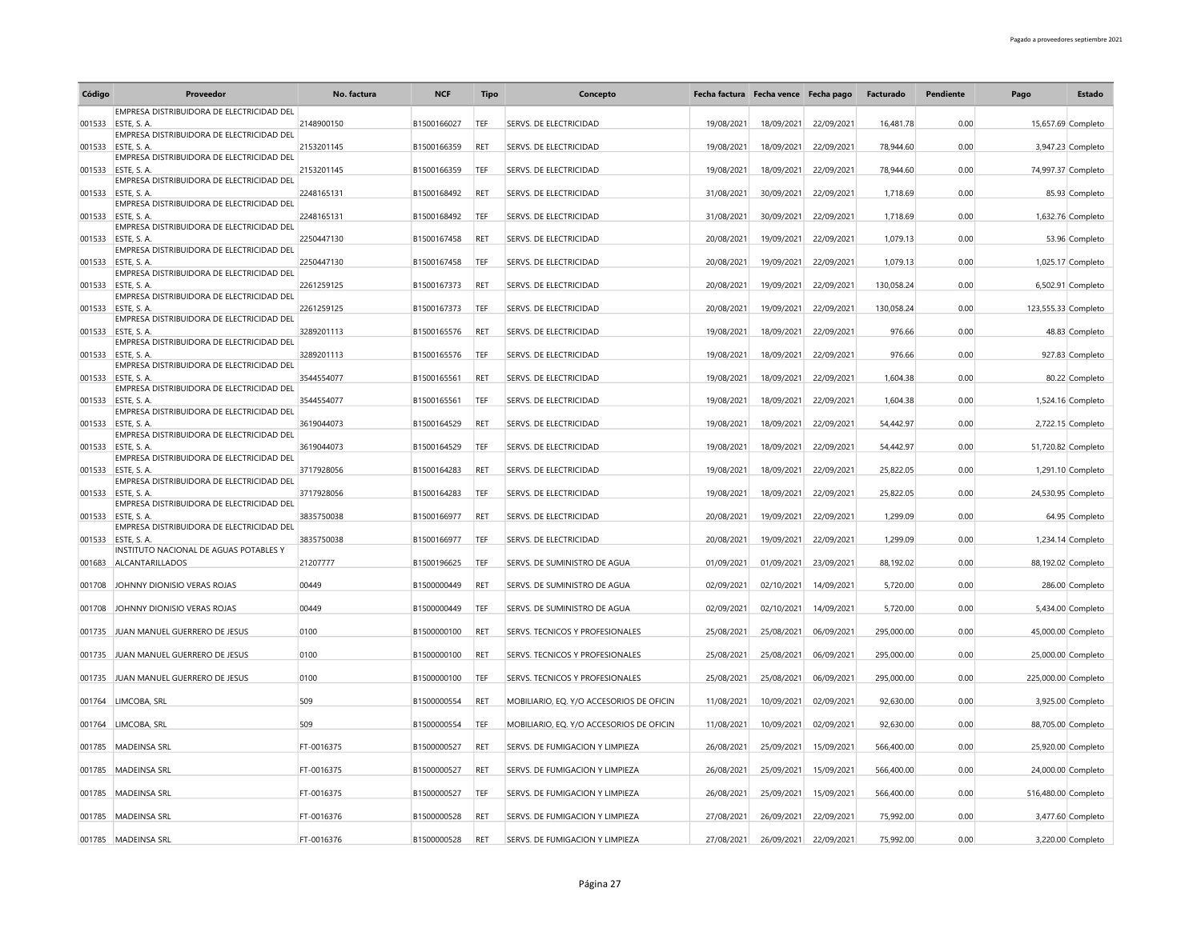| Código | Proveedor | No. factura | NCF | Tipo | Concepto | Fecha factura | Fecha vence | Fecha pago | Facturado | Pendiente | Pago | Estado |
|---|---|---|---|---|---|---|---|---|---|---|---|---|
| 001533 | EMPRESA DISTRIBUIDORA DE ELECTRICIDAD DEL ESTE, S. A. | 2148900150 | B1500166027 | TEF | SERVS. DE ELECTRICIDAD | 19/08/2021 | 18/09/2021 | 22/09/2021 | 16,481.78 | 0.00 | 15,657.69 | Completo |
| 001533 | EMPRESA DISTRIBUIDORA DE ELECTRICIDAD DEL ESTE, S. A. | 2153201145 | B1500166359 | RET | SERVS. DE ELECTRICIDAD | 19/08/2021 | 18/09/2021 | 22/09/2021 | 78,944.60 | 0.00 | 3,947.23 | Completo |
| 001533 | EMPRESA DISTRIBUIDORA DE ELECTRICIDAD DEL ESTE, S. A. | 2153201145 | B1500166359 | TEF | SERVS. DE ELECTRICIDAD | 19/08/2021 | 18/09/2021 | 22/09/2021 | 78,944.60 | 0.00 | 74,997.37 | Completo |
| 001533 | EMPRESA DISTRIBUIDORA DE ELECTRICIDAD DEL ESTE, S. A. | 2248165131 | B1500168492 | RET | SERVS. DE ELECTRICIDAD | 31/08/2021 | 30/09/2021 | 22/09/2021 | 1,718.69 | 0.00 | 85.93 | Completo |
| 001533 | EMPRESA DISTRIBUIDORA DE ELECTRICIDAD DEL ESTE, S. A. | 2248165131 | B1500168492 | TEF | SERVS. DE ELECTRICIDAD | 31/08/2021 | 30/09/2021 | 22/09/2021 | 1,718.69 | 0.00 | 1,632.76 | Completo |
| 001533 | EMPRESA DISTRIBUIDORA DE ELECTRICIDAD DEL ESTE, S. A. | 2250447130 | B1500167458 | RET | SERVS. DE ELECTRICIDAD | 20/08/2021 | 19/09/2021 | 22/09/2021 | 1,079.13 | 0.00 | 53.96 | Completo |
| 001533 | EMPRESA DISTRIBUIDORA DE ELECTRICIDAD DEL ESTE, S. A. | 2250447130 | B1500167458 | TEF | SERVS. DE ELECTRICIDAD | 20/08/2021 | 19/09/2021 | 22/09/2021 | 1,079.13 | 0.00 | 1,025.17 | Completo |
| 001533 | EMPRESA DISTRIBUIDORA DE ELECTRICIDAD DEL ESTE, S. A. | 2261259125 | B1500167373 | RET | SERVS. DE ELECTRICIDAD | 20/08/2021 | 19/09/2021 | 22/09/2021 | 130,058.24 | 0.00 | 6,502.91 | Completo |
| 001533 | EMPRESA DISTRIBUIDORA DE ELECTRICIDAD DEL ESTE, S. A. | 2261259125 | B1500167373 | TEF | SERVS. DE ELECTRICIDAD | 20/08/2021 | 19/09/2021 | 22/09/2021 | 130,058.24 | 0.00 | 123,555.33 | Completo |
| 001533 | EMPRESA DISTRIBUIDORA DE ELECTRICIDAD DEL ESTE, S. A. | 3289201113 | B1500165576 | RET | SERVS. DE ELECTRICIDAD | 19/08/2021 | 18/09/2021 | 22/09/2021 | 976.66 | 0.00 | 48.83 | Completo |
| 001533 | EMPRESA DISTRIBUIDORA DE ELECTRICIDAD DEL ESTE, S. A. | 3289201113 | B1500165576 | TEF | SERVS. DE ELECTRICIDAD | 19/08/2021 | 18/09/2021 | 22/09/2021 | 976.66 | 0.00 | 927.83 | Completo |
| 001533 | EMPRESA DISTRIBUIDORA DE ELECTRICIDAD DEL ESTE, S. A. | 3544554077 | B1500165561 | RET | SERVS. DE ELECTRICIDAD | 19/08/2021 | 18/09/2021 | 22/09/2021 | 1,604.38 | 0.00 | 80.22 | Completo |
| 001533 | EMPRESA DISTRIBUIDORA DE ELECTRICIDAD DEL ESTE, S. A. | 3544554077 | B1500165561 | TEF | SERVS. DE ELECTRICIDAD | 19/08/2021 | 18/09/2021 | 22/09/2021 | 1,604.38 | 0.00 | 1,524.16 | Completo |
| 001533 | EMPRESA DISTRIBUIDORA DE ELECTRICIDAD DEL ESTE, S. A. | 3619044073 | B1500164529 | RET | SERVS. DE ELECTRICIDAD | 19/08/2021 | 18/09/2021 | 22/09/2021 | 54,442.97 | 0.00 | 2,722.15 | Completo |
| 001533 | EMPRESA DISTRIBUIDORA DE ELECTRICIDAD DEL ESTE, S. A. | 3619044073 | B1500164529 | TEF | SERVS. DE ELECTRICIDAD | 19/08/2021 | 18/09/2021 | 22/09/2021 | 54,442.97 | 0.00 | 51,720.82 | Completo |
| 001533 | EMPRESA DISTRIBUIDORA DE ELECTRICIDAD DEL ESTE, S. A. | 3717928056 | B1500164283 | RET | SERVS. DE ELECTRICIDAD | 19/08/2021 | 18/09/2021 | 22/09/2021 | 25,822.05 | 0.00 | 1,291.10 | Completo |
| 001533 | EMPRESA DISTRIBUIDORA DE ELECTRICIDAD DEL ESTE, S. A. | 3717928056 | B1500164283 | TEF | SERVS. DE ELECTRICIDAD | 19/08/2021 | 18/09/2021 | 22/09/2021 | 25,822.05 | 0.00 | 24,530.95 | Completo |
| 001533 | EMPRESA DISTRIBUIDORA DE ELECTRICIDAD DEL ESTE, S. A. | 3835750038 | B1500166977 | RET | SERVS. DE ELECTRICIDAD | 20/08/2021 | 19/09/2021 | 22/09/2021 | 1,299.09 | 0.00 | 64.95 | Completo |
| 001533 | EMPRESA DISTRIBUIDORA DE ELECTRICIDAD DEL ESTE, S. A. | 3835750038 | B1500166977 | TEF | SERVS. DE ELECTRICIDAD | 20/08/2021 | 19/09/2021 | 22/09/2021 | 1,299.09 | 0.00 | 1,234.14 | Completo |
| 001683 | INSTITUTO NACIONAL DE AGUAS POTABLES Y ALCANTARILLADOS | 21207777 | B1500196625 | TEF | SERVS. DE SUMINISTRO DE AGUA | 01/09/2021 | 01/09/2021 | 23/09/2021 | 88,192.02 | 0.00 | 88,192.02 | Completo |
| 001708 | JOHNNY DIONISIO VERAS ROJAS | 00449 | B1500000449 | RET | SERVS. DE SUMINISTRO DE AGUA | 02/09/2021 | 02/10/2021 | 14/09/2021 | 5,720.00 | 0.00 | 286.00 | Completo |
| 001708 | JOHNNY DIONISIO VERAS ROJAS | 00449 | B1500000449 | TEF | SERVS. DE SUMINISTRO DE AGUA | 02/09/2021 | 02/10/2021 | 14/09/2021 | 5,720.00 | 0.00 | 5,434.00 | Completo |
| 001735 | JUAN MANUEL GUERRERO DE JESUS | 0100 | B1500000100 | RET | SERVS. TECNICOS Y PROFESIONALES | 25/08/2021 | 25/08/2021 | 06/09/2021 | 295,000.00 | 0.00 | 45,000.00 | Completo |
| 001735 | JUAN MANUEL GUERRERO DE JESUS | 0100 | B1500000100 | RET | SERVS. TECNICOS Y PROFESIONALES | 25/08/2021 | 25/08/2021 | 06/09/2021 | 295,000.00 | 0.00 | 25,000.00 | Completo |
| 001735 | JUAN MANUEL GUERRERO DE JESUS | 0100 | B1500000100 | TEF | SERVS. TECNICOS Y PROFESIONALES | 25/08/2021 | 25/08/2021 | 06/09/2021 | 295,000.00 | 0.00 | 225,000.00 | Completo |
| 001764 | LIMCOBA, SRL | 509 | B1500000554 | RET | MOBILIARIO, EQ. Y/O ACCESORIOS DE OFICIN | 11/08/2021 | 10/09/2021 | 02/09/2021 | 92,630.00 | 0.00 | 3,925.00 | Completo |
| 001764 | LIMCOBA, SRL | 509 | B1500000554 | TEF | MOBILIARIO, EQ. Y/O ACCESORIOS DE OFICIN | 11/08/2021 | 10/09/2021 | 02/09/2021 | 92,630.00 | 0.00 | 88,705.00 | Completo |
| 001785 | MADEINSA SRL | FT-0016375 | B1500000527 | RET | SERVS. DE FUMIGACION Y LIMPIEZA | 26/08/2021 | 25/09/2021 | 15/09/2021 | 566,400.00 | 0.00 | 25,920.00 | Completo |
| 001785 | MADEINSA SRL | FT-0016375 | B1500000527 | RET | SERVS. DE FUMIGACION Y LIMPIEZA | 26/08/2021 | 25/09/2021 | 15/09/2021 | 566,400.00 | 0.00 | 24,000.00 | Completo |
| 001785 | MADEINSA SRL | FT-0016375 | B1500000527 | TEF | SERVS. DE FUMIGACION Y LIMPIEZA | 26/08/2021 | 25/09/2021 | 15/09/2021 | 566,400.00 | 0.00 | 516,480.00 | Completo |
| 001785 | MADEINSA SRL | FT-0016376 | B1500000528 | RET | SERVS. DE FUMIGACION Y LIMPIEZA | 27/08/2021 | 26/09/2021 | 22/09/2021 | 75,992.00 | 0.00 | 3,477.60 | Completo |
| 001785 | MADEINSA SRL | FT-0016376 | B1500000528 | RET | SERVS. DE FUMIGACION Y LIMPIEZA | 27/08/2021 | 26/09/2021 | 22/09/2021 | 75,992.00 | 0.00 | 3,220.00 | Completo |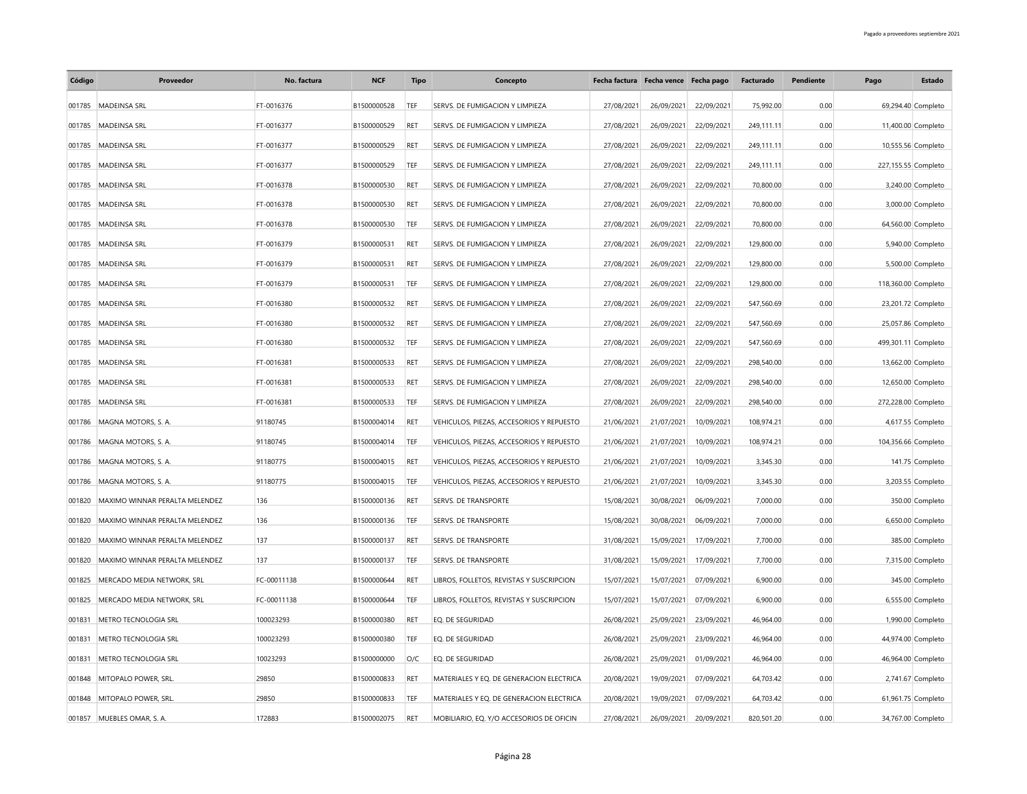| Código | Proveedor | No. factura | NCF | Tipo | Concepto | Fecha factura | Fecha vence | Fecha pago | Facturado | Pendiente | Pago | Estado |
|---|---|---|---|---|---|---|---|---|---|---|---|---|
| 001785 | MADEINSA SRL | FT-0016376 | B1500000528 | TEF | SERVS. DE FUMIGACION Y LIMPIEZA | 27/08/2021 | 26/09/2021 | 22/09/2021 | 75,992.00 | 0.00 | 69,294.40 | Completo |
| 001785 | MADEINSA SRL | FT-0016377 | B1500000529 | RET | SERVS. DE FUMIGACION Y LIMPIEZA | 27/08/2021 | 26/09/2021 | 22/09/2021 | 249,111.11 | 0.00 | 11,400.00 | Completo |
| 001785 | MADEINSA SRL | FT-0016377 | B1500000529 | RET | SERVS. DE FUMIGACION Y LIMPIEZA | 27/08/2021 | 26/09/2021 | 22/09/2021 | 249,111.11 | 0.00 | 10,555.56 | Completo |
| 001785 | MADEINSA SRL | FT-0016377 | B1500000529 | TEF | SERVS. DE FUMIGACION Y LIMPIEZA | 27/08/2021 | 26/09/2021 | 22/09/2021 | 249,111.11 | 0.00 | 227,155.55 | Completo |
| 001785 | MADEINSA SRL | FT-0016378 | B1500000530 | RET | SERVS. DE FUMIGACION Y LIMPIEZA | 27/08/2021 | 26/09/2021 | 22/09/2021 | 70,800.00 | 0.00 | 3,240.00 | Completo |
| 001785 | MADEINSA SRL | FT-0016378 | B1500000530 | RET | SERVS. DE FUMIGACION Y LIMPIEZA | 27/08/2021 | 26/09/2021 | 22/09/2021 | 70,800.00 | 0.00 | 3,000.00 | Completo |
| 001785 | MADEINSA SRL | FT-0016378 | B1500000530 | TEF | SERVS. DE FUMIGACION Y LIMPIEZA | 27/08/2021 | 26/09/2021 | 22/09/2021 | 70,800.00 | 0.00 | 64,560.00 | Completo |
| 001785 | MADEINSA SRL | FT-0016379 | B1500000531 | RET | SERVS. DE FUMIGACION Y LIMPIEZA | 27/08/2021 | 26/09/2021 | 22/09/2021 | 129,800.00 | 0.00 | 5,940.00 | Completo |
| 001785 | MADEINSA SRL | FT-0016379 | B1500000531 | RET | SERVS. DE FUMIGACION Y LIMPIEZA | 27/08/2021 | 26/09/2021 | 22/09/2021 | 129,800.00 | 0.00 | 5,500.00 | Completo |
| 001785 | MADEINSA SRL | FT-0016379 | B1500000531 | TEF | SERVS. DE FUMIGACION Y LIMPIEZA | 27/08/2021 | 26/09/2021 | 22/09/2021 | 129,800.00 | 0.00 | 118,360.00 | Completo |
| 001785 | MADEINSA SRL | FT-0016380 | B1500000532 | RET | SERVS. DE FUMIGACION Y LIMPIEZA | 27/08/2021 | 26/09/2021 | 22/09/2021 | 547,560.69 | 0.00 | 23,201.72 | Completo |
| 001785 | MADEINSA SRL | FT-0016380 | B1500000532 | RET | SERVS. DE FUMIGACION Y LIMPIEZA | 27/08/2021 | 26/09/2021 | 22/09/2021 | 547,560.69 | 0.00 | 25,057.86 | Completo |
| 001785 | MADEINSA SRL | FT-0016380 | B1500000532 | TEF | SERVS. DE FUMIGACION Y LIMPIEZA | 27/08/2021 | 26/09/2021 | 22/09/2021 | 547,560.69 | 0.00 | 499,301.11 | Completo |
| 001785 | MADEINSA SRL | FT-0016381 | B1500000533 | RET | SERVS. DE FUMIGACION Y LIMPIEZA | 27/08/2021 | 26/09/2021 | 22/09/2021 | 298,540.00 | 0.00 | 13,662.00 | Completo |
| 001785 | MADEINSA SRL | FT-0016381 | B1500000533 | RET | SERVS. DE FUMIGACION Y LIMPIEZA | 27/08/2021 | 26/09/2021 | 22/09/2021 | 298,540.00 | 0.00 | 12,650.00 | Completo |
| 001785 | MADEINSA SRL | FT-0016381 | B1500000533 | TEF | SERVS. DE FUMIGACION Y LIMPIEZA | 27/08/2021 | 26/09/2021 | 22/09/2021 | 298,540.00 | 0.00 | 272,228.00 | Completo |
| 001786 | MAGNA MOTORS, S. A. | 91180745 | B1500004014 | RET | VEHICULOS, PIEZAS, ACCESORIOS Y REPUESTO | 21/06/2021 | 21/07/2021 | 10/09/2021 | 108,974.21 | 0.00 | 4,617.55 | Completo |
| 001786 | MAGNA MOTORS, S. A. | 91180745 | B1500004014 | TEF | VEHICULOS, PIEZAS, ACCESORIOS Y REPUESTO | 21/06/2021 | 21/07/2021 | 10/09/2021 | 108,974.21 | 0.00 | 104,356.66 | Completo |
| 001786 | MAGNA MOTORS, S. A. | 91180775 | B1500004015 | RET | VEHICULOS, PIEZAS, ACCESORIOS Y REPUESTO | 21/06/2021 | 21/07/2021 | 10/09/2021 | 3,345.30 | 0.00 | 141.75 | Completo |
| 001786 | MAGNA MOTORS, S. A. | 91180775 | B1500004015 | TEF | VEHICULOS, PIEZAS, ACCESORIOS Y REPUESTO | 21/06/2021 | 21/07/2021 | 10/09/2021 | 3,345.30 | 0.00 | 3,203.55 | Completo |
| 001820 | MAXIMO WINNAR PERALTA MELENDEZ | 136 | B1500000136 | RET | SERVS. DE TRANSPORTE | 15/08/2021 | 30/08/2021 | 06/09/2021 | 7,000.00 | 0.00 | 350.00 | Completo |
| 001820 | MAXIMO WINNAR PERALTA MELENDEZ | 136 | B1500000136 | TEF | SERVS. DE TRANSPORTE | 15/08/2021 | 30/08/2021 | 06/09/2021 | 7,000.00 | 0.00 | 6,650.00 | Completo |
| 001820 | MAXIMO WINNAR PERALTA MELENDEZ | 137 | B1500000137 | RET | SERVS. DE TRANSPORTE | 31/08/2021 | 15/09/2021 | 17/09/2021 | 7,700.00 | 0.00 | 385.00 | Completo |
| 001820 | MAXIMO WINNAR PERALTA MELENDEZ | 137 | B1500000137 | TEF | SERVS. DE TRANSPORTE | 31/08/2021 | 15/09/2021 | 17/09/2021 | 7,700.00 | 0.00 | 7,315.00 | Completo |
| 001825 | MERCADO MEDIA NETWORK, SRL | FC-00011138 | B1500000644 | RET | LIBROS, FOLLETOS, REVISTAS Y SUSCRIPCION | 15/07/2021 | 15/07/2021 | 07/09/2021 | 6,900.00 | 0.00 | 345.00 | Completo |
| 001825 | MERCADO MEDIA NETWORK, SRL | FC-00011138 | B1500000644 | TEF | LIBROS, FOLLETOS, REVISTAS Y SUSCRIPCION | 15/07/2021 | 15/07/2021 | 07/09/2021 | 6,900.00 | 0.00 | 6,555.00 | Completo |
| 001831 | METRO TECNOLOGIA SRL | 100023293 | B1500000380 | RET | EQ. DE SEGURIDAD | 26/08/2021 | 25/09/2021 | 23/09/2021 | 46,964.00 | 0.00 | 1,990.00 | Completo |
| 001831 | METRO TECNOLOGIA SRL | 100023293 | B1500000380 | TEF | EQ. DE SEGURIDAD | 26/08/2021 | 25/09/2021 | 23/09/2021 | 46,964.00 | 0.00 | 44,974.00 | Completo |
| 001831 | METRO TECNOLOGIA SRL | 10023293 | B1500000000 | O/C | EQ. DE SEGURIDAD | 26/08/2021 | 25/09/2021 | 01/09/2021 | 46,964.00 | 0.00 | 46,964.00 | Completo |
| 001848 | MITOPALO POWER, SRL. | 29850 | B1500000833 | RET | MATERIALES Y EQ. DE GENERACION ELECTRICA | 20/08/2021 | 19/09/2021 | 07/09/2021 | 64,703.42 | 0.00 | 2,741.67 | Completo |
| 001848 | MITOPALO POWER, SRL. | 29850 | B1500000833 | TEF | MATERIALES Y EQ. DE GENERACION ELECTRICA | 20/08/2021 | 19/09/2021 | 07/09/2021 | 64,703.42 | 0.00 | 61,961.75 | Completo |
| 001857 | MUEBLES OMAR, S. A. | 172883 | B1500002075 | RET | MOBILIARIO, EQ. Y/O ACCESORIOS DE OFICIN | 27/08/2021 | 26/09/2021 | 20/09/2021 | 820,501.20 | 0.00 | 34,767.00 | Completo |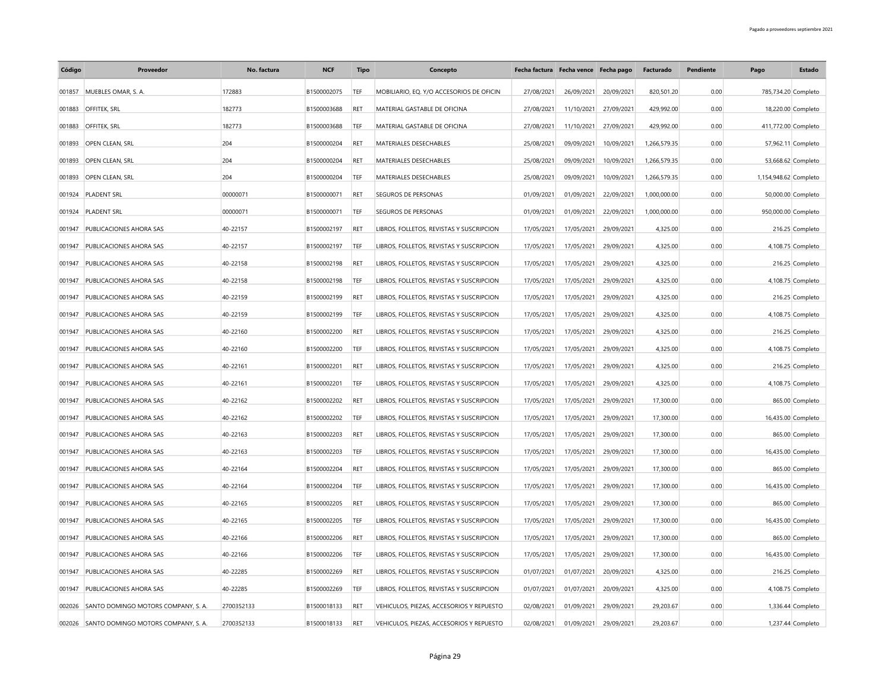| Código | Proveedor | No. factura | NCF | Tipo | Concepto | Fecha factura | Fecha vence | Fecha pago | Facturado | Pendiente | Pago | Estado |
|---|---|---|---|---|---|---|---|---|---|---|---|---|
| 001857 | MUEBLES OMAR, S. A. | 172883 | B1500002075 | TEF | MOBILIARIO, EQ. Y/O ACCESORIOS DE OFICIN | 27/08/2021 | 26/09/2021 | 20/09/2021 | 820,501.20 | 0.00 | 785,734.20 | Completo |
| 001883 | OFFITEK, SRL | 182773 | B1500003688 | RET | MATERIAL GASTABLE DE OFICINA | 27/08/2021 | 11/10/2021 | 27/09/2021 | 429,992.00 | 0.00 | 18,220.00 | Completo |
| 001883 | OFFITEK, SRL | 182773 | B1500003688 | TEF | MATERIAL GASTABLE DE OFICINA | 27/08/2021 | 11/10/2021 | 27/09/2021 | 429,992.00 | 0.00 | 411,772.00 | Completo |
| 001893 | OPEN CLEAN, SRL | 204 | B1500000204 | RET | MATERIALES DESECHABLES | 25/08/2021 | 09/09/2021 | 10/09/2021 | 1,266,579.35 | 0.00 | 57,962.11 | Completo |
| 001893 | OPEN CLEAN, SRL | 204 | B1500000204 | RET | MATERIALES DESECHABLES | 25/08/2021 | 09/09/2021 | 10/09/2021 | 1,266,579.35 | 0.00 | 53,668.62 | Completo |
| 001893 | OPEN CLEAN, SRL | 204 | B1500000204 | TEF | MATERIALES DESECHABLES | 25/08/2021 | 09/09/2021 | 10/09/2021 | 1,266,579.35 | 0.00 | 1,154,948.62 | Completo |
| 001924 | PLADENT SRL | 00000071 | B1500000071 | RET | SEGUROS DE PERSONAS | 01/09/2021 | 01/09/2021 | 22/09/2021 | 1,000,000.00 | 0.00 | 50,000.00 | Completo |
| 001924 | PLADENT SRL | 00000071 | B1500000071 | TEF | SEGUROS DE PERSONAS | 01/09/2021 | 01/09/2021 | 22/09/2021 | 1,000,000.00 | 0.00 | 950,000.00 | Completo |
| 001947 | PUBLICACIONES AHORA SAS | 40-22157 | B1500002197 | RET | LIBROS, FOLLETOS, REVISTAS Y SUSCRIPCION | 17/05/2021 | 17/05/2021 | 29/09/2021 | 4,325.00 | 0.00 | 216.25 | Completo |
| 001947 | PUBLICACIONES AHORA SAS | 40-22157 | B1500002197 | TEF | LIBROS, FOLLETOS, REVISTAS Y SUSCRIPCION | 17/05/2021 | 17/05/2021 | 29/09/2021 | 4,325.00 | 0.00 | 4,108.75 | Completo |
| 001947 | PUBLICACIONES AHORA SAS | 40-22158 | B1500002198 | RET | LIBROS, FOLLETOS, REVISTAS Y SUSCRIPCION | 17/05/2021 | 17/05/2021 | 29/09/2021 | 4,325.00 | 0.00 | 216.25 | Completo |
| 001947 | PUBLICACIONES AHORA SAS | 40-22158 | B1500002198 | TEF | LIBROS, FOLLETOS, REVISTAS Y SUSCRIPCION | 17/05/2021 | 17/05/2021 | 29/09/2021 | 4,325.00 | 0.00 | 4,108.75 | Completo |
| 001947 | PUBLICACIONES AHORA SAS | 40-22159 | B1500002199 | RET | LIBROS, FOLLETOS, REVISTAS Y SUSCRIPCION | 17/05/2021 | 17/05/2021 | 29/09/2021 | 4,325.00 | 0.00 | 216.25 | Completo |
| 001947 | PUBLICACIONES AHORA SAS | 40-22159 | B1500002199 | TEF | LIBROS, FOLLETOS, REVISTAS Y SUSCRIPCION | 17/05/2021 | 17/05/2021 | 29/09/2021 | 4,325.00 | 0.00 | 4,108.75 | Completo |
| 001947 | PUBLICACIONES AHORA SAS | 40-22160 | B1500002200 | RET | LIBROS, FOLLETOS, REVISTAS Y SUSCRIPCION | 17/05/2021 | 17/05/2021 | 29/09/2021 | 4,325.00 | 0.00 | 216.25 | Completo |
| 001947 | PUBLICACIONES AHORA SAS | 40-22160 | B1500002200 | TEF | LIBROS, FOLLETOS, REVISTAS Y SUSCRIPCION | 17/05/2021 | 17/05/2021 | 29/09/2021 | 4,325.00 | 0.00 | 4,108.75 | Completo |
| 001947 | PUBLICACIONES AHORA SAS | 40-22161 | B1500002201 | RET | LIBROS, FOLLETOS, REVISTAS Y SUSCRIPCION | 17/05/2021 | 17/05/2021 | 29/09/2021 | 4,325.00 | 0.00 | 216.25 | Completo |
| 001947 | PUBLICACIONES AHORA SAS | 40-22161 | B1500002201 | TEF | LIBROS, FOLLETOS, REVISTAS Y SUSCRIPCION | 17/05/2021 | 17/05/2021 | 29/09/2021 | 4,325.00 | 0.00 | 4,108.75 | Completo |
| 001947 | PUBLICACIONES AHORA SAS | 40-22162 | B1500002202 | RET | LIBROS, FOLLETOS, REVISTAS Y SUSCRIPCION | 17/05/2021 | 17/05/2021 | 29/09/2021 | 17,300.00 | 0.00 | 865.00 | Completo |
| 001947 | PUBLICACIONES AHORA SAS | 40-22162 | B1500002202 | TEF | LIBROS, FOLLETOS, REVISTAS Y SUSCRIPCION | 17/05/2021 | 17/05/2021 | 29/09/2021 | 17,300.00 | 0.00 | 16,435.00 | Completo |
| 001947 | PUBLICACIONES AHORA SAS | 40-22163 | B1500002203 | RET | LIBROS, FOLLETOS, REVISTAS Y SUSCRIPCION | 17/05/2021 | 17/05/2021 | 29/09/2021 | 17,300.00 | 0.00 | 865.00 | Completo |
| 001947 | PUBLICACIONES AHORA SAS | 40-22163 | B1500002203 | TEF | LIBROS, FOLLETOS, REVISTAS Y SUSCRIPCION | 17/05/2021 | 17/05/2021 | 29/09/2021 | 17,300.00 | 0.00 | 16,435.00 | Completo |
| 001947 | PUBLICACIONES AHORA SAS | 40-22164 | B1500002204 | RET | LIBROS, FOLLETOS, REVISTAS Y SUSCRIPCION | 17/05/2021 | 17/05/2021 | 29/09/2021 | 17,300.00 | 0.00 | 865.00 | Completo |
| 001947 | PUBLICACIONES AHORA SAS | 40-22164 | B1500002204 | TEF | LIBROS, FOLLETOS, REVISTAS Y SUSCRIPCION | 17/05/2021 | 17/05/2021 | 29/09/2021 | 17,300.00 | 0.00 | 16,435.00 | Completo |
| 001947 | PUBLICACIONES AHORA SAS | 40-22165 | B1500002205 | RET | LIBROS, FOLLETOS, REVISTAS Y SUSCRIPCION | 17/05/2021 | 17/05/2021 | 29/09/2021 | 17,300.00 | 0.00 | 865.00 | Completo |
| 001947 | PUBLICACIONES AHORA SAS | 40-22165 | B1500002205 | TEF | LIBROS, FOLLETOS, REVISTAS Y SUSCRIPCION | 17/05/2021 | 17/05/2021 | 29/09/2021 | 17,300.00 | 0.00 | 16,435.00 | Completo |
| 001947 | PUBLICACIONES AHORA SAS | 40-22166 | B1500002206 | RET | LIBROS, FOLLETOS, REVISTAS Y SUSCRIPCION | 17/05/2021 | 17/05/2021 | 29/09/2021 | 17,300.00 | 0.00 | 865.00 | Completo |
| 001947 | PUBLICACIONES AHORA SAS | 40-22166 | B1500002206 | TEF | LIBROS, FOLLETOS, REVISTAS Y SUSCRIPCION | 17/05/2021 | 17/05/2021 | 29/09/2021 | 17,300.00 | 0.00 | 16,435.00 | Completo |
| 001947 | PUBLICACIONES AHORA SAS | 40-22285 | B1500002269 | RET | LIBROS, FOLLETOS, REVISTAS Y SUSCRIPCION | 01/07/2021 | 01/07/2021 | 20/09/2021 | 4,325.00 | 0.00 | 216.25 | Completo |
| 001947 | PUBLICACIONES AHORA SAS | 40-22285 | B1500002269 | TEF | LIBROS, FOLLETOS, REVISTAS Y SUSCRIPCION | 01/07/2021 | 01/07/2021 | 20/09/2021 | 4,325.00 | 0.00 | 4,108.75 | Completo |
| 002026 | SANTO DOMINGO MOTORS COMPANY, S. A. | 2700352133 | B1500018133 | RET | VEHICULOS, PIEZAS, ACCESORIOS Y REPUESTO | 02/08/2021 | 01/09/2021 | 29/09/2021 | 29,203.67 | 0.00 | 1,336.44 | Completo |
| 002026 | SANTO DOMINGO MOTORS COMPANY, S. A. | 2700352133 | B1500018133 | RET | VEHICULOS, PIEZAS, ACCESORIOS Y REPUESTO | 02/08/2021 | 01/09/2021 | 29/09/2021 | 29,203.67 | 0.00 | 1,237.44 | Completo |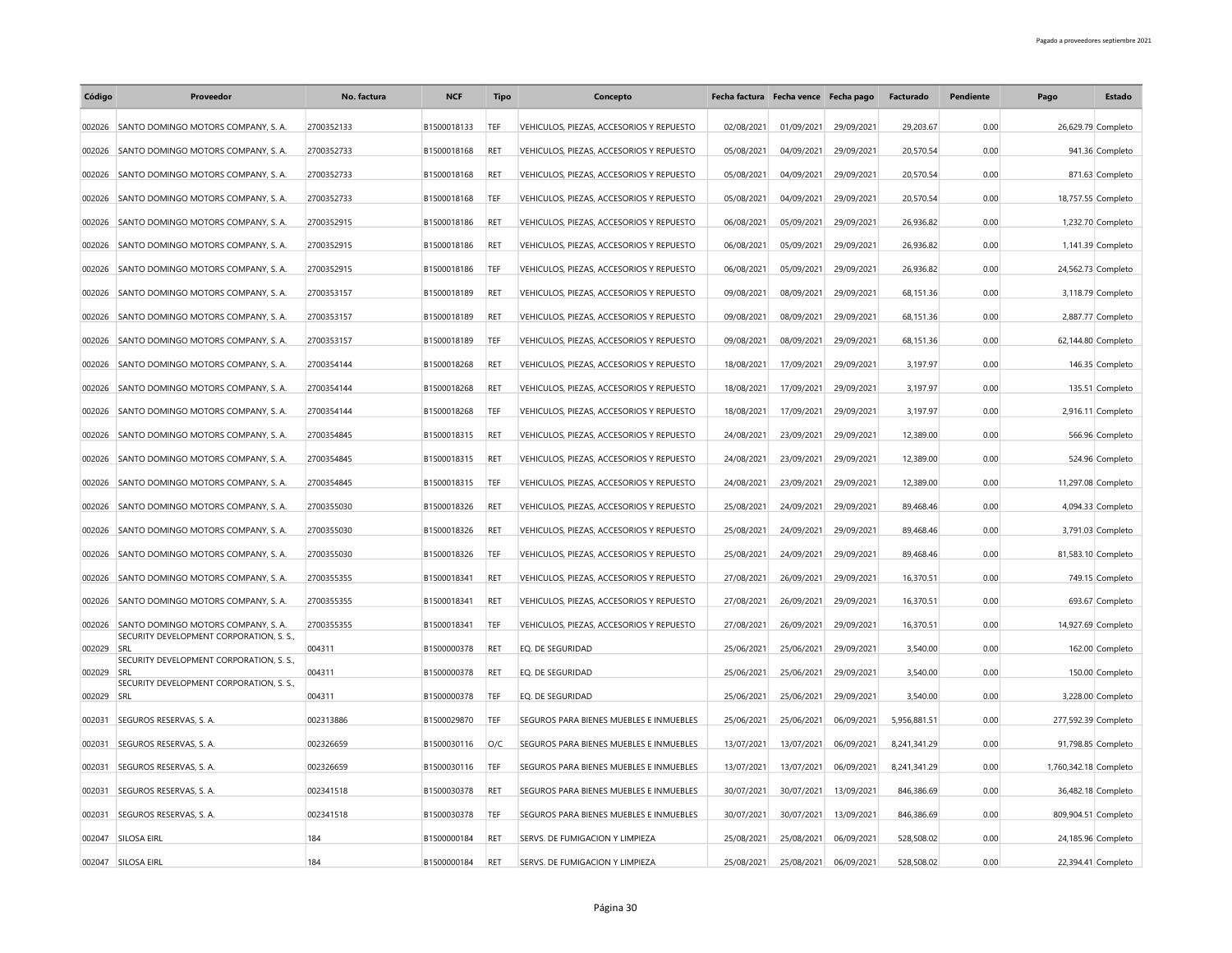| Código | Proveedor | No. factura | NCF | Tipo | Concepto | Fecha factura | Fecha vence | Fecha pago | Facturado | Pendiente | Pago | Estado |
|---|---|---|---|---|---|---|---|---|---|---|---|---|
| 002026 | SANTO DOMINGO MOTORS COMPANY, S. A. | 2700352133 | B1500018133 | TEF | VEHICULOS, PIEZAS, ACCESORIOS Y REPUESTO | 02/08/2021 | 01/09/2021 | 29/09/2021 | 29,203.67 | 0.00 | 26,629.79 | Completo |
| 002026 | SANTO DOMINGO MOTORS COMPANY, S. A. | 2700352733 | B1500018168 | RET | VEHICULOS, PIEZAS, ACCESORIOS Y REPUESTO | 05/08/2021 | 04/09/2021 | 29/09/2021 | 20,570.54 | 0.00 | 941.36 | Completo |
| 002026 | SANTO DOMINGO MOTORS COMPANY, S. A. | 2700352733 | B1500018168 | RET | VEHICULOS, PIEZAS, ACCESORIOS Y REPUESTO | 05/08/2021 | 04/09/2021 | 29/09/2021 | 20,570.54 | 0.00 | 871.63 | Completo |
| 002026 | SANTO DOMINGO MOTORS COMPANY, S. A. | 2700352733 | B1500018168 | TEF | VEHICULOS, PIEZAS, ACCESORIOS Y REPUESTO | 05/08/2021 | 04/09/2021 | 29/09/2021 | 20,570.54 | 0.00 | 18,757.55 | Completo |
| 002026 | SANTO DOMINGO MOTORS COMPANY, S. A. | 2700352915 | B1500018186 | RET | VEHICULOS, PIEZAS, ACCESORIOS Y REPUESTO | 06/08/2021 | 05/09/2021 | 29/09/2021 | 26,936.82 | 0.00 | 1,232.70 | Completo |
| 002026 | SANTO DOMINGO MOTORS COMPANY, S. A. | 2700352915 | B1500018186 | RET | VEHICULOS, PIEZAS, ACCESORIOS Y REPUESTO | 06/08/2021 | 05/09/2021 | 29/09/2021 | 26,936.82 | 0.00 | 1,141.39 | Completo |
| 002026 | SANTO DOMINGO MOTORS COMPANY, S. A. | 2700352915 | B1500018186 | TEF | VEHICULOS, PIEZAS, ACCESORIOS Y REPUESTO | 06/08/2021 | 05/09/2021 | 29/09/2021 | 26,936.82 | 0.00 | 24,562.73 | Completo |
| 002026 | SANTO DOMINGO MOTORS COMPANY, S. A. | 2700353157 | B1500018189 | RET | VEHICULOS, PIEZAS, ACCESORIOS Y REPUESTO | 09/08/2021 | 08/09/2021 | 29/09/2021 | 68,151.36 | 0.00 | 3,118.79 | Completo |
| 002026 | SANTO DOMINGO MOTORS COMPANY, S. A. | 2700353157 | B1500018189 | RET | VEHICULOS, PIEZAS, ACCESORIOS Y REPUESTO | 09/08/2021 | 08/09/2021 | 29/09/2021 | 68,151.36 | 0.00 | 2,887.77 | Completo |
| 002026 | SANTO DOMINGO MOTORS COMPANY, S. A. | 2700353157 | B1500018189 | TEF | VEHICULOS, PIEZAS, ACCESORIOS Y REPUESTO | 09/08/2021 | 08/09/2021 | 29/09/2021 | 68,151.36 | 0.00 | 62,144.80 | Completo |
| 002026 | SANTO DOMINGO MOTORS COMPANY, S. A. | 2700354144 | B1500018268 | RET | VEHICULOS, PIEZAS, ACCESORIOS Y REPUESTO | 18/08/2021 | 17/09/2021 | 29/09/2021 | 3,197.97 | 0.00 | 146.35 | Completo |
| 002026 | SANTO DOMINGO MOTORS COMPANY, S. A. | 2700354144 | B1500018268 | RET | VEHICULOS, PIEZAS, ACCESORIOS Y REPUESTO | 18/08/2021 | 17/09/2021 | 29/09/2021 | 3,197.97 | 0.00 | 135.51 | Completo |
| 002026 | SANTO DOMINGO MOTORS COMPANY, S. A. | 2700354144 | B1500018268 | TEF | VEHICULOS, PIEZAS, ACCESORIOS Y REPUESTO | 18/08/2021 | 17/09/2021 | 29/09/2021 | 3,197.97 | 0.00 | 2,916.11 | Completo |
| 002026 | SANTO DOMINGO MOTORS COMPANY, S. A. | 2700354845 | B1500018315 | RET | VEHICULOS, PIEZAS, ACCESORIOS Y REPUESTO | 24/08/2021 | 23/09/2021 | 29/09/2021 | 12,389.00 | 0.00 | 566.96 | Completo |
| 002026 | SANTO DOMINGO MOTORS COMPANY, S. A. | 2700354845 | B1500018315 | RET | VEHICULOS, PIEZAS, ACCESORIOS Y REPUESTO | 24/08/2021 | 23/09/2021 | 29/09/2021 | 12,389.00 | 0.00 | 524.96 | Completo |
| 002026 | SANTO DOMINGO MOTORS COMPANY, S. A. | 2700354845 | B1500018315 | TEF | VEHICULOS, PIEZAS, ACCESORIOS Y REPUESTO | 24/08/2021 | 23/09/2021 | 29/09/2021 | 12,389.00 | 0.00 | 11,297.08 | Completo |
| 002026 | SANTO DOMINGO MOTORS COMPANY, S. A. | 2700355030 | B1500018326 | RET | VEHICULOS, PIEZAS, ACCESORIOS Y REPUESTO | 25/08/2021 | 24/09/2021 | 29/09/2021 | 89,468.46 | 0.00 | 4,094.33 | Completo |
| 002026 | SANTO DOMINGO MOTORS COMPANY, S. A. | 2700355030 | B1500018326 | RET | VEHICULOS, PIEZAS, ACCESORIOS Y REPUESTO | 25/08/2021 | 24/09/2021 | 29/09/2021 | 89,468.46 | 0.00 | 3,791.03 | Completo |
| 002026 | SANTO DOMINGO MOTORS COMPANY, S. A. | 2700355030 | B1500018326 | TEF | VEHICULOS, PIEZAS, ACCESORIOS Y REPUESTO | 25/08/2021 | 24/09/2021 | 29/09/2021 | 89,468.46 | 0.00 | 81,583.10 | Completo |
| 002026 | SANTO DOMINGO MOTORS COMPANY, S. A. | 2700355355 | B1500018341 | RET | VEHICULOS, PIEZAS, ACCESORIOS Y REPUESTO | 27/08/2021 | 26/09/2021 | 29/09/2021 | 16,370.51 | 0.00 | 749.15 | Completo |
| 002026 | SANTO DOMINGO MOTORS COMPANY, S. A. | 2700355355 | B1500018341 | RET | VEHICULOS, PIEZAS, ACCESORIOS Y REPUESTO | 27/08/2021 | 26/09/2021 | 29/09/2021 | 16,370.51 | 0.00 | 693.67 | Completo |
| 002026 | SANTO DOMINGO MOTORS COMPANY, S. A. | 2700355355 | B1500018341 | TEF | VEHICULOS, PIEZAS, ACCESORIOS Y REPUESTO | 27/08/2021 | 26/09/2021 | 29/09/2021 | 16,370.51 | 0.00 | 14,927.69 | Completo |
| 002029 | SECURITY DEVELOPMENT CORPORATION, S. S., SRL | 004311 | B1500000378 | RET | EQ. DE SEGURIDAD | 25/06/2021 | 25/06/2021 | 29/09/2021 | 3,540.00 | 0.00 | 162.00 | Completo |
| 002029 | SECURITY DEVELOPMENT CORPORATION, S. S., SRL | 004311 | B1500000378 | RET | EQ. DE SEGURIDAD | 25/06/2021 | 25/06/2021 | 29/09/2021 | 3,540.00 | 0.00 | 150.00 | Completo |
| 002029 | SECURITY DEVELOPMENT CORPORATION, S. S., SRL | 004311 | B1500000378 | TEF | EQ. DE SEGURIDAD | 25/06/2021 | 25/06/2021 | 29/09/2021 | 3,540.00 | 0.00 | 3,228.00 | Completo |
| 002031 | SEGUROS RESERVAS, S. A. | 002313886 | B1500029870 | TEF | SEGUROS PARA BIENES MUEBLES E INMUEBLES | 25/06/2021 | 25/06/2021 | 06/09/2021 | 5,956,881.51 | 0.00 | 277,592.39 | Completo |
| 002031 | SEGUROS RESERVAS, S. A. | 002326659 | B1500030116 | O/C | SEGUROS PARA BIENES MUEBLES E INMUEBLES | 13/07/2021 | 13/07/2021 | 06/09/2021 | 8,241,341.29 | 0.00 | 91,798.85 | Completo |
| 002031 | SEGUROS RESERVAS, S. A. | 002326659 | B1500030116 | TEF | SEGUROS PARA BIENES MUEBLES E INMUEBLES | 13/07/2021 | 13/07/2021 | 06/09/2021 | 8,241,341.29 | 0.00 | 1,760,342.18 | Completo |
| 002031 | SEGUROS RESERVAS, S. A. | 002341518 | B1500030378 | RET | SEGUROS PARA BIENES MUEBLES E INMUEBLES | 30/07/2021 | 30/07/2021 | 13/09/2021 | 846,386.69 | 0.00 | 36,482.18 | Completo |
| 002031 | SEGUROS RESERVAS, S. A. | 002341518 | B1500030378 | TEF | SEGUROS PARA BIENES MUEBLES E INMUEBLES | 30/07/2021 | 30/07/2021 | 13/09/2021 | 846,386.69 | 0.00 | 809,904.51 | Completo |
| 002047 | SILOSA EIRL | 184 | B1500000184 | RET | SERVS. DE FUMIGACION Y LIMPIEZA | 25/08/2021 | 25/08/2021 | 06/09/2021 | 528,508.02 | 0.00 | 24,185.96 | Completo |
| 002047 | SILOSA EIRL | 184 | B1500000184 | RET | SERVS. DE FUMIGACION Y LIMPIEZA | 25/08/2021 | 25/08/2021 | 06/09/2021 | 528,508.02 | 0.00 | 22,394.41 | Completo |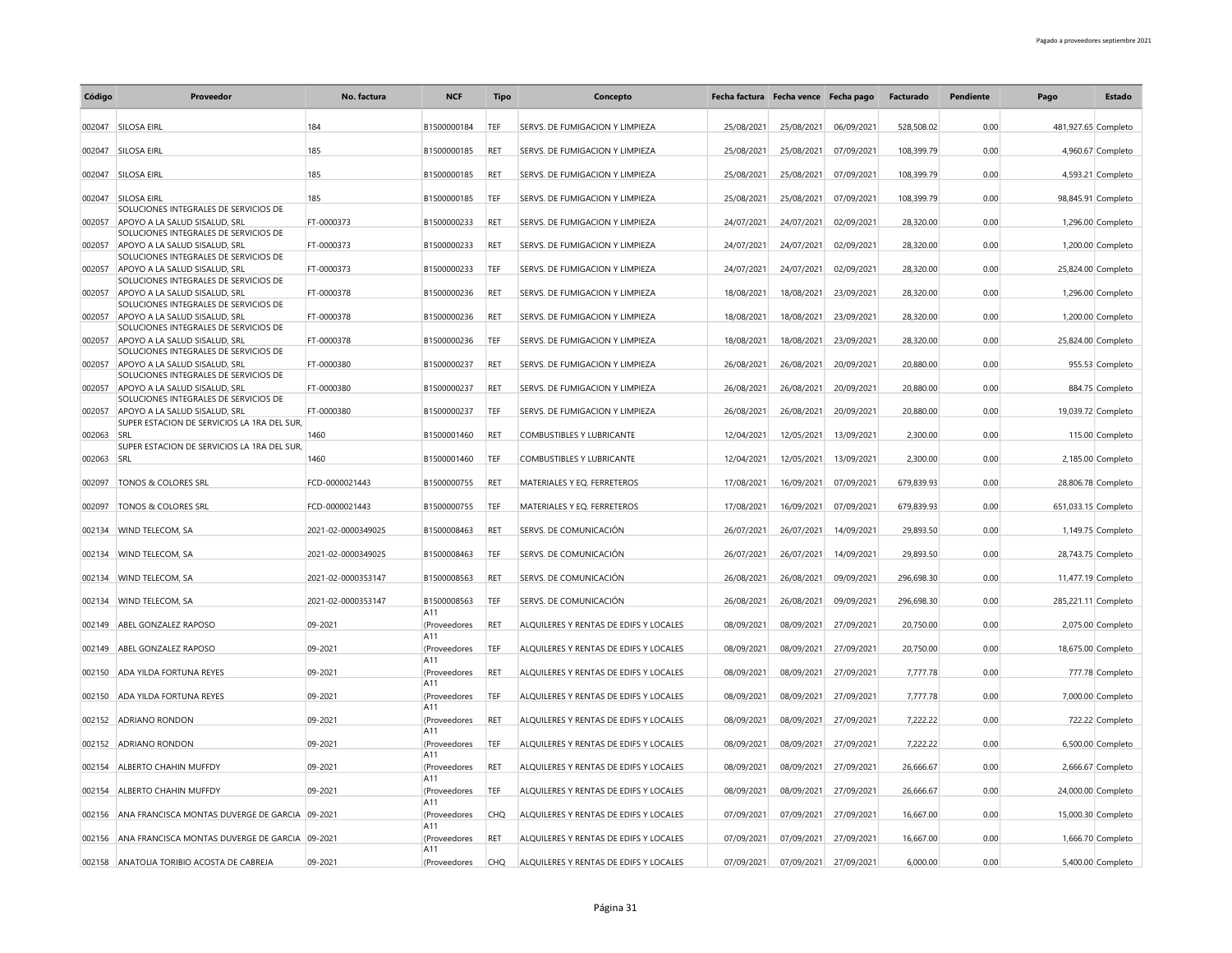| Código | Proveedor | No. factura | NCF | Tipo | Concepto | Fecha factura | Fecha vence | Fecha pago | Facturado | Pendiente | Pago | Estado |
|---|---|---|---|---|---|---|---|---|---|---|---|---|
| 002047 | SILOSA EIRL | 184 | B1500000184 | TEF | SERVS. DE FUMIGACION Y LIMPIEZA | 25/08/2021 | 25/08/2021 | 06/09/2021 | 528,508.02 | 0.00 | 481,927.65 | Completo |
| 002047 | SILOSA EIRL | 185 | B1500000185 | RET | SERVS. DE FUMIGACION Y LIMPIEZA | 25/08/2021 | 25/08/2021 | 07/09/2021 | 108,399.79 | 0.00 | 4,960.67 | Completo |
| 002047 | SILOSA EIRL | 185 | B1500000185 | RET | SERVS. DE FUMIGACION Y LIMPIEZA | 25/08/2021 | 25/08/2021 | 07/09/2021 | 108,399.79 | 0.00 | 4,593.21 | Completo |
| 002047 | SILOSA EIRL | 185 | B1500000185 | TEF | SERVS. DE FUMIGACION Y LIMPIEZA | 25/08/2021 | 25/08/2021 | 07/09/2021 | 108,399.79 | 0.00 | 98,845.91 | Completo |
| 002057 | SOLUCIONES INTEGRALES DE SERVICIOS DE APOYO A LA SALUD SISALUD, SRL | FT-0000373 | B1500000233 | RET | SERVS. DE FUMIGACION Y LIMPIEZA | 24/07/2021 | 24/07/2021 | 02/09/2021 | 28,320.00 | 0.00 | 1,296.00 | Completo |
| 002057 | SOLUCIONES INTEGRALES DE SERVICIOS DE APOYO A LA SALUD SISALUD, SRL | FT-0000373 | B1500000233 | RET | SERVS. DE FUMIGACION Y LIMPIEZA | 24/07/2021 | 24/07/2021 | 02/09/2021 | 28,320.00 | 0.00 | 1,200.00 | Completo |
| 002057 | SOLUCIONES INTEGRALES DE SERVICIOS DE APOYO A LA SALUD SISALUD, SRL | FT-0000373 | B1500000233 | TEF | SERVS. DE FUMIGACION Y LIMPIEZA | 24/07/2021 | 24/07/2021 | 02/09/2021 | 28,320.00 | 0.00 | 25,824.00 | Completo |
| 002057 | SOLUCIONES INTEGRALES DE SERVICIOS DE APOYO A LA SALUD SISALUD, SRL | FT-0000378 | B1500000236 | RET | SERVS. DE FUMIGACION Y LIMPIEZA | 18/08/2021 | 18/08/2021 | 23/09/2021 | 28,320.00 | 0.00 | 1,296.00 | Completo |
| 002057 | SOLUCIONES INTEGRALES DE SERVICIOS DE APOYO A LA SALUD SISALUD, SRL | FT-0000378 | B1500000236 | RET | SERVS. DE FUMIGACION Y LIMPIEZA | 18/08/2021 | 18/08/2021 | 23/09/2021 | 28,320.00 | 0.00 | 1,200.00 | Completo |
| 002057 | SOLUCIONES INTEGRALES DE SERVICIOS DE APOYO A LA SALUD SISALUD, SRL | FT-0000378 | B1500000236 | TEF | SERVS. DE FUMIGACION Y LIMPIEZA | 18/08/2021 | 18/08/2021 | 23/09/2021 | 28,320.00 | 0.00 | 25,824.00 | Completo |
| 002057 | SOLUCIONES INTEGRALES DE SERVICIOS DE APOYO A LA SALUD SISALUD, SRL | FT-0000380 | B1500000237 | RET | SERVS. DE FUMIGACION Y LIMPIEZA | 26/08/2021 | 26/08/2021 | 20/09/2021 | 20,880.00 | 0.00 | 955.53 | Completo |
| 002057 | SOLUCIONES INTEGRALES DE SERVICIOS DE APOYO A LA SALUD SISALUD, SRL | FT-0000380 | B1500000237 | RET | SERVS. DE FUMIGACION Y LIMPIEZA | 26/08/2021 | 26/08/2021 | 20/09/2021 | 20,880.00 | 0.00 | 884.75 | Completo |
| 002057 | SOLUCIONES INTEGRALES DE SERVICIOS DE APOYO A LA SALUD SISALUD, SRL | FT-0000380 | B1500000237 | TEF | SERVS. DE FUMIGACION Y LIMPIEZA | 26/08/2021 | 26/08/2021 | 20/09/2021 | 20,880.00 | 0.00 | 19,039.72 | Completo |
| 002063 | SUPER ESTACION DE SERVICIOS LA 1RA DEL SUR, SRL | 1460 | B1500001460 | RET | COMBUSTIBLES Y LUBRICANTE | 12/04/2021 | 12/05/2021 | 13/09/2021 | 2,300.00 | 0.00 | 115.00 | Completo |
| 002063 | SUPER ESTACION DE SERVICIOS LA 1RA DEL SUR, SRL | 1460 | B1500001460 | TEF | COMBUSTIBLES Y LUBRICANTE | 12/04/2021 | 12/05/2021 | 13/09/2021 | 2,300.00 | 0.00 | 2,185.00 | Completo |
| 002097 | TONOS & COLORES SRL | FCD-0000021443 | B1500000755 | RET | MATERIALES Y EQ. FERRETEROS | 17/08/2021 | 16/09/2021 | 07/09/2021 | 679,839.93 | 0.00 | 28,806.78 | Completo |
| 002097 | TONOS & COLORES SRL | FCD-0000021443 | B1500000755 | TEF | MATERIALES Y EQ. FERRETEROS | 17/08/2021 | 16/09/2021 | 07/09/2021 | 679,839.93 | 0.00 | 651,033.15 | Completo |
| 002134 | WIND TELECOM, SA | 2021-02-0000349025 | B1500008463 | RET | SERVS. DE COMUNICACIÓN | 26/07/2021 | 26/07/2021 | 14/09/2021 | 29,893.50 | 0.00 | 1,149.75 | Completo |
| 002134 | WIND TELECOM, SA | 2021-02-0000349025 | B1500008463 | TEF | SERVS. DE COMUNICACIÓN | 26/07/2021 | 26/07/2021 | 14/09/2021 | 29,893.50 | 0.00 | 28,743.75 | Completo |
| 002134 | WIND TELECOM, SA | 2021-02-0000353147 | B1500008563 | RET | SERVS. DE COMUNICACIÓN | 26/08/2021 | 26/08/2021 | 09/09/2021 | 296,698.30 | 0.00 | 11,477.19 | Completo |
| 002134 | WIND TELECOM, SA | 2021-02-0000353147 | B1500008563 | TEF | SERVS. DE COMUNICACIÓN | 26/08/2021 | 26/08/2021 | 09/09/2021 | 296,698.30 | 0.00 | 285,221.11 | Completo |
| 002149 | ABEL GONZALEZ RAPOSO | 09-2021 | A11 (Proveedores | RET | ALQUILERES Y RENTAS DE EDIFS Y LOCALES | 08/09/2021 | 08/09/2021 | 27/09/2021 | 20,750.00 | 0.00 | 2,075.00 | Completo |
| 002149 | ABEL GONZALEZ RAPOSO | 09-2021 | A11 (Proveedores | TEF | ALQUILERES Y RENTAS DE EDIFS Y LOCALES | 08/09/2021 | 08/09/2021 | 27/09/2021 | 20,750.00 | 0.00 | 18,675.00 | Completo |
| 002150 | ADA YILDA FORTUNA REYES | 09-2021 | A11 (Proveedores | RET | ALQUILERES Y RENTAS DE EDIFS Y LOCALES | 08/09/2021 | 08/09/2021 | 27/09/2021 | 7,777.78 | 0.00 | 777.78 | Completo |
| 002150 | ADA YILDA FORTUNA REYES | 09-2021 | A11 (Proveedores | TEF | ALQUILERES Y RENTAS DE EDIFS Y LOCALES | 08/09/2021 | 08/09/2021 | 27/09/2021 | 7,777.78 | 0.00 | 7,000.00 | Completo |
| 002152 | ADRIANO RONDON | 09-2021 | A11 (Proveedores | RET | ALQUILERES Y RENTAS DE EDIFS Y LOCALES | 08/09/2021 | 08/09/2021 | 27/09/2021 | 7,222.22 | 0.00 | 722.22 | Completo |
| 002152 | ADRIANO RONDON | 09-2021 | A11 (Proveedores | TEF | ALQUILERES Y RENTAS DE EDIFS Y LOCALES | 08/09/2021 | 08/09/2021 | 27/09/2021 | 7,222.22 | 0.00 | 6,500.00 | Completo |
| 002154 | ALBERTO CHAHIN MUFFDY | 09-2021 | A11 (Proveedores | RET | ALQUILERES Y RENTAS DE EDIFS Y LOCALES | 08/09/2021 | 08/09/2021 | 27/09/2021 | 26,666.67 | 0.00 | 2,666.67 | Completo |
| 002154 | ALBERTO CHAHIN MUFFDY | 09-2021 | A11 (Proveedores | TEF | ALQUILERES Y RENTAS DE EDIFS Y LOCALES | 08/09/2021 | 08/09/2021 | 27/09/2021 | 26,666.67 | 0.00 | 24,000.00 | Completo |
| 002156 | ANA FRANCISCA MONTAS DUVERGE DE GARCIA | 09-2021 | A11 (Proveedores | CHQ | ALQUILERES Y RENTAS DE EDIFS Y LOCALES | 07/09/2021 | 07/09/2021 | 27/09/2021 | 16,667.00 | 0.00 | 15,000.30 | Completo |
| 002156 | ANA FRANCISCA MONTAS DUVERGE DE GARCIA | 09-2021 | A11 (Proveedores | RET | ALQUILERES Y RENTAS DE EDIFS Y LOCALES | 07/09/2021 | 07/09/2021 | 27/09/2021 | 16,667.00 | 0.00 | 1,666.70 | Completo |
| 002158 | ANATOLIA TORIBIO ACOSTA DE CABREJA | 09-2021 | A11 (Proveedores | CHQ | ALQUILERES Y RENTAS DE EDIFS Y LOCALES | 07/09/2021 | 07/09/2021 | 27/09/2021 | 6,000.00 | 0.00 | 5,400.00 | Completo |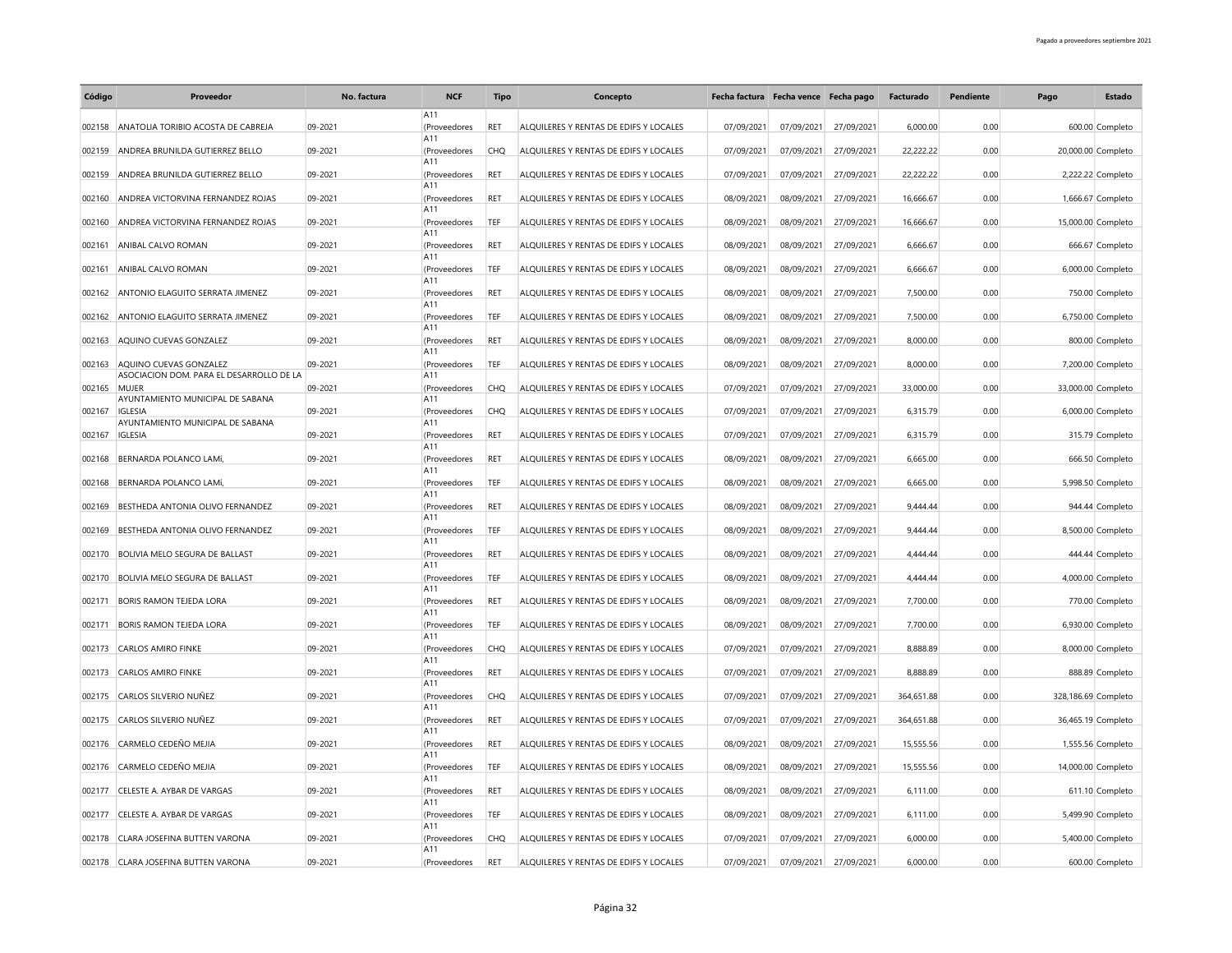| Código | Proveedor | No. factura | NCF | Tipo | Concepto | Fecha factura | Fecha vence | Fecha pago | Facturado | Pendiente | Pago | Estado |
|---|---|---|---|---|---|---|---|---|---|---|---|---|
| 002158 | ANATOLIA TORIBIO ACOSTA DE CABREJA | 09-2021 | A11 (Proveedores | RET | ALQUILERES Y RENTAS DE EDIFS Y LOCALES | 07/09/2021 | 07/09/2021 | 27/09/2021 | 6,000.00 | 0.00 | 600.00 | Completo |
| 002159 | ANDREA BRUNILDA GUTIERREZ BELLO | 09-2021 | A11 (Proveedores | CHQ | ALQUILERES Y RENTAS DE EDIFS Y LOCALES | 07/09/2021 | 07/09/2021 | 27/09/2021 | 22,222.22 | 0.00 | 20,000.00 | Completo |
| 002159 | ANDREA BRUNILDA GUTIERREZ BELLO | 09-2021 | A11 (Proveedores | RET | ALQUILERES Y RENTAS DE EDIFS Y LOCALES | 07/09/2021 | 07/09/2021 | 27/09/2021 | 22,222.22 | 0.00 | 2,222.22 | Completo |
| 002160 | ANDREA VICTORVINA FERNANDEZ ROJAS | 09-2021 | A11 (Proveedores | RET | ALQUILERES Y RENTAS DE EDIFS Y LOCALES | 08/09/2021 | 08/09/2021 | 27/09/2021 | 16,666.67 | 0.00 | 1,666.67 | Completo |
| 002160 | ANDREA VICTORVINA FERNANDEZ ROJAS | 09-2021 | A11 (Proveedores | TEF | ALQUILERES Y RENTAS DE EDIFS Y LOCALES | 08/09/2021 | 08/09/2021 | 27/09/2021 | 16,666.67 | 0.00 | 15,000.00 | Completo |
| 002161 | ANIBAL CALVO ROMAN | 09-2021 | A11 (Proveedores | RET | ALQUILERES Y RENTAS DE EDIFS Y LOCALES | 08/09/2021 | 08/09/2021 | 27/09/2021 | 6,666.67 | 0.00 | 666.67 | Completo |
| 002161 | ANIBAL CALVO ROMAN | 09-2021 | A11 (Proveedores | TEF | ALQUILERES Y RENTAS DE EDIFS Y LOCALES | 08/09/2021 | 08/09/2021 | 27/09/2021 | 6,666.67 | 0.00 | 6,000.00 | Completo |
| 002162 | ANTONIO ELAGUITO SERRATA JIMENEZ | 09-2021 | A11 (Proveedores | RET | ALQUILERES Y RENTAS DE EDIFS Y LOCALES | 08/09/2021 | 08/09/2021 | 27/09/2021 | 7,500.00 | 0.00 | 750.00 | Completo |
| 002162 | ANTONIO ELAGUITO SERRATA JIMENEZ | 09-2021 | A11 (Proveedores | TEF | ALQUILERES Y RENTAS DE EDIFS Y LOCALES | 08/09/2021 | 08/09/2021 | 27/09/2021 | 7,500.00 | 0.00 | 6,750.00 | Completo |
| 002163 | AQUINO CUEVAS GONZALEZ | 09-2021 | A11 (Proveedores | RET | ALQUILERES Y RENTAS DE EDIFS Y LOCALES | 08/09/2021 | 08/09/2021 | 27/09/2021 | 8,000.00 | 0.00 | 800.00 | Completo |
| 002163 | AQUINO CUEVAS GONZALEZ | 09-2021 | A11 (Proveedores | TEF | ALQUILERES Y RENTAS DE EDIFS Y LOCALES | 08/09/2021 | 08/09/2021 | 27/09/2021 | 8,000.00 | 0.00 | 7,200.00 | Completo |
| 002165 | ASOCIACION DOM. PARA EL DESARROLLO DE LA MUJER | 09-2021 | A11 (Proveedores | CHQ | ALQUILERES Y RENTAS DE EDIFS Y LOCALES | 07/09/2021 | 07/09/2021 | 27/09/2021 | 33,000.00 | 0.00 | 33,000.00 | Completo |
| 002167 | AYUNTAMIENTO MUNICIPAL DE SABANA IGLESIA | 09-2021 | A11 (Proveedores | CHQ | ALQUILERES Y RENTAS DE EDIFS Y LOCALES | 07/09/2021 | 07/09/2021 | 27/09/2021 | 6,315.79 | 0.00 | 6,000.00 | Completo |
| 002167 | AYUNTAMIENTO MUNICIPAL DE SABANA IGLESIA | 09-2021 | A11 (Proveedores | RET | ALQUILERES Y RENTAS DE EDIFS Y LOCALES | 07/09/2021 | 07/09/2021 | 27/09/2021 | 6,315.79 | 0.00 | 315.79 | Completo |
| 002168 | BERNARDA POLANCO LAMí, | 09-2021 | A11 (Proveedores | RET | ALQUILERES Y RENTAS DE EDIFS Y LOCALES | 08/09/2021 | 08/09/2021 | 27/09/2021 | 6,665.00 | 0.00 | 666.50 | Completo |
| 002168 | BERNARDA POLANCO LAMí, | 09-2021 | A11 (Proveedores | TEF | ALQUILERES Y RENTAS DE EDIFS Y LOCALES | 08/09/2021 | 08/09/2021 | 27/09/2021 | 6,665.00 | 0.00 | 5,998.50 | Completo |
| 002169 | BESTHEDA ANTONIA OLIVO FERNANDEZ | 09-2021 | A11 (Proveedores | RET | ALQUILERES Y RENTAS DE EDIFS Y LOCALES | 08/09/2021 | 08/09/2021 | 27/09/2021 | 9,444.44 | 0.00 | 944.44 | Completo |
| 002169 | BESTHEDA ANTONIA OLIVO FERNANDEZ | 09-2021 | A11 (Proveedores | TEF | ALQUILERES Y RENTAS DE EDIFS Y LOCALES | 08/09/2021 | 08/09/2021 | 27/09/2021 | 9,444.44 | 0.00 | 8,500.00 | Completo |
| 002170 | BOLIVIA MELO SEGURA DE BALLAST | 09-2021 | A11 (Proveedores | RET | ALQUILERES Y RENTAS DE EDIFS Y LOCALES | 08/09/2021 | 08/09/2021 | 27/09/2021 | 4,444.44 | 0.00 | 444.44 | Completo |
| 002170 | BOLIVIA MELO SEGURA DE BALLAST | 09-2021 | A11 (Proveedores | TEF | ALQUILERES Y RENTAS DE EDIFS Y LOCALES | 08/09/2021 | 08/09/2021 | 27/09/2021 | 4,444.44 | 0.00 | 4,000.00 | Completo |
| 002171 | BORIS RAMON TEJEDA LORA | 09-2021 | A11 (Proveedores | RET | ALQUILERES Y RENTAS DE EDIFS Y LOCALES | 08/09/2021 | 08/09/2021 | 27/09/2021 | 7,700.00 | 0.00 | 770.00 | Completo |
| 002171 | BORIS RAMON TEJEDA LORA | 09-2021 | A11 (Proveedores | TEF | ALQUILERES Y RENTAS DE EDIFS Y LOCALES | 08/09/2021 | 08/09/2021 | 27/09/2021 | 7,700.00 | 0.00 | 6,930.00 | Completo |
| 002173 | CARLOS AMIRO FINKE | 09-2021 | A11 (Proveedores | CHQ | ALQUILERES Y RENTAS DE EDIFS Y LOCALES | 07/09/2021 | 07/09/2021 | 27/09/2021 | 8,888.89 | 0.00 | 8,000.00 | Completo |
| 002173 | CARLOS AMIRO FINKE | 09-2021 | A11 (Proveedores | RET | ALQUILERES Y RENTAS DE EDIFS Y LOCALES | 07/09/2021 | 07/09/2021 | 27/09/2021 | 8,888.89 | 0.00 | 888.89 | Completo |
| 002175 | CARLOS SILVERIO NUÑEZ | 09-2021 | A11 (Proveedores | CHQ | ALQUILERES Y RENTAS DE EDIFS Y LOCALES | 07/09/2021 | 07/09/2021 | 27/09/2021 | 364,651.88 | 0.00 | 328,186.69 | Completo |
| 002175 | CARLOS SILVERIO NUÑEZ | 09-2021 | A11 (Proveedores | RET | ALQUILERES Y RENTAS DE EDIFS Y LOCALES | 07/09/2021 | 07/09/2021 | 27/09/2021 | 364,651.88 | 0.00 | 36,465.19 | Completo |
| 002176 | CARMELO CEDEÑO MEJIA | 09-2021 | A11 (Proveedores | RET | ALQUILERES Y RENTAS DE EDIFS Y LOCALES | 08/09/2021 | 08/09/2021 | 27/09/2021 | 15,555.56 | 0.00 | 1,555.56 | Completo |
| 002176 | CARMELO CEDEÑO MEJIA | 09-2021 | A11 (Proveedores | TEF | ALQUILERES Y RENTAS DE EDIFS Y LOCALES | 08/09/2021 | 08/09/2021 | 27/09/2021 | 15,555.56 | 0.00 | 14,000.00 | Completo |
| 002177 | CELESTE A. AYBAR DE VARGAS | 09-2021 | A11 (Proveedores | RET | ALQUILERES Y RENTAS DE EDIFS Y LOCALES | 08/09/2021 | 08/09/2021 | 27/09/2021 | 6,111.00 | 0.00 | 611.10 | Completo |
| 002177 | CELESTE A. AYBAR DE VARGAS | 09-2021 | A11 (Proveedores | TEF | ALQUILERES Y RENTAS DE EDIFS Y LOCALES | 08/09/2021 | 08/09/2021 | 27/09/2021 | 6,111.00 | 0.00 | 5,499.90 | Completo |
| 002178 | CLARA JOSEFINA BUTTEN VARONA | 09-2021 | A11 (Proveedores | CHQ | ALQUILERES Y RENTAS DE EDIFS Y LOCALES | 07/09/2021 | 07/09/2021 | 27/09/2021 | 6,000.00 | 0.00 | 5,400.00 | Completo |
| 002178 | CLARA JOSEFINA BUTTEN VARONA | 09-2021 | A11 (Proveedores | RET | ALQUILERES Y RENTAS DE EDIFS Y LOCALES | 07/09/2021 | 07/09/2021 | 27/09/2021 | 6,000.00 | 0.00 | 600.00 | Completo |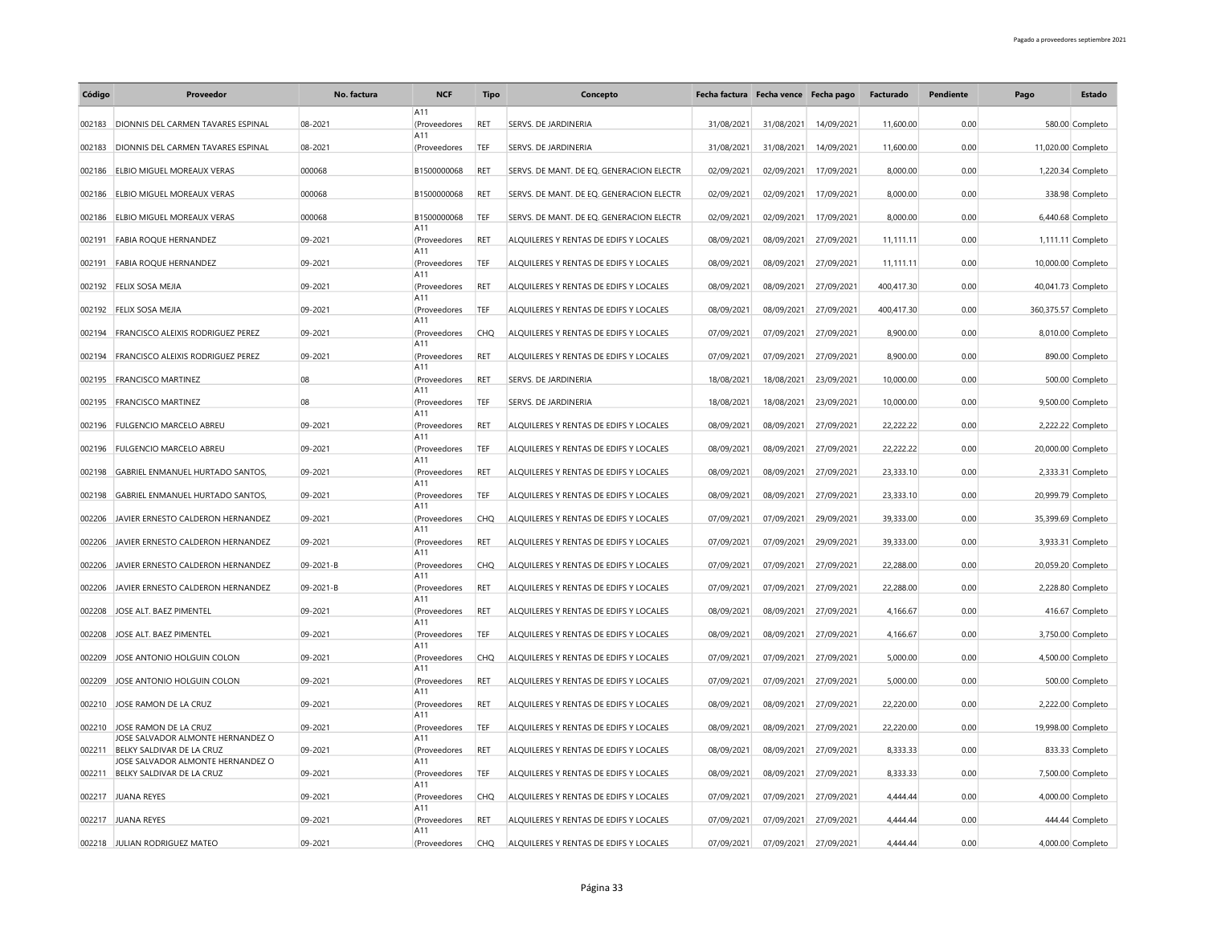| Código | Proveedor | No. factura | NCF | Tipo | Concepto | Fecha factura | Fecha vence | Fecha pago | Facturado | Pendiente | Pago | Estado |
|---|---|---|---|---|---|---|---|---|---|---|---|---|
| 002183 | DIONNIS DEL CARMEN TAVARES ESPINAL | 08-2021 | A11 (Proveedores | RET | SERVS. DE JARDINERIA | 31/08/2021 | 31/08/2021 | 14/09/2021 | 11,600.00 | 0.00 | 580.00 | Completo |
| 002183 | DIONNIS DEL CARMEN TAVARES ESPINAL | 08-2021 | A11 (Proveedores | TEF | SERVS. DE JARDINERIA | 31/08/2021 | 31/08/2021 | 14/09/2021 | 11,600.00 | 0.00 | 11,020.00 | Completo |
| 002186 | ELBIO MIGUEL MOREAUX VERAS | 000068 | B1500000068 | RET | SERVS. DE MANT. DE EQ. GENERACION ELECTR | 02/09/2021 | 02/09/2021 | 17/09/2021 | 8,000.00 | 0.00 | 1,220.34 | Completo |
| 002186 | ELBIO MIGUEL MOREAUX VERAS | 000068 | B1500000068 | RET | SERVS. DE MANT. DE EQ. GENERACION ELECTR | 02/09/2021 | 02/09/2021 | 17/09/2021 | 8,000.00 | 0.00 | 338.98 | Completo |
| 002186 | ELBIO MIGUEL MOREAUX VERAS | 000068 | B1500000068 | TEF | SERVS. DE MANT. DE EQ. GENERACION ELECTR | 02/09/2021 | 02/09/2021 | 17/09/2021 | 8,000.00 | 0.00 | 6,440.68 | Completo |
| 002191 | FABIA ROQUE HERNANDEZ | 09-2021 | A11 (Proveedores | RET | ALQUILERES Y RENTAS DE EDIFS Y LOCALES | 08/09/2021 | 08/09/2021 | 27/09/2021 | 11,111.11 | 0.00 | 1,111.11 | Completo |
| 002191 | FABIA ROQUE HERNANDEZ | 09-2021 | A11 (Proveedores | TEF | ALQUILERES Y RENTAS DE EDIFS Y LOCALES | 08/09/2021 | 08/09/2021 | 27/09/2021 | 11,111.11 | 0.00 | 10,000.00 | Completo |
| 002192 | FELIX SOSA MEJIA | 09-2021 | A11 (Proveedores | RET | ALQUILERES Y RENTAS DE EDIFS Y LOCALES | 08/09/2021 | 08/09/2021 | 27/09/2021 | 400,417.30 | 0.00 | 40,041.73 | Completo |
| 002192 | FELIX SOSA MEJIA | 09-2021 | A11 (Proveedores | TEF | ALQUILERES Y RENTAS DE EDIFS Y LOCALES | 08/09/2021 | 08/09/2021 | 27/09/2021 | 400,417.30 | 0.00 | 360,375.57 | Completo |
| 002194 | FRANCISCO ALEIXIS RODRIGUEZ PEREZ | 09-2021 | A11 (Proveedores | CHQ | ALQUILERES Y RENTAS DE EDIFS Y LOCALES | 07/09/2021 | 07/09/2021 | 27/09/2021 | 8,900.00 | 0.00 | 8,010.00 | Completo |
| 002194 | FRANCISCO ALEIXIS RODRIGUEZ PEREZ | 09-2021 | A11 (Proveedores | RET | ALQUILERES Y RENTAS DE EDIFS Y LOCALES | 07/09/2021 | 07/09/2021 | 27/09/2021 | 8,900.00 | 0.00 | 890.00 | Completo |
| 002195 | FRANCISCO MARTINEZ | 08 | A11 (Proveedores | RET | SERVS. DE JARDINERIA | 18/08/2021 | 18/08/2021 | 23/09/2021 | 10,000.00 | 0.00 | 500.00 | Completo |
| 002195 | FRANCISCO MARTINEZ | 08 | A11 (Proveedores | TEF | SERVS. DE JARDINERIA | 18/08/2021 | 18/08/2021 | 23/09/2021 | 10,000.00 | 0.00 | 9,500.00 | Completo |
| 002196 | FULGENCIO MARCELO ABREU | 09-2021 | A11 (Proveedores | RET | ALQUILERES Y RENTAS DE EDIFS Y LOCALES | 08/09/2021 | 08/09/2021 | 27/09/2021 | 22,222.22 | 0.00 | 2,222.22 | Completo |
| 002196 | FULGENCIO MARCELO ABREU | 09-2021 | A11 (Proveedores | TEF | ALQUILERES Y RENTAS DE EDIFS Y LOCALES | 08/09/2021 | 08/09/2021 | 27/09/2021 | 22,222.22 | 0.00 | 20,000.00 | Completo |
| 002198 | GABRIEL ENMANUEL HURTADO SANTOS, | 09-2021 | A11 (Proveedores | RET | ALQUILERES Y RENTAS DE EDIFS Y LOCALES | 08/09/2021 | 08/09/2021 | 27/09/2021 | 23,333.10 | 0.00 | 2,333.31 | Completo |
| 002198 | GABRIEL ENMANUEL HURTADO SANTOS, | 09-2021 | A11 (Proveedores | TEF | ALQUILERES Y RENTAS DE EDIFS Y LOCALES | 08/09/2021 | 08/09/2021 | 27/09/2021 | 23,333.10 | 0.00 | 20,999.79 | Completo |
| 002206 | JAVIER ERNESTO CALDERON HERNANDEZ | 09-2021 | A11 (Proveedores | CHQ | ALQUILERES Y RENTAS DE EDIFS Y LOCALES | 07/09/2021 | 07/09/2021 | 29/09/2021 | 39,333.00 | 0.00 | 35,399.69 | Completo |
| 002206 | JAVIER ERNESTO CALDERON HERNANDEZ | 09-2021 | A11 (Proveedores | RET | ALQUILERES Y RENTAS DE EDIFS Y LOCALES | 07/09/2021 | 07/09/2021 | 29/09/2021 | 39,333.00 | 0.00 | 3,933.31 | Completo |
| 002206 | JAVIER ERNESTO CALDERON HERNANDEZ | 09-2021-B | A11 (Proveedores | CHQ | ALQUILERES Y RENTAS DE EDIFS Y LOCALES | 07/09/2021 | 07/09/2021 | 27/09/2021 | 22,288.00 | 0.00 | 20,059.20 | Completo |
| 002206 | JAVIER ERNESTO CALDERON HERNANDEZ | 09-2021-B | A11 (Proveedores | RET | ALQUILERES Y RENTAS DE EDIFS Y LOCALES | 07/09/2021 | 07/09/2021 | 27/09/2021 | 22,288.00 | 0.00 | 2,228.80 | Completo |
| 002208 | JOSE ALT. BAEZ PIMENTEL | 09-2021 | A11 (Proveedores | RET | ALQUILERES Y RENTAS DE EDIFS Y LOCALES | 08/09/2021 | 08/09/2021 | 27/09/2021 | 4,166.67 | 0.00 | 416.67 | Completo |
| 002208 | JOSE ALT. BAEZ PIMENTEL | 09-2021 | A11 (Proveedores | TEF | ALQUILERES Y RENTAS DE EDIFS Y LOCALES | 08/09/2021 | 08/09/2021 | 27/09/2021 | 4,166.67 | 0.00 | 3,750.00 | Completo |
| 002209 | JOSE ANTONIO HOLGUIN COLON | 09-2021 | A11 (Proveedores | CHQ | ALQUILERES Y RENTAS DE EDIFS Y LOCALES | 07/09/2021 | 07/09/2021 | 27/09/2021 | 5,000.00 | 0.00 | 4,500.00 | Completo |
| 002209 | JOSE ANTONIO HOLGUIN COLON | 09-2021 | A11 (Proveedores | RET | ALQUILERES Y RENTAS DE EDIFS Y LOCALES | 07/09/2021 | 07/09/2021 | 27/09/2021 | 5,000.00 | 0.00 | 500.00 | Completo |
| 002210 | JOSE RAMON DE LA CRUZ | 09-2021 | A11 (Proveedores | RET | ALQUILERES Y RENTAS DE EDIFS Y LOCALES | 08/09/2021 | 08/09/2021 | 27/09/2021 | 22,220.00 | 0.00 | 2,222.00 | Completo |
| 002210 | JOSE RAMON DE LA CRUZ | 09-2021 | A11 (Proveedores | TEF | ALQUILERES Y RENTAS DE EDIFS Y LOCALES | 08/09/2021 | 08/09/2021 | 27/09/2021 | 22,220.00 | 0.00 | 19,998.00 | Completo |
| 002211 | JOSE SALVADOR ALMONTE HERNANDEZ O BELKY SALDIVAR DE LA CRUZ | 09-2021 | A11 (Proveedores | RET | ALQUILERES Y RENTAS DE EDIFS Y LOCALES | 08/09/2021 | 08/09/2021 | 27/09/2021 | 8,333.33 | 0.00 | 833.33 | Completo |
| 002211 | JOSE SALVADOR ALMONTE HERNANDEZ O BELKY SALDIVAR DE LA CRUZ | 09-2021 | A11 (Proveedores | TEF | ALQUILERES Y RENTAS DE EDIFS Y LOCALES | 08/09/2021 | 08/09/2021 | 27/09/2021 | 8,333.33 | 0.00 | 7,500.00 | Completo |
| 002217 | JUANA REYES | 09-2021 | A11 (Proveedores | CHQ | ALQUILERES Y RENTAS DE EDIFS Y LOCALES | 07/09/2021 | 07/09/2021 | 27/09/2021 | 4,444.44 | 0.00 | 4,000.00 | Completo |
| 002217 | JUANA REYES | 09-2021 | A11 (Proveedores | RET | ALQUILERES Y RENTAS DE EDIFS Y LOCALES | 07/09/2021 | 07/09/2021 | 27/09/2021 | 4,444.44 | 0.00 | 444.44 | Completo |
| 002218 | JULIAN RODRIGUEZ MATEO | 09-2021 | A11 (Proveedores | CHQ | ALQUILERES Y RENTAS DE EDIFS Y LOCALES | 07/09/2021 | 07/09/2021 | 27/09/2021 | 4,444.44 | 0.00 | 4,000.00 | Completo |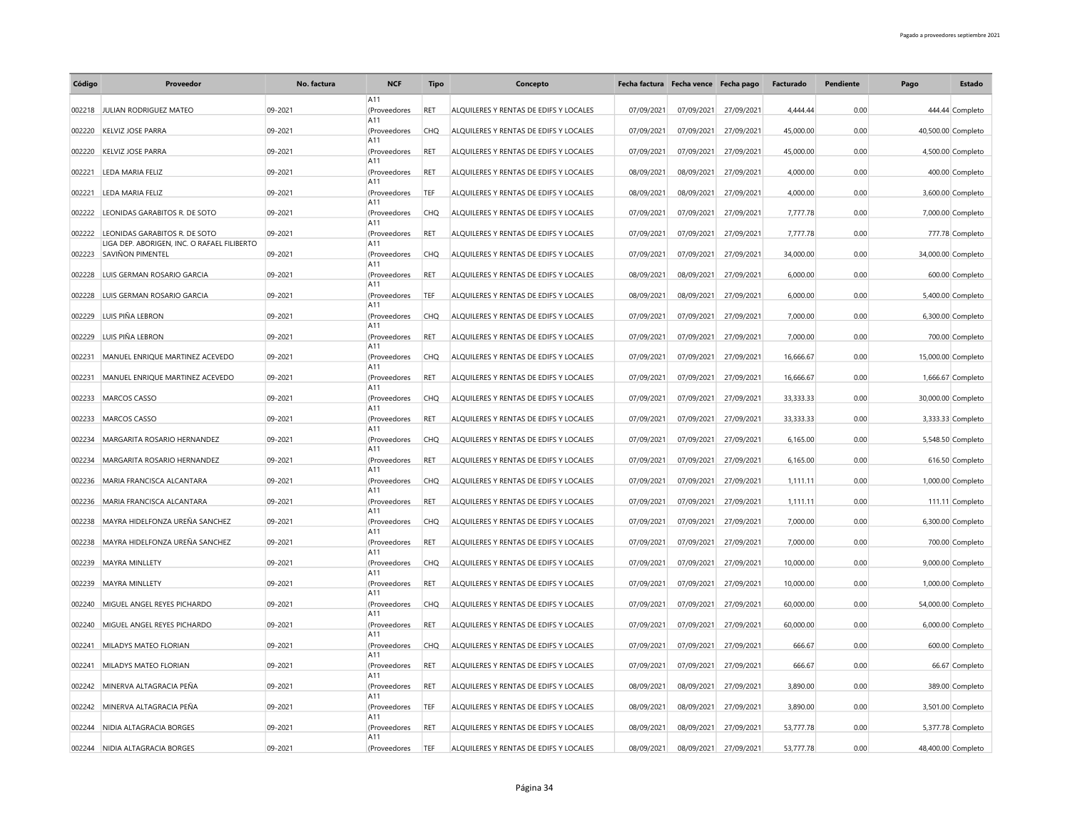| Código | Proveedor | No. factura | NCF | Tipo | Concepto | Fecha factura | Fecha vence | Fecha pago | Facturado | Pendiente | Pago | Estado |
|---|---|---|---|---|---|---|---|---|---|---|---|---|
| 002218 | JULIAN RODRIGUEZ MATEO | 09-2021 | A11 (Proveedores | RET | ALQUILERES Y RENTAS DE EDIFS Y LOCALES | 07/09/2021 | 07/09/2021 | 27/09/2021 | 4,444.44 | 0.00 | 444.44 | Completo |
| 002220 | KELVIZ JOSE PARRA | 09-2021 | A11 (Proveedores | CHQ | ALQUILERES Y RENTAS DE EDIFS Y LOCALES | 07/09/2021 | 07/09/2021 | 27/09/2021 | 45,000.00 | 0.00 | 40,500.00 | Completo |
| 002220 | KELVIZ JOSE PARRA | 09-2021 | A11 (Proveedores | RET | ALQUILERES Y RENTAS DE EDIFS Y LOCALES | 07/09/2021 | 07/09/2021 | 27/09/2021 | 45,000.00 | 0.00 | 4,500.00 | Completo |
| 002221 | LEDA MARIA FELIZ | 09-2021 | A11 (Proveedores | RET | ALQUILERES Y RENTAS DE EDIFS Y LOCALES | 08/09/2021 | 08/09/2021 | 27/09/2021 | 4,000.00 | 0.00 | 400.00 | Completo |
| 002221 | LEDA MARIA FELIZ | 09-2021 | A11 (Proveedores | TEF | ALQUILERES Y RENTAS DE EDIFS Y LOCALES | 08/09/2021 | 08/09/2021 | 27/09/2021 | 4,000.00 | 0.00 | 3,600.00 | Completo |
| 002222 | LEONIDAS GARABITOS R. DE SOTO | 09-2021 | A11 (Proveedores | CHQ | ALQUILERES Y RENTAS DE EDIFS Y LOCALES | 07/09/2021 | 07/09/2021 | 27/09/2021 | 7,777.78 | 0.00 | 7,000.00 | Completo |
| 002222 | LEONIDAS GARABITOS R. DE SOTO | 09-2021 | A11 (Proveedores | RET | ALQUILERES Y RENTAS DE EDIFS Y LOCALES | 07/09/2021 | 07/09/2021 | 27/09/2021 | 7,777.78 | 0.00 | 777.78 | Completo |
| 002223 | LIGA DEP. ABORIGEN, INC. O RAFAEL FILIBERTO SAVIÑON PIMENTEL | 09-2021 | A11 (Proveedores | CHQ | ALQUILERES Y RENTAS DE EDIFS Y LOCALES | 07/09/2021 | 07/09/2021 | 27/09/2021 | 34,000.00 | 0.00 | 34,000.00 | Completo |
| 002228 | LUIS GERMAN ROSARIO GARCIA | 09-2021 | A11 (Proveedores | RET | ALQUILERES Y RENTAS DE EDIFS Y LOCALES | 08/09/2021 | 08/09/2021 | 27/09/2021 | 6,000.00 | 0.00 | 600.00 | Completo |
| 002228 | LUIS GERMAN ROSARIO GARCIA | 09-2021 | A11 (Proveedores | TEF | ALQUILERES Y RENTAS DE EDIFS Y LOCALES | 08/09/2021 | 08/09/2021 | 27/09/2021 | 6,000.00 | 0.00 | 5,400.00 | Completo |
| 002229 | LUIS PIÑA LEBRON | 09-2021 | A11 (Proveedores | CHQ | ALQUILERES Y RENTAS DE EDIFS Y LOCALES | 07/09/2021 | 07/09/2021 | 27/09/2021 | 7,000.00 | 0.00 | 6,300.00 | Completo |
| 002229 | LUIS PIÑA LEBRON | 09-2021 | A11 (Proveedores | RET | ALQUILERES Y RENTAS DE EDIFS Y LOCALES | 07/09/2021 | 07/09/2021 | 27/09/2021 | 7,000.00 | 0.00 | 700.00 | Completo |
| 002231 | MANUEL ENRIQUE MARTINEZ ACEVEDO | 09-2021 | A11 (Proveedores | CHQ | ALQUILERES Y RENTAS DE EDIFS Y LOCALES | 07/09/2021 | 07/09/2021 | 27/09/2021 | 16,666.67 | 0.00 | 15,000.00 | Completo |
| 002231 | MANUEL ENRIQUE MARTINEZ ACEVEDO | 09-2021 | A11 (Proveedores | RET | ALQUILERES Y RENTAS DE EDIFS Y LOCALES | 07/09/2021 | 07/09/2021 | 27/09/2021 | 16,666.67 | 0.00 | 1,666.67 | Completo |
| 002233 | MARCOS CASSO | 09-2021 | A11 (Proveedores | CHQ | ALQUILERES Y RENTAS DE EDIFS Y LOCALES | 07/09/2021 | 07/09/2021 | 27/09/2021 | 33,333.33 | 0.00 | 30,000.00 | Completo |
| 002233 | MARCOS CASSO | 09-2021 | A11 (Proveedores | RET | ALQUILERES Y RENTAS DE EDIFS Y LOCALES | 07/09/2021 | 07/09/2021 | 27/09/2021 | 33,333.33 | 0.00 | 3,333.33 | Completo |
| 002234 | MARGARITA ROSARIO HERNANDEZ | 09-2021 | A11 (Proveedores | CHQ | ALQUILERES Y RENTAS DE EDIFS Y LOCALES | 07/09/2021 | 07/09/2021 | 27/09/2021 | 6,165.00 | 0.00 | 5,548.50 | Completo |
| 002234 | MARGARITA ROSARIO HERNANDEZ | 09-2021 | A11 (Proveedores | RET | ALQUILERES Y RENTAS DE EDIFS Y LOCALES | 07/09/2021 | 07/09/2021 | 27/09/2021 | 6,165.00 | 0.00 | 616.50 | Completo |
| 002236 | MARIA FRANCISCA ALCANTARA | 09-2021 | A11 (Proveedores | CHQ | ALQUILERES Y RENTAS DE EDIFS Y LOCALES | 07/09/2021 | 07/09/2021 | 27/09/2021 | 1,111.11 | 0.00 | 1,000.00 | Completo |
| 002236 | MARIA FRANCISCA ALCANTARA | 09-2021 | A11 (Proveedores | RET | ALQUILERES Y RENTAS DE EDIFS Y LOCALES | 07/09/2021 | 07/09/2021 | 27/09/2021 | 1,111.11 | 0.00 | 111.11 | Completo |
| 002238 | MAYRA HIDELFONZA UREÑA SANCHEZ | 09-2021 | A11 (Proveedores | CHQ | ALQUILERES Y RENTAS DE EDIFS Y LOCALES | 07/09/2021 | 07/09/2021 | 27/09/2021 | 7,000.00 | 0.00 | 6,300.00 | Completo |
| 002238 | MAYRA HIDELFONZA UREÑA SANCHEZ | 09-2021 | A11 (Proveedores | RET | ALQUILERES Y RENTAS DE EDIFS Y LOCALES | 07/09/2021 | 07/09/2021 | 27/09/2021 | 7,000.00 | 0.00 | 700.00 | Completo |
| 002239 | MAYRA MINLLETY | 09-2021 | A11 (Proveedores | CHQ | ALQUILERES Y RENTAS DE EDIFS Y LOCALES | 07/09/2021 | 07/09/2021 | 27/09/2021 | 10,000.00 | 0.00 | 9,000.00 | Completo |
| 002239 | MAYRA MINLLETY | 09-2021 | A11 (Proveedores | RET | ALQUILERES Y RENTAS DE EDIFS Y LOCALES | 07/09/2021 | 07/09/2021 | 27/09/2021 | 10,000.00 | 0.00 | 1,000.00 | Completo |
| 002240 | MIGUEL ANGEL REYES PICHARDO | 09-2021 | A11 (Proveedores | CHQ | ALQUILERES Y RENTAS DE EDIFS Y LOCALES | 07/09/2021 | 07/09/2021 | 27/09/2021 | 60,000.00 | 0.00 | 54,000.00 | Completo |
| 002240 | MIGUEL ANGEL REYES PICHARDO | 09-2021 | A11 (Proveedores | RET | ALQUILERES Y RENTAS DE EDIFS Y LOCALES | 07/09/2021 | 07/09/2021 | 27/09/2021 | 60,000.00 | 0.00 | 6,000.00 | Completo |
| 002241 | MILADYS MATEO FLORIAN | 09-2021 | A11 (Proveedores | CHQ | ALQUILERES Y RENTAS DE EDIFS Y LOCALES | 07/09/2021 | 07/09/2021 | 27/09/2021 | 666.67 | 0.00 | 600.00 | Completo |
| 002241 | MILADYS MATEO FLORIAN | 09-2021 | A11 (Proveedores | RET | ALQUILERES Y RENTAS DE EDIFS Y LOCALES | 07/09/2021 | 07/09/2021 | 27/09/2021 | 666.67 | 0.00 | 66.67 | Completo |
| 002242 | MINERVA ALTAGRACIA PEÑA | 09-2021 | A11 (Proveedores | RET | ALQUILERES Y RENTAS DE EDIFS Y LOCALES | 08/09/2021 | 08/09/2021 | 27/09/2021 | 3,890.00 | 0.00 | 389.00 | Completo |
| 002242 | MINERVA ALTAGRACIA PEÑA | 09-2021 | A11 (Proveedores | TEF | ALQUILERES Y RENTAS DE EDIFS Y LOCALES | 08/09/2021 | 08/09/2021 | 27/09/2021 | 3,890.00 | 0.00 | 3,501.00 | Completo |
| 002244 | NIDIA ALTAGRACIA BORGES | 09-2021 | A11 (Proveedores | RET | ALQUILERES Y RENTAS DE EDIFS Y LOCALES | 08/09/2021 | 08/09/2021 | 27/09/2021 | 53,777.78 | 0.00 | 5,377.78 | Completo |
| 002244 | NIDIA ALTAGRACIA BORGES | 09-2021 | A11 (Proveedores | TEF | ALQUILERES Y RENTAS DE EDIFS Y LOCALES | 08/09/2021 | 08/09/2021 | 27/09/2021 | 53,777.78 | 0.00 | 48,400.00 | Completo |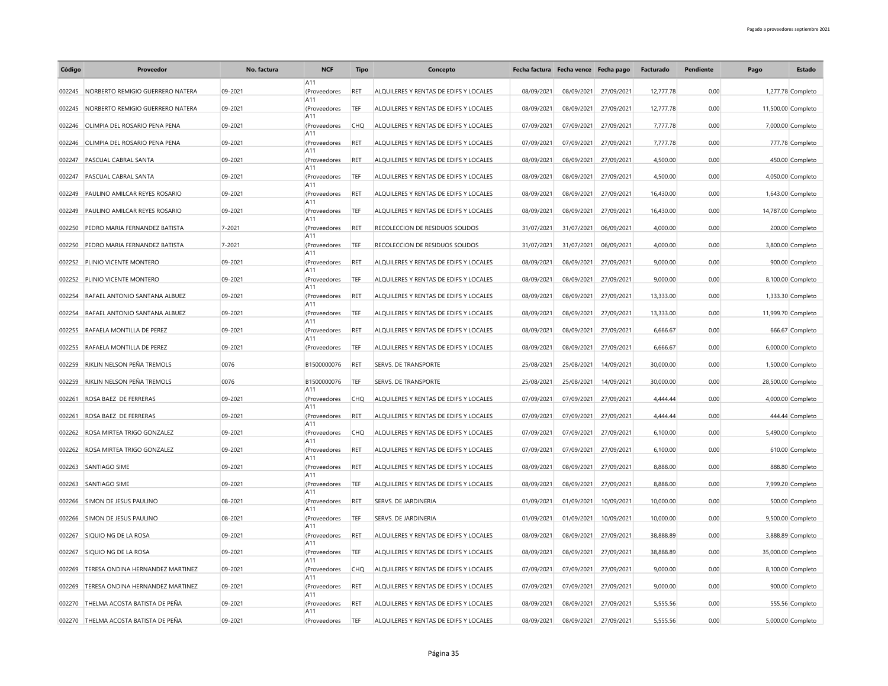| Código | Proveedor | No. factura | NCF | Tipo | Concepto | Fecha factura | Fecha vence | Fecha pago | Facturado | Pendiente | Pago | Estado |
|---|---|---|---|---|---|---|---|---|---|---|---|---|
| 002245 | NORBERTO REMIGIO GUERRERO NATERA | 09-2021 | A11 (Proveedores | RET | ALQUILERES Y RENTAS DE EDIFS Y LOCALES | 08/09/2021 | 08/09/2021 | 27/09/2021 | 12,777.78 | 0.00 | 1,277.78 | Completo |
| 002245 | NORBERTO REMIGIO GUERRERO NATERA | 09-2021 | A11 (Proveedores | TEF | ALQUILERES Y RENTAS DE EDIFS Y LOCALES | 08/09/2021 | 08/09/2021 | 27/09/2021 | 12,777.78 | 0.00 | 11,500.00 | Completo |
| 002246 | OLIMPIA DEL ROSARIO PENA PENA | 09-2021 | A11 (Proveedores | CHQ | ALQUILERES Y RENTAS DE EDIFS Y LOCALES | 07/09/2021 | 07/09/2021 | 27/09/2021 | 7,777.78 | 0.00 | 7,000.00 | Completo |
| 002246 | OLIMPIA DEL ROSARIO PENA PENA | 09-2021 | A11 (Proveedores | RET | ALQUILERES Y RENTAS DE EDIFS Y LOCALES | 07/09/2021 | 07/09/2021 | 27/09/2021 | 7,777.78 | 0.00 | 777.78 | Completo |
| 002247 | PASCUAL CABRAL SANTA | 09-2021 | A11 (Proveedores | RET | ALQUILERES Y RENTAS DE EDIFS Y LOCALES | 08/09/2021 | 08/09/2021 | 27/09/2021 | 4,500.00 | 0.00 | 450.00 | Completo |
| 002247 | PASCUAL CABRAL SANTA | 09-2021 | A11 (Proveedores | TEF | ALQUILERES Y RENTAS DE EDIFS Y LOCALES | 08/09/2021 | 08/09/2021 | 27/09/2021 | 4,500.00 | 0.00 | 4,050.00 | Completo |
| 002249 | PAULINO AMILCAR REYES ROSARIO | 09-2021 | A11 (Proveedores | RET | ALQUILERES Y RENTAS DE EDIFS Y LOCALES | 08/09/2021 | 08/09/2021 | 27/09/2021 | 16,430.00 | 0.00 | 1,643.00 | Completo |
| 002249 | PAULINO AMILCAR REYES ROSARIO | 09-2021 | A11 (Proveedores | TEF | ALQUILERES Y RENTAS DE EDIFS Y LOCALES | 08/09/2021 | 08/09/2021 | 27/09/2021 | 16,430.00 | 0.00 | 14,787.00 | Completo |
| 002250 | PEDRO MARIA FERNANDEZ BATISTA | 7-2021 | A11 (Proveedores | RET | RECOLECCION DE RESIDUOS SOLIDOS | 31/07/2021 | 31/07/2021 | 06/09/2021 | 4,000.00 | 0.00 | 200.00 | Completo |
| 002250 | PEDRO MARIA FERNANDEZ BATISTA | 7-2021 | A11 (Proveedores | TEF | RECOLECCION DE RESIDUOS SOLIDOS | 31/07/2021 | 31/07/2021 | 06/09/2021 | 4,000.00 | 0.00 | 3,800.00 | Completo |
| 002252 | PLINIO VICENTE MONTERO | 09-2021 | A11 (Proveedores | RET | ALQUILERES Y RENTAS DE EDIFS Y LOCALES | 08/09/2021 | 08/09/2021 | 27/09/2021 | 9,000.00 | 0.00 | 900.00 | Completo |
| 002252 | PLINIO VICENTE MONTERO | 09-2021 | A11 (Proveedores | TEF | ALQUILERES Y RENTAS DE EDIFS Y LOCALES | 08/09/2021 | 08/09/2021 | 27/09/2021 | 9,000.00 | 0.00 | 8,100.00 | Completo |
| 002254 | RAFAEL ANTONIO SANTANA ALBUEZ | 09-2021 | A11 (Proveedores | RET | ALQUILERES Y RENTAS DE EDIFS Y LOCALES | 08/09/2021 | 08/09/2021 | 27/09/2021 | 13,333.00 | 0.00 | 1,333.30 | Completo |
| 002254 | RAFAEL ANTONIO SANTANA ALBUEZ | 09-2021 | A11 (Proveedores | TEF | ALQUILERES Y RENTAS DE EDIFS Y LOCALES | 08/09/2021 | 08/09/2021 | 27/09/2021 | 13,333.00 | 0.00 | 11,999.70 | Completo |
| 002255 | RAFAELA MONTILLA DE PEREZ | 09-2021 | A11 (Proveedores | RET | ALQUILERES Y RENTAS DE EDIFS Y LOCALES | 08/09/2021 | 08/09/2021 | 27/09/2021 | 6,666.67 | 0.00 | 666.67 | Completo |
| 002255 | RAFAELA MONTILLA DE PEREZ | 09-2021 | A11 (Proveedores | TEF | ALQUILERES Y RENTAS DE EDIFS Y LOCALES | 08/09/2021 | 08/09/2021 | 27/09/2021 | 6,666.67 | 0.00 | 6,000.00 | Completo |
| 002259 | RIKLIN NELSON PEÑA TREMOLS | 0076 | B1500000076 | RET | SERVS. DE TRANSPORTE | 25/08/2021 | 25/08/2021 | 14/09/2021 | 30,000.00 | 0.00 | 1,500.00 | Completo |
| 002259 | RIKLIN NELSON PEÑA TREMOLS | 0076 | B1500000076 | TEF | SERVS. DE TRANSPORTE | 25/08/2021 | 25/08/2021 | 14/09/2021 | 30,000.00 | 0.00 | 28,500.00 | Completo |
| 002261 | ROSA BAEZ DE FERRERAS | 09-2021 | A11 (Proveedores | CHQ | ALQUILERES Y RENTAS DE EDIFS Y LOCALES | 07/09/2021 | 07/09/2021 | 27/09/2021 | 4,444.44 | 0.00 | 4,000.00 | Completo |
| 002261 | ROSA BAEZ DE FERRERAS | 09-2021 | A11 (Proveedores | RET | ALQUILERES Y RENTAS DE EDIFS Y LOCALES | 07/09/2021 | 07/09/2021 | 27/09/2021 | 4,444.44 | 0.00 | 444.44 | Completo |
| 002262 | ROSA MIRTEA TRIGO GONZALEZ | 09-2021 | A11 (Proveedores | CHQ | ALQUILERES Y RENTAS DE EDIFS Y LOCALES | 07/09/2021 | 07/09/2021 | 27/09/2021 | 6,100.00 | 0.00 | 5,490.00 | Completo |
| 002262 | ROSA MIRTEA TRIGO GONZALEZ | 09-2021 | A11 (Proveedores | RET | ALQUILERES Y RENTAS DE EDIFS Y LOCALES | 07/09/2021 | 07/09/2021 | 27/09/2021 | 6,100.00 | 0.00 | 610.00 | Completo |
| 002263 | SANTIAGO SIME | 09-2021 | A11 (Proveedores | RET | ALQUILERES Y RENTAS DE EDIFS Y LOCALES | 08/09/2021 | 08/09/2021 | 27/09/2021 | 8,888.00 | 0.00 | 888.80 | Completo |
| 002263 | SANTIAGO SIME | 09-2021 | A11 (Proveedores | TEF | ALQUILERES Y RENTAS DE EDIFS Y LOCALES | 08/09/2021 | 08/09/2021 | 27/09/2021 | 8,888.00 | 0.00 | 7,999.20 | Completo |
| 002266 | SIMON DE JESUS PAULINO | 08-2021 | A11 (Proveedores | RET | SERVS. DE JARDINERIA | 01/09/2021 | 01/09/2021 | 10/09/2021 | 10,000.00 | 0.00 | 500.00 | Completo |
| 002266 | SIMON DE JESUS PAULINO | 08-2021 | A11 (Proveedores | TEF | SERVS. DE JARDINERIA | 01/09/2021 | 01/09/2021 | 10/09/2021 | 10,000.00 | 0.00 | 9,500.00 | Completo |
| 002267 | SIQUIO NG DE LA ROSA | 09-2021 | A11 (Proveedores | RET | ALQUILERES Y RENTAS DE EDIFS Y LOCALES | 08/09/2021 | 08/09/2021 | 27/09/2021 | 38,888.89 | 0.00 | 3,888.89 | Completo |
| 002267 | SIQUIO NG DE LA ROSA | 09-2021 | A11 (Proveedores | TEF | ALQUILERES Y RENTAS DE EDIFS Y LOCALES | 08/09/2021 | 08/09/2021 | 27/09/2021 | 38,888.89 | 0.00 | 35,000.00 | Completo |
| 002269 | TERESA ONDINA HERNANDEZ MARTINEZ | 09-2021 | A11 (Proveedores | CHQ | ALQUILERES Y RENTAS DE EDIFS Y LOCALES | 07/09/2021 | 07/09/2021 | 27/09/2021 | 9,000.00 | 0.00 | 8,100.00 | Completo |
| 002269 | TERESA ONDINA HERNANDEZ MARTINEZ | 09-2021 | A11 (Proveedores | RET | ALQUILERES Y RENTAS DE EDIFS Y LOCALES | 07/09/2021 | 07/09/2021 | 27/09/2021 | 9,000.00 | 0.00 | 900.00 | Completo |
| 002270 | THELMA ACOSTA BATISTA DE PEÑA | 09-2021 | A11 (Proveedores | RET | ALQUILERES Y RENTAS DE EDIFS Y LOCALES | 08/09/2021 | 08/09/2021 | 27/09/2021 | 5,555.56 | 0.00 | 555.56 | Completo |
| 002270 | THELMA ACOSTA BATISTA DE PEÑA | 09-2021 | A11 (Proveedores | TEF | ALQUILERES Y RENTAS DE EDIFS Y LOCALES | 08/09/2021 | 08/09/2021 | 27/09/2021 | 5,555.56 | 0.00 | 5,000.00 | Completo |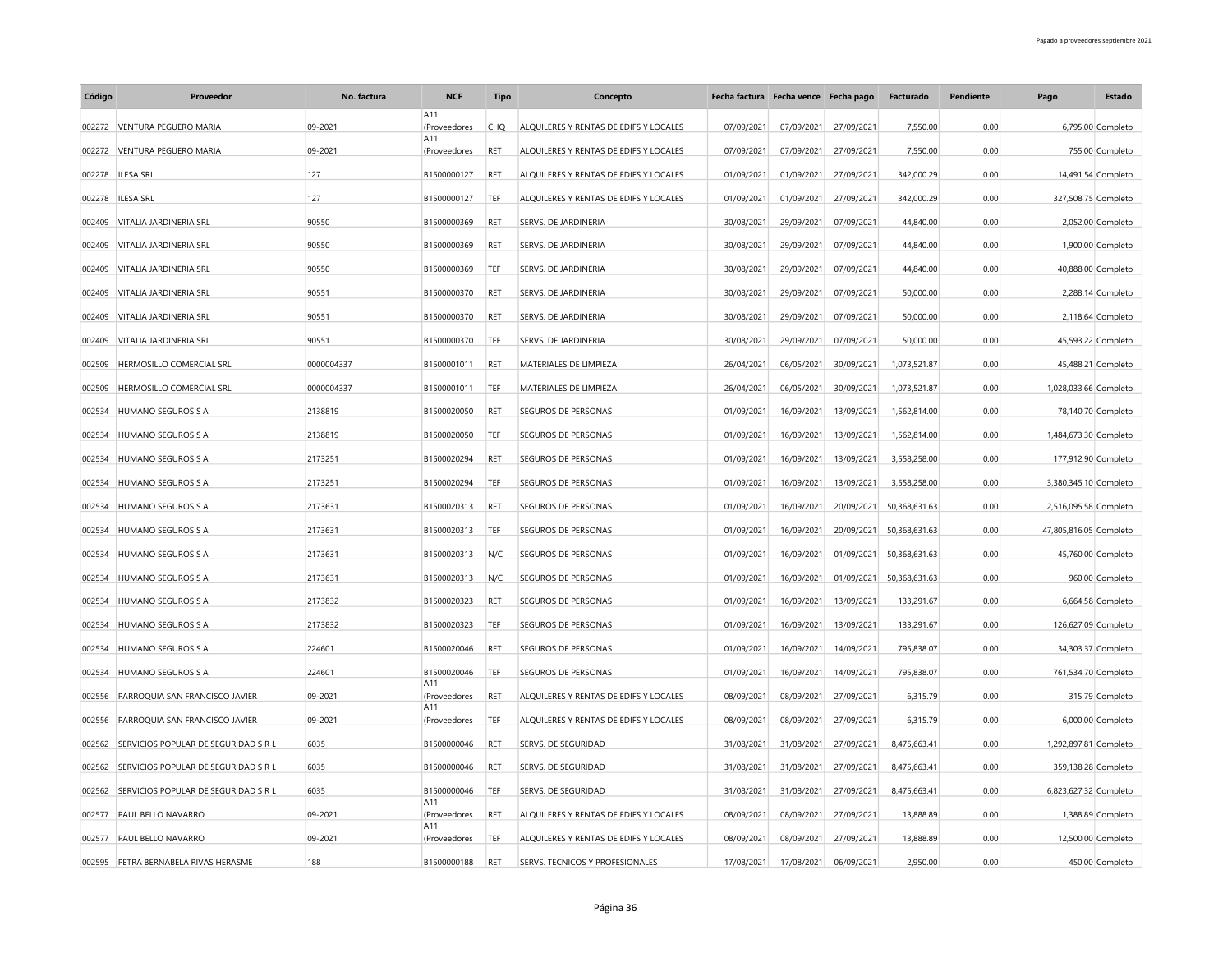| Código | Proveedor | No. factura | NCF | Tipo | Concepto | Fecha factura | Fecha vence | Fecha pago | Facturado | Pendiente | Pago | Estado |
|---|---|---|---|---|---|---|---|---|---|---|---|---|
| 002272 | VENTURA PEGUERO MARIA | 09-2021 | A11 (Proveedores | CHQ | ALQUILERES Y RENTAS DE EDIFS Y LOCALES | 07/09/2021 | 07/09/2021 | 27/09/2021 | 7,550.00 | 0.00 | 6,795.00 | Completo |
| 002272 | VENTURA PEGUERO MARIA | 09-2021 | A11 (Proveedores | RET | ALQUILERES Y RENTAS DE EDIFS Y LOCALES | 07/09/2021 | 07/09/2021 | 27/09/2021 | 7,550.00 | 0.00 | 755.00 | Completo |
| 002278 | ILESA SRL | 127 | B1500000127 | RET | ALQUILERES Y RENTAS DE EDIFS Y LOCALES | 01/09/2021 | 01/09/2021 | 27/09/2021 | 342,000.29 | 0.00 | 14,491.54 | Completo |
| 002278 | ILESA SRL | 127 | B1500000127 | TEF | ALQUILERES Y RENTAS DE EDIFS Y LOCALES | 01/09/2021 | 01/09/2021 | 27/09/2021 | 342,000.29 | 0.00 | 327,508.75 | Completo |
| 002409 | VITALIA JARDINERIA SRL | 90550 | B1500000369 | RET | SERVS. DE JARDINERIA | 30/08/2021 | 29/09/2021 | 07/09/2021 | 44,840.00 | 0.00 | 2,052.00 | Completo |
| 002409 | VITALIA JARDINERIA SRL | 90550 | B1500000369 | RET | SERVS. DE JARDINERIA | 30/08/2021 | 29/09/2021 | 07/09/2021 | 44,840.00 | 0.00 | 1,900.00 | Completo |
| 002409 | VITALIA JARDINERIA SRL | 90550 | B1500000369 | TEF | SERVS. DE JARDINERIA | 30/08/2021 | 29/09/2021 | 07/09/2021 | 44,840.00 | 0.00 | 40,888.00 | Completo |
| 002409 | VITALIA JARDINERIA SRL | 90551 | B1500000370 | RET | SERVS. DE JARDINERIA | 30/08/2021 | 29/09/2021 | 07/09/2021 | 50,000.00 | 0.00 | 2,288.14 | Completo |
| 002409 | VITALIA JARDINERIA SRL | 90551 | B1500000370 | RET | SERVS. DE JARDINERIA | 30/08/2021 | 29/09/2021 | 07/09/2021 | 50,000.00 | 0.00 | 2,118.64 | Completo |
| 002409 | VITALIA JARDINERIA SRL | 90551 | B1500000370 | TEF | SERVS. DE JARDINERIA | 30/08/2021 | 29/09/2021 | 07/09/2021 | 50,000.00 | 0.00 | 45,593.22 | Completo |
| 002509 | HERMOSILLO COMERCIAL SRL | 0000004337 | B1500001011 | RET | MATERIALES DE LIMPIEZA | 26/04/2021 | 06/05/2021 | 30/09/2021 | 1,073,521.87 | 0.00 | 45,488.21 | Completo |
| 002509 | HERMOSILLO COMERCIAL SRL | 0000004337 | B1500001011 | TEF | MATERIALES DE LIMPIEZA | 26/04/2021 | 06/05/2021 | 30/09/2021 | 1,073,521.87 | 0.00 | 1,028,033.66 | Completo |
| 002534 | HUMANO SEGUROS S A | 2138819 | B1500020050 | RET | SEGUROS DE PERSONAS | 01/09/2021 | 16/09/2021 | 13/09/2021 | 1,562,814.00 | 0.00 | 78,140.70 | Completo |
| 002534 | HUMANO SEGUROS S A | 2138819 | B1500020050 | TEF | SEGUROS DE PERSONAS | 01/09/2021 | 16/09/2021 | 13/09/2021 | 1,562,814.00 | 0.00 | 1,484,673.30 | Completo |
| 002534 | HUMANO SEGUROS S A | 2173251 | B1500020294 | RET | SEGUROS DE PERSONAS | 01/09/2021 | 16/09/2021 | 13/09/2021 | 3,558,258.00 | 0.00 | 177,912.90 | Completo |
| 002534 | HUMANO SEGUROS S A | 2173251 | B1500020294 | TEF | SEGUROS DE PERSONAS | 01/09/2021 | 16/09/2021 | 13/09/2021 | 3,558,258.00 | 0.00 | 3,380,345.10 | Completo |
| 002534 | HUMANO SEGUROS S A | 2173631 | B1500020313 | RET | SEGUROS DE PERSONAS | 01/09/2021 | 16/09/2021 | 20/09/2021 | 50,368,631.63 | 0.00 | 2,516,095.58 | Completo |
| 002534 | HUMANO SEGUROS S A | 2173631 | B1500020313 | TEF | SEGUROS DE PERSONAS | 01/09/2021 | 16/09/2021 | 20/09/2021 | 50,368,631.63 | 0.00 | 47,805,816.05 | Completo |
| 002534 | HUMANO SEGUROS S A | 2173631 | B1500020313 | N/C | SEGUROS DE PERSONAS | 01/09/2021 | 16/09/2021 | 01/09/2021 | 50,368,631.63 | 0.00 | 45,760.00 | Completo |
| 002534 | HUMANO SEGUROS S A | 2173631 | B1500020313 | N/C | SEGUROS DE PERSONAS | 01/09/2021 | 16/09/2021 | 01/09/2021 | 50,368,631.63 | 0.00 | 960.00 | Completo |
| 002534 | HUMANO SEGUROS S A | 2173832 | B1500020323 | RET | SEGUROS DE PERSONAS | 01/09/2021 | 16/09/2021 | 13/09/2021 | 133,291.67 | 0.00 | 6,664.58 | Completo |
| 002534 | HUMANO SEGUROS S A | 2173832 | B1500020323 | TEF | SEGUROS DE PERSONAS | 01/09/2021 | 16/09/2021 | 13/09/2021 | 133,291.67 | 0.00 | 126,627.09 | Completo |
| 002534 | HUMANO SEGUROS S A | 224601 | B1500020046 | RET | SEGUROS DE PERSONAS | 01/09/2021 | 16/09/2021 | 14/09/2021 | 795,838.07 | 0.00 | 34,303.37 | Completo |
| 002534 | HUMANO SEGUROS S A | 224601 | B1500020046 | TEF | SEGUROS DE PERSONAS | 01/09/2021 | 16/09/2021 | 14/09/2021 | 795,838.07 | 0.00 | 761,534.70 | Completo |
| 002556 | PARROQUIA SAN FRANCISCO JAVIER | 09-2021 | A11 (Proveedores | RET | ALQUILERES Y RENTAS DE EDIFS Y LOCALES | 08/09/2021 | 08/09/2021 | 27/09/2021 | 6,315.79 | 0.00 | 315.79 | Completo |
| 002556 | PARROQUIA SAN FRANCISCO JAVIER | 09-2021 | A11 (Proveedores | TEF | ALQUILERES Y RENTAS DE EDIFS Y LOCALES | 08/09/2021 | 08/09/2021 | 27/09/2021 | 6,315.79 | 0.00 | 6,000.00 | Completo |
| 002562 | SERVICIOS POPULAR DE SEGURIDAD S R L | 6035 | B1500000046 | RET | SERVS. DE SEGURIDAD | 31/08/2021 | 31/08/2021 | 27/09/2021 | 8,475,663.41 | 0.00 | 1,292,897.81 | Completo |
| 002562 | SERVICIOS POPULAR DE SEGURIDAD S R L | 6035 | B1500000046 | RET | SERVS. DE SEGURIDAD | 31/08/2021 | 31/08/2021 | 27/09/2021 | 8,475,663.41 | 0.00 | 359,138.28 | Completo |
| 002562 | SERVICIOS POPULAR DE SEGURIDAD S R L | 6035 | B1500000046 | TEF | SERVS. DE SEGURIDAD | 31/08/2021 | 31/08/2021 | 27/09/2021 | 8,475,663.41 | 0.00 | 6,823,627.32 | Completo |
| 002577 | PAUL BELLO NAVARRO | 09-2021 | A11 (Proveedores | RET | ALQUILERES Y RENTAS DE EDIFS Y LOCALES | 08/09/2021 | 08/09/2021 | 27/09/2021 | 13,888.89 | 0.00 | 1,388.89 | Completo |
| 002577 | PAUL BELLO NAVARRO | 09-2021 | A11 (Proveedores | TEF | ALQUILERES Y RENTAS DE EDIFS Y LOCALES | 08/09/2021 | 08/09/2021 | 27/09/2021 | 13,888.89 | 0.00 | 12,500.00 | Completo |
| 002595 | PETRA BERNABELA RIVAS HERASME | 188 | B1500000188 | RET | SERVS. TECNICOS Y PROFESIONALES | 17/08/2021 | 17/08/2021 | 06/09/2021 | 2,950.00 | 0.00 | 450.00 | Completo |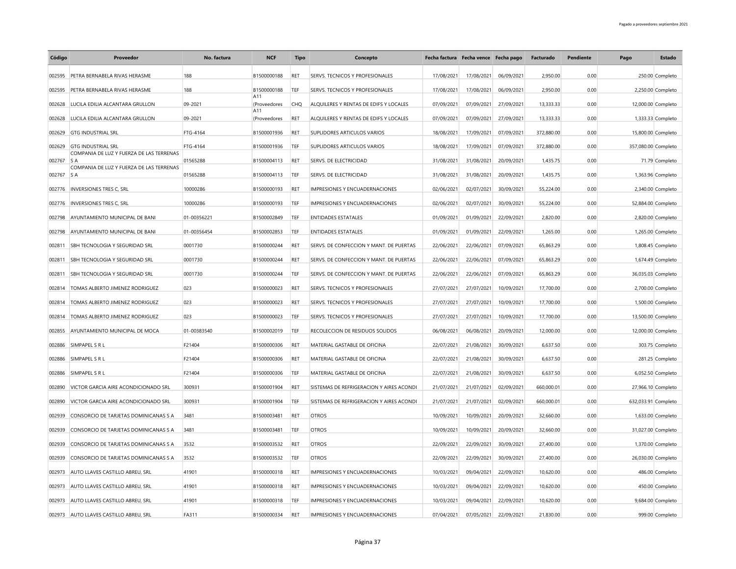| Código | Proveedor | No. factura | NCF | Tipo | Concepto | Fecha factura | Fecha vence | Fecha pago | Facturado | Pendiente | Pago | Estado |
|---|---|---|---|---|---|---|---|---|---|---|---|---|
| 002595 | PETRA BERNABELA RIVAS HERASME | 188 | B1500000188 | RET | SERVS. TECNICOS Y PROFESIONALES | 17/08/2021 | 17/08/2021 | 06/09/2021 | 2,950.00 | 0.00 | 250.00 | Completo |
| 002595 | PETRA BERNABELA RIVAS HERASME | 188 | B1500000188 | TEF | SERVS. TECNICOS Y PROFESIONALES | 17/08/2021 | 17/08/2021 | 06/09/2021 | 2,950.00 | 0.00 | 2,250.00 | Completo |
| 002628 | LUCILA EDILIA ALCANTARA GRULLON | 09-2021 | A11 (Proveedores | CHQ | ALQUILERES Y RENTAS DE EDIFS Y LOCALES | 07/09/2021 | 07/09/2021 | 27/09/2021 | 13,333.33 | 0.00 | 12,000.00 | Completo |
| 002628 | LUCILA EDILIA ALCANTARA GRULLON | 09-2021 | A11 (Proveedores | RET | ALQUILERES Y RENTAS DE EDIFS Y LOCALES | 07/09/2021 | 07/09/2021 | 27/09/2021 | 13,333.33 | 0.00 | 1,333.33 | Completo |
| 002629 | GTG INDUSTRIAL SRL | FTG-4164 | B1500001936 | RET | SUPLIDORES ARTICULOS VARIOS | 18/08/2021 | 17/09/2021 | 07/09/2021 | 372,880.00 | 0.00 | 15,800.00 | Completo |
| 002629 | GTG INDUSTRIAL SRL | FTG-4164 | B1500001936 | TEF | SUPLIDORES ARTICULOS VARIOS | 18/08/2021 | 17/09/2021 | 07/09/2021 | 372,880.00 | 0.00 | 357,080.00 | Completo |
| 002767 | COMPANIA DE LUZ Y FUERZA DE LAS TERRENAS S A | 01565288 | B1500004113 | RET | SERVS. DE ELECTRICIDAD | 31/08/2021 | 31/08/2021 | 20/09/2021 | 1,435.75 | 0.00 | 71.79 | Completo |
| 002767 | COMPANIA DE LUZ Y FUERZA DE LAS TERRENAS S A | 01565288 | B1500004113 | TEF | SERVS. DE ELECTRICIDAD | 31/08/2021 | 31/08/2021 | 20/09/2021 | 1,435.75 | 0.00 | 1,363.96 | Completo |
| 002776 | INVERSIONES TRES C, SRL | 10000286 | B1500000193 | RET | IMPRESIONES Y ENCUADERNACIONES | 02/06/2021 | 02/07/2021 | 30/09/2021 | 55,224.00 | 0.00 | 2,340.00 | Completo |
| 002776 | INVERSIONES TRES C, SRL | 10000286 | B1500000193 | TEF | IMPRESIONES Y ENCUADERNACIONES | 02/06/2021 | 02/07/2021 | 30/09/2021 | 55,224.00 | 0.00 | 52,884.00 | Completo |
| 002798 | AYUNTAMIENTO MUNICIPAL DE BANI | 01-00356221 | B1500002849 | TEF | ENTIDADES ESTATALES | 01/09/2021 | 01/09/2021 | 22/09/2021 | 2,820.00 | 0.00 | 2,820.00 | Completo |
| 002798 | AYUNTAMIENTO MUNICIPAL DE BANI | 01-00356454 | B1500002853 | TEF | ENTIDADES ESTATALES | 01/09/2021 | 01/09/2021 | 22/09/2021 | 1,265.00 | 0.00 | 1,265.00 | Completo |
| 002811 | SBH TECNOLOGIA Y SEGURIDAD SRL | 0001730 | B1500000244 | RET | SERVS. DE CONFECCION Y MANT. DE PUERTAS | 22/06/2021 | 22/06/2021 | 07/09/2021 | 65,863.29 | 0.00 | 1,808.45 | Completo |
| 002811 | SBH TECNOLOGIA Y SEGURIDAD SRL | 0001730 | B1500000244 | RET | SERVS. DE CONFECCION Y MANT. DE PUERTAS | 22/06/2021 | 22/06/2021 | 07/09/2021 | 65,863.29 | 0.00 | 1,674.49 | Completo |
| 002811 | SBH TECNOLOGIA Y SEGURIDAD SRL | 0001730 | B1500000244 | TEF | SERVS. DE CONFECCION Y MANT. DE PUERTAS | 22/06/2021 | 22/06/2021 | 07/09/2021 | 65,863.29 | 0.00 | 36,035.03 | Completo |
| 002814 | TOMAS ALBERTO JIMENEZ RODRIGUEZ | 023 | B1500000023 | RET | SERVS. TECNICOS Y PROFESIONALES | 27/07/2021 | 27/07/2021 | 10/09/2021 | 17,700.00 | 0.00 | 2,700.00 | Completo |
| 002814 | TOMAS ALBERTO JIMENEZ RODRIGUEZ | 023 | B1500000023 | RET | SERVS. TECNICOS Y PROFESIONALES | 27/07/2021 | 27/07/2021 | 10/09/2021 | 17,700.00 | 0.00 | 1,500.00 | Completo |
| 002814 | TOMAS ALBERTO JIMENEZ RODRIGUEZ | 023 | B1500000023 | TEF | SERVS. TECNICOS Y PROFESIONALES | 27/07/2021 | 27/07/2021 | 10/09/2021 | 17,700.00 | 0.00 | 13,500.00 | Completo |
| 002855 | AYUNTAMIENTO MUNICIPAL DE MOCA | 01-00383540 | B1500002019 | TEF | RECOLECCION DE RESIDUOS SOLIDOS | 06/08/2021 | 06/08/2021 | 20/09/2021 | 12,000.00 | 0.00 | 12,000.00 | Completo |
| 002886 | SIMPAPEL S R L | F21404 | B1500000306 | RET | MATERIAL GASTABLE DE OFICINA | 22/07/2021 | 21/08/2021 | 30/09/2021 | 6,637.50 | 0.00 | 303.75 | Completo |
| 002886 | SIMPAPEL S R L | F21404 | B1500000306 | RET | MATERIAL GASTABLE DE OFICINA | 22/07/2021 | 21/08/2021 | 30/09/2021 | 6,637.50 | 0.00 | 281.25 | Completo |
| 002886 | SIMPAPEL S R L | F21404 | B1500000306 | TEF | MATERIAL GASTABLE DE OFICINA | 22/07/2021 | 21/08/2021 | 30/09/2021 | 6,637.50 | 0.00 | 6,052.50 | Completo |
| 002890 | VICTOR GARCIA AIRE ACONDICIONADO SRL | 300931 | B1500001904 | RET | SISTEMAS DE REFRIGERACION Y AIRES ACONDI | 21/07/2021 | 21/07/2021 | 02/09/2021 | 660,000.01 | 0.00 | 27,966.10 | Completo |
| 002890 | VICTOR GARCIA AIRE ACONDICIONADO SRL | 300931 | B1500001904 | TEF | SISTEMAS DE REFRIGERACION Y AIRES ACONDI | 21/07/2021 | 21/07/2021 | 02/09/2021 | 660,000.01 | 0.00 | 632,033.91 | Completo |
| 002939 | CONSORCIO DE TARJETAS DOMINICANAS S A | 3481 | B1500003481 | RET | OTROS | 10/09/2021 | 10/09/2021 | 20/09/2021 | 32,660.00 | 0.00 | 1,633.00 | Completo |
| 002939 | CONSORCIO DE TARJETAS DOMINICANAS S A | 3481 | B1500003481 | TEF | OTROS | 10/09/2021 | 10/09/2021 | 20/09/2021 | 32,660.00 | 0.00 | 31,027.00 | Completo |
| 002939 | CONSORCIO DE TARJETAS DOMINICANAS S A | 3532 | B1500003532 | RET | OTROS | 22/09/2021 | 22/09/2021 | 30/09/2021 | 27,400.00 | 0.00 | 1,370.00 | Completo |
| 002939 | CONSORCIO DE TARJETAS DOMINICANAS S A | 3532 | B1500003532 | TEF | OTROS | 22/09/2021 | 22/09/2021 | 30/09/2021 | 27,400.00 | 0.00 | 26,030.00 | Completo |
| 002973 | AUTO LLAVES CASTILLO ABREU, SRL | 41901 | B1500000318 | RET | IMPRESIONES Y ENCUADERNACIONES | 10/03/2021 | 09/04/2021 | 22/09/2021 | 10,620.00 | 0.00 | 486.00 | Completo |
| 002973 | AUTO LLAVES CASTILLO ABREU, SRL | 41901 | B1500000318 | RET | IMPRESIONES Y ENCUADERNACIONES | 10/03/2021 | 09/04/2021 | 22/09/2021 | 10,620.00 | 0.00 | 450.00 | Completo |
| 002973 | AUTO LLAVES CASTILLO ABREU, SRL | 41901 | B1500000318 | TEF | IMPRESIONES Y ENCUADERNACIONES | 10/03/2021 | 09/04/2021 | 22/09/2021 | 10,620.00 | 0.00 | 9,684.00 | Completo |
| 002973 | AUTO LLAVES CASTILLO ABREU, SRL | FA311 | B1500000334 | RET | IMPRESIONES Y ENCUADERNACIONES | 07/04/2021 | 07/05/2021 | 22/09/2021 | 21,830.00 | 0.00 | 999.00 | Completo |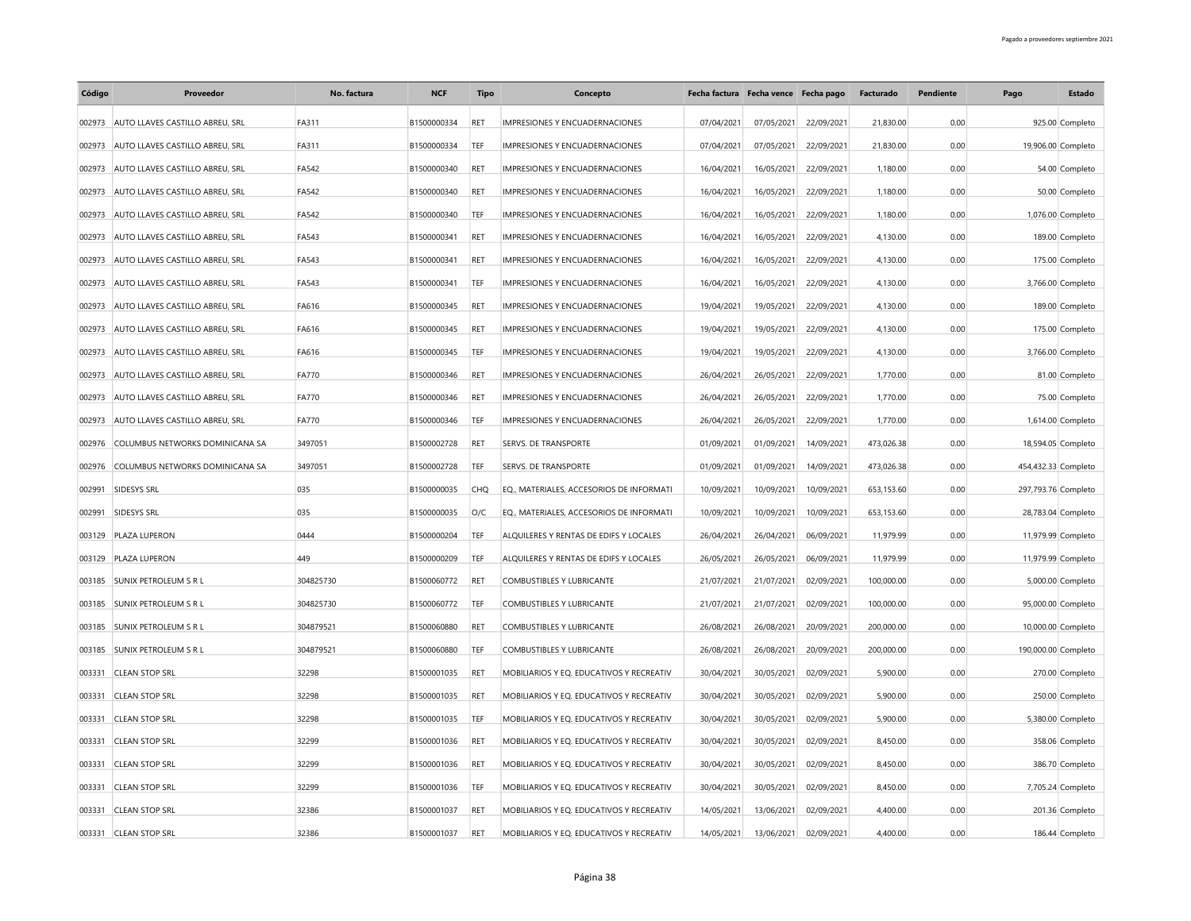| Código | Proveedor | No. factura | NCF | Tipo | Concepto | Fecha factura | Fecha vence | Fecha pago | Facturado | Pendiente | Pago | Estado |
|---|---|---|---|---|---|---|---|---|---|---|---|---|
| 002973 | AUTO LLAVES CASTILLO ABREU, SRL | FA311 | B1500000334 | RET | IMPRESIONES Y ENCUADERNACIONES | 07/04/2021 | 07/05/2021 | 22/09/2021 | 21,830.00 | 0.00 | 925.00 | Completo |
| 002973 | AUTO LLAVES CASTILLO ABREU, SRL | FA311 | B1500000334 | TEF | IMPRESIONES Y ENCUADERNACIONES | 07/04/2021 | 07/05/2021 | 22/09/2021 | 21,830.00 | 0.00 | 19,906.00 | Completo |
| 002973 | AUTO LLAVES CASTILLO ABREU, SRL | FA542 | B1500000340 | RET | IMPRESIONES Y ENCUADERNACIONES | 16/04/2021 | 16/05/2021 | 22/09/2021 | 1,180.00 | 0.00 | 54.00 | Completo |
| 002973 | AUTO LLAVES CASTILLO ABREU, SRL | FA542 | B1500000340 | RET | IMPRESIONES Y ENCUADERNACIONES | 16/04/2021 | 16/05/2021 | 22/09/2021 | 1,180.00 | 0.00 | 50.00 | Completo |
| 002973 | AUTO LLAVES CASTILLO ABREU, SRL | FA542 | B1500000340 | TEF | IMPRESIONES Y ENCUADERNACIONES | 16/04/2021 | 16/05/2021 | 22/09/2021 | 1,180.00 | 0.00 | 1,076.00 | Completo |
| 002973 | AUTO LLAVES CASTILLO ABREU, SRL | FA543 | B1500000341 | RET | IMPRESIONES Y ENCUADERNACIONES | 16/04/2021 | 16/05/2021 | 22/09/2021 | 4,130.00 | 0.00 | 189.00 | Completo |
| 002973 | AUTO LLAVES CASTILLO ABREU, SRL | FA543 | B1500000341 | RET | IMPRESIONES Y ENCUADERNACIONES | 16/04/2021 | 16/05/2021 | 22/09/2021 | 4,130.00 | 0.00 | 175.00 | Completo |
| 002973 | AUTO LLAVES CASTILLO ABREU, SRL | FA543 | B1500000341 | TEF | IMPRESIONES Y ENCUADERNACIONES | 16/04/2021 | 16/05/2021 | 22/09/2021 | 4,130.00 | 0.00 | 3,766.00 | Completo |
| 002973 | AUTO LLAVES CASTILLO ABREU, SRL | FA616 | B1500000345 | RET | IMPRESIONES Y ENCUADERNACIONES | 19/04/2021 | 19/05/2021 | 22/09/2021 | 4,130.00 | 0.00 | 189.00 | Completo |
| 002973 | AUTO LLAVES CASTILLO ABREU, SRL | FA616 | B1500000345 | RET | IMPRESIONES Y ENCUADERNACIONES | 19/04/2021 | 19/05/2021 | 22/09/2021 | 4,130.00 | 0.00 | 175.00 | Completo |
| 002973 | AUTO LLAVES CASTILLO ABREU, SRL | FA616 | B1500000345 | TEF | IMPRESIONES Y ENCUADERNACIONES | 19/04/2021 | 19/05/2021 | 22/09/2021 | 4,130.00 | 0.00 | 3,766.00 | Completo |
| 002973 | AUTO LLAVES CASTILLO ABREU, SRL | FA770 | B1500000346 | RET | IMPRESIONES Y ENCUADERNACIONES | 26/04/2021 | 26/05/2021 | 22/09/2021 | 1,770.00 | 0.00 | 81.00 | Completo |
| 002973 | AUTO LLAVES CASTILLO ABREU, SRL | FA770 | B1500000346 | RET | IMPRESIONES Y ENCUADERNACIONES | 26/04/2021 | 26/05/2021 | 22/09/2021 | 1,770.00 | 0.00 | 75.00 | Completo |
| 002973 | AUTO LLAVES CASTILLO ABREU, SRL | FA770 | B1500000346 | TEF | IMPRESIONES Y ENCUADERNACIONES | 26/04/2021 | 26/05/2021 | 22/09/2021 | 1,770.00 | 0.00 | 1,614.00 | Completo |
| 002976 | COLUMBUS NETWORKS DOMINICANA SA | 3497051 | B1500002728 | RET | SERVS. DE TRANSPORTE | 01/09/2021 | 01/09/2021 | 14/09/2021 | 473,026.38 | 0.00 | 18,594.05 | Completo |
| 002976 | COLUMBUS NETWORKS DOMINICANA SA | 3497051 | B1500002728 | TEF | SERVS. DE TRANSPORTE | 01/09/2021 | 01/09/2021 | 14/09/2021 | 473,026.38 | 0.00 | 454,432.33 | Completo |
| 002991 | SIDESYS SRL | 035 | B1500000035 | CHQ | EQ., MATERIALES, ACCESORIOS DE INFORMATI | 10/09/2021 | 10/09/2021 | 10/09/2021 | 653,153.60 | 0.00 | 297,793.76 | Completo |
| 002991 | SIDESYS SRL | 035 | B1500000035 | O/C | EQ., MATERIALES, ACCESORIOS DE INFORMATI | 10/09/2021 | 10/09/2021 | 10/09/2021 | 653,153.60 | 0.00 | 28,783.04 | Completo |
| 003129 | PLAZA LUPERON | 0444 | B1500000204 | TEF | ALQUILERES Y RENTAS DE EDIFS Y LOCALES | 26/04/2021 | 26/04/2021 | 06/09/2021 | 11,979.99 | 0.00 | 11,979.99 | Completo |
| 003129 | PLAZA LUPERON | 449 | B1500000209 | TEF | ALQUILERES Y RENTAS DE EDIFS Y LOCALES | 26/05/2021 | 26/05/2021 | 06/09/2021 | 11,979.99 | 0.00 | 11,979.99 | Completo |
| 003185 | SUNIX PETROLEUM S R L | 304825730 | B1500060772 | RET | COMBUSTIBLES Y LUBRICANTE | 21/07/2021 | 21/07/2021 | 02/09/2021 | 100,000.00 | 0.00 | 5,000.00 | Completo |
| 003185 | SUNIX PETROLEUM S R L | 304825730 | B1500060772 | TEF | COMBUSTIBLES Y LUBRICANTE | 21/07/2021 | 21/07/2021 | 02/09/2021 | 100,000.00 | 0.00 | 95,000.00 | Completo |
| 003185 | SUNIX PETROLEUM S R L | 304879521 | B1500060880 | RET | COMBUSTIBLES Y LUBRICANTE | 26/08/2021 | 26/08/2021 | 20/09/2021 | 200,000.00 | 0.00 | 10,000.00 | Completo |
| 003185 | SUNIX PETROLEUM S R L | 304879521 | B1500060880 | TEF | COMBUSTIBLES Y LUBRICANTE | 26/08/2021 | 26/08/2021 | 20/09/2021 | 200,000.00 | 0.00 | 190,000.00 | Completo |
| 003331 | CLEAN STOP SRL | 32298 | B1500001035 | RET | MOBILIARIOS Y EQ. EDUCATIVOS Y RECREATIV | 30/04/2021 | 30/05/2021 | 02/09/2021 | 5,900.00 | 0.00 | 270.00 | Completo |
| 003331 | CLEAN STOP SRL | 32298 | B1500001035 | RET | MOBILIARIOS Y EQ. EDUCATIVOS Y RECREATIV | 30/04/2021 | 30/05/2021 | 02/09/2021 | 5,900.00 | 0.00 | 250.00 | Completo |
| 003331 | CLEAN STOP SRL | 32298 | B1500001035 | TEF | MOBILIARIOS Y EQ. EDUCATIVOS Y RECREATIV | 30/04/2021 | 30/05/2021 | 02/09/2021 | 5,900.00 | 0.00 | 5,380.00 | Completo |
| 003331 | CLEAN STOP SRL | 32299 | B1500001036 | RET | MOBILIARIOS Y EQ. EDUCATIVOS Y RECREATIV | 30/04/2021 | 30/05/2021 | 02/09/2021 | 8,450.00 | 0.00 | 358.06 | Completo |
| 003331 | CLEAN STOP SRL | 32299 | B1500001036 | RET | MOBILIARIOS Y EQ. EDUCATIVOS Y RECREATIV | 30/04/2021 | 30/05/2021 | 02/09/2021 | 8,450.00 | 0.00 | 386.70 | Completo |
| 003331 | CLEAN STOP SRL | 32299 | B1500001036 | TEF | MOBILIARIOS Y EQ. EDUCATIVOS Y RECREATIV | 30/04/2021 | 30/05/2021 | 02/09/2021 | 8,450.00 | 0.00 | 7,705.24 | Completo |
| 003331 | CLEAN STOP SRL | 32386 | B1500001037 | RET | MOBILIARIOS Y EQ. EDUCATIVOS Y RECREATIV | 14/05/2021 | 13/06/2021 | 02/09/2021 | 4,400.00 | 0.00 | 201.36 | Completo |
| 003331 | CLEAN STOP SRL | 32386 | B1500001037 | RET | MOBILIARIOS Y EQ. EDUCATIVOS Y RECREATIV | 14/05/2021 | 13/06/2021 | 02/09/2021 | 4,400.00 | 0.00 | 186.44 | Completo |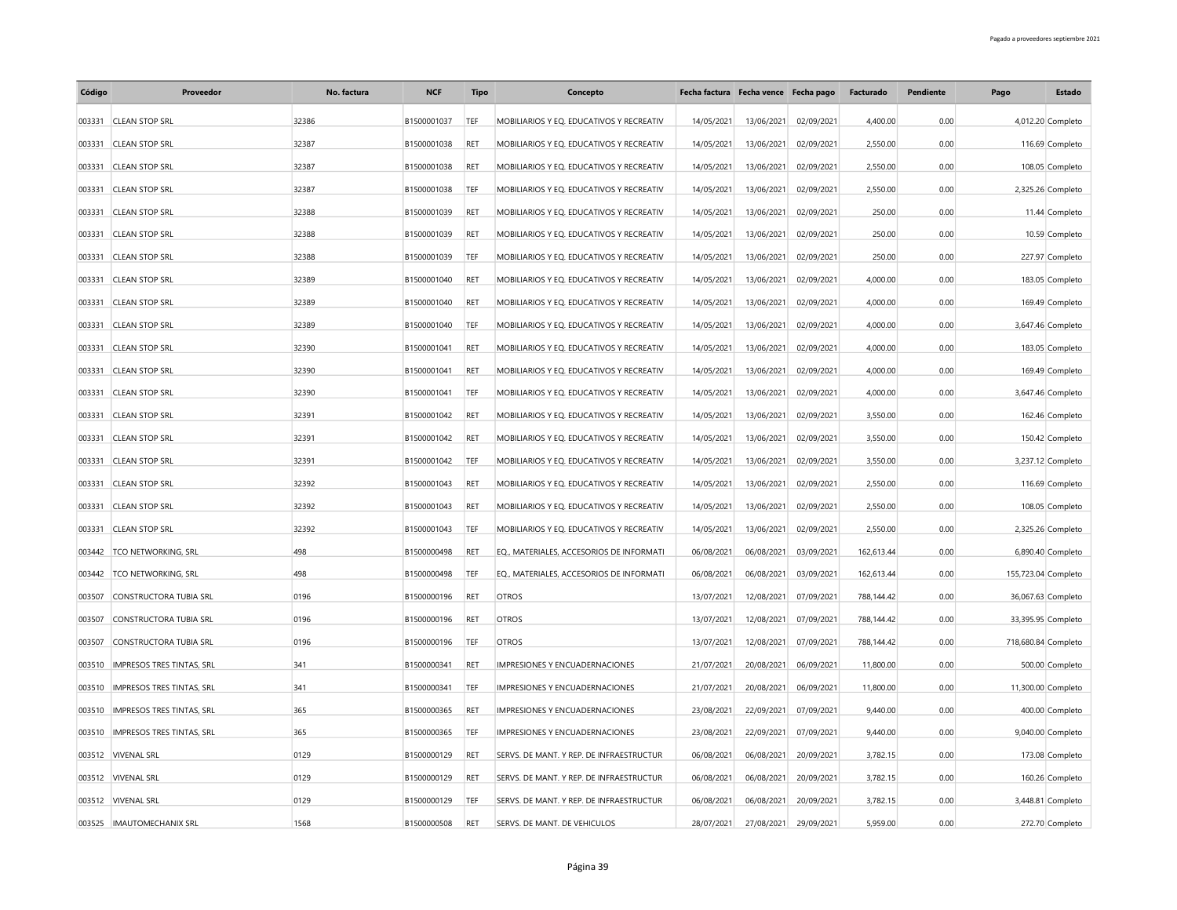| Código | Proveedor | No. factura | NCF | Tipo | Concepto | Fecha factura | Fecha vence | Fecha pago | Facturado | Pendiente | Pago | Estado |
|---|---|---|---|---|---|---|---|---|---|---|---|---|
| 003331 | CLEAN STOP SRL | 32386 | B1500001037 | TEF | MOBILIARIOS Y EQ. EDUCATIVOS Y RECREATIV | 14/05/2021 | 13/06/2021 | 02/09/2021 | 4,400.00 | 0.00 | 4,012.20 | Completo |
| 003331 | CLEAN STOP SRL | 32387 | B1500001038 | RET | MOBILIARIOS Y EQ. EDUCATIVOS Y RECREATIV | 14/05/2021 | 13/06/2021 | 02/09/2021 | 2,550.00 | 0.00 | 116.69 | Completo |
| 003331 | CLEAN STOP SRL | 32387 | B1500001038 | RET | MOBILIARIOS Y EQ. EDUCATIVOS Y RECREATIV | 14/05/2021 | 13/06/2021 | 02/09/2021 | 2,550.00 | 0.00 | 108.05 | Completo |
| 003331 | CLEAN STOP SRL | 32387 | B1500001038 | TEF | MOBILIARIOS Y EQ. EDUCATIVOS Y RECREATIV | 14/05/2021 | 13/06/2021 | 02/09/2021 | 2,550.00 | 0.00 | 2,325.26 | Completo |
| 003331 | CLEAN STOP SRL | 32388 | B1500001039 | RET | MOBILIARIOS Y EQ. EDUCATIVOS Y RECREATIV | 14/05/2021 | 13/06/2021 | 02/09/2021 | 250.00 | 0.00 | 11.44 | Completo |
| 003331 | CLEAN STOP SRL | 32388 | B1500001039 | RET | MOBILIARIOS Y EQ. EDUCATIVOS Y RECREATIV | 14/05/2021 | 13/06/2021 | 02/09/2021 | 250.00 | 0.00 | 10.59 | Completo |
| 003331 | CLEAN STOP SRL | 32388 | B1500001039 | TEF | MOBILIARIOS Y EQ. EDUCATIVOS Y RECREATIV | 14/05/2021 | 13/06/2021 | 02/09/2021 | 250.00 | 0.00 | 227.97 | Completo |
| 003331 | CLEAN STOP SRL | 32389 | B1500001040 | RET | MOBILIARIOS Y EQ. EDUCATIVOS Y RECREATIV | 14/05/2021 | 13/06/2021 | 02/09/2021 | 4,000.00 | 0.00 | 183.05 | Completo |
| 003331 | CLEAN STOP SRL | 32389 | B1500001040 | RET | MOBILIARIOS Y EQ. EDUCATIVOS Y RECREATIV | 14/05/2021 | 13/06/2021 | 02/09/2021 | 4,000.00 | 0.00 | 169.49 | Completo |
| 003331 | CLEAN STOP SRL | 32389 | B1500001040 | TEF | MOBILIARIOS Y EQ. EDUCATIVOS Y RECREATIV | 14/05/2021 | 13/06/2021 | 02/09/2021 | 4,000.00 | 0.00 | 3,647.46 | Completo |
| 003331 | CLEAN STOP SRL | 32390 | B1500001041 | RET | MOBILIARIOS Y EQ. EDUCATIVOS Y RECREATIV | 14/05/2021 | 13/06/2021 | 02/09/2021 | 4,000.00 | 0.00 | 183.05 | Completo |
| 003331 | CLEAN STOP SRL | 32390 | B1500001041 | RET | MOBILIARIOS Y EQ. EDUCATIVOS Y RECREATIV | 14/05/2021 | 13/06/2021 | 02/09/2021 | 4,000.00 | 0.00 | 169.49 | Completo |
| 003331 | CLEAN STOP SRL | 32390 | B1500001041 | TEF | MOBILIARIOS Y EQ. EDUCATIVOS Y RECREATIV | 14/05/2021 | 13/06/2021 | 02/09/2021 | 4,000.00 | 0.00 | 3,647.46 | Completo |
| 003331 | CLEAN STOP SRL | 32391 | B1500001042 | RET | MOBILIARIOS Y EQ. EDUCATIVOS Y RECREATIV | 14/05/2021 | 13/06/2021 | 02/09/2021 | 3,550.00 | 0.00 | 162.46 | Completo |
| 003331 | CLEAN STOP SRL | 32391 | B1500001042 | RET | MOBILIARIOS Y EQ. EDUCATIVOS Y RECREATIV | 14/05/2021 | 13/06/2021 | 02/09/2021 | 3,550.00 | 0.00 | 150.42 | Completo |
| 003331 | CLEAN STOP SRL | 32391 | B1500001042 | TEF | MOBILIARIOS Y EQ. EDUCATIVOS Y RECREATIV | 14/05/2021 | 13/06/2021 | 02/09/2021 | 3,550.00 | 0.00 | 3,237.12 | Completo |
| 003331 | CLEAN STOP SRL | 32392 | B1500001043 | RET | MOBILIARIOS Y EQ. EDUCATIVOS Y RECREATIV | 14/05/2021 | 13/06/2021 | 02/09/2021 | 2,550.00 | 0.00 | 116.69 | Completo |
| 003331 | CLEAN STOP SRL | 32392 | B1500001043 | RET | MOBILIARIOS Y EQ. EDUCATIVOS Y RECREATIV | 14/05/2021 | 13/06/2021 | 02/09/2021 | 2,550.00 | 0.00 | 108.05 | Completo |
| 003331 | CLEAN STOP SRL | 32392 | B1500001043 | TEF | MOBILIARIOS Y EQ. EDUCATIVOS Y RECREATIV | 14/05/2021 | 13/06/2021 | 02/09/2021 | 2,550.00 | 0.00 | 2,325.26 | Completo |
| 003442 | TCO NETWORKING, SRL | 498 | B1500000498 | RET | EQ., MATERIALES, ACCESORIOS DE INFORMATI | 06/08/2021 | 06/08/2021 | 03/09/2021 | 162,613.44 | 0.00 | 6,890.40 | Completo |
| 003442 | TCO NETWORKING, SRL | 498 | B1500000498 | TEF | EQ., MATERIALES, ACCESORIOS DE INFORMATI | 06/08/2021 | 06/08/2021 | 03/09/2021 | 162,613.44 | 0.00 | 155,723.04 | Completo |
| 003507 | CONSTRUCTORA TUBIA SRL | 0196 | B1500000196 | RET | OTROS | 13/07/2021 | 12/08/2021 | 07/09/2021 | 788,144.42 | 0.00 | 36,067.63 | Completo |
| 003507 | CONSTRUCTORA TUBIA SRL | 0196 | B1500000196 | RET | OTROS | 13/07/2021 | 12/08/2021 | 07/09/2021 | 788,144.42 | 0.00 | 33,395.95 | Completo |
| 003507 | CONSTRUCTORA TUBIA SRL | 0196 | B1500000196 | TEF | OTROS | 13/07/2021 | 12/08/2021 | 07/09/2021 | 788,144.42 | 0.00 | 718,680.84 | Completo |
| 003510 | IMPRESOS TRES TINTAS, SRL | 341 | B1500000341 | RET | IMPRESIONES Y ENCUADERNACIONES | 21/07/2021 | 20/08/2021 | 06/09/2021 | 11,800.00 | 0.00 | 500.00 | Completo |
| 003510 | IMPRESOS TRES TINTAS, SRL | 341 | B1500000341 | TEF | IMPRESIONES Y ENCUADERNACIONES | 21/07/2021 | 20/08/2021 | 06/09/2021 | 11,800.00 | 0.00 | 11,300.00 | Completo |
| 003510 | IMPRESOS TRES TINTAS, SRL | 365 | B1500000365 | RET | IMPRESIONES Y ENCUADERNACIONES | 23/08/2021 | 22/09/2021 | 07/09/2021 | 9,440.00 | 0.00 | 400.00 | Completo |
| 003510 | IMPRESOS TRES TINTAS, SRL | 365 | B1500000365 | TEF | IMPRESIONES Y ENCUADERNACIONES | 23/08/2021 | 22/09/2021 | 07/09/2021 | 9,440.00 | 0.00 | 9,040.00 | Completo |
| 003512 | VIVENAL SRL | 0129 | B1500000129 | RET | SERVS. DE MANT. Y REP. DE INFRAESTRUCTUR | 06/08/2021 | 06/08/2021 | 20/09/2021 | 3,782.15 | 0.00 | 173.08 | Completo |
| 003512 | VIVENAL SRL | 0129 | B1500000129 | RET | SERVS. DE MANT. Y REP. DE INFRAESTRUCTUR | 06/08/2021 | 06/08/2021 | 20/09/2021 | 3,782.15 | 0.00 | 160.26 | Completo |
| 003512 | VIVENAL SRL | 0129 | B1500000129 | TEF | SERVS. DE MANT. Y REP. DE INFRAESTRUCTUR | 06/08/2021 | 06/08/2021 | 20/09/2021 | 3,782.15 | 0.00 | 3,448.81 | Completo |
| 003525 | IMAUTOMECHANIX SRL | 1568 | B1500000508 | RET | SERVS. DE MANT. DE VEHICULOS | 28/07/2021 | 27/08/2021 | 29/09/2021 | 5,959.00 | 0.00 | 272.70 | Completo |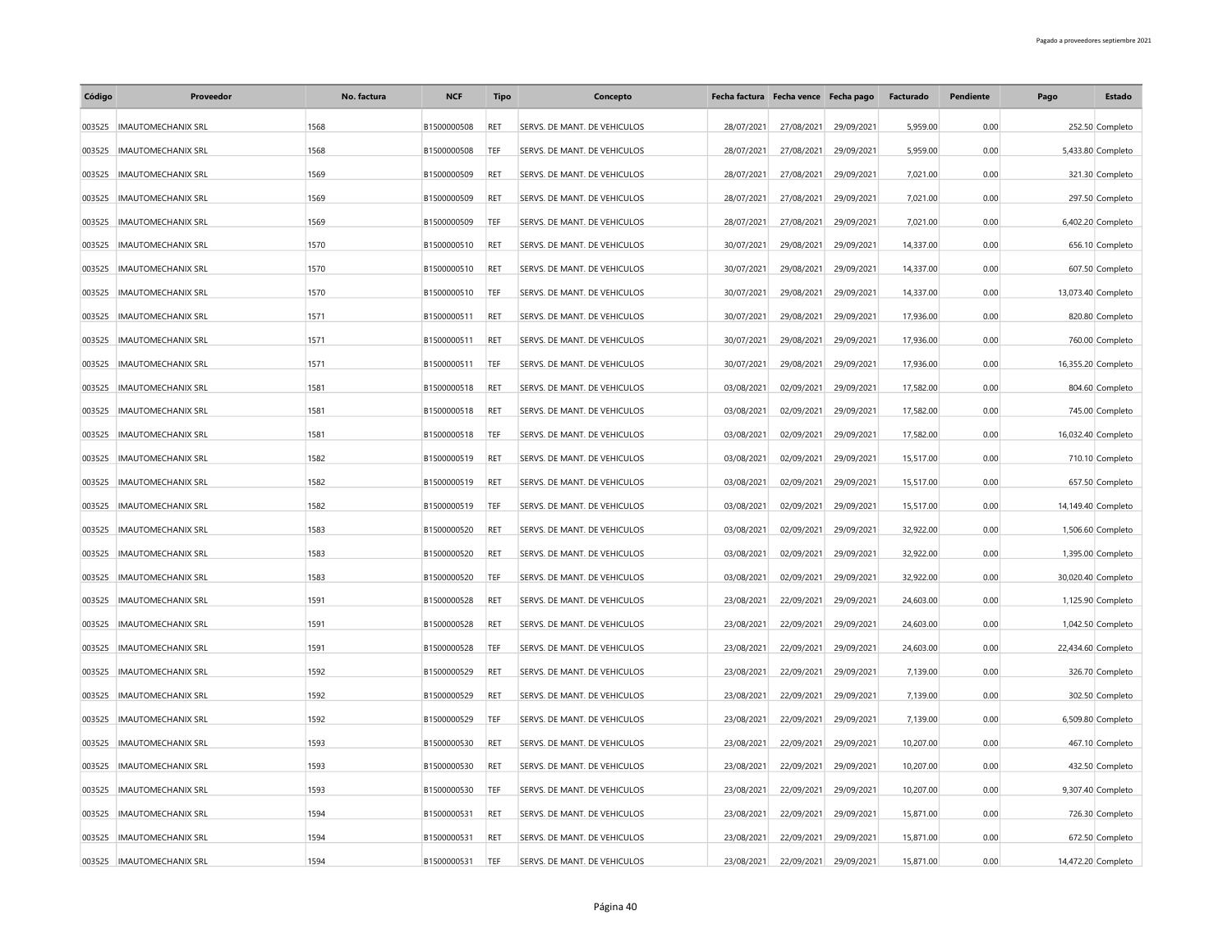| Código | Proveedor | No. factura | NCF | Tipo | Concepto | Fecha factura | Fecha vence | Fecha pago | Facturado | Pendiente | Pago | Estado |
|---|---|---|---|---|---|---|---|---|---|---|---|---|
| 003525 | IMAUTOMECHANIX SRL | 1568 | B1500000508 | RET | SERVS. DE MANT. DE VEHICULOS | 28/07/2021 | 27/08/2021 | 29/09/2021 | 5,959.00 | 0.00 | 252.50 | Completo |
| 003525 | IMAUTOMECHANIX SRL | 1568 | B1500000508 | TEF | SERVS. DE MANT. DE VEHICULOS | 28/07/2021 | 27/08/2021 | 29/09/2021 | 5,959.00 | 0.00 | 5,433.80 | Completo |
| 003525 | IMAUTOMECHANIX SRL | 1569 | B1500000509 | RET | SERVS. DE MANT. DE VEHICULOS | 28/07/2021 | 27/08/2021 | 29/09/2021 | 7,021.00 | 0.00 | 321.30 | Completo |
| 003525 | IMAUTOMECHANIX SRL | 1569 | B1500000509 | RET | SERVS. DE MANT. DE VEHICULOS | 28/07/2021 | 27/08/2021 | 29/09/2021 | 7,021.00 | 0.00 | 297.50 | Completo |
| 003525 | IMAUTOMECHANIX SRL | 1569 | B1500000509 | TEF | SERVS. DE MANT. DE VEHICULOS | 28/07/2021 | 27/08/2021 | 29/09/2021 | 7,021.00 | 0.00 | 6,402.20 | Completo |
| 003525 | IMAUTOMECHANIX SRL | 1570 | B1500000510 | RET | SERVS. DE MANT. DE VEHICULOS | 30/07/2021 | 29/08/2021 | 29/09/2021 | 14,337.00 | 0.00 | 656.10 | Completo |
| 003525 | IMAUTOMECHANIX SRL | 1570 | B1500000510 | RET | SERVS. DE MANT. DE VEHICULOS | 30/07/2021 | 29/08/2021 | 29/09/2021 | 14,337.00 | 0.00 | 607.50 | Completo |
| 003525 | IMAUTOMECHANIX SRL | 1570 | B1500000510 | TEF | SERVS. DE MANT. DE VEHICULOS | 30/07/2021 | 29/08/2021 | 29/09/2021 | 14,337.00 | 0.00 | 13,073.40 | Completo |
| 003525 | IMAUTOMECHANIX SRL | 1571 | B1500000511 | RET | SERVS. DE MANT. DE VEHICULOS | 30/07/2021 | 29/08/2021 | 29/09/2021 | 17,936.00 | 0.00 | 820.80 | Completo |
| 003525 | IMAUTOMECHANIX SRL | 1571 | B1500000511 | RET | SERVS. DE MANT. DE VEHICULOS | 30/07/2021 | 29/08/2021 | 29/09/2021 | 17,936.00 | 0.00 | 760.00 | Completo |
| 003525 | IMAUTOMECHANIX SRL | 1571 | B1500000511 | TEF | SERVS. DE MANT. DE VEHICULOS | 30/07/2021 | 29/08/2021 | 29/09/2021 | 17,936.00 | 0.00 | 16,355.20 | Completo |
| 003525 | IMAUTOMECHANIX SRL | 1581 | B1500000518 | RET | SERVS. DE MANT. DE VEHICULOS | 03/08/2021 | 02/09/2021 | 29/09/2021 | 17,582.00 | 0.00 | 804.60 | Completo |
| 003525 | IMAUTOMECHANIX SRL | 1581 | B1500000518 | RET | SERVS. DE MANT. DE VEHICULOS | 03/08/2021 | 02/09/2021 | 29/09/2021 | 17,582.00 | 0.00 | 745.00 | Completo |
| 003525 | IMAUTOMECHANIX SRL | 1581 | B1500000518 | TEF | SERVS. DE MANT. DE VEHICULOS | 03/08/2021 | 02/09/2021 | 29/09/2021 | 17,582.00 | 0.00 | 16,032.40 | Completo |
| 003525 | IMAUTOMECHANIX SRL | 1582 | B1500000519 | RET | SERVS. DE MANT. DE VEHICULOS | 03/08/2021 | 02/09/2021 | 29/09/2021 | 15,517.00 | 0.00 | 710.10 | Completo |
| 003525 | IMAUTOMECHANIX SRL | 1582 | B1500000519 | RET | SERVS. DE MANT. DE VEHICULOS | 03/08/2021 | 02/09/2021 | 29/09/2021 | 15,517.00 | 0.00 | 657.50 | Completo |
| 003525 | IMAUTOMECHANIX SRL | 1582 | B1500000519 | TEF | SERVS. DE MANT. DE VEHICULOS | 03/08/2021 | 02/09/2021 | 29/09/2021 | 15,517.00 | 0.00 | 14,149.40 | Completo |
| 003525 | IMAUTOMECHANIX SRL | 1583 | B1500000520 | RET | SERVS. DE MANT. DE VEHICULOS | 03/08/2021 | 02/09/2021 | 29/09/2021 | 32,922.00 | 0.00 | 1,506.60 | Completo |
| 003525 | IMAUTOMECHANIX SRL | 1583 | B1500000520 | RET | SERVS. DE MANT. DE VEHICULOS | 03/08/2021 | 02/09/2021 | 29/09/2021 | 32,922.00 | 0.00 | 1,395.00 | Completo |
| 003525 | IMAUTOMECHANIX SRL | 1583 | B1500000520 | TEF | SERVS. DE MANT. DE VEHICULOS | 03/08/2021 | 02/09/2021 | 29/09/2021 | 32,922.00 | 0.00 | 30,020.40 | Completo |
| 003525 | IMAUTOMECHANIX SRL | 1591 | B1500000528 | RET | SERVS. DE MANT. DE VEHICULOS | 23/08/2021 | 22/09/2021 | 29/09/2021 | 24,603.00 | 0.00 | 1,125.90 | Completo |
| 003525 | IMAUTOMECHANIX SRL | 1591 | B1500000528 | RET | SERVS. DE MANT. DE VEHICULOS | 23/08/2021 | 22/09/2021 | 29/09/2021 | 24,603.00 | 0.00 | 1,042.50 | Completo |
| 003525 | IMAUTOMECHANIX SRL | 1591 | B1500000528 | TEF | SERVS. DE MANT. DE VEHICULOS | 23/08/2021 | 22/09/2021 | 29/09/2021 | 24,603.00 | 0.00 | 22,434.60 | Completo |
| 003525 | IMAUTOMECHANIX SRL | 1592 | B1500000529 | RET | SERVS. DE MANT. DE VEHICULOS | 23/08/2021 | 22/09/2021 | 29/09/2021 | 7,139.00 | 0.00 | 326.70 | Completo |
| 003525 | IMAUTOMECHANIX SRL | 1592 | B1500000529 | RET | SERVS. DE MANT. DE VEHICULOS | 23/08/2021 | 22/09/2021 | 29/09/2021 | 7,139.00 | 0.00 | 302.50 | Completo |
| 003525 | IMAUTOMECHANIX SRL | 1592 | B1500000529 | TEF | SERVS. DE MANT. DE VEHICULOS | 23/08/2021 | 22/09/2021 | 29/09/2021 | 7,139.00 | 0.00 | 6,509.80 | Completo |
| 003525 | IMAUTOMECHANIX SRL | 1593 | B1500000530 | RET | SERVS. DE MANT. DE VEHICULOS | 23/08/2021 | 22/09/2021 | 29/09/2021 | 10,207.00 | 0.00 | 467.10 | Completo |
| 003525 | IMAUTOMECHANIX SRL | 1593 | B1500000530 | RET | SERVS. DE MANT. DE VEHICULOS | 23/08/2021 | 22/09/2021 | 29/09/2021 | 10,207.00 | 0.00 | 432.50 | Completo |
| 003525 | IMAUTOMECHANIX SRL | 1593 | B1500000530 | TEF | SERVS. DE MANT. DE VEHICULOS | 23/08/2021 | 22/09/2021 | 29/09/2021 | 10,207.00 | 0.00 | 9,307.40 | Completo |
| 003525 | IMAUTOMECHANIX SRL | 1594 | B1500000531 | RET | SERVS. DE MANT. DE VEHICULOS | 23/08/2021 | 22/09/2021 | 29/09/2021 | 15,871.00 | 0.00 | 726.30 | Completo |
| 003525 | IMAUTOMECHANIX SRL | 1594 | B1500000531 | RET | SERVS. DE MANT. DE VEHICULOS | 23/08/2021 | 22/09/2021 | 29/09/2021 | 15,871.00 | 0.00 | 672.50 | Completo |
| 003525 | IMAUTOMECHANIX SRL | 1594 | B1500000531 | TEF | SERVS. DE MANT. DE VEHICULOS | 23/08/2021 | 22/09/2021 | 29/09/2021 | 15,871.00 | 0.00 | 14,472.20 | Completo |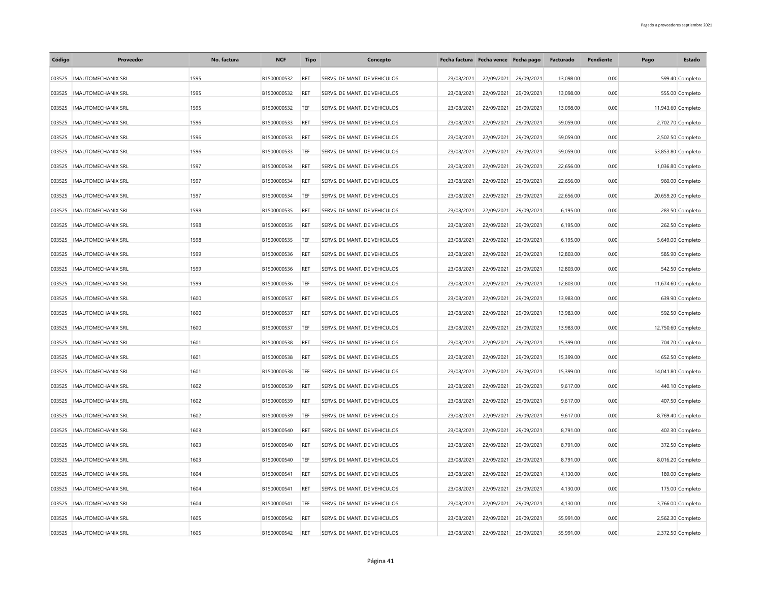| Código | Proveedor | No. factura | NCF | Tipo | Concepto | Fecha factura | Fecha vence | Fecha pago | Facturado | Pendiente | Pago | Estado |
|---|---|---|---|---|---|---|---|---|---|---|---|---|
| 003525 | IMAUTOMECHANIX SRL | 1595 | B1500000532 | RET | SERVS. DE MANT. DE VEHICULOS | 23/08/2021 | 22/09/2021 | 29/09/2021 | 13,098.00 | 0.00 | 599.40 | Completo |
| 003525 | IMAUTOMECHANIX SRL | 1595 | B1500000532 | RET | SERVS. DE MANT. DE VEHICULOS | 23/08/2021 | 22/09/2021 | 29/09/2021 | 13,098.00 | 0.00 | 555.00 | Completo |
| 003525 | IMAUTOMECHANIX SRL | 1595 | B1500000532 | TEF | SERVS. DE MANT. DE VEHICULOS | 23/08/2021 | 22/09/2021 | 29/09/2021 | 13,098.00 | 0.00 | 11,943.60 | Completo |
| 003525 | IMAUTOMECHANIX SRL | 1596 | B1500000533 | RET | SERVS. DE MANT. DE VEHICULOS | 23/08/2021 | 22/09/2021 | 29/09/2021 | 59,059.00 | 0.00 | 2,702.70 | Completo |
| 003525 | IMAUTOMECHANIX SRL | 1596 | B1500000533 | RET | SERVS. DE MANT. DE VEHICULOS | 23/08/2021 | 22/09/2021 | 29/09/2021 | 59,059.00 | 0.00 | 2,502.50 | Completo |
| 003525 | IMAUTOMECHANIX SRL | 1596 | B1500000533 | TEF | SERVS. DE MANT. DE VEHICULOS | 23/08/2021 | 22/09/2021 | 29/09/2021 | 59,059.00 | 0.00 | 53,853.80 | Completo |
| 003525 | IMAUTOMECHANIX SRL | 1597 | B1500000534 | RET | SERVS. DE MANT. DE VEHICULOS | 23/08/2021 | 22/09/2021 | 29/09/2021 | 22,656.00 | 0.00 | 1,036.80 | Completo |
| 003525 | IMAUTOMECHANIX SRL | 1597 | B1500000534 | RET | SERVS. DE MANT. DE VEHICULOS | 23/08/2021 | 22/09/2021 | 29/09/2021 | 22,656.00 | 0.00 | 960.00 | Completo |
| 003525 | IMAUTOMECHANIX SRL | 1597 | B1500000534 | TEF | SERVS. DE MANT. DE VEHICULOS | 23/08/2021 | 22/09/2021 | 29/09/2021 | 22,656.00 | 0.00 | 20,659.20 | Completo |
| 003525 | IMAUTOMECHANIX SRL | 1598 | B1500000535 | RET | SERVS. DE MANT. DE VEHICULOS | 23/08/2021 | 22/09/2021 | 29/09/2021 | 6,195.00 | 0.00 | 283.50 | Completo |
| 003525 | IMAUTOMECHANIX SRL | 1598 | B1500000535 | RET | SERVS. DE MANT. DE VEHICULOS | 23/08/2021 | 22/09/2021 | 29/09/2021 | 6,195.00 | 0.00 | 262.50 | Completo |
| 003525 | IMAUTOMECHANIX SRL | 1598 | B1500000535 | TEF | SERVS. DE MANT. DE VEHICULOS | 23/08/2021 | 22/09/2021 | 29/09/2021 | 6,195.00 | 0.00 | 5,649.00 | Completo |
| 003525 | IMAUTOMECHANIX SRL | 1599 | B1500000536 | RET | SERVS. DE MANT. DE VEHICULOS | 23/08/2021 | 22/09/2021 | 29/09/2021 | 12,803.00 | 0.00 | 585.90 | Completo |
| 003525 | IMAUTOMECHANIX SRL | 1599 | B1500000536 | RET | SERVS. DE MANT. DE VEHICULOS | 23/08/2021 | 22/09/2021 | 29/09/2021 | 12,803.00 | 0.00 | 542.50 | Completo |
| 003525 | IMAUTOMECHANIX SRL | 1599 | B1500000536 | TEF | SERVS. DE MANT. DE VEHICULOS | 23/08/2021 | 22/09/2021 | 29/09/2021 | 12,803.00 | 0.00 | 11,674.60 | Completo |
| 003525 | IMAUTOMECHANIX SRL | 1600 | B1500000537 | RET | SERVS. DE MANT. DE VEHICULOS | 23/08/2021 | 22/09/2021 | 29/09/2021 | 13,983.00 | 0.00 | 639.90 | Completo |
| 003525 | IMAUTOMECHANIX SRL | 1600 | B1500000537 | RET | SERVS. DE MANT. DE VEHICULOS | 23/08/2021 | 22/09/2021 | 29/09/2021 | 13,983.00 | 0.00 | 592.50 | Completo |
| 003525 | IMAUTOMECHANIX SRL | 1600 | B1500000537 | TEF | SERVS. DE MANT. DE VEHICULOS | 23/08/2021 | 22/09/2021 | 29/09/2021 | 13,983.00 | 0.00 | 12,750.60 | Completo |
| 003525 | IMAUTOMECHANIX SRL | 1601 | B1500000538 | RET | SERVS. DE MANT. DE VEHICULOS | 23/08/2021 | 22/09/2021 | 29/09/2021 | 15,399.00 | 0.00 | 704.70 | Completo |
| 003525 | IMAUTOMECHANIX SRL | 1601 | B1500000538 | RET | SERVS. DE MANT. DE VEHICULOS | 23/08/2021 | 22/09/2021 | 29/09/2021 | 15,399.00 | 0.00 | 652.50 | Completo |
| 003525 | IMAUTOMECHANIX SRL | 1601 | B1500000538 | TEF | SERVS. DE MANT. DE VEHICULOS | 23/08/2021 | 22/09/2021 | 29/09/2021 | 15,399.00 | 0.00 | 14,041.80 | Completo |
| 003525 | IMAUTOMECHANIX SRL | 1602 | B1500000539 | RET | SERVS. DE MANT. DE VEHICULOS | 23/08/2021 | 22/09/2021 | 29/09/2021 | 9,617.00 | 0.00 | 440.10 | Completo |
| 003525 | IMAUTOMECHANIX SRL | 1602 | B1500000539 | RET | SERVS. DE MANT. DE VEHICULOS | 23/08/2021 | 22/09/2021 | 29/09/2021 | 9,617.00 | 0.00 | 407.50 | Completo |
| 003525 | IMAUTOMECHANIX SRL | 1602 | B1500000539 | TEF | SERVS. DE MANT. DE VEHICULOS | 23/08/2021 | 22/09/2021 | 29/09/2021 | 9,617.00 | 0.00 | 8,769.40 | Completo |
| 003525 | IMAUTOMECHANIX SRL | 1603 | B1500000540 | RET | SERVS. DE MANT. DE VEHICULOS | 23/08/2021 | 22/09/2021 | 29/09/2021 | 8,791.00 | 0.00 | 402.30 | Completo |
| 003525 | IMAUTOMECHANIX SRL | 1603 | B1500000540 | RET | SERVS. DE MANT. DE VEHICULOS | 23/08/2021 | 22/09/2021 | 29/09/2021 | 8,791.00 | 0.00 | 372.50 | Completo |
| 003525 | IMAUTOMECHANIX SRL | 1603 | B1500000540 | TEF | SERVS. DE MANT. DE VEHICULOS | 23/08/2021 | 22/09/2021 | 29/09/2021 | 8,791.00 | 0.00 | 8,016.20 | Completo |
| 003525 | IMAUTOMECHANIX SRL | 1604 | B1500000541 | RET | SERVS. DE MANT. DE VEHICULOS | 23/08/2021 | 22/09/2021 | 29/09/2021 | 4,130.00 | 0.00 | 189.00 | Completo |
| 003525 | IMAUTOMECHANIX SRL | 1604 | B1500000541 | RET | SERVS. DE MANT. DE VEHICULOS | 23/08/2021 | 22/09/2021 | 29/09/2021 | 4,130.00 | 0.00 | 175.00 | Completo |
| 003525 | IMAUTOMECHANIX SRL | 1604 | B1500000541 | TEF | SERVS. DE MANT. DE VEHICULOS | 23/08/2021 | 22/09/2021 | 29/09/2021 | 4,130.00 | 0.00 | 3,766.00 | Completo |
| 003525 | IMAUTOMECHANIX SRL | 1605 | B1500000542 | RET | SERVS. DE MANT. DE VEHICULOS | 23/08/2021 | 22/09/2021 | 29/09/2021 | 55,991.00 | 0.00 | 2,562.30 | Completo |
| 003525 | IMAUTOMECHANIX SRL | 1605 | B1500000542 | RET | SERVS. DE MANT. DE VEHICULOS | 23/08/2021 | 22/09/2021 | 29/09/2021 | 55,991.00 | 0.00 | 2,372.50 | Completo |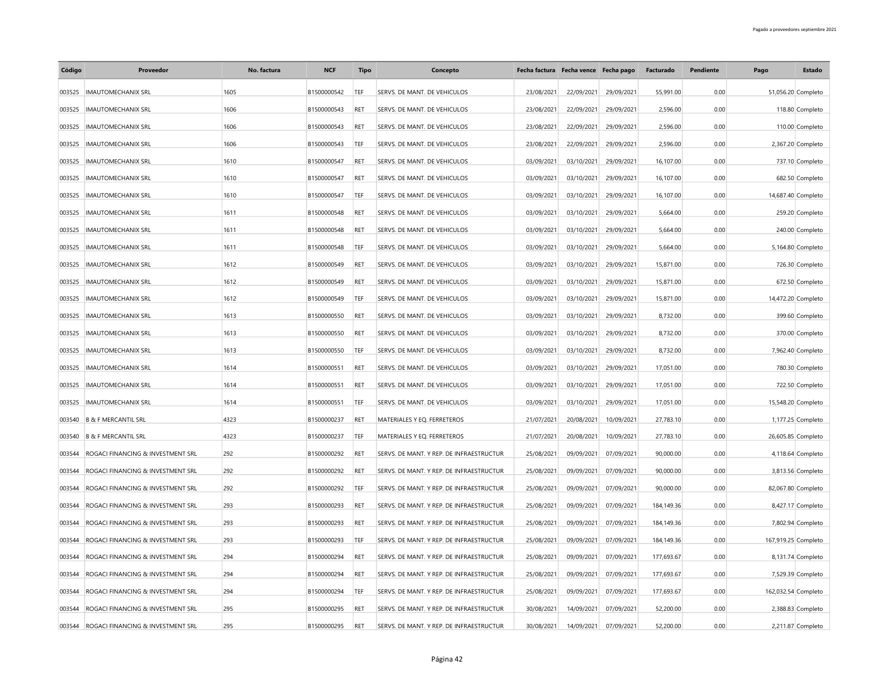| Código | Proveedor | No. factura | NCF | Tipo | Concepto | Fecha factura | Fecha vence | Fecha pago | Facturado | Pendiente | Pago | Estado |
|---|---|---|---|---|---|---|---|---|---|---|---|---|
| 003525 | IMAUTOMECHANIX SRL | 1605 | B1500000542 | TEF | SERVS. DE MANT. DE VEHICULOS | 23/08/2021 | 22/09/2021 | 29/09/2021 | 55,991.00 | 0.00 | 51,056.20 | Completo |
| 003525 | IMAUTOMECHANIX SRL | 1606 | B1500000543 | RET | SERVS. DE MANT. DE VEHICULOS | 23/08/2021 | 22/09/2021 | 29/09/2021 | 2,596.00 | 0.00 | 118.80 | Completo |
| 003525 | IMAUTOMECHANIX SRL | 1606 | B1500000543 | RET | SERVS. DE MANT. DE VEHICULOS | 23/08/2021 | 22/09/2021 | 29/09/2021 | 2,596.00 | 0.00 | 110.00 | Completo |
| 003525 | IMAUTOMECHANIX SRL | 1606 | B1500000543 | TEF | SERVS. DE MANT. DE VEHICULOS | 23/08/2021 | 22/09/2021 | 29/09/2021 | 2,596.00 | 0.00 | 2,367.20 | Completo |
| 003525 | IMAUTOMECHANIX SRL | 1610 | B1500000547 | RET | SERVS. DE MANT. DE VEHICULOS | 03/09/2021 | 03/10/2021 | 29/09/2021 | 16,107.00 | 0.00 | 737.10 | Completo |
| 003525 | IMAUTOMECHANIX SRL | 1610 | B1500000547 | RET | SERVS. DE MANT. DE VEHICULOS | 03/09/2021 | 03/10/2021 | 29/09/2021 | 16,107.00 | 0.00 | 682.50 | Completo |
| 003525 | IMAUTOMECHANIX SRL | 1610 | B1500000547 | TEF | SERVS. DE MANT. DE VEHICULOS | 03/09/2021 | 03/10/2021 | 29/09/2021 | 16,107.00 | 0.00 | 14,687.40 | Completo |
| 003525 | IMAUTOMECHANIX SRL | 1611 | B1500000548 | RET | SERVS. DE MANT. DE VEHICULOS | 03/09/2021 | 03/10/2021 | 29/09/2021 | 5,664.00 | 0.00 | 259.20 | Completo |
| 003525 | IMAUTOMECHANIX SRL | 1611 | B1500000548 | RET | SERVS. DE MANT. DE VEHICULOS | 03/09/2021 | 03/10/2021 | 29/09/2021 | 5,664.00 | 0.00 | 240.00 | Completo |
| 003525 | IMAUTOMECHANIX SRL | 1611 | B1500000548 | TEF | SERVS. DE MANT. DE VEHICULOS | 03/09/2021 | 03/10/2021 | 29/09/2021 | 5,664.00 | 0.00 | 5,164.80 | Completo |
| 003525 | IMAUTOMECHANIX SRL | 1612 | B1500000549 | RET | SERVS. DE MANT. DE VEHICULOS | 03/09/2021 | 03/10/2021 | 29/09/2021 | 15,871.00 | 0.00 | 726.30 | Completo |
| 003525 | IMAUTOMECHANIX SRL | 1612 | B1500000549 | RET | SERVS. DE MANT. DE VEHICULOS | 03/09/2021 | 03/10/2021 | 29/09/2021 | 15,871.00 | 0.00 | 672.50 | Completo |
| 003525 | IMAUTOMECHANIX SRL | 1612 | B1500000549 | TEF | SERVS. DE MANT. DE VEHICULOS | 03/09/2021 | 03/10/2021 | 29/09/2021 | 15,871.00 | 0.00 | 14,472.20 | Completo |
| 003525 | IMAUTOMECHANIX SRL | 1613 | B1500000550 | RET | SERVS. DE MANT. DE VEHICULOS | 03/09/2021 | 03/10/2021 | 29/09/2021 | 8,732.00 | 0.00 | 399.60 | Completo |
| 003525 | IMAUTOMECHANIX SRL | 1613 | B1500000550 | RET | SERVS. DE MANT. DE VEHICULOS | 03/09/2021 | 03/10/2021 | 29/09/2021 | 8,732.00 | 0.00 | 370.00 | Completo |
| 003525 | IMAUTOMECHANIX SRL | 1613 | B1500000550 | TEF | SERVS. DE MANT. DE VEHICULOS | 03/09/2021 | 03/10/2021 | 29/09/2021 | 8,732.00 | 0.00 | 7,962.40 | Completo |
| 003525 | IMAUTOMECHANIX SRL | 1614 | B1500000551 | RET | SERVS. DE MANT. DE VEHICULOS | 03/09/2021 | 03/10/2021 | 29/09/2021 | 17,051.00 | 0.00 | 780.30 | Completo |
| 003525 | IMAUTOMECHANIX SRL | 1614 | B1500000551 | RET | SERVS. DE MANT. DE VEHICULOS | 03/09/2021 | 03/10/2021 | 29/09/2021 | 17,051.00 | 0.00 | 722.50 | Completo |
| 003525 | IMAUTOMECHANIX SRL | 1614 | B1500000551 | TEF | SERVS. DE MANT. DE VEHICULOS | 03/09/2021 | 03/10/2021 | 29/09/2021 | 17,051.00 | 0.00 | 15,548.20 | Completo |
| 003540 | B & F MERCANTIL SRL | 4323 | B1500000237 | RET | MATERIALES Y EQ. FERRETEROS | 21/07/2021 | 20/08/2021 | 10/09/2021 | 27,783.10 | 0.00 | 1,177.25 | Completo |
| 003540 | B & F MERCANTIL SRL | 4323 | B1500000237 | TEF | MATERIALES Y EQ. FERRETEROS | 21/07/2021 | 20/08/2021 | 10/09/2021 | 27,783.10 | 0.00 | 26,605.85 | Completo |
| 003544 | ROGACI FINANCING & INVESTMENT SRL | 292 | B1500000292 | RET | SERVS. DE MANT. Y REP. DE INFRAESTRUCTUR | 25/08/2021 | 09/09/2021 | 07/09/2021 | 90,000.00 | 0.00 | 4,118.64 | Completo |
| 003544 | ROGACI FINANCING & INVESTMENT SRL | 292 | B1500000292 | RET | SERVS. DE MANT. Y REP. DE INFRAESTRUCTUR | 25/08/2021 | 09/09/2021 | 07/09/2021 | 90,000.00 | 0.00 | 3,813.56 | Completo |
| 003544 | ROGACI FINANCING & INVESTMENT SRL | 292 | B1500000292 | TEF | SERVS. DE MANT. Y REP. DE INFRAESTRUCTUR | 25/08/2021 | 09/09/2021 | 07/09/2021 | 90,000.00 | 0.00 | 82,067.80 | Completo |
| 003544 | ROGACI FINANCING & INVESTMENT SRL | 293 | B1500000293 | RET | SERVS. DE MANT. Y REP. DE INFRAESTRUCTUR | 25/08/2021 | 09/09/2021 | 07/09/2021 | 184,149.36 | 0.00 | 8,427.17 | Completo |
| 003544 | ROGACI FINANCING & INVESTMENT SRL | 293 | B1500000293 | RET | SERVS. DE MANT. Y REP. DE INFRAESTRUCTUR | 25/08/2021 | 09/09/2021 | 07/09/2021 | 184,149.36 | 0.00 | 7,802.94 | Completo |
| 003544 | ROGACI FINANCING & INVESTMENT SRL | 293 | B1500000293 | TEF | SERVS. DE MANT. Y REP. DE INFRAESTRUCTUR | 25/08/2021 | 09/09/2021 | 07/09/2021 | 184,149.36 | 0.00 | 167,919.25 | Completo |
| 003544 | ROGACI FINANCING & INVESTMENT SRL | 294 | B1500000294 | RET | SERVS. DE MANT. Y REP. DE INFRAESTRUCTUR | 25/08/2021 | 09/09/2021 | 07/09/2021 | 177,693.67 | 0.00 | 8,131.74 | Completo |
| 003544 | ROGACI FINANCING & INVESTMENT SRL | 294 | B1500000294 | RET | SERVS. DE MANT. Y REP. DE INFRAESTRUCTUR | 25/08/2021 | 09/09/2021 | 07/09/2021 | 177,693.67 | 0.00 | 7,529.39 | Completo |
| 003544 | ROGACI FINANCING & INVESTMENT SRL | 294 | B1500000294 | TEF | SERVS. DE MANT. Y REP. DE INFRAESTRUCTUR | 25/08/2021 | 09/09/2021 | 07/09/2021 | 177,693.67 | 0.00 | 162,032.54 | Completo |
| 003544 | ROGACI FINANCING & INVESTMENT SRL | 295 | B1500000295 | RET | SERVS. DE MANT. Y REP. DE INFRAESTRUCTUR | 30/08/2021 | 14/09/2021 | 07/09/2021 | 52,200.00 | 0.00 | 2,388.83 | Completo |
| 003544 | ROGACI FINANCING & INVESTMENT SRL | 295 | B1500000295 | RET | SERVS. DE MANT. Y REP. DE INFRAESTRUCTUR | 30/08/2021 | 14/09/2021 | 07/09/2021 | 52,200.00 | 0.00 | 2,211.87 | Completo |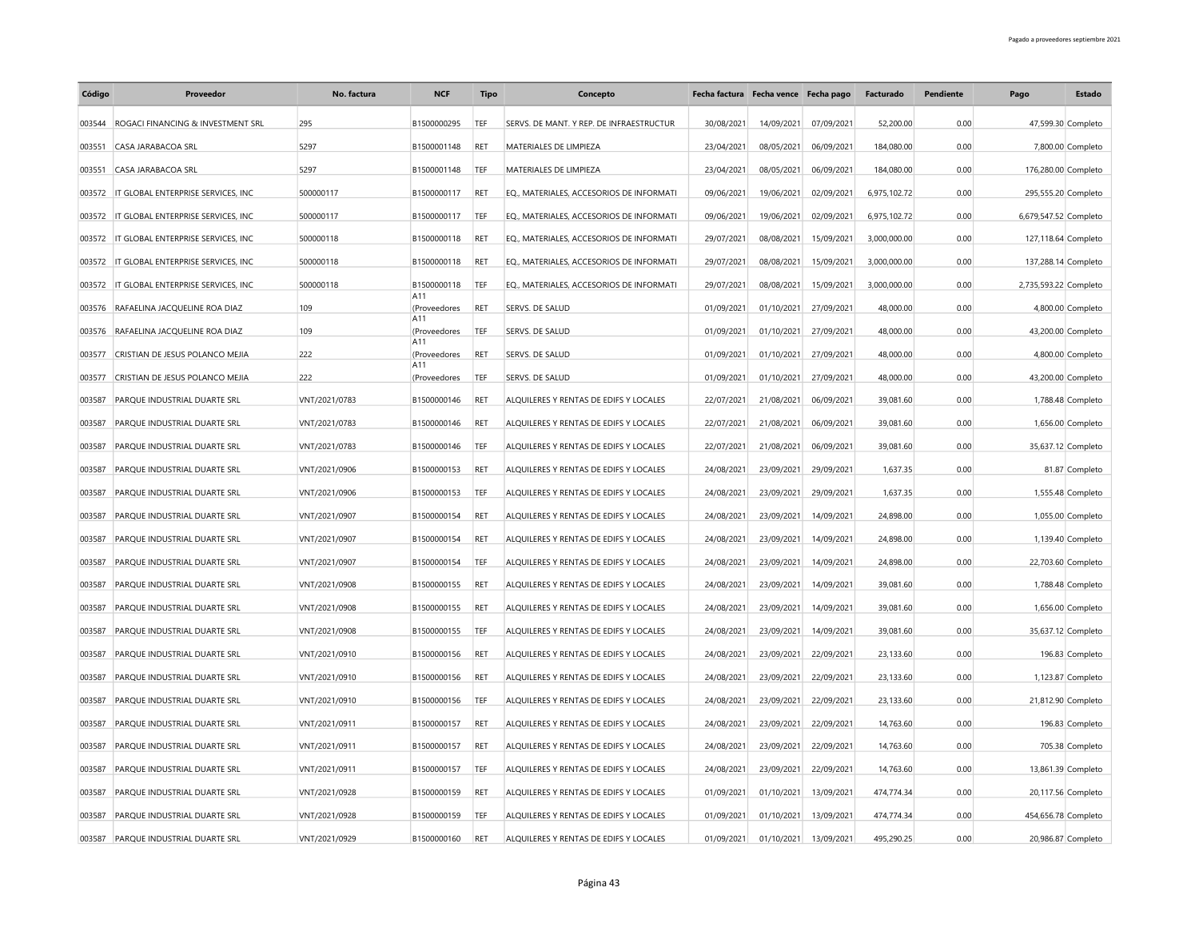| Código | Proveedor | No. factura | NCF | Tipo | Concepto | Fecha factura | Fecha vence | Fecha pago | Facturado | Pendiente | Pago | Estado |
|---|---|---|---|---|---|---|---|---|---|---|---|---|
| 003544 | ROGACI FINANCING & INVESTMENT SRL | 295 | B1500000295 | TEF | SERVS. DE MANT. Y REP. DE INFRAESTRUCTUR | 30/08/2021 | 14/09/2021 | 07/09/2021 | 52,200.00 | 0.00 | 47,599.30 | Completo |
| 003551 | CASA JARABACOA SRL | 5297 | B1500001148 | RET | MATERIALES DE LIMPIEZA | 23/04/2021 | 08/05/2021 | 06/09/2021 | 184,080.00 | 0.00 | 7,800.00 | Completo |
| 003551 | CASA JARABACOA SRL | 5297 | B1500001148 | TEF | MATERIALES DE LIMPIEZA | 23/04/2021 | 08/05/2021 | 06/09/2021 | 184,080.00 | 0.00 | 176,280.00 | Completo |
| 003572 | IT GLOBAL ENTERPRISE SERVICES, INC | 500000117 | B1500000117 | RET | EQ., MATERIALES, ACCESORIOS DE INFORMATI | 09/06/2021 | 19/06/2021 | 02/09/2021 | 6,975,102.72 | 0.00 | 295,555.20 | Completo |
| 003572 | IT GLOBAL ENTERPRISE SERVICES, INC | 500000117 | B1500000117 | TEF | EQ., MATERIALES, ACCESORIOS DE INFORMATI | 09/06/2021 | 19/06/2021 | 02/09/2021 | 6,975,102.72 | 0.00 | 6,679,547.52 | Completo |
| 003572 | IT GLOBAL ENTERPRISE SERVICES, INC | 500000118 | B1500000118 | RET | EQ., MATERIALES, ACCESORIOS DE INFORMATI | 29/07/2021 | 08/08/2021 | 15/09/2021 | 3,000,000.00 | 0.00 | 127,118.64 | Completo |
| 003572 | IT GLOBAL ENTERPRISE SERVICES, INC | 500000118 | B1500000118 | RET | EQ., MATERIALES, ACCESORIOS DE INFORMATI | 29/07/2021 | 08/08/2021 | 15/09/2021 | 3,000,000.00 | 0.00 | 137,288.14 | Completo |
| 003572 | IT GLOBAL ENTERPRISE SERVICES, INC | 500000118 | B1500000118 | TEF | EQ., MATERIALES, ACCESORIOS DE INFORMATI | 29/07/2021 | 08/08/2021 | 15/09/2021 | 3,000,000.00 | 0.00 | 2,735,593.22 | Completo |
| 003576 | RAFAELINA JACQUELINE ROA DIAZ | 109 | A11 (Proveedores | RET | SERVS. DE SALUD | 01/09/2021 | 01/10/2021 | 27/09/2021 | 48,000.00 | 0.00 | 4,800.00 | Completo |
| 003576 | RAFAELINA JACQUELINE ROA DIAZ | 109 | A11 (Proveedores | TEF | SERVS. DE SALUD | 01/09/2021 | 01/10/2021 | 27/09/2021 | 48,000.00 | 0.00 | 43,200.00 | Completo |
| 003577 | CRISTIAN DE JESUS POLANCO MEJIA | 222 | A11 (Proveedores | RET | SERVS. DE SALUD | 01/09/2021 | 01/10/2021 | 27/09/2021 | 48,000.00 | 0.00 | 4,800.00 | Completo |
| 003577 | CRISTIAN DE JESUS POLANCO MEJIA | 222 | A11 (Proveedores | TEF | SERVS. DE SALUD | 01/09/2021 | 01/10/2021 | 27/09/2021 | 48,000.00 | 0.00 | 43,200.00 | Completo |
| 003587 | PARQUE INDUSTRIAL DUARTE SRL | VNT/2021/0783 | B1500000146 | RET | ALQUILERES Y RENTAS DE EDIFS Y LOCALES | 22/07/2021 | 21/08/2021 | 06/09/2021 | 39,081.60 | 0.00 | 1,788.48 | Completo |
| 003587 | PARQUE INDUSTRIAL DUARTE SRL | VNT/2021/0783 | B1500000146 | RET | ALQUILERES Y RENTAS DE EDIFS Y LOCALES | 22/07/2021 | 21/08/2021 | 06/09/2021 | 39,081.60 | 0.00 | 1,656.00 | Completo |
| 003587 | PARQUE INDUSTRIAL DUARTE SRL | VNT/2021/0783 | B1500000146 | TEF | ALQUILERES Y RENTAS DE EDIFS Y LOCALES | 22/07/2021 | 21/08/2021 | 06/09/2021 | 39,081.60 | 0.00 | 35,637.12 | Completo |
| 003587 | PARQUE INDUSTRIAL DUARTE SRL | VNT/2021/0906 | B1500000153 | RET | ALQUILERES Y RENTAS DE EDIFS Y LOCALES | 24/08/2021 | 23/09/2021 | 29/09/2021 | 1,637.35 | 0.00 | 81.87 | Completo |
| 003587 | PARQUE INDUSTRIAL DUARTE SRL | VNT/2021/0906 | B1500000153 | TEF | ALQUILERES Y RENTAS DE EDIFS Y LOCALES | 24/08/2021 | 23/09/2021 | 29/09/2021 | 1,637.35 | 0.00 | 1,555.48 | Completo |
| 003587 | PARQUE INDUSTRIAL DUARTE SRL | VNT/2021/0907 | B1500000154 | RET | ALQUILERES Y RENTAS DE EDIFS Y LOCALES | 24/08/2021 | 23/09/2021 | 14/09/2021 | 24,898.00 | 0.00 | 1,055.00 | Completo |
| 003587 | PARQUE INDUSTRIAL DUARTE SRL | VNT/2021/0907 | B1500000154 | RET | ALQUILERES Y RENTAS DE EDIFS Y LOCALES | 24/08/2021 | 23/09/2021 | 14/09/2021 | 24,898.00 | 0.00 | 1,139.40 | Completo |
| 003587 | PARQUE INDUSTRIAL DUARTE SRL | VNT/2021/0907 | B1500000154 | TEF | ALQUILERES Y RENTAS DE EDIFS Y LOCALES | 24/08/2021 | 23/09/2021 | 14/09/2021 | 24,898.00 | 0.00 | 22,703.60 | Completo |
| 003587 | PARQUE INDUSTRIAL DUARTE SRL | VNT/2021/0908 | B1500000155 | RET | ALQUILERES Y RENTAS DE EDIFS Y LOCALES | 24/08/2021 | 23/09/2021 | 14/09/2021 | 39,081.60 | 0.00 | 1,788.48 | Completo |
| 003587 | PARQUE INDUSTRIAL DUARTE SRL | VNT/2021/0908 | B1500000155 | RET | ALQUILERES Y RENTAS DE EDIFS Y LOCALES | 24/08/2021 | 23/09/2021 | 14/09/2021 | 39,081.60 | 0.00 | 1,656.00 | Completo |
| 003587 | PARQUE INDUSTRIAL DUARTE SRL | VNT/2021/0908 | B1500000155 | TEF | ALQUILERES Y RENTAS DE EDIFS Y LOCALES | 24/08/2021 | 23/09/2021 | 14/09/2021 | 39,081.60 | 0.00 | 35,637.12 | Completo |
| 003587 | PARQUE INDUSTRIAL DUARTE SRL | VNT/2021/0910 | B1500000156 | RET | ALQUILERES Y RENTAS DE EDIFS Y LOCALES | 24/08/2021 | 23/09/2021 | 22/09/2021 | 23,133.60 | 0.00 | 196.83 | Completo |
| 003587 | PARQUE INDUSTRIAL DUARTE SRL | VNT/2021/0910 | B1500000156 | RET | ALQUILERES Y RENTAS DE EDIFS Y LOCALES | 24/08/2021 | 23/09/2021 | 22/09/2021 | 23,133.60 | 0.00 | 1,123.87 | Completo |
| 003587 | PARQUE INDUSTRIAL DUARTE SRL | VNT/2021/0910 | B1500000156 | TEF | ALQUILERES Y RENTAS DE EDIFS Y LOCALES | 24/08/2021 | 23/09/2021 | 22/09/2021 | 23,133.60 | 0.00 | 21,812.90 | Completo |
| 003587 | PARQUE INDUSTRIAL DUARTE SRL | VNT/2021/0911 | B1500000157 | RET | ALQUILERES Y RENTAS DE EDIFS Y LOCALES | 24/08/2021 | 23/09/2021 | 22/09/2021 | 14,763.60 | 0.00 | 196.83 | Completo |
| 003587 | PARQUE INDUSTRIAL DUARTE SRL | VNT/2021/0911 | B1500000157 | RET | ALQUILERES Y RENTAS DE EDIFS Y LOCALES | 24/08/2021 | 23/09/2021 | 22/09/2021 | 14,763.60 | 0.00 | 705.38 | Completo |
| 003587 | PARQUE INDUSTRIAL DUARTE SRL | VNT/2021/0911 | B1500000157 | TEF | ALQUILERES Y RENTAS DE EDIFS Y LOCALES | 24/08/2021 | 23/09/2021 | 22/09/2021 | 14,763.60 | 0.00 | 13,861.39 | Completo |
| 003587 | PARQUE INDUSTRIAL DUARTE SRL | VNT/2021/0928 | B1500000159 | RET | ALQUILERES Y RENTAS DE EDIFS Y LOCALES | 01/09/2021 | 01/10/2021 | 13/09/2021 | 474,774.34 | 0.00 | 20,117.56 | Completo |
| 003587 | PARQUE INDUSTRIAL DUARTE SRL | VNT/2021/0928 | B1500000159 | TEF | ALQUILERES Y RENTAS DE EDIFS Y LOCALES | 01/09/2021 | 01/10/2021 | 13/09/2021 | 474,774.34 | 0.00 | 454,656.78 | Completo |
| 003587 | PARQUE INDUSTRIAL DUARTE SRL | VNT/2021/0929 | B1500000160 | RET | ALQUILERES Y RENTAS DE EDIFS Y LOCALES | 01/09/2021 | 01/10/2021 | 13/09/2021 | 495,290.25 | 0.00 | 20,986.87 | Completo |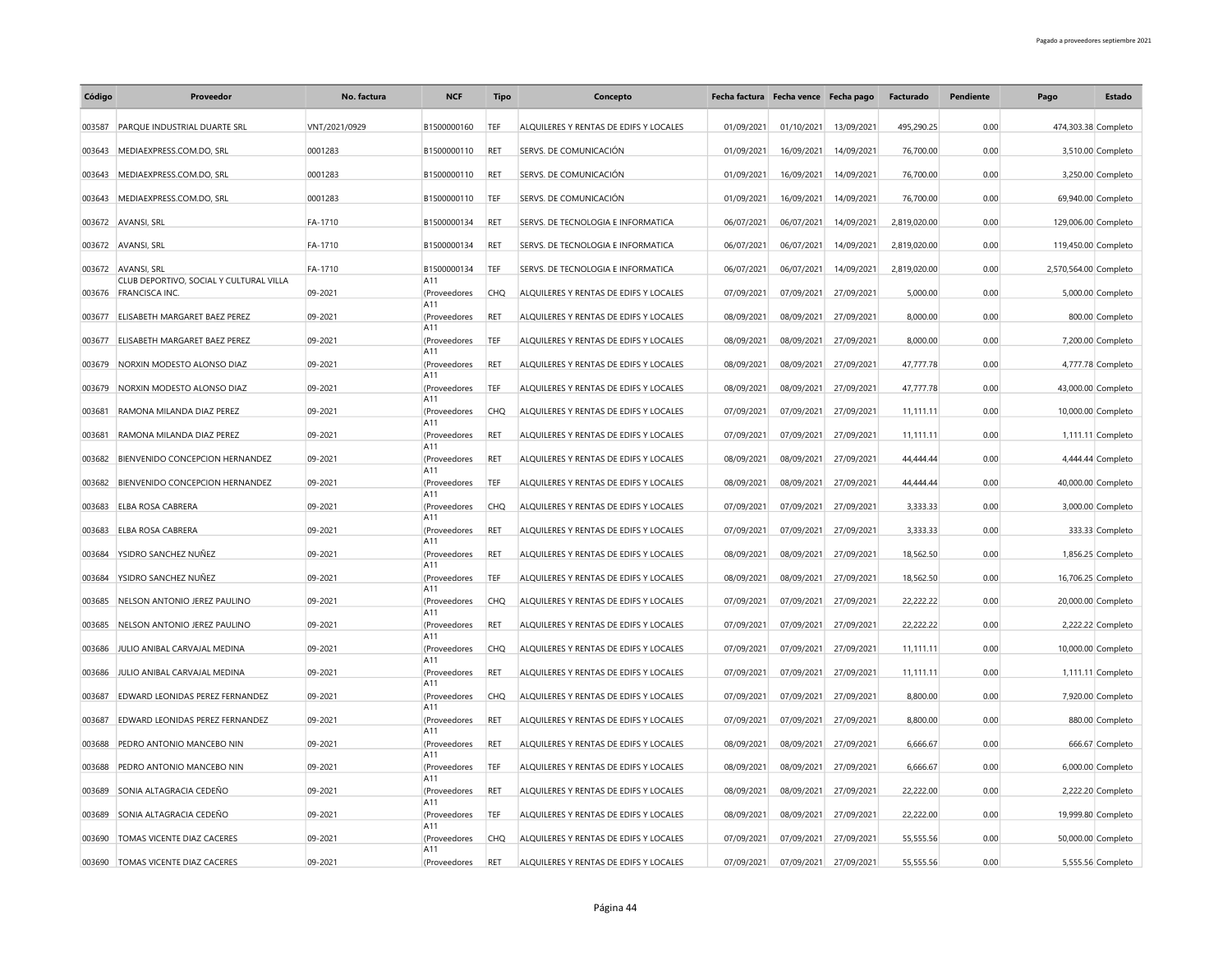| Código | Proveedor | No. factura | NCF | Tipo | Concepto | Fecha factura | Fecha vence | Fecha pago | Facturado | Pendiente | Pago | Estado |
|---|---|---|---|---|---|---|---|---|---|---|---|---|
| 003587 | PARQUE INDUSTRIAL DUARTE SRL | VNT/2021/0929 | B1500000160 | TEF | ALQUILERES Y RENTAS DE EDIFS Y LOCALES | 01/09/2021 | 01/10/2021 | 13/09/2021 | 495,290.25 | 0.00 | 474,303.38 | Completo |
| 003643 | MEDIAEXPRESS.COM.DO, SRL | 0001283 | B1500000110 | RET | SERVS. DE COMUNICACIÓN | 01/09/2021 | 16/09/2021 | 14/09/2021 | 76,700.00 | 0.00 | 3,510.00 | Completo |
| 003643 | MEDIAEXPRESS.COM.DO, SRL | 0001283 | B1500000110 | RET | SERVS. DE COMUNICACIÓN | 01/09/2021 | 16/09/2021 | 14/09/2021 | 76,700.00 | 0.00 | 3,250.00 | Completo |
| 003643 | MEDIAEXPRESS.COM.DO, SRL | 0001283 | B1500000110 | TEF | SERVS. DE COMUNICACIÓN | 01/09/2021 | 16/09/2021 | 14/09/2021 | 76,700.00 | 0.00 | 69,940.00 | Completo |
| 003672 | AVANSI, SRL | FA-1710 | B1500000134 | RET | SERVS. DE TECNOLOGIA E INFORMATICA | 06/07/2021 | 06/07/2021 | 14/09/2021 | 2,819,020.00 | 0.00 | 129,006.00 | Completo |
| 003672 | AVANSI, SRL | FA-1710 | B1500000134 | RET | SERVS. DE TECNOLOGIA E INFORMATICA | 06/07/2021 | 06/07/2021 | 14/09/2021 | 2,819,020.00 | 0.00 | 119,450.00 | Completo |
| 003672 | AVANSI, SRL | FA-1710 | B1500000134 | TEF | SERVS. DE TECNOLOGIA E INFORMATICA | 06/07/2021 | 06/07/2021 | 14/09/2021 | 2,819,020.00 | 0.00 | 2,570,564.00 | Completo |
| 003676 | CLUB DEPORTIVO, SOCIAL Y CULTURAL VILLA FRANCISCA INC. | 09-2021 | A11 (Proveedores | CHQ | ALQUILERES Y RENTAS DE EDIFS Y LOCALES | 07/09/2021 | 07/09/2021 | 27/09/2021 | 5,000.00 | 0.00 | 5,000.00 | Completo |
| 003677 | ELISABETH MARGARET BAEZ PEREZ | 09-2021 | A11 (Proveedores | RET | ALQUILERES Y RENTAS DE EDIFS Y LOCALES | 08/09/2021 | 08/09/2021 | 27/09/2021 | 8,000.00 | 0.00 | 800.00 | Completo |
| 003677 | ELISABETH MARGARET BAEZ PEREZ | 09-2021 | A11 (Proveedores | TEF | ALQUILERES Y RENTAS DE EDIFS Y LOCALES | 08/09/2021 | 08/09/2021 | 27/09/2021 | 8,000.00 | 0.00 | 7,200.00 | Completo |
| 003679 | NORXIN MODESTO ALONSO DIAZ | 09-2021 | A11 (Proveedores | RET | ALQUILERES Y RENTAS DE EDIFS Y LOCALES | 08/09/2021 | 08/09/2021 | 27/09/2021 | 47,777.78 | 0.00 | 4,777.78 | Completo |
| 003679 | NORXIN MODESTO ALONSO DIAZ | 09-2021 | A11 (Proveedores | TEF | ALQUILERES Y RENTAS DE EDIFS Y LOCALES | 08/09/2021 | 08/09/2021 | 27/09/2021 | 47,777.78 | 0.00 | 43,000.00 | Completo |
| 003681 | RAMONA MILANDA DIAZ PEREZ | 09-2021 | A11 (Proveedores | CHQ | ALQUILERES Y RENTAS DE EDIFS Y LOCALES | 07/09/2021 | 07/09/2021 | 27/09/2021 | 11,111.11 | 0.00 | 10,000.00 | Completo |
| 003681 | RAMONA MILANDA DIAZ PEREZ | 09-2021 | A11 (Proveedores | RET | ALQUILERES Y RENTAS DE EDIFS Y LOCALES | 07/09/2021 | 07/09/2021 | 27/09/2021 | 11,111.11 | 0.00 | 1,111.11 | Completo |
| 003682 | BIENVENIDO CONCEPCION HERNANDEZ | 09-2021 | A11 (Proveedores | RET | ALQUILERES Y RENTAS DE EDIFS Y LOCALES | 08/09/2021 | 08/09/2021 | 27/09/2021 | 44,444.44 | 0.00 | 4,444.44 | Completo |
| 003682 | BIENVENIDO CONCEPCION HERNANDEZ | 09-2021 | A11 (Proveedores | TEF | ALQUILERES Y RENTAS DE EDIFS Y LOCALES | 08/09/2021 | 08/09/2021 | 27/09/2021 | 44,444.44 | 0.00 | 40,000.00 | Completo |
| 003683 | ELBA ROSA CABRERA | 09-2021 | A11 (Proveedores | CHQ | ALQUILERES Y RENTAS DE EDIFS Y LOCALES | 07/09/2021 | 07/09/2021 | 27/09/2021 | 3,333.33 | 0.00 | 3,000.00 | Completo |
| 003683 | ELBA ROSA CABRERA | 09-2021 | A11 (Proveedores | RET | ALQUILERES Y RENTAS DE EDIFS Y LOCALES | 07/09/2021 | 07/09/2021 | 27/09/2021 | 3,333.33 | 0.00 | 333.33 | Completo |
| 003684 | YSIDRO SANCHEZ NUÑEZ | 09-2021 | A11 (Proveedores | RET | ALQUILERES Y RENTAS DE EDIFS Y LOCALES | 08/09/2021 | 08/09/2021 | 27/09/2021 | 18,562.50 | 0.00 | 1,856.25 | Completo |
| 003684 | YSIDRO SANCHEZ NUÑEZ | 09-2021 | A11 (Proveedores | TEF | ALQUILERES Y RENTAS DE EDIFS Y LOCALES | 08/09/2021 | 08/09/2021 | 27/09/2021 | 18,562.50 | 0.00 | 16,706.25 | Completo |
| 003685 | NELSON ANTONIO JEREZ PAULINO | 09-2021 | A11 (Proveedores | CHQ | ALQUILERES Y RENTAS DE EDIFS Y LOCALES | 07/09/2021 | 07/09/2021 | 27/09/2021 | 22,222.22 | 0.00 | 20,000.00 | Completo |
| 003685 | NELSON ANTONIO JEREZ PAULINO | 09-2021 | A11 (Proveedores | RET | ALQUILERES Y RENTAS DE EDIFS Y LOCALES | 07/09/2021 | 07/09/2021 | 27/09/2021 | 22,222.22 | 0.00 | 2,222.22 | Completo |
| 003686 | JULIO ANIBAL CARVAJAL MEDINA | 09-2021 | A11 (Proveedores | CHQ | ALQUILERES Y RENTAS DE EDIFS Y LOCALES | 07/09/2021 | 07/09/2021 | 27/09/2021 | 11,111.11 | 0.00 | 10,000.00 | Completo |
| 003686 | JULIO ANIBAL CARVAJAL MEDINA | 09-2021 | A11 (Proveedores | RET | ALQUILERES Y RENTAS DE EDIFS Y LOCALES | 07/09/2021 | 07/09/2021 | 27/09/2021 | 11,111.11 | 0.00 | 1,111.11 | Completo |
| 003687 | EDWARD LEONIDAS PEREZ FERNANDEZ | 09-2021 | A11 (Proveedores | CHQ | ALQUILERES Y RENTAS DE EDIFS Y LOCALES | 07/09/2021 | 07/09/2021 | 27/09/2021 | 8,800.00 | 0.00 | 7,920.00 | Completo |
| 003687 | EDWARD LEONIDAS PEREZ FERNANDEZ | 09-2021 | A11 (Proveedores | RET | ALQUILERES Y RENTAS DE EDIFS Y LOCALES | 07/09/2021 | 07/09/2021 | 27/09/2021 | 8,800.00 | 0.00 | 880.00 | Completo |
| 003688 | PEDRO ANTONIO MANCEBO NIN | 09-2021 | A11 (Proveedores | RET | ALQUILERES Y RENTAS DE EDIFS Y LOCALES | 08/09/2021 | 08/09/2021 | 27/09/2021 | 6,666.67 | 0.00 | 666.67 | Completo |
| 003688 | PEDRO ANTONIO MANCEBO NIN | 09-2021 | A11 (Proveedores | TEF | ALQUILERES Y RENTAS DE EDIFS Y LOCALES | 08/09/2021 | 08/09/2021 | 27/09/2021 | 6,666.67 | 0.00 | 6,000.00 | Completo |
| 003689 | SONIA ALTAGRACIA CEDEÑO | 09-2021 | A11 (Proveedores | RET | ALQUILERES Y RENTAS DE EDIFS Y LOCALES | 08/09/2021 | 08/09/2021 | 27/09/2021 | 22,222.00 | 0.00 | 2,222.20 | Completo |
| 003689 | SONIA ALTAGRACIA CEDEÑO | 09-2021 | A11 (Proveedores | TEF | ALQUILERES Y RENTAS DE EDIFS Y LOCALES | 08/09/2021 | 08/09/2021 | 27/09/2021 | 22,222.00 | 0.00 | 19,999.80 | Completo |
| 003690 | TOMAS VICENTE DIAZ CACERES | 09-2021 | A11 (Proveedores | CHQ | ALQUILERES Y RENTAS DE EDIFS Y LOCALES | 07/09/2021 | 07/09/2021 | 27/09/2021 | 55,555.56 | 0.00 | 50,000.00 | Completo |
| 003690 | TOMAS VICENTE DIAZ CACERES | 09-2021 | A11 (Proveedores | RET | ALQUILERES Y RENTAS DE EDIFS Y LOCALES | 07/09/2021 | 07/09/2021 | 27/09/2021 | 55,555.56 | 0.00 | 5,555.56 | Completo |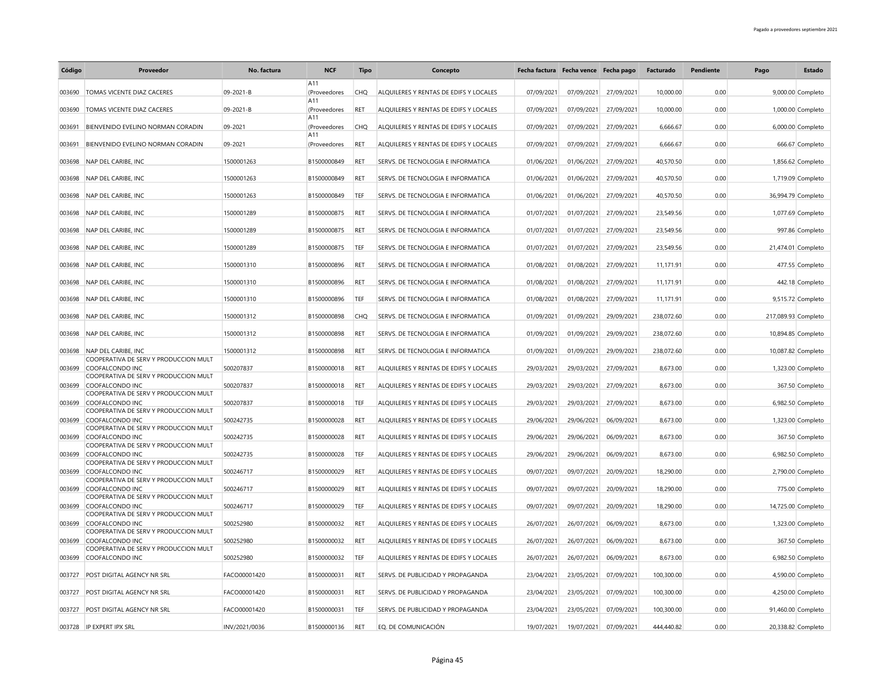| Código | Proveedor | No. factura | NCF | Tipo | Concepto | Fecha factura | Fecha vence | Fecha pago | Facturado | Pendiente | Pago | Estado |
|---|---|---|---|---|---|---|---|---|---|---|---|---|
| 003690 | TOMAS VICENTE DIAZ CACERES | 09-2021-B | A11 (Proveedores | CHQ | ALQUILERES Y RENTAS DE EDIFS Y LOCALES | 07/09/2021 | 07/09/2021 | 27/09/2021 | 10,000.00 | 0.00 | 9,000.00 | Completo |
| 003690 | TOMAS VICENTE DIAZ CACERES | 09-2021-B | A11 (Proveedores | RET | ALQUILERES Y RENTAS DE EDIFS Y LOCALES | 07/09/2021 | 07/09/2021 | 27/09/2021 | 10,000.00 | 0.00 | 1,000.00 | Completo |
| 003691 | BIENVENIDO EVELINO NORMAN CORADIN | 09-2021 | A11 (Proveedores | CHQ | ALQUILERES Y RENTAS DE EDIFS Y LOCALES | 07/09/2021 | 07/09/2021 | 27/09/2021 | 6,666.67 | 0.00 | 6,000.00 | Completo |
| 003691 | BIENVENIDO EVELINO NORMAN CORADIN | 09-2021 | A11 (Proveedores | RET | ALQUILERES Y RENTAS DE EDIFS Y LOCALES | 07/09/2021 | 07/09/2021 | 27/09/2021 | 6,666.67 | 0.00 | 666.67 | Completo |
| 003698 | NAP DEL CARIBE, INC | 1500001263 | B1500000849 | RET | SERVS. DE TECNOLOGIA E INFORMATICA | 01/06/2021 | 01/06/2021 | 27/09/2021 | 40,570.50 | 0.00 | 1,856.62 | Completo |
| 003698 | NAP DEL CARIBE, INC | 1500001263 | B1500000849 | RET | SERVS. DE TECNOLOGIA E INFORMATICA | 01/06/2021 | 01/06/2021 | 27/09/2021 | 40,570.50 | 0.00 | 1,719.09 | Completo |
| 003698 | NAP DEL CARIBE, INC | 1500001263 | B1500000849 | TEF | SERVS. DE TECNOLOGIA E INFORMATICA | 01/06/2021 | 01/06/2021 | 27/09/2021 | 40,570.50 | 0.00 | 36,994.79 | Completo |
| 003698 | NAP DEL CARIBE, INC | 1500001289 | B1500000875 | RET | SERVS. DE TECNOLOGIA E INFORMATICA | 01/07/2021 | 01/07/2021 | 27/09/2021 | 23,549.56 | 0.00 | 1,077.69 | Completo |
| 003698 | NAP DEL CARIBE, INC | 1500001289 | B1500000875 | RET | SERVS. DE TECNOLOGIA E INFORMATICA | 01/07/2021 | 01/07/2021 | 27/09/2021 | 23,549.56 | 0.00 | 997.86 | Completo |
| 003698 | NAP DEL CARIBE, INC | 1500001289 | B1500000875 | TEF | SERVS. DE TECNOLOGIA E INFORMATICA | 01/07/2021 | 01/07/2021 | 27/09/2021 | 23,549.56 | 0.00 | 21,474.01 | Completo |
| 003698 | NAP DEL CARIBE, INC | 1500001310 | B1500000896 | RET | SERVS. DE TECNOLOGIA E INFORMATICA | 01/08/2021 | 01/08/2021 | 27/09/2021 | 11,171.91 | 0.00 | 477.55 | Completo |
| 003698 | NAP DEL CARIBE, INC | 1500001310 | B1500000896 | RET | SERVS. DE TECNOLOGIA E INFORMATICA | 01/08/2021 | 01/08/2021 | 27/09/2021 | 11,171.91 | 0.00 | 442.18 | Completo |
| 003698 | NAP DEL CARIBE, INC | 1500001310 | B1500000896 | TEF | SERVS. DE TECNOLOGIA E INFORMATICA | 01/08/2021 | 01/08/2021 | 27/09/2021 | 11,171.91 | 0.00 | 9,515.72 | Completo |
| 003698 | NAP DEL CARIBE, INC | 1500001312 | B1500000898 | CHQ | SERVS. DE TECNOLOGIA E INFORMATICA | 01/09/2021 | 01/09/2021 | 29/09/2021 | 238,072.60 | 0.00 | 217,089.93 | Completo |
| 003698 | NAP DEL CARIBE, INC | 1500001312 | B1500000898 | RET | SERVS. DE TECNOLOGIA E INFORMATICA | 01/09/2021 | 01/09/2021 | 29/09/2021 | 238,072.60 | 0.00 | 10,894.85 | Completo |
| 003698 | NAP DEL CARIBE, INC | 1500001312 | B1500000898 | RET | SERVS. DE TECNOLOGIA E INFORMATICA | 01/09/2021 | 01/09/2021 | 29/09/2021 | 238,072.60 | 0.00 | 10,087.82 | Completo |
| 003699 | COOPERATIVA DE SERV Y PRODUCCION MULT COOFALCONDO INC | 500207837 | B1500000018 | RET | ALQUILERES Y RENTAS DE EDIFS Y LOCALES | 29/03/2021 | 29/03/2021 | 27/09/2021 | 8,673.00 | 0.00 | 1,323.00 | Completo |
| 003699 | COOPERATIVA DE SERV Y PRODUCCION MULT COOFALCONDO INC | 500207837 | B1500000018 | RET | ALQUILERES Y RENTAS DE EDIFS Y LOCALES | 29/03/2021 | 29/03/2021 | 27/09/2021 | 8,673.00 | 0.00 | 367.50 | Completo |
| 003699 | COOPERATIVA DE SERV Y PRODUCCION MULT COOFALCONDO INC | 500207837 | B1500000018 | TEF | ALQUILERES Y RENTAS DE EDIFS Y LOCALES | 29/03/2021 | 29/03/2021 | 27/09/2021 | 8,673.00 | 0.00 | 6,982.50 | Completo |
| 003699 | COOPERATIVA DE SERV Y PRODUCCION MULT COOFALCONDO INC | 500242735 | B1500000028 | RET | ALQUILERES Y RENTAS DE EDIFS Y LOCALES | 29/06/2021 | 29/06/2021 | 06/09/2021 | 8,673.00 | 0.00 | 1,323.00 | Completo |
| 003699 | COOPERATIVA DE SERV Y PRODUCCION MULT COOFALCONDO INC | 500242735 | B1500000028 | RET | ALQUILERES Y RENTAS DE EDIFS Y LOCALES | 29/06/2021 | 29/06/2021 | 06/09/2021 | 8,673.00 | 0.00 | 367.50 | Completo |
| 003699 | COOPERATIVA DE SERV Y PRODUCCION MULT COOFALCONDO INC | 500242735 | B1500000028 | TEF | ALQUILERES Y RENTAS DE EDIFS Y LOCALES | 29/06/2021 | 29/06/2021 | 06/09/2021 | 8,673.00 | 0.00 | 6,982.50 | Completo |
| 003699 | COOPERATIVA DE SERV Y PRODUCCION MULT COOFALCONDO INC | 500246717 | B1500000029 | RET | ALQUILERES Y RENTAS DE EDIFS Y LOCALES | 09/07/2021 | 09/07/2021 | 20/09/2021 | 18,290.00 | 0.00 | 2,790.00 | Completo |
| 003699 | COOPERATIVA DE SERV Y PRODUCCION MULT COOFALCONDO INC | 500246717 | B1500000029 | RET | ALQUILERES Y RENTAS DE EDIFS Y LOCALES | 09/07/2021 | 09/07/2021 | 20/09/2021 | 18,290.00 | 0.00 | 775.00 | Completo |
| 003699 | COOPERATIVA DE SERV Y PRODUCCION MULT COOFALCONDO INC | 500246717 | B1500000029 | TEF | ALQUILERES Y RENTAS DE EDIFS Y LOCALES | 09/07/2021 | 09/07/2021 | 20/09/2021 | 18,290.00 | 0.00 | 14,725.00 | Completo |
| 003699 | COOPERATIVA DE SERV Y PRODUCCION MULT COOFALCONDO INC | 500252980 | B1500000032 | RET | ALQUILERES Y RENTAS DE EDIFS Y LOCALES | 26/07/2021 | 26/07/2021 | 06/09/2021 | 8,673.00 | 0.00 | 1,323.00 | Completo |
| 003699 | COOPERATIVA DE SERV Y PRODUCCION MULT COOFALCONDO INC | 500252980 | B1500000032 | RET | ALQUILERES Y RENTAS DE EDIFS Y LOCALES | 26/07/2021 | 26/07/2021 | 06/09/2021 | 8,673.00 | 0.00 | 367.50 | Completo |
| 003699 | COOPERATIVA DE SERV Y PRODUCCION MULT COOFALCONDO INC | 500252980 | B1500000032 | TEF | ALQUILERES Y RENTAS DE EDIFS Y LOCALES | 26/07/2021 | 26/07/2021 | 06/09/2021 | 8,673.00 | 0.00 | 6,982.50 | Completo |
| 003727 | POST DIGITAL AGENCY NR SRL | FACO00001420 | B1500000031 | RET | SERVS. DE PUBLICIDAD Y PROPAGANDA | 23/04/2021 | 23/05/2021 | 07/09/2021 | 100,300.00 | 0.00 | 4,590.00 | Completo |
| 003727 | POST DIGITAL AGENCY NR SRL | FACO00001420 | B1500000031 | RET | SERVS. DE PUBLICIDAD Y PROPAGANDA | 23/04/2021 | 23/05/2021 | 07/09/2021 | 100,300.00 | 0.00 | 4,250.00 | Completo |
| 003727 | POST DIGITAL AGENCY NR SRL | FACO00001420 | B1500000031 | TEF | SERVS. DE PUBLICIDAD Y PROPAGANDA | 23/04/2021 | 23/05/2021 | 07/09/2021 | 100,300.00 | 0.00 | 91,460.00 | Completo |
| 003728 | IP EXPERT IPX SRL | INV/2021/0036 | B1500000136 | RET | EQ. DE COMUNICACIÓN | 19/07/2021 | 19/07/2021 | 07/09/2021 | 444,440.82 | 0.00 | 20,338.82 | Completo |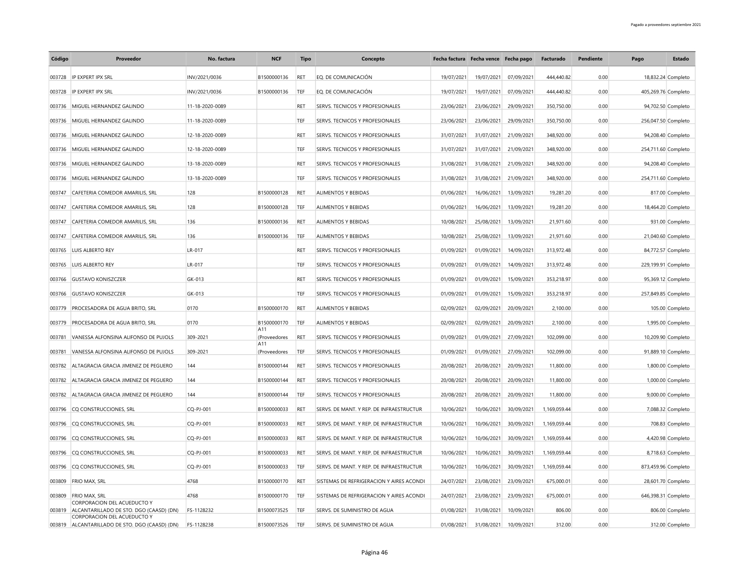| Código | Proveedor | No. factura | NCF | Tipo | Concepto | Fecha factura | Fecha vence | Fecha pago | Facturado | Pendiente | Pago | Estado |
|---|---|---|---|---|---|---|---|---|---|---|---|---|
| 003728 | IP EXPERT IPX SRL | INV/2021/0036 | B1500000136 | RET | EQ. DE COMUNICACIÓN | 19/07/2021 | 19/07/2021 | 07/09/2021 | 444,440.82 | 0.00 | 18,832.24 | Completo |
| 003728 | IP EXPERT IPX SRL | INV/2021/0036 | B1500000136 | TEF | EQ. DE COMUNICACIÓN | 19/07/2021 | 19/07/2021 | 07/09/2021 | 444,440.82 | 0.00 | 405,269.76 | Completo |
| 003736 | MIGUEL HERNANDEZ GALINDO | 11-18-2020-0089 | | RET | SERVS. TECNICOS Y PROFESIONALES | 23/06/2021 | 23/06/2021 | 29/09/2021 | 350,750.00 | 0.00 | 94,702.50 | Completo |
| 003736 | MIGUEL HERNANDEZ GALINDO | 11-18-2020-0089 | | TEF | SERVS. TECNICOS Y PROFESIONALES | 23/06/2021 | 23/06/2021 | 29/09/2021 | 350,750.00 | 0.00 | 256,047.50 | Completo |
| 003736 | MIGUEL HERNANDEZ GALINDO | 12-18-2020-0089 | | RET | SERVS. TECNICOS Y PROFESIONALES | 31/07/2021 | 31/07/2021 | 21/09/2021 | 348,920.00 | 0.00 | 94,208.40 | Completo |
| 003736 | MIGUEL HERNANDEZ GALINDO | 12-18-2020-0089 | | TEF | SERVS. TECNICOS Y PROFESIONALES | 31/07/2021 | 31/07/2021 | 21/09/2021 | 348,920.00 | 0.00 | 254,711.60 | Completo |
| 003736 | MIGUEL HERNANDEZ GALINDO | 13-18-2020-0089 | | RET | SERVS. TECNICOS Y PROFESIONALES | 31/08/2021 | 31/08/2021 | 21/09/2021 | 348,920.00 | 0.00 | 94,208.40 | Completo |
| 003736 | MIGUEL HERNANDEZ GALINDO | 13-18-2020-0089 | | TEF | SERVS. TECNICOS Y PROFESIONALES | 31/08/2021 | 31/08/2021 | 21/09/2021 | 348,920.00 | 0.00 | 254,711.60 | Completo |
| 003747 | CAFETERIA COMEDOR AMARILIS, SRL | 128 | B1500000128 | RET | ALIMENTOS Y BEBIDAS | 01/06/2021 | 16/06/2021 | 13/09/2021 | 19,281.20 | 0.00 | 817.00 | Completo |
| 003747 | CAFETERIA COMEDOR AMARILIS, SRL | 128 | B1500000128 | TEF | ALIMENTOS Y BEBIDAS | 01/06/2021 | 16/06/2021 | 13/09/2021 | 19,281.20 | 0.00 | 18,464.20 | Completo |
| 003747 | CAFETERIA COMEDOR AMARILIS, SRL | 136 | B1500000136 | RET | ALIMENTOS Y BEBIDAS | 10/08/2021 | 25/08/2021 | 13/09/2021 | 21,971.60 | 0.00 | 931.00 | Completo |
| 003747 | CAFETERIA COMEDOR AMARILIS, SRL | 136 | B1500000136 | TEF | ALIMENTOS Y BEBIDAS | 10/08/2021 | 25/08/2021 | 13/09/2021 | 21,971.60 | 0.00 | 21,040.60 | Completo |
| 003765 | LUIS ALBERTO REY | LR-017 | | RET | SERVS. TECNICOS Y PROFESIONALES | 01/09/2021 | 01/09/2021 | 14/09/2021 | 313,972.48 | 0.00 | 84,772.57 | Completo |
| 003765 | LUIS ALBERTO REY | LR-017 | | TEF | SERVS. TECNICOS Y PROFESIONALES | 01/09/2021 | 01/09/2021 | 14/09/2021 | 313,972.48 | 0.00 | 229,199.91 | Completo |
| 003766 | GUSTAVO KONISZCZER | GK-013 | | RET | SERVS. TECNICOS Y PROFESIONALES | 01/09/2021 | 01/09/2021 | 15/09/2021 | 353,218.97 | 0.00 | 95,369.12 | Completo |
| 003766 | GUSTAVO KONISZCZER | GK-013 | | TEF | SERVS. TECNICOS Y PROFESIONALES | 01/09/2021 | 01/09/2021 | 15/09/2021 | 353,218.97 | 0.00 | 257,849.85 | Completo |
| 003779 | PROCESADORA DE AGUA BRITO, SRL | 0170 | B1500000170 | RET | ALIMENTOS Y BEBIDAS | 02/09/2021 | 02/09/2021 | 20/09/2021 | 2,100.00 | 0.00 | 105.00 | Completo |
| 003779 | PROCESADORA DE AGUA BRITO, SRL | 0170 | B1500000170 | TEF | ALIMENTOS Y BEBIDAS | 02/09/2021 | 02/09/2021 | 20/09/2021 | 2,100.00 | 0.00 | 1,995.00 | Completo |
| 003781 | VANESSA ALFONSINA ALIFONSO DE PUJOLS | 309-2021 | A11 (Proveedores | RET | SERVS. TECNICOS Y PROFESIONALES | 01/09/2021 | 01/09/2021 | 27/09/2021 | 102,099.00 | 0.00 | 10,209.90 | Completo |
| 003781 | VANESSA ALFONSINA ALIFONSO DE PUJOLS | 309-2021 | A11 (Proveedores | TEF | SERVS. TECNICOS Y PROFESIONALES | 01/09/2021 | 01/09/2021 | 27/09/2021 | 102,099.00 | 0.00 | 91,889.10 | Completo |
| 003782 | ALTAGRACIA GRACIA JIMENEZ DE PEGUERO | 144 | B1500000144 | RET | SERVS. TECNICOS Y PROFESIONALES | 20/08/2021 | 20/08/2021 | 20/09/2021 | 11,800.00 | 0.00 | 1,800.00 | Completo |
| 003782 | ALTAGRACIA GRACIA JIMENEZ DE PEGUERO | 144 | B1500000144 | RET | SERVS. TECNICOS Y PROFESIONALES | 20/08/2021 | 20/08/2021 | 20/09/2021 | 11,800.00 | 0.00 | 1,000.00 | Completo |
| 003782 | ALTAGRACIA GRACIA JIMENEZ DE PEGUERO | 144 | B1500000144 | TEF | SERVS. TECNICOS Y PROFESIONALES | 20/08/2021 | 20/08/2021 | 20/09/2021 | 11,800.00 | 0.00 | 9,000.00 | Completo |
| 003796 | CQ CONSTRUCCIONES, SRL | CQ-PJ-001 | B1500000033 | RET | SERVS. DE MANT. Y REP. DE INFRAESTRUCTUR | 10/06/2021 | 10/06/2021 | 30/09/2021 | 1,169,059.44 | 0.00 | 7,088.32 | Completo |
| 003796 | CQ CONSTRUCCIONES, SRL | CQ-PJ-001 | B1500000033 | RET | SERVS. DE MANT. Y REP. DE INFRAESTRUCTUR | 10/06/2021 | 10/06/2021 | 30/09/2021 | 1,169,059.44 | 0.00 | 708.83 | Completo |
| 003796 | CQ CONSTRUCCIONES, SRL | CQ-PJ-001 | B1500000033 | RET | SERVS. DE MANT. Y REP. DE INFRAESTRUCTUR | 10/06/2021 | 10/06/2021 | 30/09/2021 | 1,169,059.44 | 0.00 | 4,420.98 | Completo |
| 003796 | CQ CONSTRUCCIONES, SRL | CQ-PJ-001 | B1500000033 | RET | SERVS. DE MANT. Y REP. DE INFRAESTRUCTUR | 10/06/2021 | 10/06/2021 | 30/09/2021 | 1,169,059.44 | 0.00 | 8,718.63 | Completo |
| 003796 | CQ CONSTRUCCIONES, SRL | CQ-PJ-001 | B1500000033 | TEF | SERVS. DE MANT. Y REP. DE INFRAESTRUCTUR | 10/06/2021 | 10/06/2021 | 30/09/2021 | 1,169,059.44 | 0.00 | 873,459.96 | Completo |
| 003809 | FRIO MAX, SRL | 4768 | B1500000170 | RET | SISTEMAS DE REFRIGERACION Y AIRES ACONDI | 24/07/2021 | 23/08/2021 | 23/09/2021 | 675,000.01 | 0.00 | 28,601.70 | Completo |
| 003809 | FRIO MAX, SRL | 4768 | B1500000170 | TEF | SISTEMAS DE REFRIGERACION Y AIRES ACONDI | 24/07/2021 | 23/08/2021 | 23/09/2021 | 675,000.01 | 0.00 | 646,398.31 | Completo |
| 003819 | CORPORACION DEL ACUEDUCTO Y ALCANTARILLADO DE STO. DGO (CAASD) (DN) | FS-1128232 | B1500073525 | TEF | SERVS. DE SUMINISTRO DE AGUA | 01/08/2021 | 31/08/2021 | 10/09/2021 | 806.00 | 0.00 | 806.00 | Completo |
| 003819 | CORPORACION DEL ACUEDUCTO Y ALCANTARILLADO DE STO. DGO (CAASD) (DN) | FS-1128238 | B1500073526 | TEF | SERVS. DE SUMINISTRO DE AGUA | 01/08/2021 | 31/08/2021 | 10/09/2021 | 312.00 | 0.00 | 312.00 | Completo |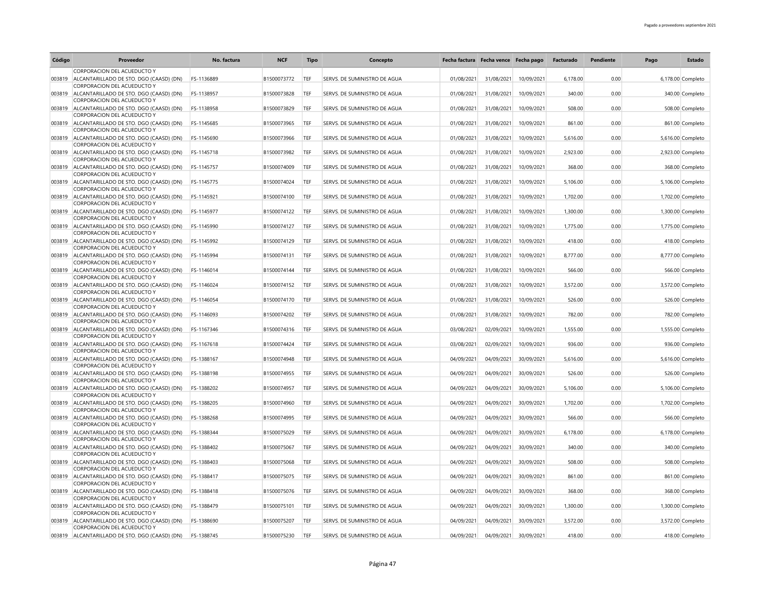| Código | Proveedor | No. factura | NCF | Tipo | Concepto | Fecha factura | Fecha vence | Fecha pago | Facturado | Pendiente | Pago | Estado |
|---|---|---|---|---|---|---|---|---|---|---|---|---|
| 003819 | CORPORACION DEL ACUEDUCTO Y ALCANTARILLADO DE STO. DGO (CAASD) (DN) | FS-1136889 | B1500073772 | TEF | SERVS. DE SUMINISTRO DE AGUA | 01/08/2021 | 31/08/2021 | 10/09/2021 | 6,178.00 | 0.00 | 6,178.00 | Completo |
| 003819 | CORPORACION DEL ACUEDUCTO Y ALCANTARILLADO DE STO. DGO (CAASD) (DN) | FS-1138957 | B1500073828 | TEF | SERVS. DE SUMINISTRO DE AGUA | 01/08/2021 | 31/08/2021 | 10/09/2021 | 340.00 | 0.00 | 340.00 | Completo |
| 003819 | CORPORACION DEL ACUEDUCTO Y ALCANTARILLADO DE STO. DGO (CAASD) (DN) | FS-1138958 | B1500073829 | TEF | SERVS. DE SUMINISTRO DE AGUA | 01/08/2021 | 31/08/2021 | 10/09/2021 | 508.00 | 0.00 | 508.00 | Completo |
| 003819 | CORPORACION DEL ACUEDUCTO Y ALCANTARILLADO DE STO. DGO (CAASD) (DN) | FS-1145685 | B1500073965 | TEF | SERVS. DE SUMINISTRO DE AGUA | 01/08/2021 | 31/08/2021 | 10/09/2021 | 861.00 | 0.00 | 861.00 | Completo |
| 003819 | CORPORACION DEL ACUEDUCTO Y ALCANTARILLADO DE STO. DGO (CAASD) (DN) | FS-1145690 | B1500073966 | TEF | SERVS. DE SUMINISTRO DE AGUA | 01/08/2021 | 31/08/2021 | 10/09/2021 | 5,616.00 | 0.00 | 5,616.00 | Completo |
| 003819 | CORPORACION DEL ACUEDUCTO Y ALCANTARILLADO DE STO. DGO (CAASD) (DN) | FS-1145718 | B1500073982 | TEF | SERVS. DE SUMINISTRO DE AGUA | 01/08/2021 | 31/08/2021 | 10/09/2021 | 2,923.00 | 0.00 | 2,923.00 | Completo |
| 003819 | CORPORACION DEL ACUEDUCTO Y ALCANTARILLADO DE STO. DGO (CAASD) (DN) | FS-1145757 | B1500074009 | TEF | SERVS. DE SUMINISTRO DE AGUA | 01/08/2021 | 31/08/2021 | 10/09/2021 | 368.00 | 0.00 | 368.00 | Completo |
| 003819 | CORPORACION DEL ACUEDUCTO Y ALCANTARILLADO DE STO. DGO (CAASD) (DN) | FS-1145775 | B1500074024 | TEF | SERVS. DE SUMINISTRO DE AGUA | 01/08/2021 | 31/08/2021 | 10/09/2021 | 5,106.00 | 0.00 | 5,106.00 | Completo |
| 003819 | CORPORACION DEL ACUEDUCTO Y ALCANTARILLADO DE STO. DGO (CAASD) (DN) | FS-1145921 | B1500074100 | TEF | SERVS. DE SUMINISTRO DE AGUA | 01/08/2021 | 31/08/2021 | 10/09/2021 | 1,702.00 | 0.00 | 1,702.00 | Completo |
| 003819 | CORPORACION DEL ACUEDUCTO Y ALCANTARILLADO DE STO. DGO (CAASD) (DN) | FS-1145977 | B1500074122 | TEF | SERVS. DE SUMINISTRO DE AGUA | 01/08/2021 | 31/08/2021 | 10/09/2021 | 1,300.00 | 0.00 | 1,300.00 | Completo |
| 003819 | CORPORACION DEL ACUEDUCTO Y ALCANTARILLADO DE STO. DGO (CAASD) (DN) | FS-1145990 | B1500074127 | TEF | SERVS. DE SUMINISTRO DE AGUA | 01/08/2021 | 31/08/2021 | 10/09/2021 | 1,775.00 | 0.00 | 1,775.00 | Completo |
| 003819 | CORPORACION DEL ACUEDUCTO Y ALCANTARILLADO DE STO. DGO (CAASD) (DN) | FS-1145992 | B1500074129 | TEF | SERVS. DE SUMINISTRO DE AGUA | 01/08/2021 | 31/08/2021 | 10/09/2021 | 418.00 | 0.00 | 418.00 | Completo |
| 003819 | CORPORACION DEL ACUEDUCTO Y ALCANTARILLADO DE STO. DGO (CAASD) (DN) | FS-1145994 | B1500074131 | TEF | SERVS. DE SUMINISTRO DE AGUA | 01/08/2021 | 31/08/2021 | 10/09/2021 | 8,777.00 | 0.00 | 8,777.00 | Completo |
| 003819 | CORPORACION DEL ACUEDUCTO Y ALCANTARILLADO DE STO. DGO (CAASD) (DN) | FS-1146014 | B1500074144 | TEF | SERVS. DE SUMINISTRO DE AGUA | 01/08/2021 | 31/08/2021 | 10/09/2021 | 566.00 | 0.00 | 566.00 | Completo |
| 003819 | CORPORACION DEL ACUEDUCTO Y ALCANTARILLADO DE STO. DGO (CAASD) (DN) | FS-1146024 | B1500074152 | TEF | SERVS. DE SUMINISTRO DE AGUA | 01/08/2021 | 31/08/2021 | 10/09/2021 | 3,572.00 | 0.00 | 3,572.00 | Completo |
| 003819 | CORPORACION DEL ACUEDUCTO Y ALCANTARILLADO DE STO. DGO (CAASD) (DN) | FS-1146054 | B1500074170 | TEF | SERVS. DE SUMINISTRO DE AGUA | 01/08/2021 | 31/08/2021 | 10/09/2021 | 526.00 | 0.00 | 526.00 | Completo |
| 003819 | CORPORACION DEL ACUEDUCTO Y ALCANTARILLADO DE STO. DGO (CAASD) (DN) | FS-1146093 | B1500074202 | TEF | SERVS. DE SUMINISTRO DE AGUA | 01/08/2021 | 31/08/2021 | 10/09/2021 | 782.00 | 0.00 | 782.00 | Completo |
| 003819 | CORPORACION DEL ACUEDUCTO Y ALCANTARILLADO DE STO. DGO (CAASD) (DN) | FS-1167346 | B1500074316 | TEF | SERVS. DE SUMINISTRO DE AGUA | 03/08/2021 | 02/09/2021 | 10/09/2021 | 1,555.00 | 0.00 | 1,555.00 | Completo |
| 003819 | CORPORACION DEL ACUEDUCTO Y ALCANTARILLADO DE STO. DGO (CAASD) (DN) | FS-1167618 | B1500074424 | TEF | SERVS. DE SUMINISTRO DE AGUA | 03/08/2021 | 02/09/2021 | 10/09/2021 | 936.00 | 0.00 | 936.00 | Completo |
| 003819 | CORPORACION DEL ACUEDUCTO Y ALCANTARILLADO DE STO. DGO (CAASD) (DN) | FS-1388167 | B1500074948 | TEF | SERVS. DE SUMINISTRO DE AGUA | 04/09/2021 | 04/09/2021 | 30/09/2021 | 5,616.00 | 0.00 | 5,616.00 | Completo |
| 003819 | CORPORACION DEL ACUEDUCTO Y ALCANTARILLADO DE STO. DGO (CAASD) (DN) | FS-1388198 | B1500074955 | TEF | SERVS. DE SUMINISTRO DE AGUA | 04/09/2021 | 04/09/2021 | 30/09/2021 | 526.00 | 0.00 | 526.00 | Completo |
| 003819 | CORPORACION DEL ACUEDUCTO Y ALCANTARILLADO DE STO. DGO (CAASD) (DN) | FS-1388202 | B1500074957 | TEF | SERVS. DE SUMINISTRO DE AGUA | 04/09/2021 | 04/09/2021 | 30/09/2021 | 5,106.00 | 0.00 | 5,106.00 | Completo |
| 003819 | CORPORACION DEL ACUEDUCTO Y ALCANTARILLADO DE STO. DGO (CAASD) (DN) | FS-1388205 | B1500074960 | TEF | SERVS. DE SUMINISTRO DE AGUA | 04/09/2021 | 04/09/2021 | 30/09/2021 | 1,702.00 | 0.00 | 1,702.00 | Completo |
| 003819 | CORPORACION DEL ACUEDUCTO Y ALCANTARILLADO DE STO. DGO (CAASD) (DN) | FS-1388268 | B1500074995 | TEF | SERVS. DE SUMINISTRO DE AGUA | 04/09/2021 | 04/09/2021 | 30/09/2021 | 566.00 | 0.00 | 566.00 | Completo |
| 003819 | CORPORACION DEL ACUEDUCTO Y ALCANTARILLADO DE STO. DGO (CAASD) (DN) | FS-1388344 | B1500075029 | TEF | SERVS. DE SUMINISTRO DE AGUA | 04/09/2021 | 04/09/2021 | 30/09/2021 | 6,178.00 | 0.00 | 6,178.00 | Completo |
| 003819 | CORPORACION DEL ACUEDUCTO Y ALCANTARILLADO DE STO. DGO (CAASD) (DN) | FS-1388402 | B1500075067 | TEF | SERVS. DE SUMINISTRO DE AGUA | 04/09/2021 | 04/09/2021 | 30/09/2021 | 340.00 | 0.00 | 340.00 | Completo |
| 003819 | CORPORACION DEL ACUEDUCTO Y ALCANTARILLADO DE STO. DGO (CAASD) (DN) | FS-1388403 | B1500075068 | TEF | SERVS. DE SUMINISTRO DE AGUA | 04/09/2021 | 04/09/2021 | 30/09/2021 | 508.00 | 0.00 | 508.00 | Completo |
| 003819 | CORPORACION DEL ACUEDUCTO Y ALCANTARILLADO DE STO. DGO (CAASD) (DN) | FS-1388417 | B1500075075 | TEF | SERVS. DE SUMINISTRO DE AGUA | 04/09/2021 | 04/09/2021 | 30/09/2021 | 861.00 | 0.00 | 861.00 | Completo |
| 003819 | CORPORACION DEL ACUEDUCTO Y ALCANTARILLADO DE STO. DGO (CAASD) (DN) | FS-1388418 | B1500075076 | TEF | SERVS. DE SUMINISTRO DE AGUA | 04/09/2021 | 04/09/2021 | 30/09/2021 | 368.00 | 0.00 | 368.00 | Completo |
| 003819 | CORPORACION DEL ACUEDUCTO Y ALCANTARILLADO DE STO. DGO (CAASD) (DN) | FS-1388479 | B1500075101 | TEF | SERVS. DE SUMINISTRO DE AGUA | 04/09/2021 | 04/09/2021 | 30/09/2021 | 1,300.00 | 0.00 | 1,300.00 | Completo |
| 003819 | CORPORACION DEL ACUEDUCTO Y ALCANTARILLADO DE STO. DGO (CAASD) (DN) | FS-1388690 | B1500075207 | TEF | SERVS. DE SUMINISTRO DE AGUA | 04/09/2021 | 04/09/2021 | 30/09/2021 | 3,572.00 | 0.00 | 3,572.00 | Completo |
| 003819 | CORPORACION DEL ACUEDUCTO Y ALCANTARILLADO DE STO. DGO (CAASD) (DN) | FS-1388745 | B1500075230 | TEF | SERVS. DE SUMINISTRO DE AGUA | 04/09/2021 | 04/09/2021 | 30/09/2021 | 418.00 | 0.00 | 418.00 | Completo |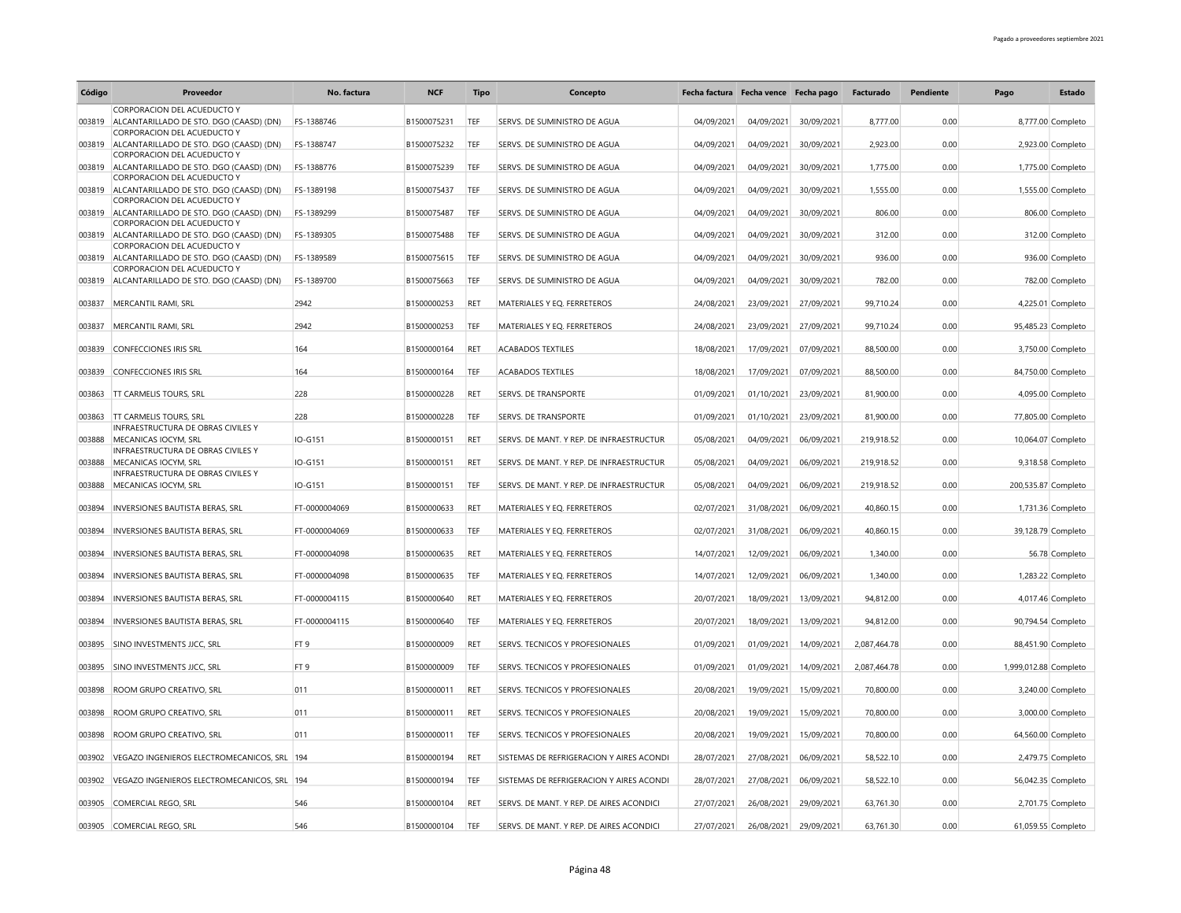| Código | Proveedor | No. factura | NCF | Tipo | Concepto | Fecha factura | Fecha vence | Fecha pago | Facturado | Pendiente | Pago | Estado |
|---|---|---|---|---|---|---|---|---|---|---|---|---|
| 003819 | CORPORACION DEL ACUEDUCTO Y ALCANTARILLADO DE STO. DGO (CAASD) (DN) | FS-1388746 | B1500075231 | TEF | SERVS. DE SUMINISTRO DE AGUA | 04/09/2021 | 04/09/2021 | 30/09/2021 | 8,777.00 | 0.00 | 8,777.00 | Completo |
| 003819 | CORPORACION DEL ACUEDUCTO Y ALCANTARILLADO DE STO. DGO (CAASD) (DN) | FS-1388747 | B1500075232 | TEF | SERVS. DE SUMINISTRO DE AGUA | 04/09/2021 | 04/09/2021 | 30/09/2021 | 2,923.00 | 0.00 | 2,923.00 | Completo |
| 003819 | CORPORACION DEL ACUEDUCTO Y ALCANTARILLADO DE STO. DGO (CAASD) (DN) | FS-1388776 | B1500075239 | TEF | SERVS. DE SUMINISTRO DE AGUA | 04/09/2021 | 04/09/2021 | 30/09/2021 | 1,775.00 | 0.00 | 1,775.00 | Completo |
| 003819 | CORPORACION DEL ACUEDUCTO Y ALCANTARILLADO DE STO. DGO (CAASD) (DN) | FS-1389198 | B1500075437 | TEF | SERVS. DE SUMINISTRO DE AGUA | 04/09/2021 | 04/09/2021 | 30/09/2021 | 1,555.00 | 0.00 | 1,555.00 | Completo |
| 003819 | CORPORACION DEL ACUEDUCTO Y ALCANTARILLADO DE STO. DGO (CAASD) (DN) | FS-1389299 | B1500075487 | TEF | SERVS. DE SUMINISTRO DE AGUA | 04/09/2021 | 04/09/2021 | 30/09/2021 | 806.00 | 0.00 | 806.00 | Completo |
| 003819 | CORPORACION DEL ACUEDUCTO Y ALCANTARILLADO DE STO. DGO (CAASD) (DN) | FS-1389305 | B1500075488 | TEF | SERVS. DE SUMINISTRO DE AGUA | 04/09/2021 | 04/09/2021 | 30/09/2021 | 312.00 | 0.00 | 312.00 | Completo |
| 003819 | CORPORACION DEL ACUEDUCTO Y ALCANTARILLADO DE STO. DGO (CAASD) (DN) | FS-1389589 | B1500075615 | TEF | SERVS. DE SUMINISTRO DE AGUA | 04/09/2021 | 04/09/2021 | 30/09/2021 | 936.00 | 0.00 | 936.00 | Completo |
| 003819 | CORPORACION DEL ACUEDUCTO Y ALCANTARILLADO DE STO. DGO (CAASD) (DN) | FS-1389700 | B1500075663 | TEF | SERVS. DE SUMINISTRO DE AGUA | 04/09/2021 | 04/09/2021 | 30/09/2021 | 782.00 | 0.00 | 782.00 | Completo |
| 003837 | MERCANTIL RAMI, SRL | 2942 | B1500000253 | RET | MATERIALES Y EQ. FERRETEROS | 24/08/2021 | 23/09/2021 | 27/09/2021 | 99,710.24 | 0.00 | 4,225.01 | Completo |
| 003837 | MERCANTIL RAMI, SRL | 2942 | B1500000253 | TEF | MATERIALES Y EQ. FERRETEROS | 24/08/2021 | 23/09/2021 | 27/09/2021 | 99,710.24 | 0.00 | 95,485.23 | Completo |
| 003839 | CONFECCIONES IRIS SRL | 164 | B1500000164 | RET | ACABADOS TEXTILES | 18/08/2021 | 17/09/2021 | 07/09/2021 | 88,500.00 | 0.00 | 3,750.00 | Completo |
| 003839 | CONFECCIONES IRIS SRL | 164 | B1500000164 | TEF | ACABADOS TEXTILES | 18/08/2021 | 17/09/2021 | 07/09/2021 | 88,500.00 | 0.00 | 84,750.00 | Completo |
| 003863 | TT CARMELIS TOURS, SRL | 228 | B1500000228 | RET | SERVS. DE TRANSPORTE | 01/09/2021 | 01/10/2021 | 23/09/2021 | 81,900.00 | 0.00 | 4,095.00 | Completo |
| 003863 | TT CARMELIS TOURS, SRL | 228 | B1500000228 | TEF | SERVS. DE TRANSPORTE | 01/09/2021 | 01/10/2021 | 23/09/2021 | 81,900.00 | 0.00 | 77,805.00 | Completo |
| 003888 | INFRAESTRUCTURA DE OBRAS CIVILES Y MECANICAS IOCYM, SRL | IO-G151 | B1500000151 | RET | SERVS. DE MANT. Y REP. DE INFRAESTRUCTUR | 05/08/2021 | 04/09/2021 | 06/09/2021 | 219,918.52 | 0.00 | 10,064.07 | Completo |
| 003888 | INFRAESTRUCTURA DE OBRAS CIVILES Y MECANICAS IOCYM, SRL | IO-G151 | B1500000151 | RET | SERVS. DE MANT. Y REP. DE INFRAESTRUCTUR | 05/08/2021 | 04/09/2021 | 06/09/2021 | 219,918.52 | 0.00 | 9,318.58 | Completo |
| 003888 | INFRAESTRUCTURA DE OBRAS CIVILES Y MECANICAS IOCYM, SRL | IO-G151 | B1500000151 | TEF | SERVS. DE MANT. Y REP. DE INFRAESTRUCTUR | 05/08/2021 | 04/09/2021 | 06/09/2021 | 219,918.52 | 0.00 | 200,535.87 | Completo |
| 003894 | INVERSIONES BAUTISTA BERAS, SRL | FT-0000004069 | B1500000633 | RET | MATERIALES Y EQ. FERRETEROS | 02/07/2021 | 31/08/2021 | 06/09/2021 | 40,860.15 | 0.00 | 1,731.36 | Completo |
| 003894 | INVERSIONES BAUTISTA BERAS, SRL | FT-0000004069 | B1500000633 | TEF | MATERIALES Y EQ. FERRETEROS | 02/07/2021 | 31/08/2021 | 06/09/2021 | 40,860.15 | 0.00 | 39,128.79 | Completo |
| 003894 | INVERSIONES BAUTISTA BERAS, SRL | FT-0000004098 | B1500000635 | RET | MATERIALES Y EQ. FERRETEROS | 14/07/2021 | 12/09/2021 | 06/09/2021 | 1,340.00 | 0.00 | 56.78 | Completo |
| 003894 | INVERSIONES BAUTISTA BERAS, SRL | FT-0000004098 | B1500000635 | TEF | MATERIALES Y EQ. FERRETEROS | 14/07/2021 | 12/09/2021 | 06/09/2021 | 1,340.00 | 0.00 | 1,283.22 | Completo |
| 003894 | INVERSIONES BAUTISTA BERAS, SRL | FT-0000004115 | B1500000640 | RET | MATERIALES Y EQ. FERRETEROS | 20/07/2021 | 18/09/2021 | 13/09/2021 | 94,812.00 | 0.00 | 4,017.46 | Completo |
| 003894 | INVERSIONES BAUTISTA BERAS, SRL | FT-0000004115 | B1500000640 | TEF | MATERIALES Y EQ. FERRETEROS | 20/07/2021 | 18/09/2021 | 13/09/2021 | 94,812.00 | 0.00 | 90,794.54 | Completo |
| 003895 | SINO INVESTMENTS JJCC, SRL | FT 9 | B1500000009 | RET | SERVS. TECNICOS Y PROFESIONALES | 01/09/2021 | 01/09/2021 | 14/09/2021 | 2,087,464.78 | 0.00 | 88,451.90 | Completo |
| 003895 | SINO INVESTMENTS JJCC, SRL | FT 9 | B1500000009 | TEF | SERVS. TECNICOS Y PROFESIONALES | 01/09/2021 | 01/09/2021 | 14/09/2021 | 2,087,464.78 | 0.00 | 1,999,012.88 | Completo |
| 003898 | ROOM GRUPO CREATIVO, SRL | 011 | B1500000011 | RET | SERVS. TECNICOS Y PROFESIONALES | 20/08/2021 | 19/09/2021 | 15/09/2021 | 70,800.00 | 0.00 | 3,240.00 | Completo |
| 003898 | ROOM GRUPO CREATIVO, SRL | 011 | B1500000011 | RET | SERVS. TECNICOS Y PROFESIONALES | 20/08/2021 | 19/09/2021 | 15/09/2021 | 70,800.00 | 0.00 | 3,000.00 | Completo |
| 003898 | ROOM GRUPO CREATIVO, SRL | 011 | B1500000011 | TEF | SERVS. TECNICOS Y PROFESIONALES | 20/08/2021 | 19/09/2021 | 15/09/2021 | 70,800.00 | 0.00 | 64,560.00 | Completo |
| 003902 | VEGAZO INGENIEROS ELECTROMECANICOS, SRL | 194 | B1500000194 | RET | SISTEMAS DE REFRIGERACION Y AIRES ACONDI | 28/07/2021 | 27/08/2021 | 06/09/2021 | 58,522.10 | 0.00 | 2,479.75 | Completo |
| 003902 | VEGAZO INGENIEROS ELECTROMECANICOS, SRL | 194 | B1500000194 | TEF | SISTEMAS DE REFRIGERACION Y AIRES ACONDI | 28/07/2021 | 27/08/2021 | 06/09/2021 | 58,522.10 | 0.00 | 56,042.35 | Completo |
| 003905 | COMERCIAL REGO, SRL | 546 | B1500000104 | RET | SERVS. DE MANT. Y REP. DE AIRES ACONDICI | 27/07/2021 | 26/08/2021 | 29/09/2021 | 63,761.30 | 0.00 | 2,701.75 | Completo |
| 003905 | COMERCIAL REGO, SRL | 546 | B1500000104 | TEF | SERVS. DE MANT. Y REP. DE AIRES ACONDICI | 27/07/2021 | 26/08/2021 | 29/09/2021 | 63,761.30 | 0.00 | 61,059.55 | Completo |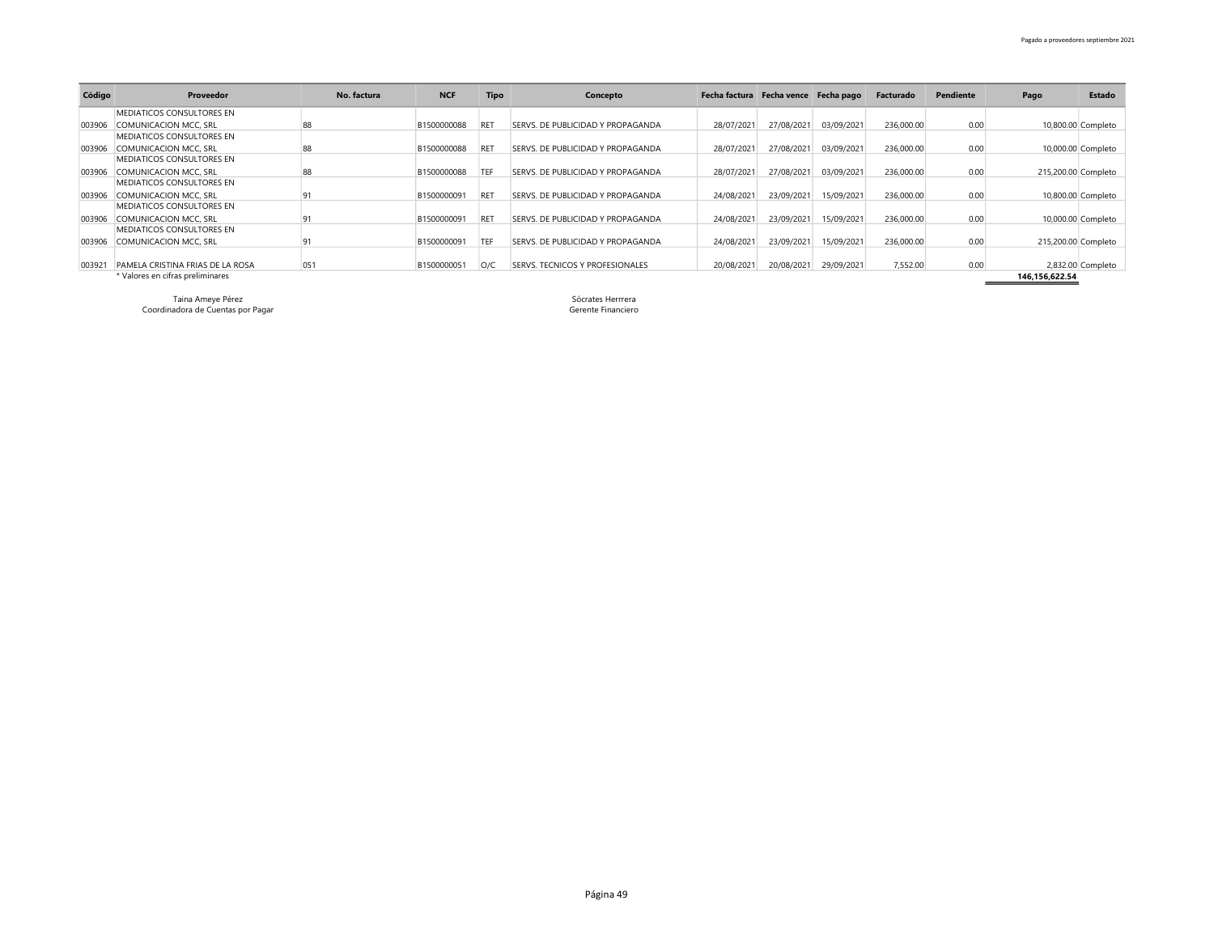| Código | Proveedor | No. factura | NCF | Tipo | Concepto | Fecha factura | Fecha vence | Fecha pago | Facturado | Pendiente | Pago | Estado |
|---|---|---|---|---|---|---|---|---|---|---|---|---|
| 003906 | MEDIATICOS CONSULTORES EN COMUNICACION MCC, SRL | 88 | B1500000088 | RET | SERVS. DE PUBLICIDAD Y PROPAGANDA | 28/07/2021 | 27/08/2021 | 03/09/2021 | 236,000.00 | 0.00 | 10,800.00 | Completo |
| 003906 | MEDIATICOS CONSULTORES EN COMUNICACION MCC, SRL | 88 | B1500000088 | RET | SERVS. DE PUBLICIDAD Y PROPAGANDA | 28/07/2021 | 27/08/2021 | 03/09/2021 | 236,000.00 | 0.00 | 10,000.00 | Completo |
| 003906 | MEDIATICOS CONSULTORES EN COMUNICACION MCC, SRL | 88 | B1500000088 | TEF | SERVS. DE PUBLICIDAD Y PROPAGANDA | 28/07/2021 | 27/08/2021 | 03/09/2021 | 236,000.00 | 0.00 | 215,200.00 | Completo |
| 003906 | MEDIATICOS CONSULTORES EN COMUNICACION MCC, SRL | 91 | B1500000091 | RET | SERVS. DE PUBLICIDAD Y PROPAGANDA | 24/08/2021 | 23/09/2021 | 15/09/2021 | 236,000.00 | 0.00 | 10,800.00 | Completo |
| 003906 | MEDIATICOS CONSULTORES EN COMUNICACION MCC, SRL | 91 | B1500000091 | RET | SERVS. DE PUBLICIDAD Y PROPAGANDA | 24/08/2021 | 23/09/2021 | 15/09/2021 | 236,000.00 | 0.00 | 10,000.00 | Completo |
| 003906 | MEDIATICOS CONSULTORES EN COMUNICACION MCC, SRL | 91 | B1500000091 | TEF | SERVS. DE PUBLICIDAD Y PROPAGANDA | 24/08/2021 | 23/09/2021 | 15/09/2021 | 236,000.00 | 0.00 | 215,200.00 | Completo |
| 003921 | PAMELA CRISTINA FRIAS DE LA ROSA | 051 | B1500000051 | O/C | SERVS. TECNICOS Y PROFESIONALES | 20/08/2021 | 20/08/2021 | 29/09/2021 | 7,552.00 | 0.00 | 2,832.00 | Completo |
| | * Valores en cifras preliminares | | | | | | | | | | **146,156,622.54** | |

Taina Ameye Pérez
Coordinadora de Cuentas por Pagar

Sócrates Herrrera
Gerente Financiero